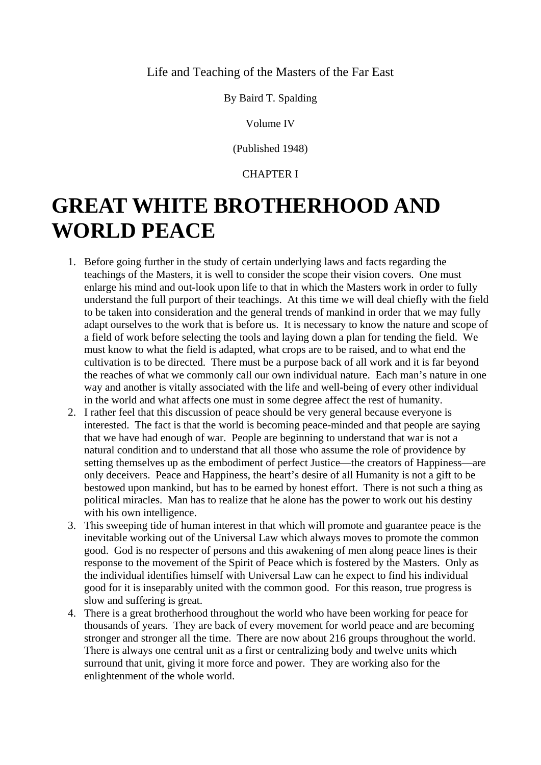Life and Teaching of the Masters of the Far East

By Baird T. Spalding

Volume IV

(Published 1948)

CHAPTER I

# GREAT WHITE BROTHERHOOD AND WORLD PEACE

1. Before going further in the study of certain underlying laws and facts regarding the teachings of the Masters, it is well to consider the scope their vision covers. One must enlarge his mind and out-look upon life to that in which the Masters work in order to fully understand the full purport of their teachings. At this time we will deal chiefly with the field to be taken into consideration and the general trends of mankind in order that we may fully adapt ourselves to the work that is before us. It is necessary to know the nature and scope of a field of work before selecting the tools and laying down a plan for tending the field. We must know to what the field is adapted, what crops are to be raised, and to what end the cultivation is to be directed. There must be a purpose back of all work and it is far beyond the reaches of what we commonly call our own individual nature. Each man's nature in one way and another is vitally associated with the life and well-being of every other individual in the world and what affects one must in some degree affect the rest of humanity.
2. I rather feel that this discussion of peace should be very general because everyone is interested. The fact is that the world is becoming peace-minded and that people are saying that we have had enough of war. People are beginning to understand that war is not a natural condition and to understand that all those who assume the role of providence by setting themselves up as the embodiment of perfect Justice—the creators of Happiness—are only deceivers. Peace and Happiness, the heart's desire of all Humanity is not a gift to be bestowed upon mankind, but has to be earned by honest effort. There is not such a thing as political miracles. Man has to realize that he alone has the power to work out his destiny with his own intelligence.
3. This sweeping tide of human interest in that which will promote and guarantee peace is the inevitable working out of the Universal Law which always moves to promote the common good. God is no respecter of persons and this awakening of men along peace lines is their response to the movement of the Spirit of Peace which is fostered by the Masters. Only as the individual identifies himself with Universal Law can he expect to find his individual good for it is inseparably united with the common good. For this reason, true progress is slow and suffering is great.
4. There is a great brotherhood throughout the world who have been working for peace for thousands of years. They are back of every movement for world peace and are becoming stronger and stronger all the time. There are now about 216 groups throughout the world. There is always one central unit as a first or centralizing body and twelve units which surround that unit, giving it more force and power. They are working also for the enlightenment of the whole world.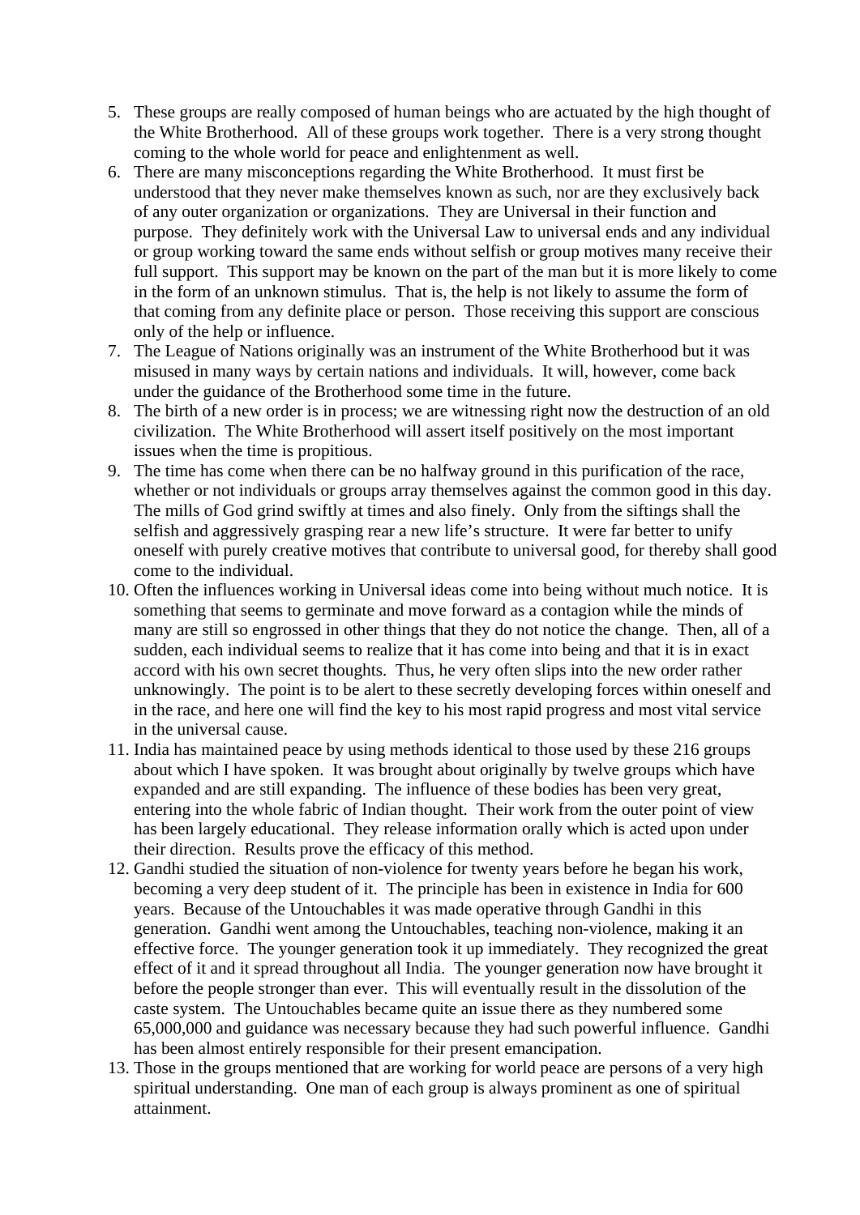5. These groups are really composed of human beings who are actuated by the high thought of the White Brotherhood. All of these groups work together. There is a very strong thought coming to the whole world for peace and enlightenment as well.
6. There are many misconceptions regarding the White Brotherhood. It must first be understood that they never make themselves known as such, nor are they exclusively back of any outer organization or organizations. They are Universal in their function and purpose. They definitely work with the Universal Law to universal ends and any individual or group working toward the same ends without selfish or group motives many receive their full support. This support may be known on the part of the man but it is more likely to come in the form of an unknown stimulus. That is, the help is not likely to assume the form of that coming from any definite place or person. Those receiving this support are conscious only of the help or influence.
7. The League of Nations originally was an instrument of the White Brotherhood but it was misused in many ways by certain nations and individuals. It will, however, come back under the guidance of the Brotherhood some time in the future.
8. The birth of a new order is in process; we are witnessing right now the destruction of an old civilization. The White Brotherhood will assert itself positively on the most important issues when the time is propitious.
9. The time has come when there can be no halfway ground in this purification of the race, whether or not individuals or groups array themselves against the common good in this day. The mills of God grind swiftly at times and also finely. Only from the siftings shall the selfish and aggressively grasping rear a new life's structure. It were far better to unify oneself with purely creative motives that contribute to universal good, for thereby shall good come to the individual.
10. Often the influences working in Universal ideas come into being without much notice. It is something that seems to germinate and move forward as a contagion while the minds of many are still so engrossed in other things that they do not notice the change. Then, all of a sudden, each individual seems to realize that it has come into being and that it is in exact accord with his own secret thoughts. Thus, he very often slips into the new order rather unknowingly. The point is to be alert to these secretly developing forces within oneself and in the race, and here one will find the key to his most rapid progress and most vital service in the universal cause.
11. India has maintained peace by using methods identical to those used by these 216 groups about which I have spoken. It was brought about originally by twelve groups which have expanded and are still expanding. The influence of these bodies has been very great, entering into the whole fabric of Indian thought. Their work from the outer point of view has been largely educational. They release information orally which is acted upon under their direction. Results prove the efficacy of this method.
12. Gandhi studied the situation of non-violence for twenty years before he began his work, becoming a very deep student of it. The principle has been in existence in India for 600 years. Because of the Untouchables it was made operative through Gandhi in this generation. Gandhi went among the Untouchables, teaching non-violence, making it an effective force. The younger generation took it up immediately. They recognized the great effect of it and it spread throughout all India. The younger generation now have brought it before the people stronger than ever. This will eventually result in the dissolution of the caste system. The Untouchables became quite an issue there as they numbered some 65,000,000 and guidance was necessary because they had such powerful influence. Gandhi has been almost entirely responsible for their present emancipation.
13. Those in the groups mentioned that are working for world peace are persons of a very high spiritual understanding. One man of each group is always prominent as one of spiritual attainment.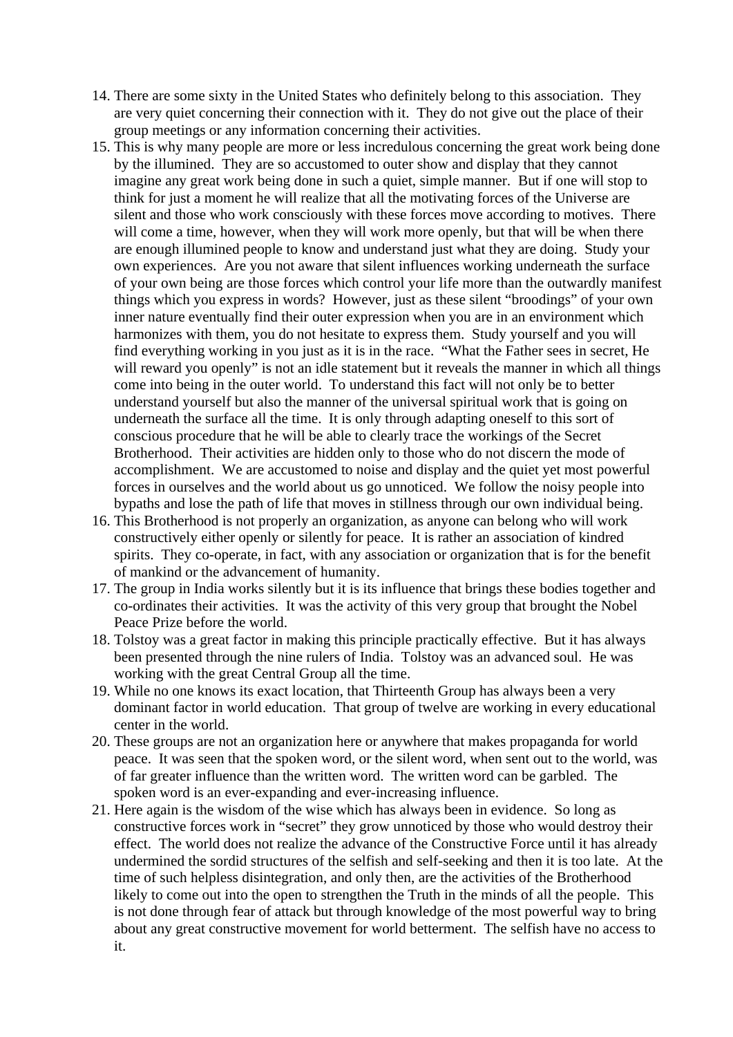14. There are some sixty in the United States who definitely belong to this association. They are very quiet concerning their connection with it. They do not give out the place of their group meetings or any information concerning their activities.
15. This is why many people are more or less incredulous concerning the great work being done by the illumined. They are so accustomed to outer show and display that they cannot imagine any great work being done in such a quiet, simple manner. But if one will stop to think for just a moment he will realize that all the motivating forces of the Universe are silent and those who work consciously with these forces move according to motives. There will come a time, however, when they will work more openly, but that will be when there are enough illumined people to know and understand just what they are doing. Study your own experiences. Are you not aware that silent influences working underneath the surface of your own being are those forces which control your life more than the outwardly manifest things which you express in words? However, just as these silent "broodings" of your own inner nature eventually find their outer expression when you are in an environment which harmonizes with them, you do not hesitate to express them. Study yourself and you will find everything working in you just as it is in the race. "What the Father sees in secret, He will reward you openly" is not an idle statement but it reveals the manner in which all things come into being in the outer world. To understand this fact will not only be to better understand yourself but also the manner of the universal spiritual work that is going on underneath the surface all the time. It is only through adapting oneself to this sort of conscious procedure that he will be able to clearly trace the workings of the Secret Brotherhood. Their activities are hidden only to those who do not discern the mode of accomplishment. We are accustomed to noise and display and the quiet yet most powerful forces in ourselves and the world about us go unnoticed. We follow the noisy people into bypaths and lose the path of life that moves in stillness through our own individual being.
16. This Brotherhood is not properly an organization, as anyone can belong who will work constructively either openly or silently for peace. It is rather an association of kindred spirits. They co-operate, in fact, with any association or organization that is for the benefit of mankind or the advancement of humanity.
17. The group in India works silently but it is its influence that brings these bodies together and co-ordinates their activities. It was the activity of this very group that brought the Nobel Peace Prize before the world.
18. Tolstoy was a great factor in making this principle practically effective. But it has always been presented through the nine rulers of India. Tolstoy was an advanced soul. He was working with the great Central Group all the time.
19. While no one knows its exact location, that Thirteenth Group has always been a very dominant factor in world education. That group of twelve are working in every educational center in the world.
20. These groups are not an organization here or anywhere that makes propaganda for world peace. It was seen that the spoken word, or the silent word, when sent out to the world, was of far greater influence than the written word. The written word can be garbled. The spoken word is an ever-expanding and ever-increasing influence.
21. Here again is the wisdom of the wise which has always been in evidence. So long as constructive forces work in "secret" they grow unnoticed by those who would destroy their effect. The world does not realize the advance of the Constructive Force until it has already undermined the sordid structures of the selfish and self-seeking and then it is too late. At the time of such helpless disintegration, and only then, are the activities of the Brotherhood likely to come out into the open to strengthen the Truth in the minds of all the people. This is not done through fear of attack but through knowledge of the most powerful way to bring about any great constructive movement for world betterment. The selfish have no access to it.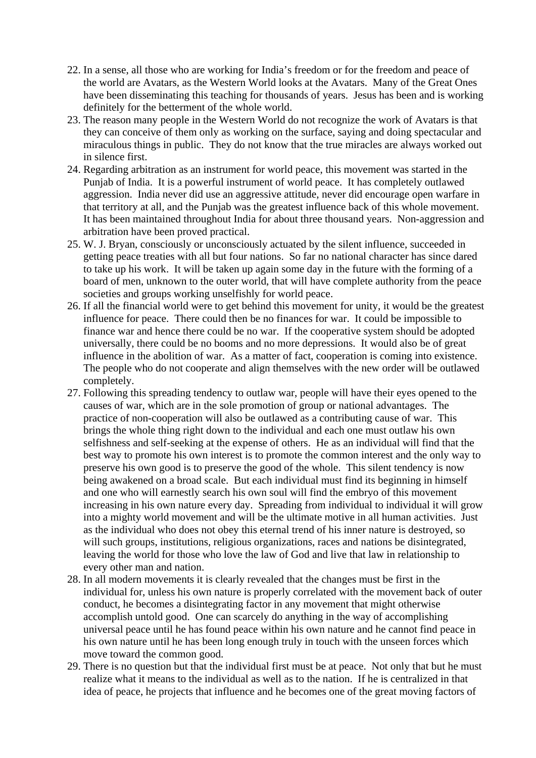22. In a sense, all those who are working for India's freedom or for the freedom and peace of the world are Avatars, as the Western World looks at the Avatars.  Many of the Great Ones have been disseminating this teaching for thousands of years.  Jesus has been and is working definitely for the betterment of the whole world.
23. The reason many people in the Western World do not recognize the work of Avatars is that they can conceive of them only as working on the surface, saying and doing spectacular and miraculous things in public.  They do not know that the true miracles are always worked out in silence first.
24. Regarding arbitration as an instrument for world peace, this movement was started in the Punjab of India.  It is a powerful instrument of world peace.  It has completely outlawed aggression.  India never did use an aggressive attitude, never did encourage open warfare in that territory at all, and the Punjab was the greatest influence back of this whole movement.  It has been maintained throughout India for about three thousand years.  Non-aggression and arbitration have been proved practical.
25. W. J. Bryan, consciously or unconsciously actuated by the silent influence, succeeded in getting peace treaties with all but four nations.  So far no national character has since dared to take up his work.  It will be taken up again some day in the future with the forming of a board of men, unknown to the outer world, that will have complete authority from the peace societies and groups working unselfishly for world peace.
26. If all the financial world were to get behind this movement for unity, it would be the greatest influence for peace.  There could then be no finances for war.  It could be impossible to finance war and hence there could be no war.  If the cooperative system should be adopted universally, there could be no booms and no more depressions.  It would also be of great influence in the abolition of war.  As a matter of fact, cooperation is coming into existence.  The people who do not cooperate and align themselves with the new order will be outlawed completely.
27. Following this spreading tendency to outlaw war, people will have their eyes opened to the causes of war, which are in the sole promotion of group or national advantages.  The practice of non-cooperation will also be outlawed as a contributing cause of war.  This brings the whole thing right down to the individual and each one must outlaw his own selfishness and self-seeking at the expense of others.  He as an individual will find that the best way to promote his own interest is to promote the common interest and the only way to preserve his own good is to preserve the good of the whole.  This silent tendency is now being awakened on a broad scale.  But each individual must find its beginning in himself and one who will earnestly search his own soul will find the embryo of this movement increasing in his own nature every day.  Spreading from individual to individual it will grow into a mighty world movement and will be the ultimate motive in all human activities.  Just as the individual who does not obey this eternal trend of his inner nature is destroyed, so will such groups, institutions, religious organizations, races and nations be disintegrated, leaving the world for those who love the law of God and live that law in relationship to every other man and nation.
28. In all modern movements it is clearly revealed that the changes must be first in the individual for, unless his own nature is properly correlated with the movement back of outer conduct, he becomes a disintegrating factor in any movement that might otherwise accomplish untold good.  One can scarcely do anything in the way of accomplishing universal peace until he has found peace within his own nature and he cannot find peace in his own nature until he has been long enough truly in touch with the unseen forces which move toward the common good.
29. There is no question but that the individual first must be at peace.  Not only that but he must realize what it means to the individual as well as to the nation.  If he is centralized in that idea of peace, he projects that influence and he becomes one of the great moving factors of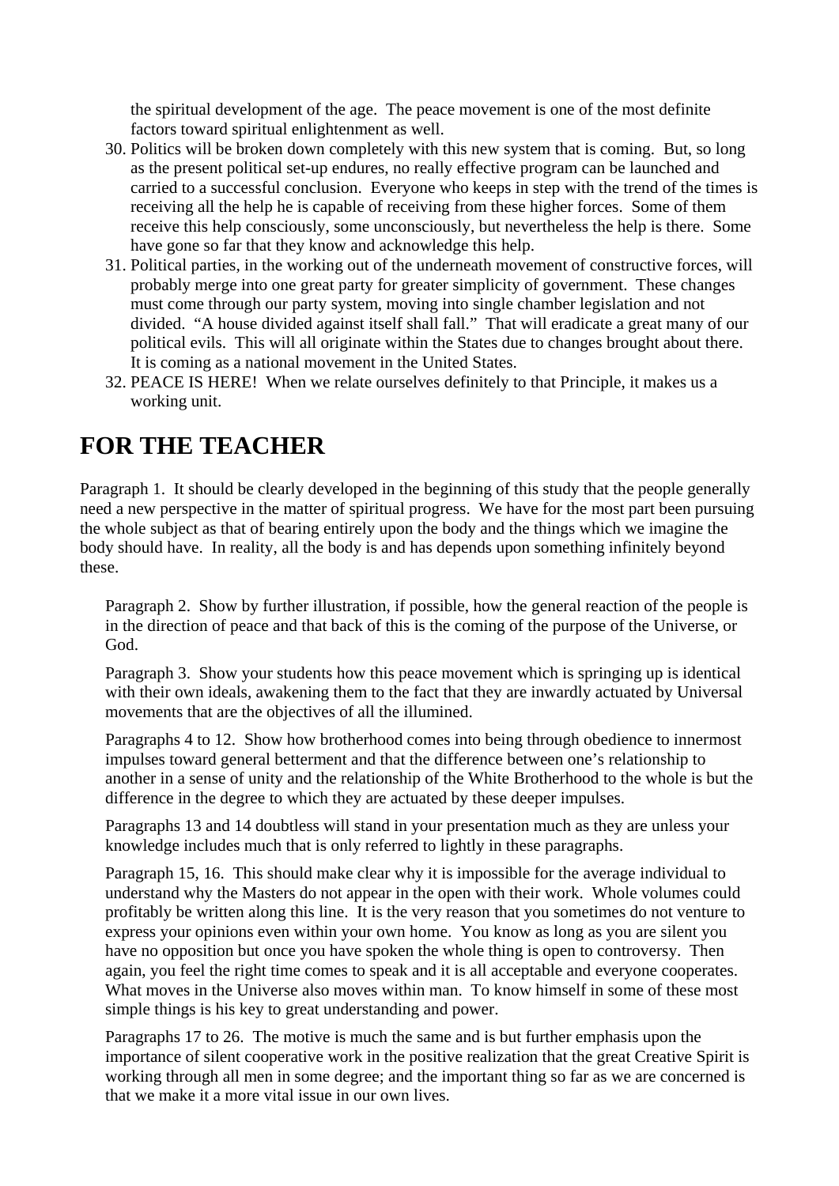the spiritual development of the age. The peace movement is one of the most definite factors toward spiritual enlightenment as well.

30. Politics will be broken down completely with this new system that is coming. But, so long as the present political set-up endures, no really effective program can be launched and carried to a successful conclusion. Everyone who keeps in step with the trend of the times is receiving all the help he is capable of receiving from these higher forces. Some of them receive this help consciously, some unconsciously, but nevertheless the help is there. Some have gone so far that they know and acknowledge this help.
31. Political parties, in the working out of the underneath movement of constructive forces, will probably merge into one great party for greater simplicity of government. These changes must come through our party system, moving into single chamber legislation and not divided. "A house divided against itself shall fall." That will eradicate a great many of our political evils. This will all originate within the States due to changes brought about there. It is coming as a national movement in the United States.
32. PEACE IS HERE! When we relate ourselves definitely to that Principle, it makes us a working unit.

# FOR THE TEACHER

Paragraph 1. It should be clearly developed in the beginning of this study that the people generally need a new perspective in the matter of spiritual progress. We have for the most part been pursuing the whole subject as that of bearing entirely upon the body and the things which we imagine the body should have. In reality, all the body is and has depends upon something infinitely beyond these.

Paragraph 2. Show by further illustration, if possible, how the general reaction of the people is in the direction of peace and that back of this is the coming of the purpose of the Universe, or God.

Paragraph 3. Show your students how this peace movement which is springing up is identical with their own ideals, awakening them to the fact that they are inwardly actuated by Universal movements that are the objectives of all the illumined.

Paragraphs 4 to 12. Show how brotherhood comes into being through obedience to innermost impulses toward general betterment and that the difference between one's relationship to another in a sense of unity and the relationship of the White Brotherhood to the whole is but the difference in the degree to which they are actuated by these deeper impulses.

Paragraphs 13 and 14 doubtless will stand in your presentation much as they are unless your knowledge includes much that is only referred to lightly in these paragraphs.

Paragraph 15, 16. This should make clear why it is impossible for the average individual to understand why the Masters do not appear in the open with their work. Whole volumes could profitably be written along this line. It is the very reason that you sometimes do not venture to express your opinions even within your own home. You know as long as you are silent you have no opposition but once you have spoken the whole thing is open to controversy. Then again, you feel the right time comes to speak and it is all acceptable and everyone cooperates. What moves in the Universe also moves within man. To know himself in some of these most simple things is his key to great understanding and power.

Paragraphs 17 to 26. The motive is much the same and is but further emphasis upon the importance of silent cooperative work in the positive realization that the great Creative Spirit is working through all men in some degree; and the important thing so far as we are concerned is that we make it a more vital issue in our own lives.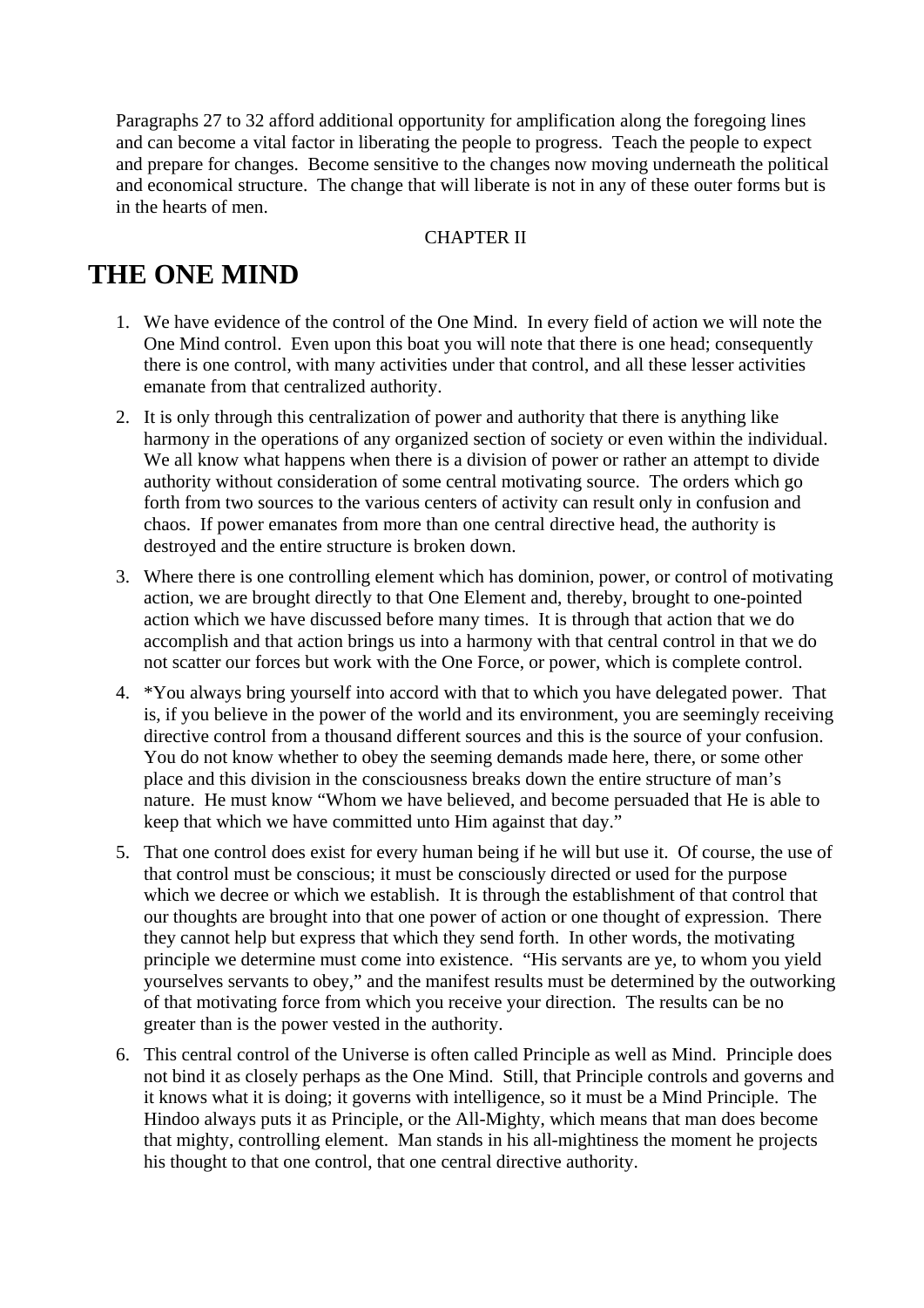Paragraphs 27 to 32 afford additional opportunity for amplification along the foregoing lines and can become a vital factor in liberating the people to progress. Teach the people to expect and prepare for changes. Become sensitive to the changes now moving underneath the political and economical structure. The change that will liberate is not in any of these outer forms but is in the hearts of men.

CHAPTER II

# THE ONE MIND

1. We have evidence of the control of the One Mind. In every field of action we will note the One Mind control. Even upon this boat you will note that there is one head; consequently there is one control, with many activities under that control, and all these lesser activities emanate from that centralized authority.

2. It is only through this centralization of power and authority that there is anything like harmony in the operations of any organized section of society or even within the individual. We all know what happens when there is a division of power or rather an attempt to divide authority without consideration of some central motivating source. The orders which go forth from two sources to the various centers of activity can result only in confusion and chaos. If power emanates from more than one central directive head, the authority is destroyed and the entire structure is broken down.

3. Where there is one controlling element which has dominion, power, or control of motivating action, we are brought directly to that One Element and, thereby, brought to one-pointed action which we have discussed before many times. It is through that action that we do accomplish and that action brings us into a harmony with that central control in that we do not scatter our forces but work with the One Force, or power, which is complete control.

4. *You always bring yourself into accord with that to which you have delegated power. That is, if you believe in the power of the world and its environment, you are seemingly receiving directive control from a thousand different sources and this is the source of your confusion. You do not know whether to obey the seeming demands made here, there, or some other place and this division in the consciousness breaks down the entire structure of man's nature. He must know "Whom we have believed, and become persuaded that He is able to keep that which we have committed unto Him against that day."

5. That one control does exist for every human being if he will but use it. Of course, the use of that control must be conscious; it must be consciously directed or used for the purpose which we decree or which we establish. It is through the establishment of that control that our thoughts are brought into that one power of action or one thought of expression. There they cannot help but express that which they send forth. In other words, the motivating principle we determine must come into existence. "His servants are ye, to whom you yield yourselves servants to obey," and the manifest results must be determined by the outworking of that motivating force from which you receive your direction. The results can be no greater than is the power vested in the authority.

6. This central control of the Universe is often called Principle as well as Mind. Principle does not bind it as closely perhaps as the One Mind. Still, that Principle controls and governs and it knows what it is doing; it governs with intelligence, so it must be a Mind Principle. The Hindoo always puts it as Principle, or the All-Mighty, which means that man does become that mighty, controlling element. Man stands in his all-mightiness the moment he projects his thought to that one control, that one central directive authority.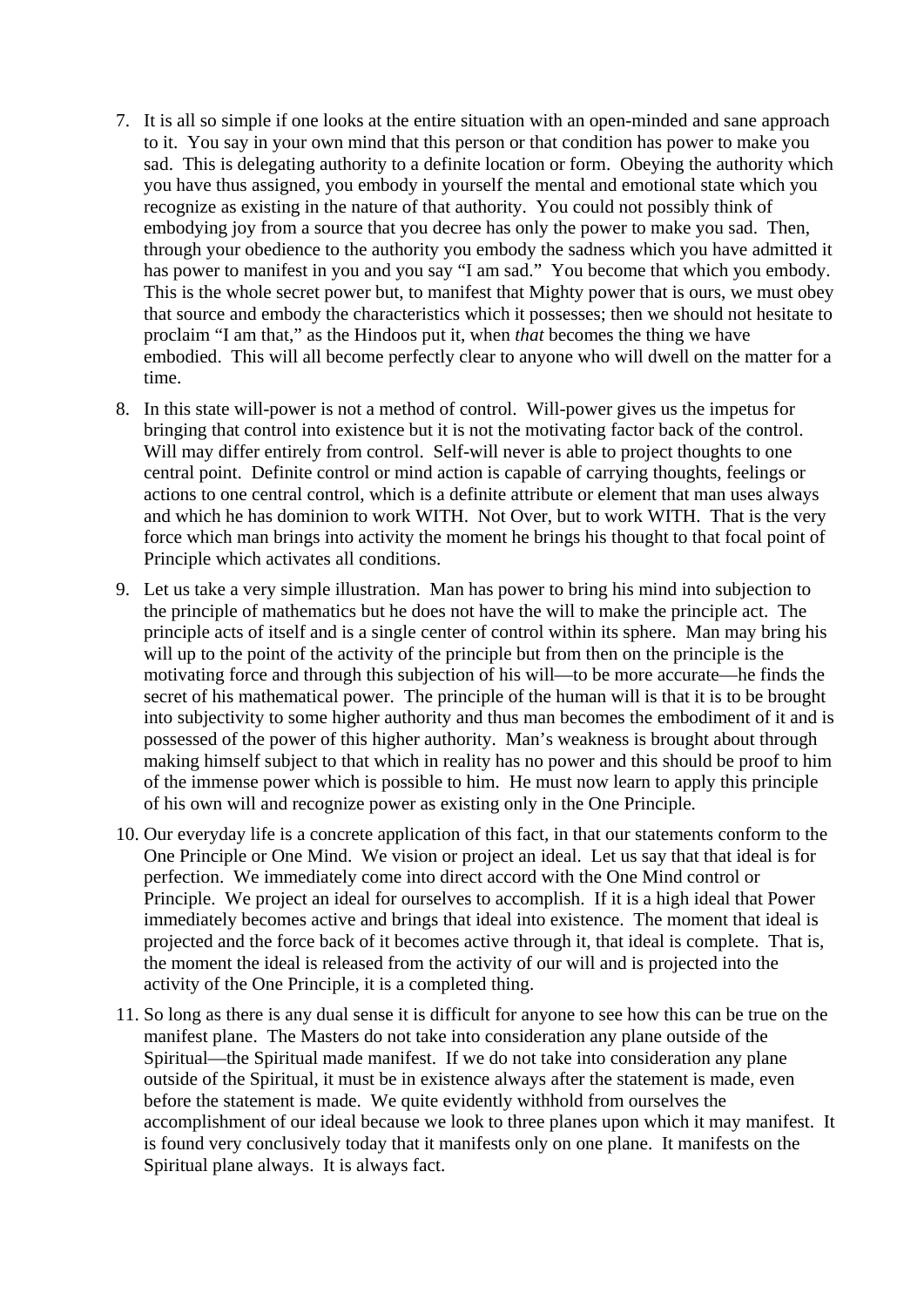7. It is all so simple if one looks at the entire situation with an open-minded and sane approach to it. You say in your own mind that this person or that condition has power to make you sad. This is delegating authority to a definite location or form. Obeying the authority which you have thus assigned, you embody in yourself the mental and emotional state which you recognize as existing in the nature of that authority. You could not possibly think of embodying joy from a source that you decree has only the power to make you sad. Then, through your obedience to the authority you embody the sadness which you have admitted it has power to manifest in you and you say "I am sad." You become that which you embody. This is the whole secret power but, to manifest that Mighty power that is ours, we must obey that source and embody the characteristics which it possesses; then we should not hesitate to proclaim "I am that," as the Hindoos put it, when *that* becomes the thing we have embodied. This will all become perfectly clear to anyone who will dwell on the matter for a time.

8. In this state will-power is not a method of control. Will-power gives us the impetus for bringing that control into existence but it is not the motivating factor back of the control. Will may differ entirely from control. Self-will never is able to project thoughts to one central point. Definite control or mind action is capable of carrying thoughts, feelings or actions to one central control, which is a definite attribute or element that man uses always and which he has dominion to work WITH. Not Over, but to work WITH. That is the very force which man brings into activity the moment he brings his thought to that focal point of Principle which activates all conditions.

9. Let us take a very simple illustration. Man has power to bring his mind into subjection to the principle of mathematics but he does not have the will to make the principle act. The principle acts of itself and is a single center of control within its sphere. Man may bring his will up to the point of the activity of the principle but from then on the principle is the motivating force and through this subjection of his will—to be more accurate—he finds the secret of his mathematical power. The principle of the human will is that it is to be brought into subjectivity to some higher authority and thus man becomes the embodiment of it and is possessed of the power of this higher authority. Man's weakness is brought about through making himself subject to that which in reality has no power and this should be proof to him of the immense power which is possible to him. He must now learn to apply this principle of his own will and recognize power as existing only in the One Principle.

10. Our everyday life is a concrete application of this fact, in that our statements conform to the One Principle or One Mind. We vision or project an ideal. Let us say that that ideal is for perfection. We immediately come into direct accord with the One Mind control or Principle. We project an ideal for ourselves to accomplish. If it is a high ideal that Power immediately becomes active and brings that ideal into existence. The moment that ideal is projected and the force back of it becomes active through it, that ideal is complete. That is, the moment the ideal is released from the activity of our will and is projected into the activity of the One Principle, it is a completed thing.

11. So long as there is any dual sense it is difficult for anyone to see how this can be true on the manifest plane. The Masters do not take into consideration any plane outside of the Spiritual—the Spiritual made manifest. If we do not take into consideration any plane outside of the Spiritual, it must be in existence always after the statement is made, even before the statement is made. We quite evidently withhold from ourselves the accomplishment of our ideal because we look to three planes upon which it may manifest. It is found very conclusively today that it manifests only on one plane. It manifests on the Spiritual plane always. It is always fact.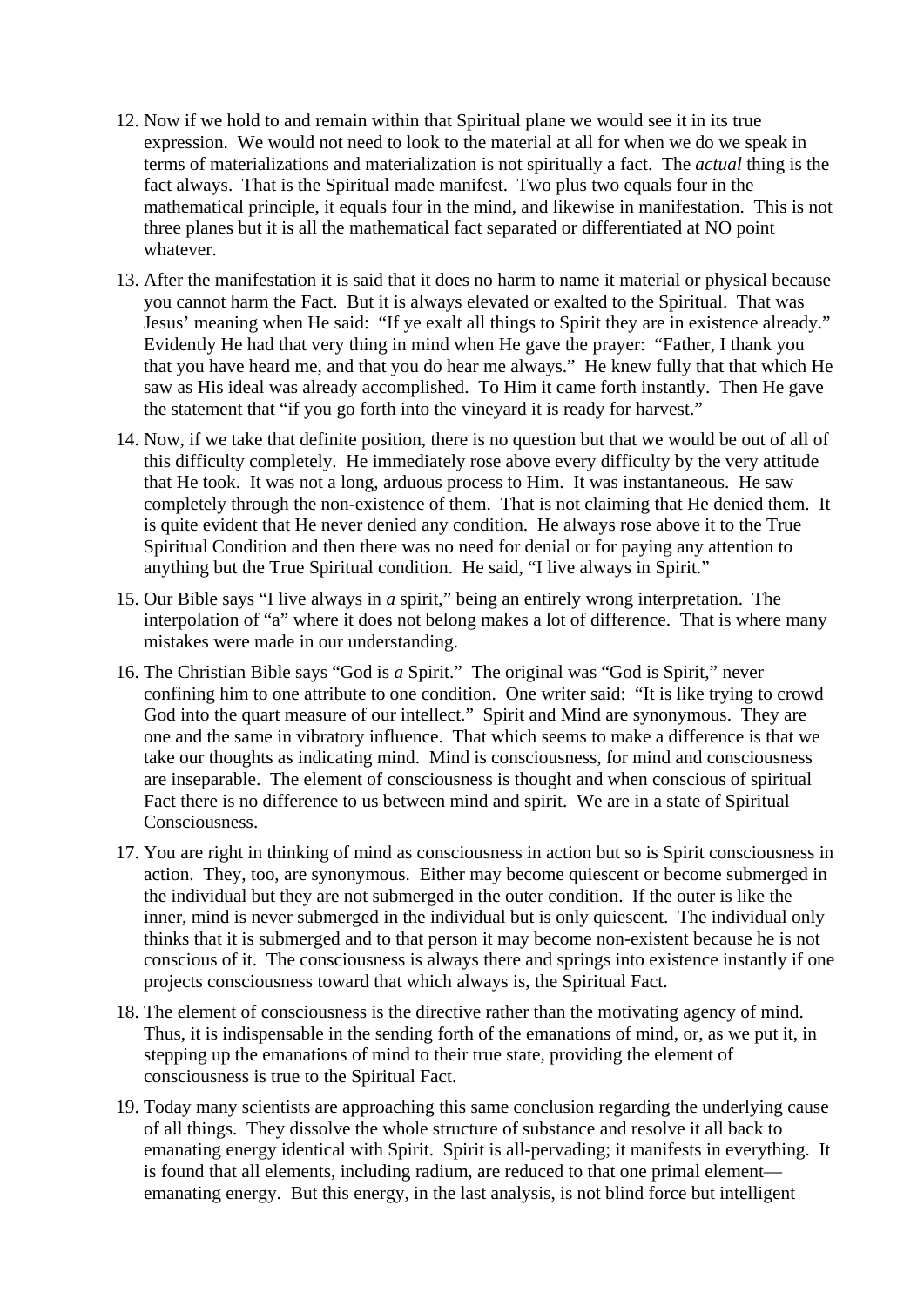12. Now if we hold to and remain within that Spiritual plane we would see it in its true expression. We would not need to look to the material at all for when we do we speak in terms of materializations and materialization is not spiritually a fact. The *actual* thing is the fact always. That is the Spiritual made manifest. Two plus two equals four in the mathematical principle, it equals four in the mind, and likewise in manifestation. This is not three planes but it is all the mathematical fact separated or differentiated at NO point whatever.

13. After the manifestation it is said that it does no harm to name it material or physical because you cannot harm the Fact. But it is always elevated or exalted to the Spiritual. That was Jesus' meaning when He said: "If ye exalt all things to Spirit they are in existence already." Evidently He had that very thing in mind when He gave the prayer: "Father, I thank you that you have heard me, and that you do hear me always." He knew fully that that which He saw as His ideal was already accomplished. To Him it came forth instantly. Then He gave the statement that "if you go forth into the vineyard it is ready for harvest."

14. Now, if we take that definite position, there is no question but that we would be out of all of this difficulty completely. He immediately rose above every difficulty by the very attitude that He took. It was not a long, arduous process to Him. It was instantaneous. He saw completely through the non-existence of them. That is not claiming that He denied them. It is quite evident that He never denied any condition. He always rose above it to the True Spiritual Condition and then there was no need for denial or for paying any attention to anything but the True Spiritual condition. He said, "I live always in Spirit."

15. Our Bible says "I live always in *a* spirit," being an entirely wrong interpretation. The interpolation of "a" where it does not belong makes a lot of difference. That is where many mistakes were made in our understanding.

16. The Christian Bible says "God is *a* Spirit." The original was "God is Spirit," never confining him to one attribute to one condition. One writer said: "It is like trying to crowd God into the quart measure of our intellect." Spirit and Mind are synonymous. They are one and the same in vibratory influence. That which seems to make a difference is that we take our thoughts as indicating mind. Mind is consciousness, for mind and consciousness are inseparable. The element of consciousness is thought and when conscious of spiritual Fact there is no difference to us between mind and spirit. We are in a state of Spiritual Consciousness.

17. You are right in thinking of mind as consciousness in action but so is Spirit consciousness in action. They, too, are synonymous. Either may become quiescent or become submerged in the individual but they are not submerged in the outer condition. If the outer is like the inner, mind is never submerged in the individual but is only quiescent. The individual only thinks that it is submerged and to that person it may become non-existent because he is not conscious of it. The consciousness is always there and springs into existence instantly if one projects consciousness toward that which always is, the Spiritual Fact.

18. The element of consciousness is the directive rather than the motivating agency of mind. Thus, it is indispensable in the sending forth of the emanations of mind, or, as we put it, in stepping up the emanations of mind to their true state, providing the element of consciousness is true to the Spiritual Fact.

19. Today many scientists are approaching this same conclusion regarding the underlying cause of all things. They dissolve the whole structure of substance and resolve it all back to emanating energy identical with Spirit. Spirit is all-pervading; it manifests in everything. It is found that all elements, including radium, are reduced to that one primal element—emanating energy. But this energy, in the last analysis, is not blind force but intelligent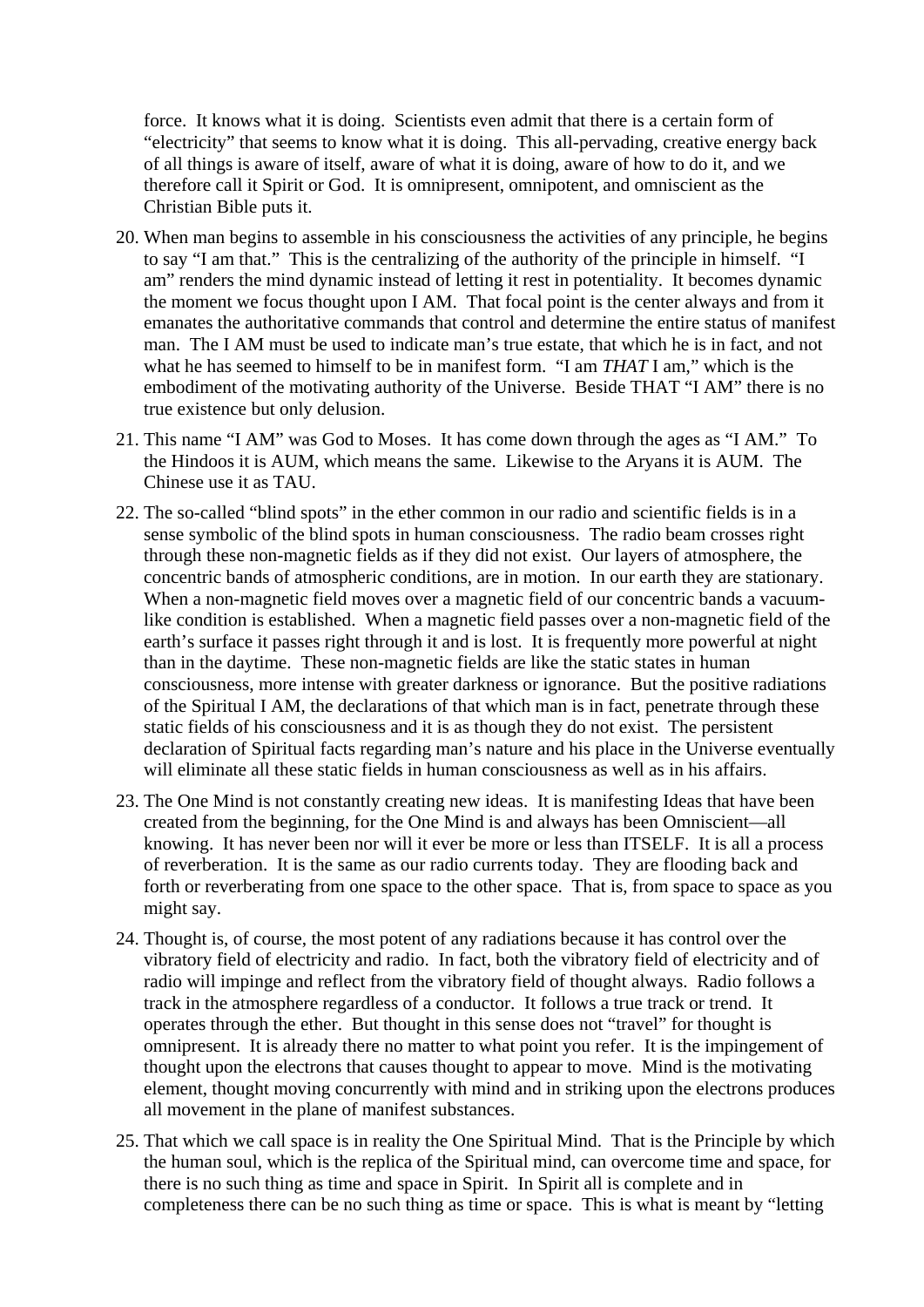force. It knows what it is doing. Scientists even admit that there is a certain form of "electricity" that seems to know what it is doing. This all-pervading, creative energy back of all things is aware of itself, aware of what it is doing, aware of how to do it, and we therefore call it Spirit or God. It is omnipresent, omnipotent, and omniscient as the Christian Bible puts it.

20. When man begins to assemble in his consciousness the activities of any principle, he begins to say "I am that." This is the centralizing of the authority of the principle in himself. "I am" renders the mind dynamic instead of letting it rest in potentiality. It becomes dynamic the moment we focus thought upon I AM. That focal point is the center always and from it emanates the authoritative commands that control and determine the entire status of manifest man. The I AM must be used to indicate man's true estate, that which he is in fact, and not what he has seemed to himself to be in manifest form. "I am *THAT* I am," which is the embodiment of the motivating authority of the Universe. Beside THAT "I AM" there is no true existence but only delusion.

21. This name "I AM" was God to Moses. It has come down through the ages as "I AM." To the Hindoos it is AUM, which means the same. Likewise to the Aryans it is AUM. The Chinese use it as TAU.

22. The so-called "blind spots" in the ether common in our radio and scientific fields is in a sense symbolic of the blind spots in human consciousness. The radio beam crosses right through these non-magnetic fields as if they did not exist. Our layers of atmosphere, the concentric bands of atmospheric conditions, are in motion. In our earth they are stationary. When a non-magnetic field moves over a magnetic field of our concentric bands a vacuum-like condition is established. When a magnetic field passes over a non-magnetic field of the earth's surface it passes right through it and is lost. It is frequently more powerful at night than in the daytime. These non-magnetic fields are like the static states in human consciousness, more intense with greater darkness or ignorance. But the positive radiations of the Spiritual I AM, the declarations of that which man is in fact, penetrate through these static fields of his consciousness and it is as though they do not exist. The persistent declaration of Spiritual facts regarding man's nature and his place in the Universe eventually will eliminate all these static fields in human consciousness as well as in his affairs.

23. The One Mind is not constantly creating new ideas. It is manifesting Ideas that have been created from the beginning, for the One Mind is and always has been Omniscient—all knowing. It has never been nor will it ever be more or less than ITSELF. It is all a process of reverberation. It is the same as our radio currents today. They are flooding back and forth or reverberating from one space to the other space. That is, from space to space as you might say.

24. Thought is, of course, the most potent of any radiations because it has control over the vibratory field of electricity and radio. In fact, both the vibratory field of electricity and of radio will impinge and reflect from the vibratory field of thought always. Radio follows a track in the atmosphere regardless of a conductor. It follows a true track or trend. It operates through the ether. But thought in this sense does not "travel" for thought is omnipresent. It is already there no matter to what point you refer. It is the impingement of thought upon the electrons that causes thought to appear to move. Mind is the motivating element, thought moving concurrently with mind and in striking upon the electrons produces all movement in the plane of manifest substances.

25. That which we call space is in reality the One Spiritual Mind. That is the Principle by which the human soul, which is the replica of the Spiritual mind, can overcome time and space, for there is no such thing as time and space in Spirit. In Spirit all is complete and in completeness there can be no such thing as time or space. This is what is meant by "letting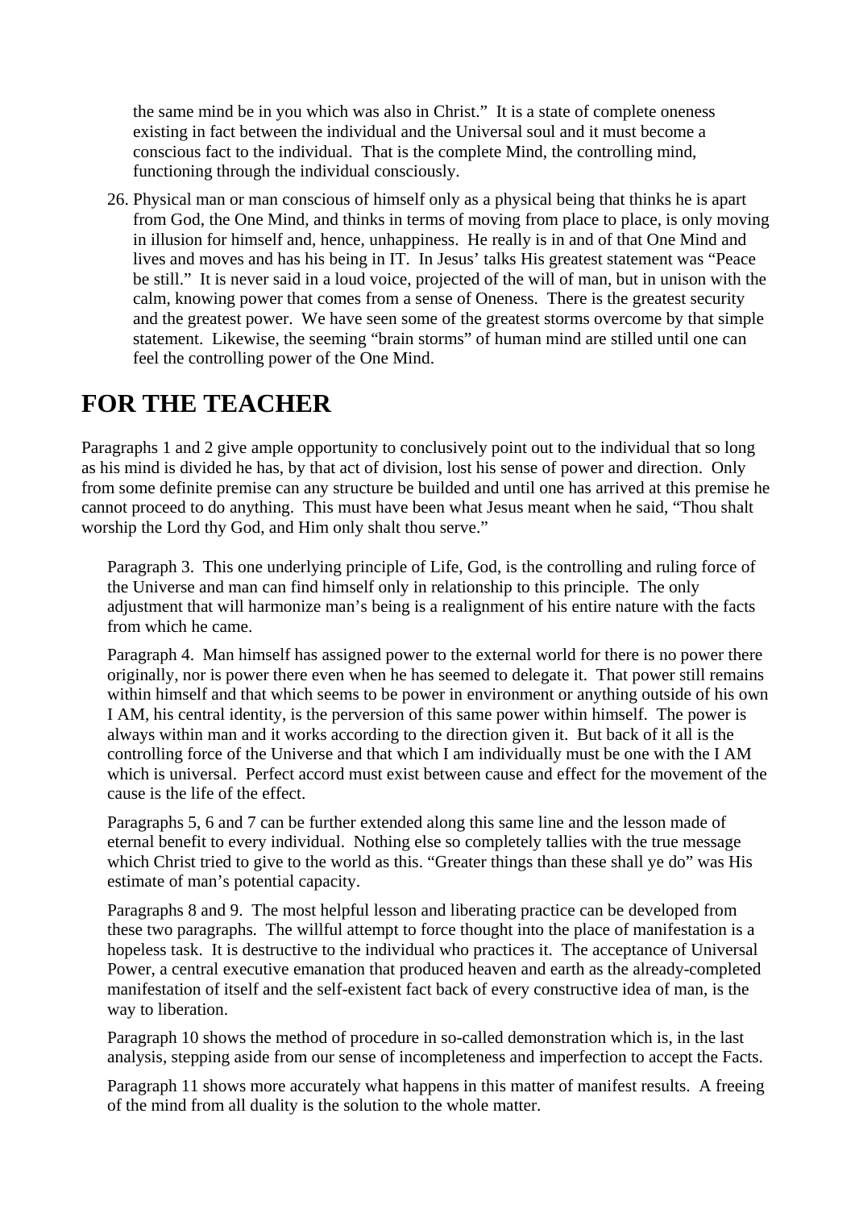the same mind be in you which was also in Christ." It is a state of complete oneness existing in fact between the individual and the Universal soul and it must become a conscious fact to the individual. That is the complete Mind, the controlling mind, functioning through the individual consciously.

26. Physical man or man conscious of himself only as a physical being that thinks he is apart from God, the One Mind, and thinks in terms of moving from place to place, is only moving in illusion for himself and, hence, unhappiness. He really is in and of that One Mind and lives and moves and has his being in IT. In Jesus' talks His greatest statement was "Peace be still." It is never said in a loud voice, projected of the will of man, but in unison with the calm, knowing power that comes from a sense of Oneness. There is the greatest security and the greatest power. We have seen some of the greatest storms overcome by that simple statement. Likewise, the seeming "brain storms" of human mind are stilled until one can feel the controlling power of the One Mind.

# FOR THE TEACHER

Paragraphs 1 and 2 give ample opportunity to conclusively point out to the individual that so long as his mind is divided he has, by that act of division, lost his sense of power and direction. Only from some definite premise can any structure be builded and until one has arrived at this premise he cannot proceed to do anything. This must have been what Jesus meant when he said, "Thou shalt worship the Lord thy God, and Him only shalt thou serve."

Paragraph 3. This one underlying principle of Life, God, is the controlling and ruling force of the Universe and man can find himself only in relationship to this principle. The only adjustment that will harmonize man's being is a realignment of his entire nature with the facts from which he came.

Paragraph 4. Man himself has assigned power to the external world for there is no power there originally, nor is power there even when he has seemed to delegate it. That power still remains within himself and that which seems to be power in environment or anything outside of his own I AM, his central identity, is the perversion of this same power within himself. The power is always within man and it works according to the direction given it. But back of it all is the controlling force of the Universe and that which I am individually must be one with the I AM which is universal. Perfect accord must exist between cause and effect for the movement of the cause is the life of the effect.

Paragraphs 5, 6 and 7 can be further extended along this same line and the lesson made of eternal benefit to every individual. Nothing else so completely tallies with the true message which Christ tried to give to the world as this. "Greater things than these shall ye do" was His estimate of man's potential capacity.

Paragraphs 8 and 9. The most helpful lesson and liberating practice can be developed from these two paragraphs. The willful attempt to force thought into the place of manifestation is a hopeless task. It is destructive to the individual who practices it. The acceptance of Universal Power, a central executive emanation that produced heaven and earth as the already-completed manifestation of itself and the self-existent fact back of every constructive idea of man, is the way to liberation.

Paragraph 10 shows the method of procedure in so-called demonstration which is, in the last analysis, stepping aside from our sense of incompleteness and imperfection to accept the Facts.

Paragraph 11 shows more accurately what happens in this matter of manifest results. A freeing of the mind from all duality is the solution to the whole matter.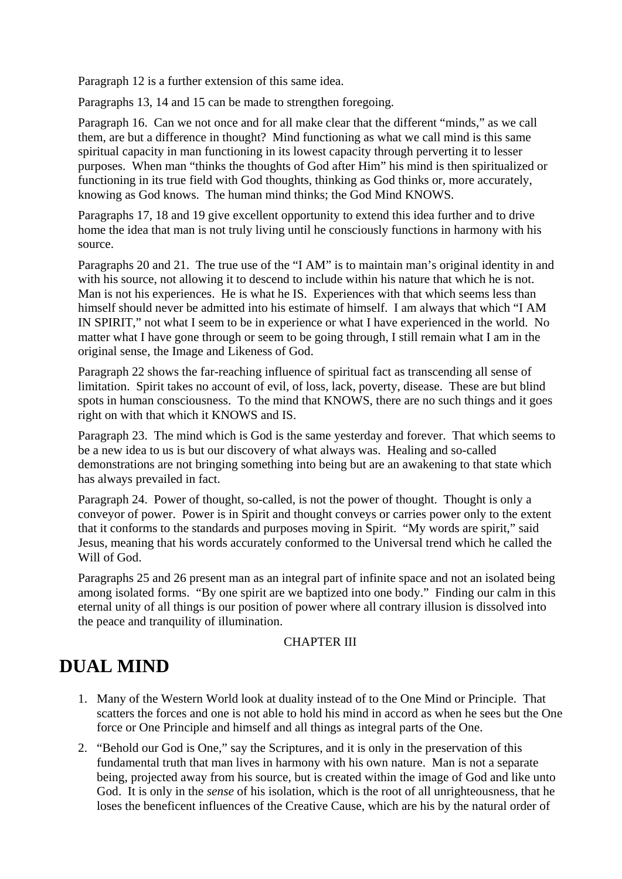Paragraph 12 is a further extension of this same idea.

Paragraphs 13, 14 and 15 can be made to strengthen foregoing.

Paragraph 16. Can we not once and for all make clear that the different "minds," as we call them, are but a difference in thought? Mind functioning as what we call mind is this same spiritual capacity in man functioning in its lowest capacity through perverting it to lesser purposes. When man "thinks the thoughts of God after Him" his mind is then spiritualized or functioning in its true field with God thoughts, thinking as God thinks or, more accurately, knowing as God knows. The human mind thinks; the God Mind KNOWS.

Paragraphs 17, 18 and 19 give excellent opportunity to extend this idea further and to drive home the idea that man is not truly living until he consciously functions in harmony with his source.

Paragraphs 20 and 21. The true use of the "I AM" is to maintain man's original identity in and with his source, not allowing it to descend to include within his nature that which he is not. Man is not his experiences. He is what he IS. Experiences with that which seems less than himself should never be admitted into his estimate of himself. I am always that which "I AM IN SPIRIT," not what I seem to be in experience or what I have experienced in the world. No matter what I have gone through or seem to be going through, I still remain what I am in the original sense, the Image and Likeness of God.

Paragraph 22 shows the far-reaching influence of spiritual fact as transcending all sense of limitation. Spirit takes no account of evil, of loss, lack, poverty, disease. These are but blind spots in human consciousness. To the mind that KNOWS, there are no such things and it goes right on with that which it KNOWS and IS.

Paragraph 23. The mind which is God is the same yesterday and forever. That which seems to be a new idea to us is but our discovery of what always was. Healing and so-called demonstrations are not bringing something into being but are an awakening to that state which has always prevailed in fact.

Paragraph 24. Power of thought, so-called, is not the power of thought. Thought is only a conveyor of power. Power is in Spirit and thought conveys or carries power only to the extent that it conforms to the standards and purposes moving in Spirit. "My words are spirit," said Jesus, meaning that his words accurately conformed to the Universal trend which he called the Will of God.

Paragraphs 25 and 26 present man as an integral part of infinite space and not an isolated being among isolated forms. "By one spirit are we baptized into one body." Finding our calm in this eternal unity of all things is our position of power where all contrary illusion is dissolved into the peace and tranquility of illumination.

CHAPTER III

# DUAL MIND

1. Many of the Western World look at duality instead of to the One Mind or Principle. That scatters the forces and one is not able to hold his mind in accord as when he sees but the One force or One Principle and himself and all things as integral parts of the One.

2. "Behold our God is One," say the Scriptures, and it is only in the preservation of this fundamental truth that man lives in harmony with his own nature. Man is not a separate being, projected away from his source, but is created within the image of God and like unto God. It is only in the *sense* of his isolation, which is the root of all unrighteousness, that he loses the beneficent influences of the Creative Cause, which are his by the natural order of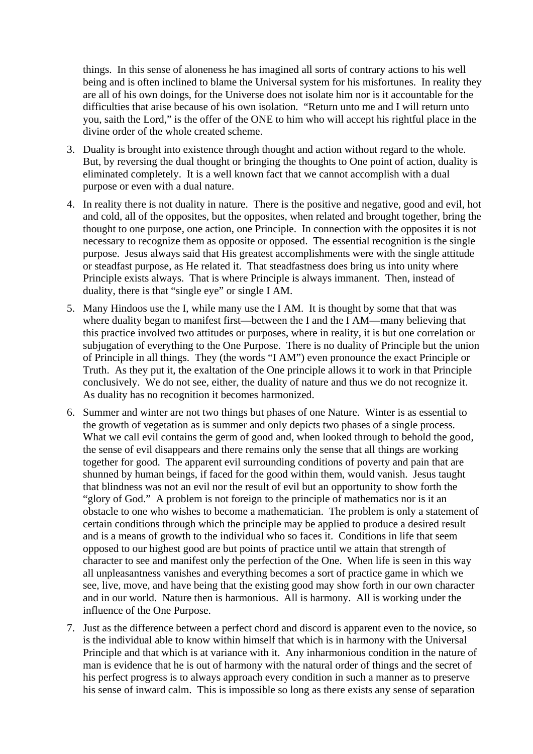things. In this sense of aloneness he has imagined all sorts of contrary actions to his well being and is often inclined to blame the Universal system for his misfortunes. In reality they are all of his own doings, for the Universe does not isolate him nor is it accountable for the difficulties that arise because of his own isolation. "Return unto me and I will return unto you, saith the Lord," is the offer of the ONE to him who will accept his rightful place in the divine order of the whole created scheme.

3. Duality is brought into existence through thought and action without regard to the whole. But, by reversing the dual thought or bringing the thoughts to One point of action, duality is eliminated completely. It is a well known fact that we cannot accomplish with a dual purpose or even with a dual nature.

4. In reality there is not duality in nature. There is the positive and negative, good and evil, hot and cold, all of the opposites, but the opposites, when related and brought together, bring the thought to one purpose, one action, one Principle. In connection with the opposites it is not necessary to recognize them as opposite or opposed. The essential recognition is the single purpose. Jesus always said that His greatest accomplishments were with the single attitude or steadfast purpose, as He related it. That steadfastness does bring us into unity where Principle exists always. That is where Principle is always immanent. Then, instead of duality, there is that "single eye" or single I AM.

5. Many Hindoos use the I, while many use the I AM. It is thought by some that that was where duality began to manifest first—between the I and the I AM—many believing that this practice involved two attitudes or purposes, where in reality, it is but one correlation or subjugation of everything to the One Purpose. There is no duality of Principle but the union of Principle in all things. They (the words "I AM") even pronounce the exact Principle or Truth. As they put it, the exaltation of the One principle allows it to work in that Principle conclusively. We do not see, either, the duality of nature and thus we do not recognize it. As duality has no recognition it becomes harmonized.

6. Summer and winter are not two things but phases of one Nature. Winter is as essential to the growth of vegetation as is summer and only depicts two phases of a single process. What we call evil contains the germ of good and, when looked through to behold the good, the sense of evil disappears and there remains only the sense that all things are working together for good. The apparent evil surrounding conditions of poverty and pain that are shunned by human beings, if faced for the good within them, would vanish. Jesus taught that blindness was not an evil nor the result of evil but an opportunity to show forth the "glory of God." A problem is not foreign to the principle of mathematics nor is it an obstacle to one who wishes to become a mathematician. The problem is only a statement of certain conditions through which the principle may be applied to produce a desired result and is a means of growth to the individual who so faces it. Conditions in life that seem opposed to our highest good are but points of practice until we attain that strength of character to see and manifest only the perfection of the One. When life is seen in this way all unpleasantness vanishes and everything becomes a sort of practice game in which we see, live, move, and have being that the existing good may show forth in our own character and in our world. Nature then is harmonious. All is harmony. All is working under the influence of the One Purpose.

7. Just as the difference between a perfect chord and discord is apparent even to the novice, so is the individual able to know within himself that which is in harmony with the Universal Principle and that which is at variance with it. Any inharmonious condition in the nature of man is evidence that he is out of harmony with the natural order of things and the secret of his perfect progress is to always approach every condition in such a manner as to preserve his sense of inward calm. This is impossible so long as there exists any sense of separation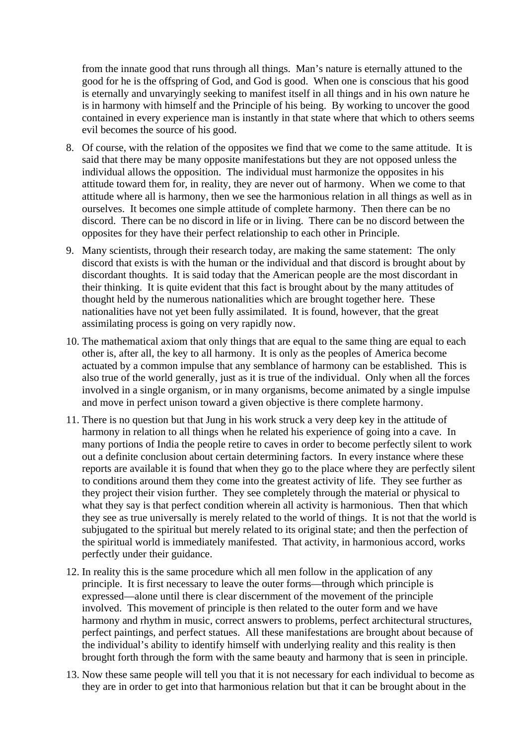from the innate good that runs through all things. Man's nature is eternally attuned to the good for he is the offspring of God, and God is good. When one is conscious that his good is eternally and unvaryingly seeking to manifest itself in all things and in his own nature he is in harmony with himself and the Principle of his being. By working to uncover the good contained in every experience man is instantly in that state where that which to others seems evil becomes the source of his good.

8. Of course, with the relation of the opposites we find that we come to the same attitude. It is said that there may be many opposite manifestations but they are not opposed unless the individual allows the opposition. The individual must harmonize the opposites in his attitude toward them for, in reality, they are never out of harmony. When we come to that attitude where all is harmony, then we see the harmonious relation in all things as well as in ourselves. It becomes one simple attitude of complete harmony. Then there can be no discord. There can be no discord in life or in living. There can be no discord between the opposites for they have their perfect relationship to each other in Principle.

9. Many scientists, through their research today, are making the same statement: The only discord that exists is with the human or the individual and that discord is brought about by discordant thoughts. It is said today that the American people are the most discordant in their thinking. It is quite evident that this fact is brought about by the many attitudes of thought held by the numerous nationalities which are brought together here. These nationalities have not yet been fully assimilated. It is found, however, that the great assimilating process is going on very rapidly now.

10. The mathematical axiom that only things that are equal to the same thing are equal to each other is, after all, the key to all harmony. It is only as the peoples of America become actuated by a common impulse that any semblance of harmony can be established. This is also true of the world generally, just as it is true of the individual. Only when all the forces involved in a single organism, or in many organisms, become animated by a single impulse and move in perfect unison toward a given objective is there complete harmony.

11. There is no question but that Jung in his work struck a very deep key in the attitude of harmony in relation to all things when he related his experience of going into a cave. In many portions of India the people retire to caves in order to become perfectly silent to work out a definite conclusion about certain determining factors. In every instance where these reports are available it is found that when they go to the place where they are perfectly silent to conditions around them they come into the greatest activity of life. They see further as they project their vision further. They see completely through the material or physical to what they say is that perfect condition wherein all activity is harmonious. Then that which they see as true universally is merely related to the world of things. It is not that the world is subjugated to the spiritual but merely related to its original state; and then the perfection of the spiritual world is immediately manifested. That activity, in harmonious accord, works perfectly under their guidance.

12. In reality this is the same procedure which all men follow in the application of any principle. It is first necessary to leave the outer forms—through which principle is expressed—alone until there is clear discernment of the movement of the principle involved. This movement of principle is then related to the outer form and we have harmony and rhythm in music, correct answers to problems, perfect architectural structures, perfect paintings, and perfect statues. All these manifestations are brought about because of the individual's ability to identify himself with underlying reality and this reality is then brought forth through the form with the same beauty and harmony that is seen in principle.

13. Now these same people will tell you that it is not necessary for each individual to become as they are in order to get into that harmonious relation but that it can be brought about in the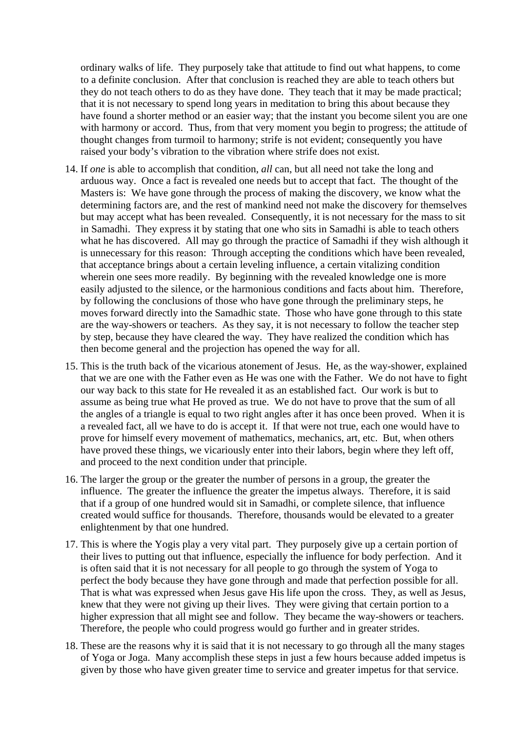ordinary walks of life. They purposely take that attitude to find out what happens, to come to a definite conclusion. After that conclusion is reached they are able to teach others but they do not teach others to do as they have done. They teach that it may be made practical; that it is not necessary to spend long years in meditation to bring this about because they have found a shorter method or an easier way; that the instant you become silent you are one with harmony or accord. Thus, from that very moment you begin to progress; the attitude of thought changes from turmoil to harmony; strife is not evident; consequently you have raised your body's vibration to the vibration where strife does not exist.

14. If *one* is able to accomplish that condition, *all* can, but all need not take the long and arduous way. Once a fact is revealed one needs but to accept that fact. The thought of the Masters is: We have gone through the process of making the discovery, we know what the determining factors are, and the rest of mankind need not make the discovery for themselves but may accept what has been revealed. Consequently, it is not necessary for the mass to sit in Samadhi. They express it by stating that one who sits in Samadhi is able to teach others what he has discovered. All may go through the practice of Samadhi if they wish although it is unnecessary for this reason: Through accepting the conditions which have been revealed, that acceptance brings about a certain leveling influence, a certain vitalizing condition wherein one sees more readily. By beginning with the revealed knowledge one is more easily adjusted to the silence, or the harmonious conditions and facts about him. Therefore, by following the conclusions of those who have gone through the preliminary steps, he moves forward directly into the Samadhic state. Those who have gone through to this state are the way-showers or teachers. As they say, it is not necessary to follow the teacher step by step, because they have cleared the way. They have realized the condition which has then become general and the projection has opened the way for all.

15. This is the truth back of the vicarious atonement of Jesus. He, as the way-shower, explained that we are one with the Father even as He was one with the Father. We do not have to fight our way back to this state for He revealed it as an established fact. Our work is but to assume as being true what He proved as true. We do not have to prove that the sum of all the angles of a triangle is equal to two right angles after it has once been proved. When it is a revealed fact, all we have to do is accept it. If that were not true, each one would have to prove for himself every movement of mathematics, mechanics, art, etc. But, when others have proved these things, we vicariously enter into their labors, begin where they left off, and proceed to the next condition under that principle.

16. The larger the group or the greater the number of persons in a group, the greater the influence. The greater the influence the greater the impetus always. Therefore, it is said that if a group of one hundred would sit in Samadhi, or complete silence, that influence created would suffice for thousands. Therefore, thousands would be elevated to a greater enlightenment by that one hundred.

17. This is where the Yogis play a very vital part. They purposely give up a certain portion of their lives to putting out that influence, especially the influence for body perfection. And it is often said that it is not necessary for all people to go through the system of Yoga to perfect the body because they have gone through and made that perfection possible for all. That is what was expressed when Jesus gave His life upon the cross. They, as well as Jesus, knew that they were not giving up their lives. They were giving that certain portion to a higher expression that all might see and follow. They became the way-showers or teachers. Therefore, the people who could progress would go further and in greater strides.

18. These are the reasons why it is said that it is not necessary to go through all the many stages of Yoga or Joga. Many accomplish these steps in just a few hours because added impetus is given by those who have given greater time to service and greater impetus for that service.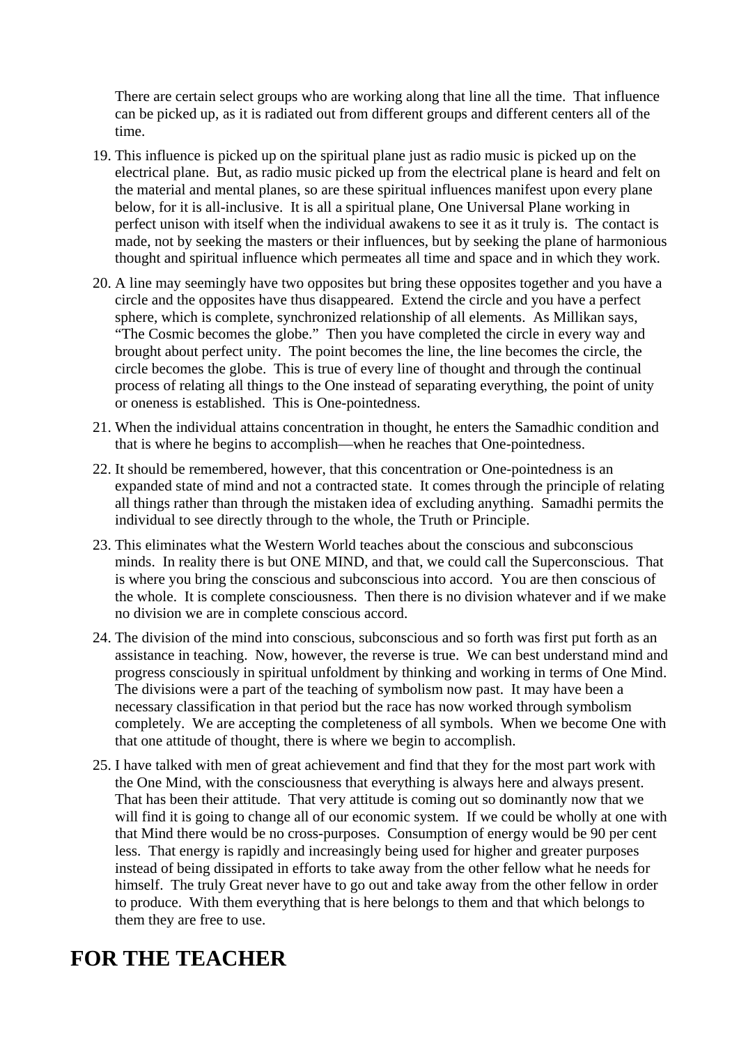There are certain select groups who are working along that line all the time. That influence can be picked up, as it is radiated out from different groups and different centers all of the time.

19. This influence is picked up on the spiritual plane just as radio music is picked up on the electrical plane. But, as radio music picked up from the electrical plane is heard and felt on the material and mental planes, so are these spiritual influences manifest upon every plane below, for it is all-inclusive. It is all a spiritual plane, One Universal Plane working in perfect unison with itself when the individual awakens to see it as it truly is. The contact is made, not by seeking the masters or their influences, but by seeking the plane of harmonious thought and spiritual influence which permeates all time and space and in which they work.

20. A line may seemingly have two opposites but bring these opposites together and you have a circle and the opposites have thus disappeared. Extend the circle and you have a perfect sphere, which is complete, synchronized relationship of all elements. As Millikan says, "The Cosmic becomes the globe." Then you have completed the circle in every way and brought about perfect unity. The point becomes the line, the line becomes the circle, the circle becomes the globe. This is true of every line of thought and through the continual process of relating all things to the One instead of separating everything, the point of unity or oneness is established. This is One-pointedness.

21. When the individual attains concentration in thought, he enters the Samadhic condition and that is where he begins to accomplish—when he reaches that One-pointedness.

22. It should be remembered, however, that this concentration or One-pointedness is an expanded state of mind and not a contracted state. It comes through the principle of relating all things rather than through the mistaken idea of excluding anything. Samadhi permits the individual to see directly through to the whole, the Truth or Principle.

23. This eliminates what the Western World teaches about the conscious and subconscious minds. In reality there is but ONE MIND, and that, we could call the Superconscious. That is where you bring the conscious and subconscious into accord. You are then conscious of the whole. It is complete consciousness. Then there is no division whatever and if we make no division we are in complete conscious accord.

24. The division of the mind into conscious, subconscious and so forth was first put forth as an assistance in teaching. Now, however, the reverse is true. We can best understand mind and progress consciously in spiritual unfoldment by thinking and working in terms of One Mind. The divisions were a part of the teaching of symbolism now past. It may have been a necessary classification in that period but the race has now worked through symbolism completely. We are accepting the completeness of all symbols. When we become One with that one attitude of thought, there is where we begin to accomplish.

25. I have talked with men of great achievement and find that they for the most part work with the One Mind, with the consciousness that everything is always here and always present. That has been their attitude. That very attitude is coming out so dominantly now that we will find it is going to change all of our economic system. If we could be wholly at one with that Mind there would be no cross-purposes. Consumption of energy would be 90 per cent less. That energy is rapidly and increasingly being used for higher and greater purposes instead of being dissipated in efforts to take away from the other fellow what he needs for himself. The truly Great never have to go out and take away from the other fellow in order to produce. With them everything that is here belongs to them and that which belongs to them they are free to use.

# FOR THE TEACHER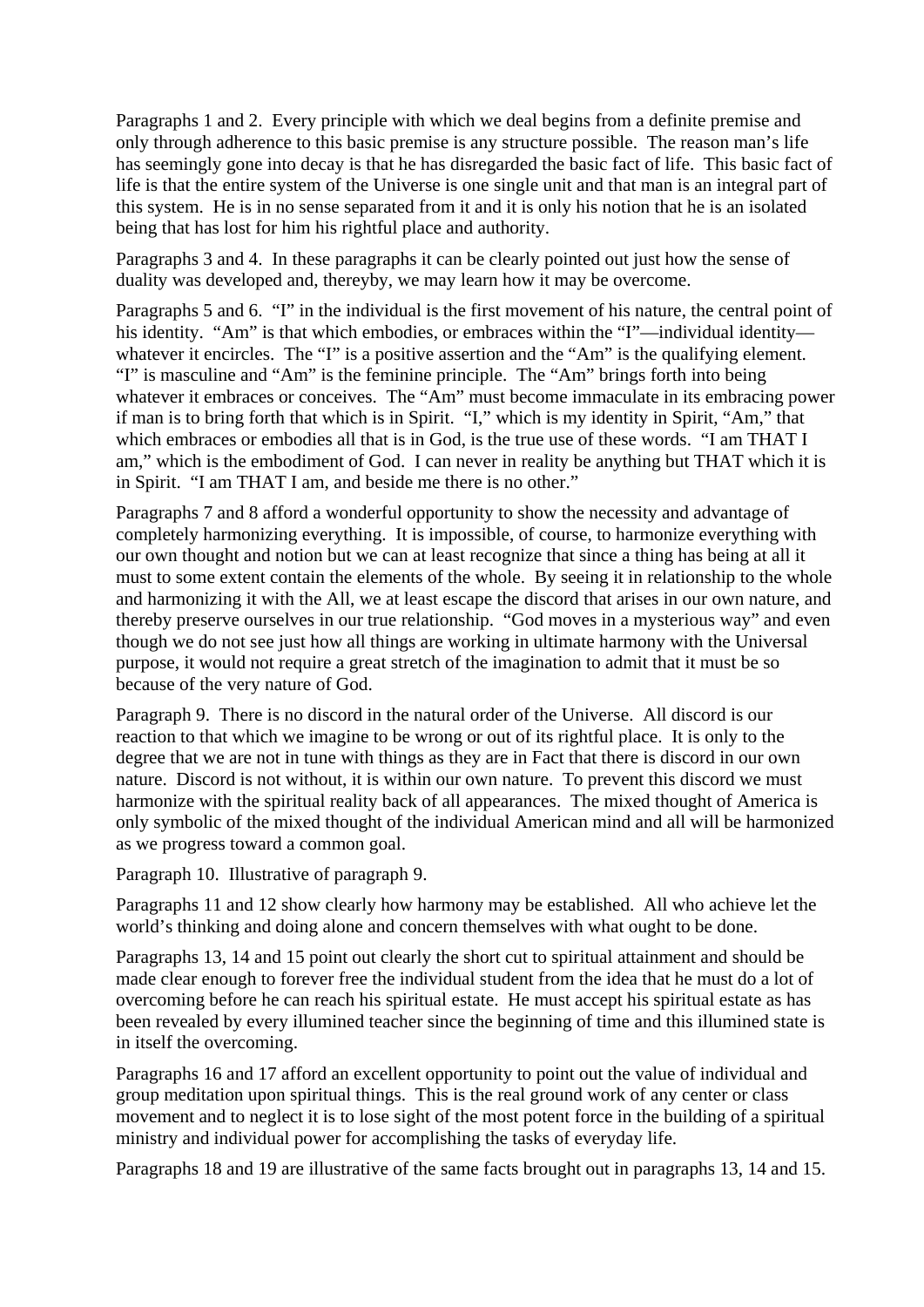Paragraphs 1 and 2. Every principle with which we deal begins from a definite premise and only through adherence to this basic premise is any structure possible. The reason man's life has seemingly gone into decay is that he has disregarded the basic fact of life. This basic fact of life is that the entire system of the Universe is one single unit and that man is an integral part of this system. He is in no sense separated from it and it is only his notion that he is an isolated being that has lost for him his rightful place and authority.

Paragraphs 3 and 4. In these paragraphs it can be clearly pointed out just how the sense of duality was developed and, thereyby, we may learn how it may be overcome.

Paragraphs 5 and 6. "I" in the individual is the first movement of his nature, the central point of his identity. "Am" is that which embodies, or embraces within the "I"—individual identity—whatever it encircles. The "I" is a positive assertion and the "Am" is the qualifying element. "I" is masculine and "Am" is the feminine principle. The "Am" brings forth into being whatever it embraces or conceives. The "Am" must become immaculate in its embracing power if man is to bring forth that which is in Spirit. "I," which is my identity in Spirit, "Am," that which embraces or embodies all that is in God, is the true use of these words. "I am THAT I am," which is the embodiment of God. I can never in reality be anything but THAT which it is in Spirit. "I am THAT I am, and beside me there is no other."

Paragraphs 7 and 8 afford a wonderful opportunity to show the necessity and advantage of completely harmonizing everything. It is impossible, of course, to harmonize everything with our own thought and notion but we can at least recognize that since a thing has being at all it must to some extent contain the elements of the whole. By seeing it in relationship to the whole and harmonizing it with the All, we at least escape the discord that arises in our own nature, and thereby preserve ourselves in our true relationship. "God moves in a mysterious way" and even though we do not see just how all things are working in ultimate harmony with the Universal purpose, it would not require a great stretch of the imagination to admit that it must be so because of the very nature of God.

Paragraph 9. There is no discord in the natural order of the Universe. All discord is our reaction to that which we imagine to be wrong or out of its rightful place. It is only to the degree that we are not in tune with things as they are in Fact that there is discord in our own nature. Discord is not without, it is within our own nature. To prevent this discord we must harmonize with the spiritual reality back of all appearances. The mixed thought of America is only symbolic of the mixed thought of the individual American mind and all will be harmonized as we progress toward a common goal.

Paragraph 10. Illustrative of paragraph 9.

Paragraphs 11 and 12 show clearly how harmony may be established. All who achieve let the world's thinking and doing alone and concern themselves with what ought to be done.

Paragraphs 13, 14 and 15 point out clearly the short cut to spiritual attainment and should be made clear enough to forever free the individual student from the idea that he must do a lot of overcoming before he can reach his spiritual estate. He must accept his spiritual estate as has been revealed by every illumined teacher since the beginning of time and this illumined state is in itself the overcoming.

Paragraphs 16 and 17 afford an excellent opportunity to point out the value of individual and group meditation upon spiritual things. This is the real ground work of any center or class movement and to neglect it is to lose sight of the most potent force in the building of a spiritual ministry and individual power for accomplishing the tasks of everyday life.

Paragraphs 18 and 19 are illustrative of the same facts brought out in paragraphs 13, 14 and 15.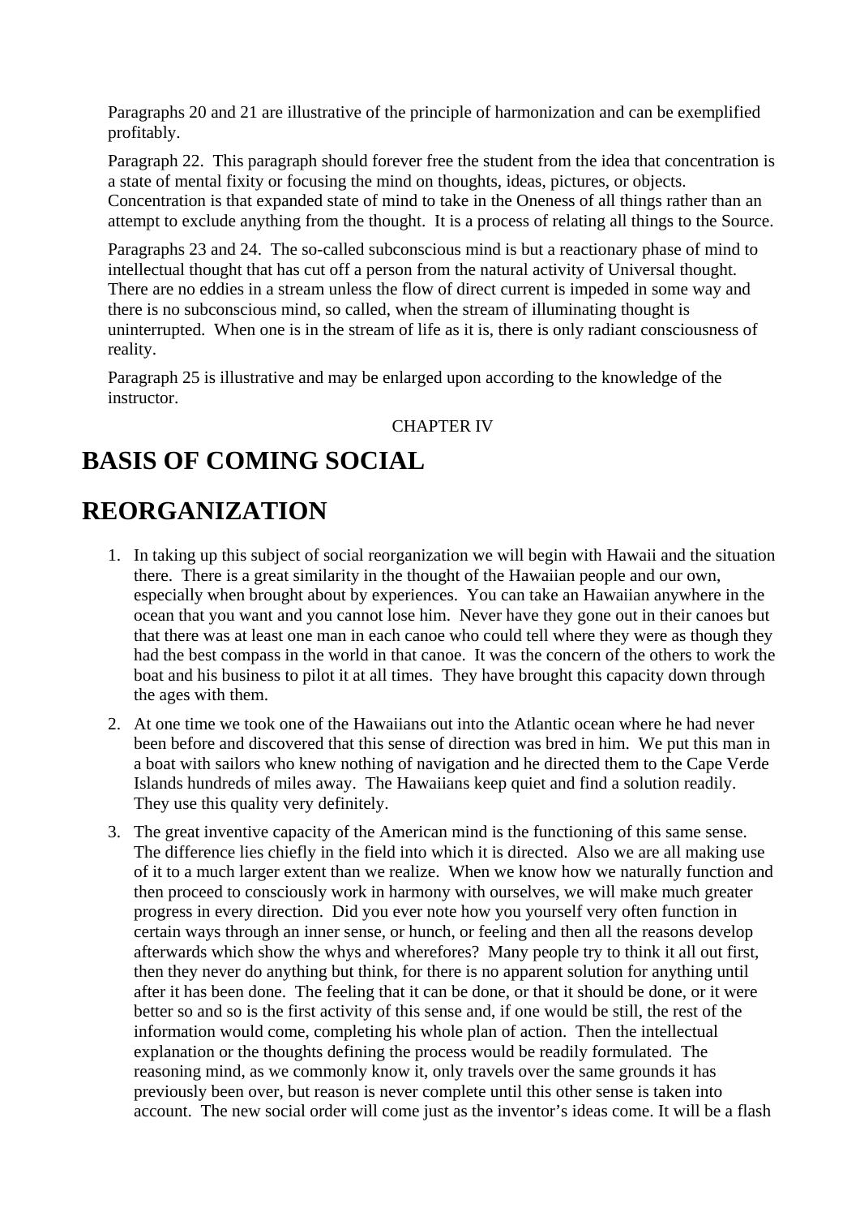Paragraphs 20 and 21 are illustrative of the principle of harmonization and can be exemplified profitably.

Paragraph 22. This paragraph should forever free the student from the idea that concentration is a state of mental fixity or focusing the mind on thoughts, ideas, pictures, or objects. Concentration is that expanded state of mind to take in the Oneness of all things rather than an attempt to exclude anything from the thought. It is a process of relating all things to the Source.

Paragraphs 23 and 24. The so-called subconscious mind is but a reactionary phase of mind to intellectual thought that has cut off a person from the natural activity of Universal thought. There are no eddies in a stream unless the flow of direct current is impeded in some way and there is no subconscious mind, so called, when the stream of illuminating thought is uninterrupted. When one is in the stream of life as it is, there is only radiant consciousness of reality.

Paragraph 25 is illustrative and may be enlarged upon according to the knowledge of the instructor.

CHAPTER IV

# BASIS OF COMING SOCIAL

# REORGANIZATION

1. In taking up this subject of social reorganization we will begin with Hawaii and the situation there. There is a great similarity in the thought of the Hawaiian people and our own, especially when brought about by experiences. You can take an Hawaiian anywhere in the ocean that you want and you cannot lose him. Never have they gone out in their canoes but that there was at least one man in each canoe who could tell where they were as though they had the best compass in the world in that canoe. It was the concern of the others to work the boat and his business to pilot it at all times. They have brought this capacity down through the ages with them.
2. At one time we took one of the Hawaiians out into the Atlantic ocean where he had never been before and discovered that this sense of direction was bred in him. We put this man in a boat with sailors who knew nothing of navigation and he directed them to the Cape Verde Islands hundreds of miles away. The Hawaiians keep quiet and find a solution readily. They use this quality very definitely.
3. The great inventive capacity of the American mind is the functioning of this same sense. The difference lies chiefly in the field into which it is directed. Also we are all making use of it to a much larger extent than we realize. When we know how we naturally function and then proceed to consciously work in harmony with ourselves, we will make much greater progress in every direction. Did you ever note how you yourself very often function in certain ways through an inner sense, or hunch, or feeling and then all the reasons develop afterwards which show the whys and wherefores? Many people try to think it all out first, then they never do anything but think, for there is no apparent solution for anything until after it has been done. The feeling that it can be done, or that it should be done, or it were better so and so is the first activity of this sense and, if one would be still, the rest of the information would come, completing his whole plan of action. Then the intellectual explanation or the thoughts defining the process would be readily formulated. The reasoning mind, as we commonly know it, only travels over the same grounds it has previously been over, but reason is never complete until this other sense is taken into account. The new social order will come just as the inventor's ideas come. It will be a flash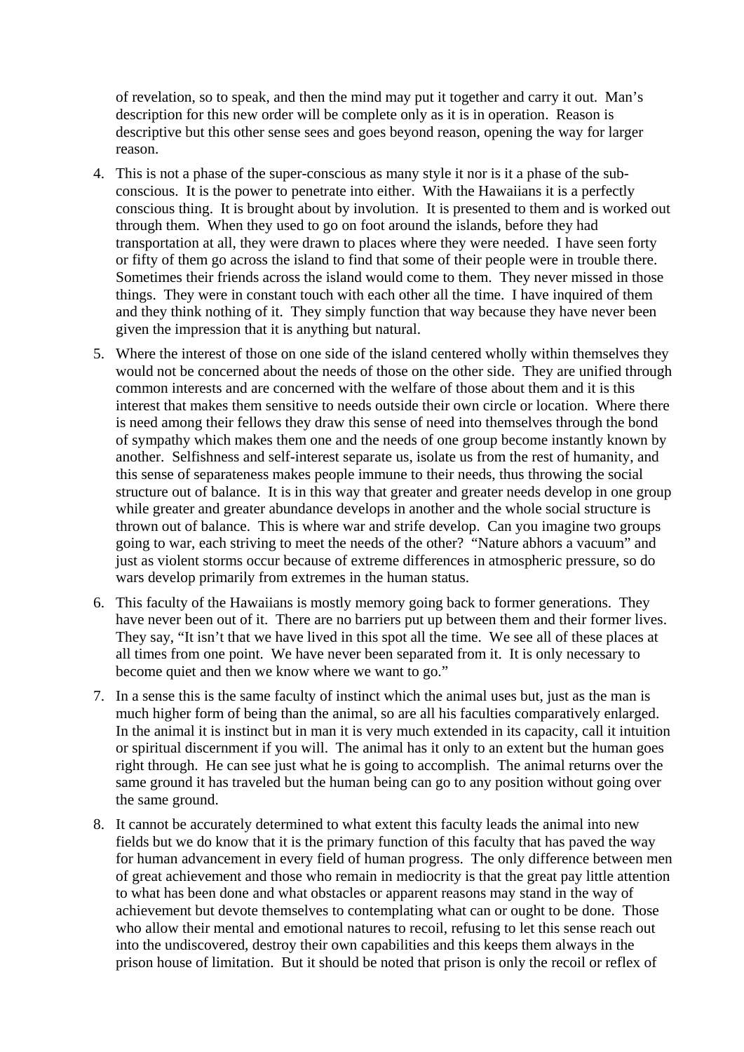of revelation, so to speak, and then the mind may put it together and carry it out. Man's description for this new order will be complete only as it is in operation. Reason is descriptive but this other sense sees and goes beyond reason, opening the way for larger reason.

4. This is not a phase of the super-conscious as many style it nor is it a phase of the sub-conscious. It is the power to penetrate into either. With the Hawaiians it is a perfectly conscious thing. It is brought about by involution. It is presented to them and is worked out through them. When they used to go on foot around the islands, before they had transportation at all, they were drawn to places where they were needed. I have seen forty or fifty of them go across the island to find that some of their people were in trouble there. Sometimes their friends across the island would come to them. They never missed in those things. They were in constant touch with each other all the time. I have inquired of them and they think nothing of it. They simply function that way because they have never been given the impression that it is anything but natural.

5. Where the interest of those on one side of the island centered wholly within themselves they would not be concerned about the needs of those on the other side. They are unified through common interests and are concerned with the welfare of those about them and it is this interest that makes them sensitive to needs outside their own circle or location. Where there is need among their fellows they draw this sense of need into themselves through the bond of sympathy which makes them one and the needs of one group become instantly known by another. Selfishness and self-interest separate us, isolate us from the rest of humanity, and this sense of separateness makes people immune to their needs, thus throwing the social structure out of balance. It is in this way that greater and greater needs develop in one group while greater and greater abundance develops in another and the whole social structure is thrown out of balance. This is where war and strife develop. Can you imagine two groups going to war, each striving to meet the needs of the other? "Nature abhors a vacuum" and just as violent storms occur because of extreme differences in atmospheric pressure, so do wars develop primarily from extremes in the human status.

6. This faculty of the Hawaiians is mostly memory going back to former generations. They have never been out of it. There are no barriers put up between them and their former lives. They say, "It isn't that we have lived in this spot all the time. We see all of these places at all times from one point. We have never been separated from it. It is only necessary to become quiet and then we know where we want to go."

7. In a sense this is the same faculty of instinct which the animal uses but, just as the man is much higher form of being than the animal, so are all his faculties comparatively enlarged. In the animal it is instinct but in man it is very much extended in its capacity, call it intuition or spiritual discernment if you will. The animal has it only to an extent but the human goes right through. He can see just what he is going to accomplish. The animal returns over the same ground it has traveled but the human being can go to any position without going over the same ground.

8. It cannot be accurately determined to what extent this faculty leads the animal into new fields but we do know that it is the primary function of this faculty that has paved the way for human advancement in every field of human progress. The only difference between men of great achievement and those who remain in mediocrity is that the great pay little attention to what has been done and what obstacles or apparent reasons may stand in the way of achievement but devote themselves to contemplating what can or ought to be done. Those who allow their mental and emotional natures to recoil, refusing to let this sense reach out into the undiscovered, destroy their own capabilities and this keeps them always in the prison house of limitation. But it should be noted that prison is only the recoil or reflex of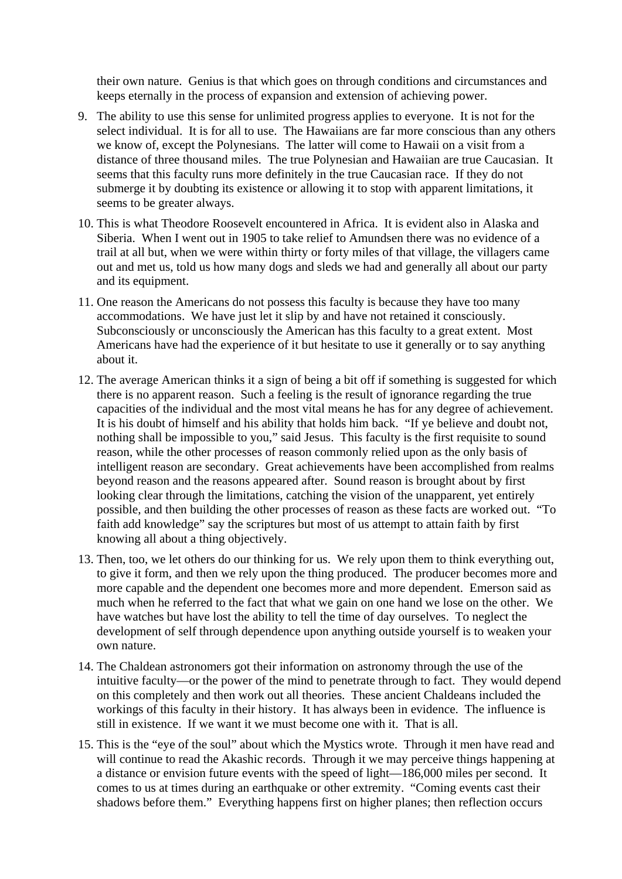their own nature. Genius is that which goes on through conditions and circumstances and keeps eternally in the process of expansion and extension of achieving power.

9. The ability to use this sense for unlimited progress applies to everyone. It is not for the select individual. It is for all to use. The Hawaiians are far more conscious than any others we know of, except the Polynesians. The latter will come to Hawaii on a visit from a distance of three thousand miles. The true Polynesian and Hawaiian are true Caucasian. It seems that this faculty runs more definitely in the true Caucasian race. If they do not submerge it by doubting its existence or allowing it to stop with apparent limitations, it seems to be greater always.

10. This is what Theodore Roosevelt encountered in Africa. It is evident also in Alaska and Siberia. When I went out in 1905 to take relief to Amundsen there was no evidence of a trail at all but, when we were within thirty or forty miles of that village, the villagers came out and met us, told us how many dogs and sleds we had and generally all about our party and its equipment.

11. One reason the Americans do not possess this faculty is because they have too many accommodations. We have just let it slip by and have not retained it consciously. Subconsciously or unconsciously the American has this faculty to a great extent. Most Americans have had the experience of it but hesitate to use it generally or to say anything about it.

12. The average American thinks it a sign of being a bit off if something is suggested for which there is no apparent reason. Such a feeling is the result of ignorance regarding the true capacities of the individual and the most vital means he has for any degree of achievement. It is his doubt of himself and his ability that holds him back. "If ye believe and doubt not, nothing shall be impossible to you," said Jesus. This faculty is the first requisite to sound reason, while the other processes of reason commonly relied upon as the only basis of intelligent reason are secondary. Great achievements have been accomplished from realms beyond reason and the reasons appeared after. Sound reason is brought about by first looking clear through the limitations, catching the vision of the unapparent, yet entirely possible, and then building the other processes of reason as these facts are worked out. "To faith add knowledge" say the scriptures but most of us attempt to attain faith by first knowing all about a thing objectively.

13. Then, too, we let others do our thinking for us. We rely upon them to think everything out, to give it form, and then we rely upon the thing produced. The producer becomes more and more capable and the dependent one becomes more and more dependent. Emerson said as much when he referred to the fact that what we gain on one hand we lose on the other. We have watches but have lost the ability to tell the time of day ourselves. To neglect the development of self through dependence upon anything outside yourself is to weaken your own nature.

14. The Chaldean astronomers got their information on astronomy through the use of the intuitive faculty—or the power of the mind to penetrate through to fact. They would depend on this completely and then work out all theories. These ancient Chaldeans included the workings of this faculty in their history. It has always been in evidence. The influence is still in existence. If we want it we must become one with it. That is all.

15. This is the "eye of the soul" about which the Mystics wrote. Through it men have read and will continue to read the Akashic records. Through it we may perceive things happening at a distance or envision future events with the speed of light—186,000 miles per second. It comes to us at times during an earthquake or other extremity. "Coming events cast their shadows before them." Everything happens first on higher planes; then reflection occurs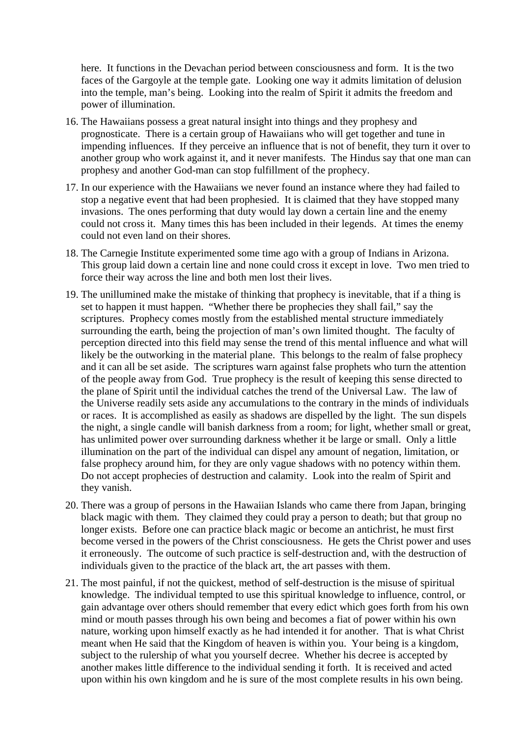here. It functions in the Devachan period between consciousness and form. It is the two faces of the Gargoyle at the temple gate. Looking one way it admits limitation of delusion into the temple, man's being. Looking into the realm of Spirit it admits the freedom and power of illumination.

16. The Hawaiians possess a great natural insight into things and they prophesy and prognosticate. There is a certain group of Hawaiians who will get together and tune in impending influences. If they perceive an influence that is not of benefit, they turn it over to another group who work against it, and it never manifests. The Hindus say that one man can prophesy and another God-man can stop fulfillment of the prophecy.

17. In our experience with the Hawaiians we never found an instance where they had failed to stop a negative event that had been prophesied. It is claimed that they have stopped many invasions. The ones performing that duty would lay down a certain line and the enemy could not cross it. Many times this has been included in their legends. At times the enemy could not even land on their shores.

18. The Carnegie Institute experimented some time ago with a group of Indians in Arizona. This group laid down a certain line and none could cross it except in love. Two men tried to force their way across the line and both men lost their lives.

19. The unillumined make the mistake of thinking that prophecy is inevitable, that if a thing is set to happen it must happen. "Whether there be prophecies they shall fail," say the scriptures. Prophecy comes mostly from the established mental structure immediately surrounding the earth, being the projection of man's own limited thought. The faculty of perception directed into this field may sense the trend of this mental influence and what will likely be the outworking in the material plane. This belongs to the realm of false prophecy and it can all be set aside. The scriptures warn against false prophets who turn the attention of the people away from God. True prophecy is the result of keeping this sense directed to the plane of Spirit until the individual catches the trend of the Universal Law. The law of the Universe readily sets aside any accumulations to the contrary in the minds of individuals or races. It is accomplished as easily as shadows are dispelled by the light. The sun dispels the night, a single candle will banish darkness from a room; for light, whether small or great, has unlimited power over surrounding darkness whether it be large or small. Only a little illumination on the part of the individual can dispel any amount of negation, limitation, or false prophecy around him, for they are only vague shadows with no potency within them. Do not accept prophecies of destruction and calamity. Look into the realm of Spirit and they vanish.

20. There was a group of persons in the Hawaiian Islands who came there from Japan, bringing black magic with them. They claimed they could pray a person to death; but that group no longer exists. Before one can practice black magic or become an antichrist, he must first become versed in the powers of the Christ consciousness. He gets the Christ power and uses it erroneously. The outcome of such practice is self-destruction and, with the destruction of individuals given to the practice of the black art, the art passes with them.

21. The most painful, if not the quickest, method of self-destruction is the misuse of spiritual knowledge. The individual tempted to use this spiritual knowledge to influence, control, or gain advantage over others should remember that every edict which goes forth from his own mind or mouth passes through his own being and becomes a fiat of power within his own nature, working upon himself exactly as he had intended it for another. That is what Christ meant when He said that the Kingdom of heaven is within you. Your being is a kingdom, subject to the rulership of what you yourself decree. Whether his decree is accepted by another makes little difference to the individual sending it forth. It is received and acted upon within his own kingdom and he is sure of the most complete results in his own being.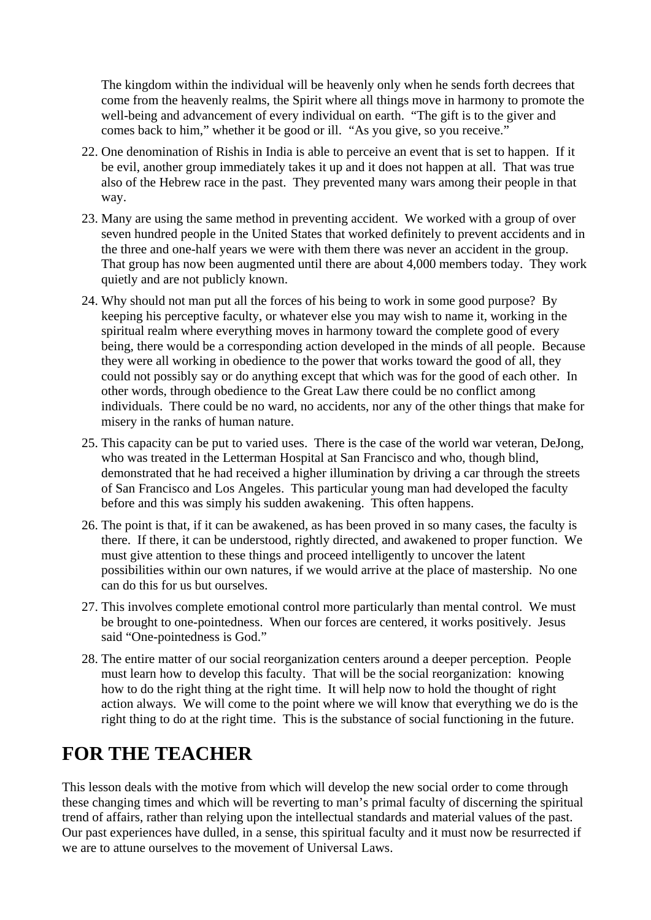The kingdom within the individual will be heavenly only when he sends forth decrees that come from the heavenly realms, the Spirit where all things move in harmony to promote the well-being and advancement of every individual on earth. "The gift is to the giver and comes back to him," whether it be good or ill. "As you give, so you receive."

22. One denomination of Rishis in India is able to perceive an event that is set to happen. If it be evil, another group immediately takes it up and it does not happen at all. That was true also of the Hebrew race in the past. They prevented many wars among their people in that way.

23. Many are using the same method in preventing accident. We worked with a group of over seven hundred people in the United States that worked definitely to prevent accidents and in the three and one-half years we were with them there was never an accident in the group. That group has now been augmented until there are about 4,000 members today. They work quietly and are not publicly known.

24. Why should not man put all the forces of his being to work in some good purpose? By keeping his perceptive faculty, or whatever else you may wish to name it, working in the spiritual realm where everything moves in harmony toward the complete good of every being, there would be a corresponding action developed in the minds of all people. Because they were all working in obedience to the power that works toward the good of all, they could not possibly say or do anything except that which was for the good of each other. In other words, through obedience to the Great Law there could be no conflict among individuals. There could be no ward, no accidents, nor any of the other things that make for misery in the ranks of human nature.

25. This capacity can be put to varied uses. There is the case of the world war veteran, DeJong, who was treated in the Letterman Hospital at San Francisco and who, though blind, demonstrated that he had received a higher illumination by driving a car through the streets of San Francisco and Los Angeles. This particular young man had developed the faculty before and this was simply his sudden awakening. This often happens.

26. The point is that, if it can be awakened, as has been proved in so many cases, the faculty is there. If there, it can be understood, rightly directed, and awakened to proper function. We must give attention to these things and proceed intelligently to uncover the latent possibilities within our own natures, if we would arrive at the place of mastership. No one can do this for us but ourselves.

27. This involves complete emotional control more particularly than mental control. We must be brought to one-pointedness. When our forces are centered, it works positively. Jesus said "One-pointedness is God."

28. The entire matter of our social reorganization centers around a deeper perception. People must learn how to develop this faculty. That will be the social reorganization: knowing how to do the right thing at the right time. It will help now to hold the thought of right action always. We will come to the point where we will know that everything we do is the right thing to do at the right time. This is the substance of social functioning in the future.

# FOR THE TEACHER

This lesson deals with the motive from which will develop the new social order to come through these changing times and which will be reverting to man's primal faculty of discerning the spiritual trend of affairs, rather than relying upon the intellectual standards and material values of the past. Our past experiences have dulled, in a sense, this spiritual faculty and it must now be resurrected if we are to attune ourselves to the movement of Universal Laws.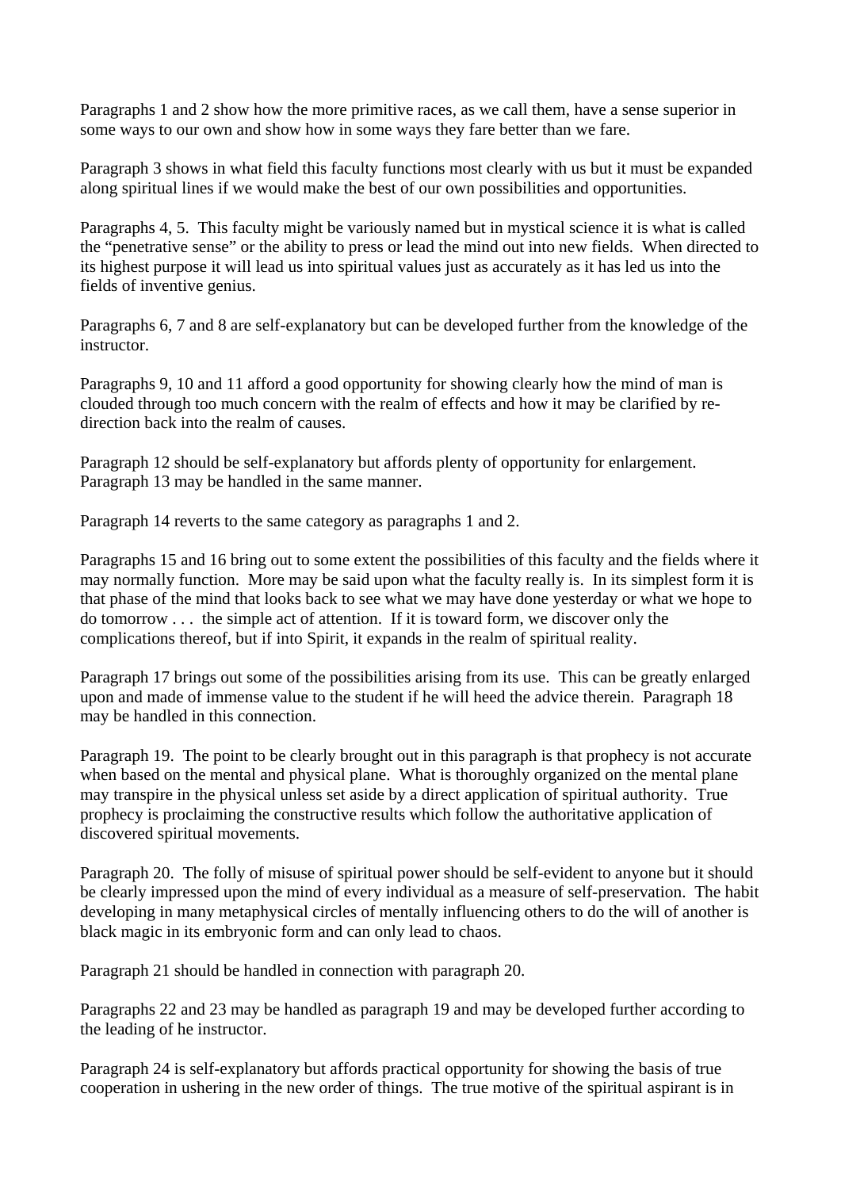Paragraphs 1 and 2 show how the more primitive races, as we call them, have a sense superior in some ways to our own and show how in some ways they fare better than we fare.

Paragraph 3 shows in what field this faculty functions most clearly with us but it must be expanded along spiritual lines if we would make the best of our own possibilities and opportunities.

Paragraphs 4, 5. This faculty might be variously named but in mystical science it is what is called the "penetrative sense" or the ability to press or lead the mind out into new fields. When directed to its highest purpose it will lead us into spiritual values just as accurately as it has led us into the fields of inventive genius.

Paragraphs 6, 7 and 8 are self-explanatory but can be developed further from the knowledge of the instructor.

Paragraphs 9, 10 and 11 afford a good opportunity for showing clearly how the mind of man is clouded through too much concern with the realm of effects and how it may be clarified by re-direction back into the realm of causes.

Paragraph 12 should be self-explanatory but affords plenty of opportunity for enlargement. Paragraph 13 may be handled in the same manner.

Paragraph 14 reverts to the same category as paragraphs 1 and 2.

Paragraphs 15 and 16 bring out to some extent the possibilities of this faculty and the fields where it may normally function. More may be said upon what the faculty really is. In its simplest form it is that phase of the mind that looks back to see what we may have done yesterday or what we hope to do tomorrow . . . the simple act of attention. If it is toward form, we discover only the complications thereof, but if into Spirit, it expands in the realm of spiritual reality.

Paragraph 17 brings out some of the possibilities arising from its use. This can be greatly enlarged upon and made of immense value to the student if he will heed the advice therein. Paragraph 18 may be handled in this connection.

Paragraph 19. The point to be clearly brought out in this paragraph is that prophecy is not accurate when based on the mental and physical plane. What is thoroughly organized on the mental plane may transpire in the physical unless set aside by a direct application of spiritual authority. True prophecy is proclaiming the constructive results which follow the authoritative application of discovered spiritual movements.

Paragraph 20. The folly of misuse of spiritual power should be self-evident to anyone but it should be clearly impressed upon the mind of every individual as a measure of self-preservation. The habit developing in many metaphysical circles of mentally influencing others to do the will of another is black magic in its embryonic form and can only lead to chaos.

Paragraph 21 should be handled in connection with paragraph 20.

Paragraphs 22 and 23 may be handled as paragraph 19 and may be developed further according to the leading of he instructor.

Paragraph 24 is self-explanatory but affords practical opportunity for showing the basis of true cooperation in ushering in the new order of things. The true motive of the spiritual aspirant is in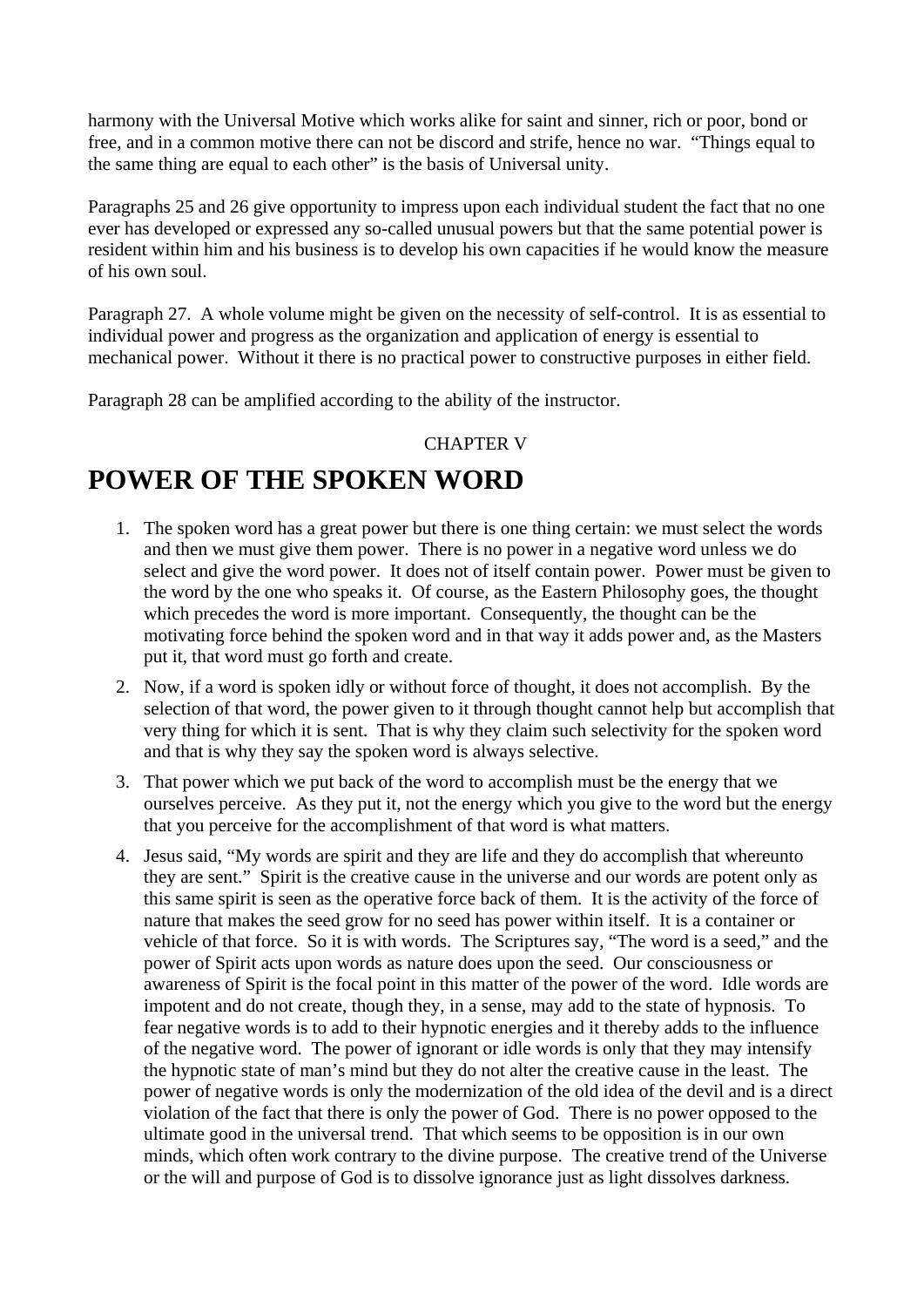harmony with the Universal Motive which works alike for saint and sinner, rich or poor, bond or free, and in a common motive there can not be discord and strife, hence no war. "Things equal to the same thing are equal to each other" is the basis of Universal unity.

Paragraphs 25 and 26 give opportunity to impress upon each individual student the fact that no one ever has developed or expressed any so-called unusual powers but that the same potential power is resident within him and his business is to develop his own capacities if he would know the measure of his own soul.

Paragraph 27. A whole volume might be given on the necessity of self-control. It is as essential to individual power and progress as the organization and application of energy is essential to mechanical power. Without it there is no practical power to constructive purposes in either field.

Paragraph 28 can be amplified according to the ability of the instructor.

CHAPTER V

# POWER OF THE SPOKEN WORD

1. The spoken word has a great power but there is one thing certain: we must select the words and then we must give them power. There is no power in a negative word unless we do select and give the word power. It does not of itself contain power. Power must be given to the word by the one who speaks it. Of course, as the Eastern Philosophy goes, the thought which precedes the word is more important. Consequently, the thought can be the motivating force behind the spoken word and in that way it adds power and, as the Masters put it, that word must go forth and create.
2. Now, if a word is spoken idly or without force of thought, it does not accomplish. By the selection of that word, the power given to it through thought cannot help but accomplish that very thing for which it is sent. That is why they claim such selectivity for the spoken word and that is why they say the spoken word is always selective.
3. That power which we put back of the word to accomplish must be the energy that we ourselves perceive. As they put it, not the energy which you give to the word but the energy that you perceive for the accomplishment of that word is what matters.
4. Jesus said, "My words are spirit and they are life and they do accomplish that whereunto they are sent." Spirit is the creative cause in the universe and our words are potent only as this same spirit is seen as the operative force back of them. It is the activity of the force of nature that makes the seed grow for no seed has power within itself. It is a container or vehicle of that force. So it is with words. The Scriptures say, "The word is a seed," and the power of Spirit acts upon words as nature does upon the seed. Our consciousness or awareness of Spirit is the focal point in this matter of the power of the word. Idle words are impotent and do not create, though they, in a sense, may add to the state of hypnosis. To fear negative words is to add to their hypnotic energies and it thereby adds to the influence of the negative word. The power of ignorant or idle words is only that they may intensify the hypnotic state of man's mind but they do not alter the creative cause in the least. The power of negative words is only the modernization of the old idea of the devil and is a direct violation of the fact that there is only the power of God. There is no power opposed to the ultimate good in the universal trend. That which seems to be opposition is in our own minds, which often work contrary to the divine purpose. The creative trend of the Universe or the will and purpose of God is to dissolve ignorance just as light dissolves darkness.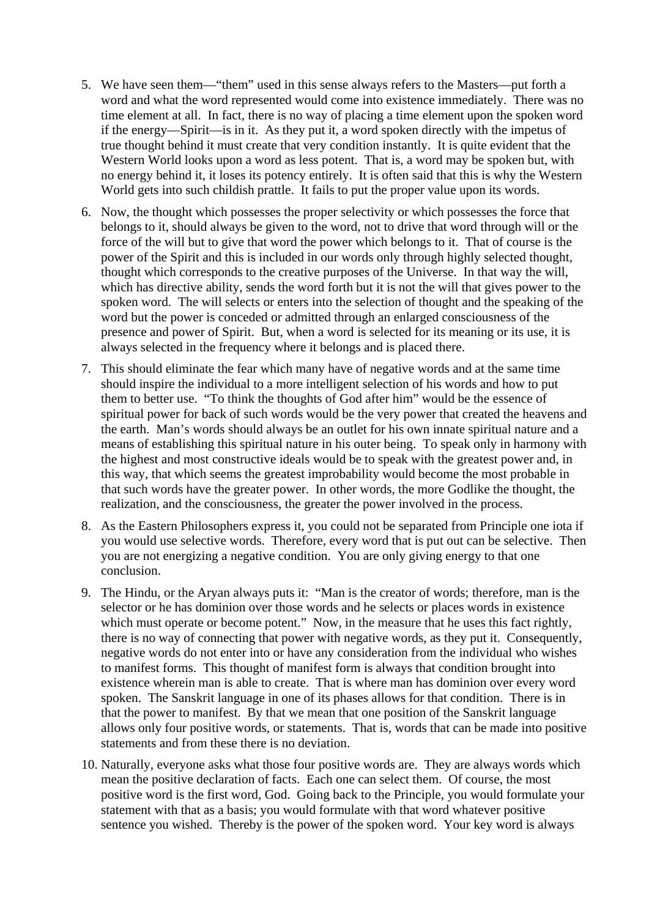5. We have seen them—"them" used in this sense always refers to the Masters—put forth a word and what the word represented would come into existence immediately. There was no time element at all. In fact, there is no way of placing a time element upon the spoken word if the energy—Spirit—is in it. As they put it, a word spoken directly with the impetus of true thought behind it must create that very condition instantly. It is quite evident that the Western World looks upon a word as less potent. That is, a word may be spoken but, with no energy behind it, it loses its potency entirely. It is often said that this is why the Western World gets into such childish prattle. It fails to put the proper value upon its words.

6. Now, the thought which possesses the proper selectivity or which possesses the force that belongs to it, should always be given to the word, not to drive that word through will or the force of the will but to give that word the power which belongs to it. That of course is the power of the Spirit and this is included in our words only through highly selected thought, thought which corresponds to the creative purposes of the Universe. In that way the will, which has directive ability, sends the word forth but it is not the will that gives power to the spoken word. The will selects or enters into the selection of thought and the speaking of the word but the power is conceded or admitted through an enlarged consciousness of the presence and power of Spirit. But, when a word is selected for its meaning or its use, it is always selected in the frequency where it belongs and is placed there.

7. This should eliminate the fear which many have of negative words and at the same time should inspire the individual to a more intelligent selection of his words and how to put them to better use. "To think the thoughts of God after him" would be the essence of spiritual power for back of such words would be the very power that created the heavens and the earth. Man's words should always be an outlet for his own innate spiritual nature and a means of establishing this spiritual nature in his outer being. To speak only in harmony with the highest and most constructive ideals would be to speak with the greatest power and, in this way, that which seems the greatest improbability would become the most probable in that such words have the greater power. In other words, the more Godlike the thought, the realization, and the consciousness, the greater the power involved in the process.

8. As the Eastern Philosophers express it, you could not be separated from Principle one iota if you would use selective words. Therefore, every word that is put out can be selective. Then you are not energizing a negative condition. You are only giving energy to that one conclusion.

9. The Hindu, or the Aryan always puts it: "Man is the creator of words; therefore, man is the selector or he has dominion over those words and he selects or places words in existence which must operate or become potent." Now, in the measure that he uses this fact rightly, there is no way of connecting that power with negative words, as they put it. Consequently, negative words do not enter into or have any consideration from the individual who wishes to manifest forms. This thought of manifest form is always that condition brought into existence wherein man is able to create. That is where man has dominion over every word spoken. The Sanskrit language in one of its phases allows for that condition. There is in that the power to manifest. By that we mean that one position of the Sanskrit language allows only four positive words, or statements. That is, words that can be made into positive statements and from these there is no deviation.

10. Naturally, everyone asks what those four positive words are. They are always words which mean the positive declaration of facts. Each one can select them. Of course, the most positive word is the first word, God. Going back to the Principle, you would formulate your statement with that as a basis; you would formulate with that word whatever positive sentence you wished. Thereby is the power of the spoken word. Your key word is always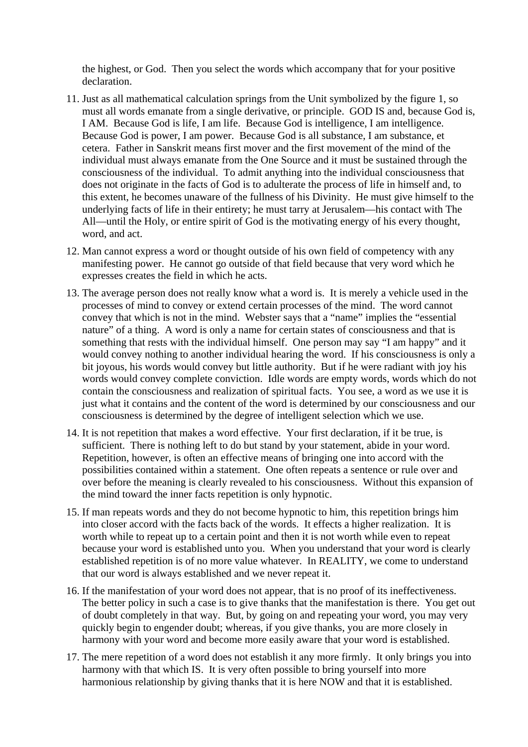the highest, or God. Then you select the words which accompany that for your positive declaration.

11. Just as all mathematical calculation springs from the Unit symbolized by the figure 1, so must all words emanate from a single derivative, or principle. GOD IS and, because God is, I AM. Because God is life, I am life. Because God is intelligence, I am intelligence. Because God is power, I am power. Because God is all substance, I am substance, et cetera. Father in Sanskrit means first mover and the first movement of the mind of the individual must always emanate from the One Source and it must be sustained through the consciousness of the individual. To admit anything into the individual consciousness that does not originate in the facts of God is to adulterate the process of life in himself and, to this extent, he becomes unaware of the fullness of his Divinity. He must give himself to the underlying facts of life in their entirety; he must tarry at Jerusalem—his contact with The All—until the Holy, or entire spirit of God is the motivating energy of his every thought, word, and act.

12. Man cannot express a word or thought outside of his own field of competency with any manifesting power. He cannot go outside of that field because that very word which he expresses creates the field in which he acts.

13. The average person does not really know what a word is. It is merely a vehicle used in the processes of mind to convey or extend certain processes of the mind. The word cannot convey that which is not in the mind. Webster says that a "name" implies the "essential nature" of a thing. A word is only a name for certain states of consciousness and that is something that rests with the individual himself. One person may say "I am happy" and it would convey nothing to another individual hearing the word. If his consciousness is only a bit joyous, his words would convey but little authority. But if he were radiant with joy his words would convey complete conviction. Idle words are empty words, words which do not contain the consciousness and realization of spiritual facts. You see, a word as we use it is just what it contains and the content of the word is determined by our consciousness and our consciousness is determined by the degree of intelligent selection which we use.

14. It is not repetition that makes a word effective. Your first declaration, if it be true, is sufficient. There is nothing left to do but stand by your statement, abide in your word. Repetition, however, is often an effective means of bringing one into accord with the possibilities contained within a statement. One often repeats a sentence or rule over and over before the meaning is clearly revealed to his consciousness. Without this expansion of the mind toward the inner facts repetition is only hypnotic.

15. If man repeats words and they do not become hypnotic to him, this repetition brings him into closer accord with the facts back of the words. It effects a higher realization. It is worth while to repeat up to a certain point and then it is not worth while even to repeat because your word is established unto you. When you understand that your word is clearly established repetition is of no more value whatever. In REALITY, we come to understand that our word is always established and we never repeat it.

16. If the manifestation of your word does not appear, that is no proof of its ineffectiveness. The better policy in such a case is to give thanks that the manifestation is there. You get out of doubt completely in that way. But, by going on and repeating your word, you may very quickly begin to engender doubt; whereas, if you give thanks, you are more closely in harmony with your word and become more easily aware that your word is established.

17. The mere repetition of a word does not establish it any more firmly. It only brings you into harmony with that which IS. It is very often possible to bring yourself into more harmonious relationship by giving thanks that it is here NOW and that it is established.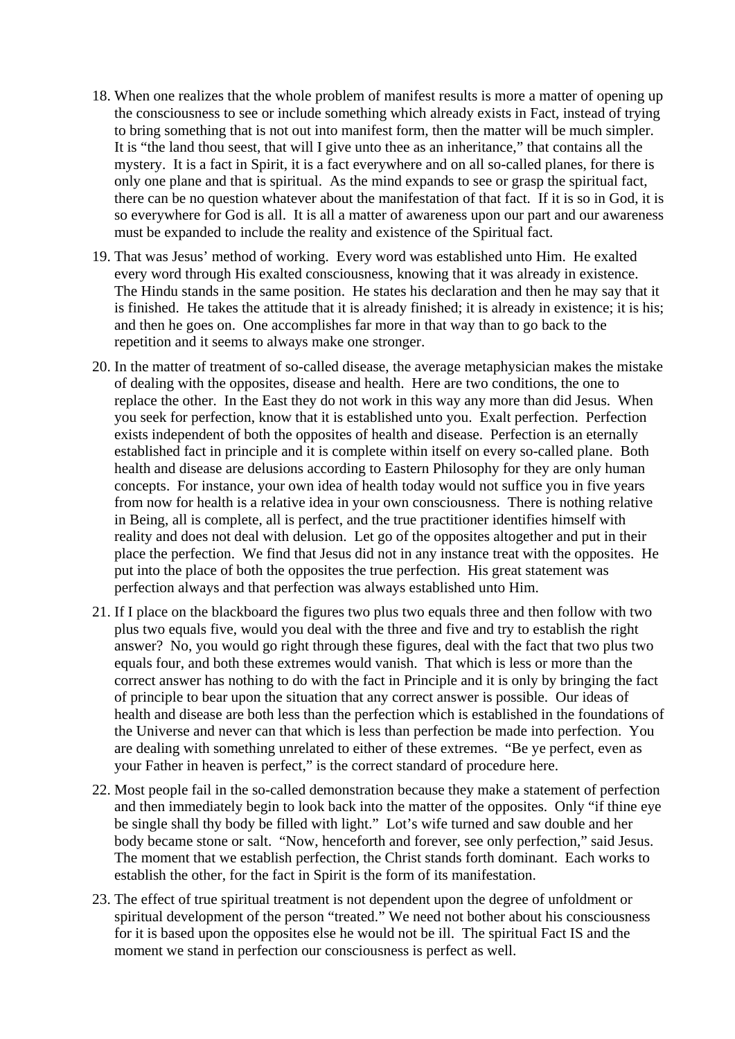18. When one realizes that the whole problem of manifest results is more a matter of opening up the consciousness to see or include something which already exists in Fact, instead of trying to bring something that is not out into manifest form, then the matter will be much simpler. It is "the land thou seest, that will I give unto thee as an inheritance," that contains all the mystery. It is a fact in Spirit, it is a fact everywhere and on all so-called planes, for there is only one plane and that is spiritual. As the mind expands to see or grasp the spiritual fact, there can be no question whatever about the manifestation of that fact. If it is so in God, it is so everywhere for God is all. It is all a matter of awareness upon our part and our awareness must be expanded to include the reality and existence of the Spiritual fact.

19. That was Jesus' method of working. Every word was established unto Him. He exalted every word through His exalted consciousness, knowing that it was already in existence. The Hindu stands in the same position. He states his declaration and then he may say that it is finished. He takes the attitude that it is already finished; it is already in existence; it is his; and then he goes on. One accomplishes far more in that way than to go back to the repetition and it seems to always make one stronger.

20. In the matter of treatment of so-called disease, the average metaphysician makes the mistake of dealing with the opposites, disease and health. Here are two conditions, the one to replace the other. In the East they do not work in this way any more than did Jesus. When you seek for perfection, know that it is established unto you. Exalt perfection. Perfection exists independent of both the opposites of health and disease. Perfection is an eternally established fact in principle and it is complete within itself on every so-called plane. Both health and disease are delusions according to Eastern Philosophy for they are only human concepts. For instance, your own idea of health today would not suffice you in five years from now for health is a relative idea in your own consciousness. There is nothing relative in Being, all is complete, all is perfect, and the true practitioner identifies himself with reality and does not deal with delusion. Let go of the opposites altogether and put in their place the perfection. We find that Jesus did not in any instance treat with the opposites. He put into the place of both the opposites the true perfection. His great statement was perfection always and that perfection was always established unto Him.

21. If I place on the blackboard the figures two plus two equals three and then follow with two plus two equals five, would you deal with the three and five and try to establish the right answer? No, you would go right through these figures, deal with the fact that two plus two equals four, and both these extremes would vanish. That which is less or more than the correct answer has nothing to do with the fact in Principle and it is only by bringing the fact of principle to bear upon the situation that any correct answer is possible. Our ideas of health and disease are both less than the perfection which is established in the foundations of the Universe and never can that which is less than perfection be made into perfection. You are dealing with something unrelated to either of these extremes. "Be ye perfect, even as your Father in heaven is perfect," is the correct standard of procedure here.

22. Most people fail in the so-called demonstration because they make a statement of perfection and then immediately begin to look back into the matter of the opposites. Only "if thine eye be single shall thy body be filled with light." Lot's wife turned and saw double and her body became stone or salt. "Now, henceforth and forever, see only perfection," said Jesus. The moment that we establish perfection, the Christ stands forth dominant. Each works to establish the other, for the fact in Spirit is the form of its manifestation.

23. The effect of true spiritual treatment is not dependent upon the degree of unfoldment or spiritual development of the person "treated." We need not bother about his consciousness for it is based upon the opposites else he would not be ill. The spiritual Fact IS and the moment we stand in perfection our consciousness is perfect as well.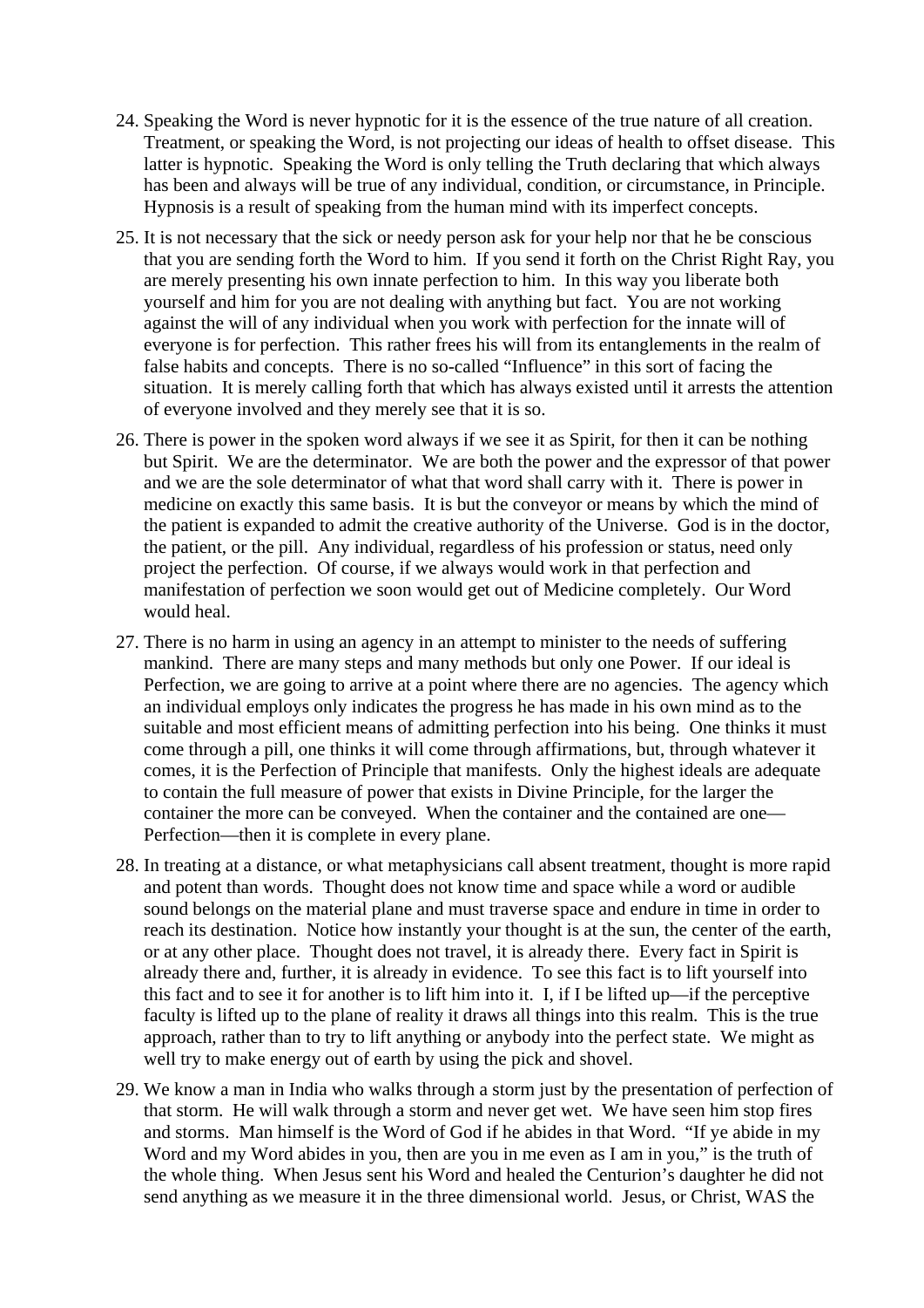24. Speaking the Word is never hypnotic for it is the essence of the true nature of all creation. Treatment, or speaking the Word, is not projecting our ideas of health to offset disease. This latter is hypnotic. Speaking the Word is only telling the Truth declaring that which always has been and always will be true of any individual, condition, or circumstance, in Principle. Hypnosis is a result of speaking from the human mind with its imperfect concepts.

25. It is not necessary that the sick or needy person ask for your help nor that he be conscious that you are sending forth the Word to him. If you send it forth on the Christ Right Ray, you are merely presenting his own innate perfection to him. In this way you liberate both yourself and him for you are not dealing with anything but fact. You are not working against the will of any individual when you work with perfection for the innate will of everyone is for perfection. This rather frees his will from its entanglements in the realm of false habits and concepts. There is no so-called "Influence" in this sort of facing the situation. It is merely calling forth that which has always existed until it arrests the attention of everyone involved and they merely see that it is so.

26. There is power in the spoken word always if we see it as Spirit, for then it can be nothing but Spirit. We are the determinator. We are both the power and the expressor of that power and we are the sole determinator of what that word shall carry with it. There is power in medicine on exactly this same basis. It is but the conveyor or means by which the mind of the patient is expanded to admit the creative authority of the Universe. God is in the doctor, the patient, or the pill. Any individual, regardless of his profession or status, need only project the perfection. Of course, if we always would work in that perfection and manifestation of perfection we soon would get out of Medicine completely. Our Word would heal.

27. There is no harm in using an agency in an attempt to minister to the needs of suffering mankind. There are many steps and many methods but only one Power. If our ideal is Perfection, we are going to arrive at a point where there are no agencies. The agency which an individual employs only indicates the progress he has made in his own mind as to the suitable and most efficient means of admitting perfection into his being. One thinks it must come through a pill, one thinks it will come through affirmations, but, through whatever it comes, it is the Perfection of Principle that manifests. Only the highest ideals are adequate to contain the full measure of power that exists in Divine Principle, for the larger the container the more can be conveyed. When the container and the contained are one—Perfection—then it is complete in every plane.

28. In treating at a distance, or what metaphysicians call absent treatment, thought is more rapid and potent than words. Thought does not know time and space while a word or audible sound belongs on the material plane and must traverse space and endure in time in order to reach its destination. Notice how instantly your thought is at the sun, the center of the earth, or at any other place. Thought does not travel, it is already there. Every fact in Spirit is already there and, further, it is already in evidence. To see this fact is to lift yourself into this fact and to see it for another is to lift him into it. I, if I be lifted up—if the perceptive faculty is lifted up to the plane of reality it draws all things into this realm. This is the true approach, rather than to try to lift anything or anybody into the perfect state. We might as well try to make energy out of earth by using the pick and shovel.

29. We know a man in India who walks through a storm just by the presentation of perfection of that storm. He will walk through a storm and never get wet. We have seen him stop fires and storms. Man himself is the Word of God if he abides in that Word. "If ye abide in my Word and my Word abides in you, then are you in me even as I am in you," is the truth of the whole thing. When Jesus sent his Word and healed the Centurion's daughter he did not send anything as we measure it in the three dimensional world. Jesus, or Christ, WAS the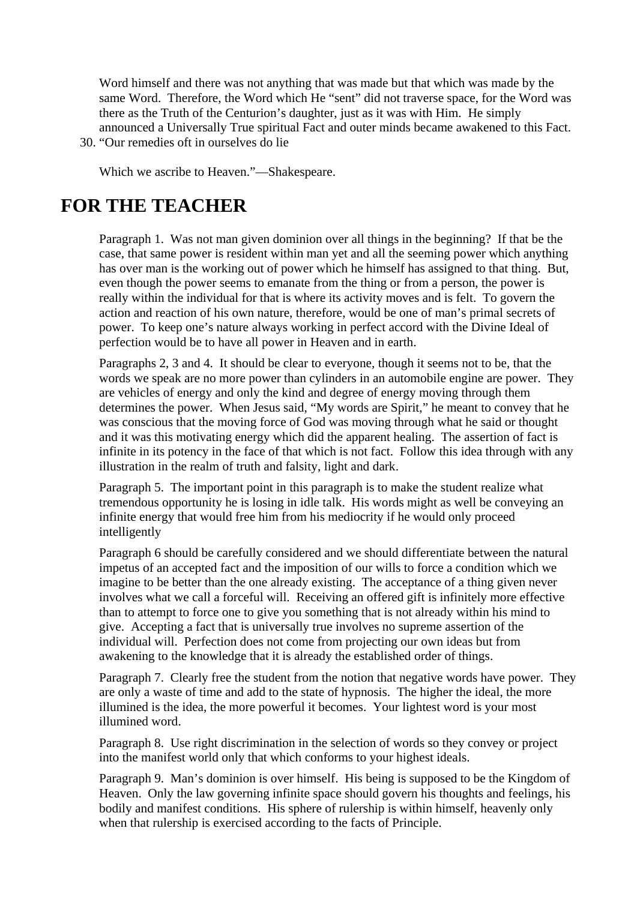Word himself and there was not anything that was made but that which was made by the same Word. Therefore, the Word which He "sent" did not traverse space, for the Word was there as the Truth of the Centurion's daughter, just as it was with Him. He simply announced a Universally True spiritual Fact and outer minds became awakened to this Fact.

30. "Our remedies oft in ourselves do lie

    Which we ascribe to Heaven."—Shakespeare.

# FOR THE TEACHER

Paragraph 1. Was not man given dominion over all things in the beginning? If that be the case, that same power is resident within man yet and all the seeming power which anything has over man is the working out of power which he himself has assigned to that thing. But, even though the power seems to emanate from the thing or from a person, the power is really within the individual for that is where its activity moves and is felt. To govern the action and reaction of his own nature, therefore, would be one of man's primal secrets of power. To keep one's nature always working in perfect accord with the Divine Ideal of perfection would be to have all power in Heaven and in earth.

Paragraphs 2, 3 and 4. It should be clear to everyone, though it seems not to be, that the words we speak are no more power than cylinders in an automobile engine are power. They are vehicles of energy and only the kind and degree of energy moving through them determines the power. When Jesus said, "My words are Spirit," he meant to convey that he was conscious that the moving force of God was moving through what he said or thought and it was this motivating energy which did the apparent healing. The assertion of fact is infinite in its potency in the face of that which is not fact. Follow this idea through with any illustration in the realm of truth and falsity, light and dark.

Paragraph 5. The important point in this paragraph is to make the student realize what tremendous opportunity he is losing in idle talk. His words might as well be conveying an infinite energy that would free him from his mediocrity if he would only proceed intelligently

Paragraph 6 should be carefully considered and we should differentiate between the natural impetus of an accepted fact and the imposition of our wills to force a condition which we imagine to be better than the one already existing. The acceptance of a thing given never involves what we call a forceful will. Receiving an offered gift is infinitely more effective than to attempt to force one to give you something that is not already within his mind to give. Accepting a fact that is universally true involves no supreme assertion of the individual will. Perfection does not come from projecting our own ideas but from awakening to the knowledge that it is already the established order of things.

Paragraph 7. Clearly free the student from the notion that negative words have power. They are only a waste of time and add to the state of hypnosis. The higher the ideal, the more illumined is the idea, the more powerful it becomes. Your lightest word is your most illumined word.

Paragraph 8. Use right discrimination in the selection of words so they convey or project into the manifest world only that which conforms to your highest ideals.

Paragraph 9. Man's dominion is over himself. His being is supposed to be the Kingdom of Heaven. Only the law governing infinite space should govern his thoughts and feelings, his bodily and manifest conditions. His sphere of rulership is within himself, heavenly only when that rulership is exercised according to the facts of Principle.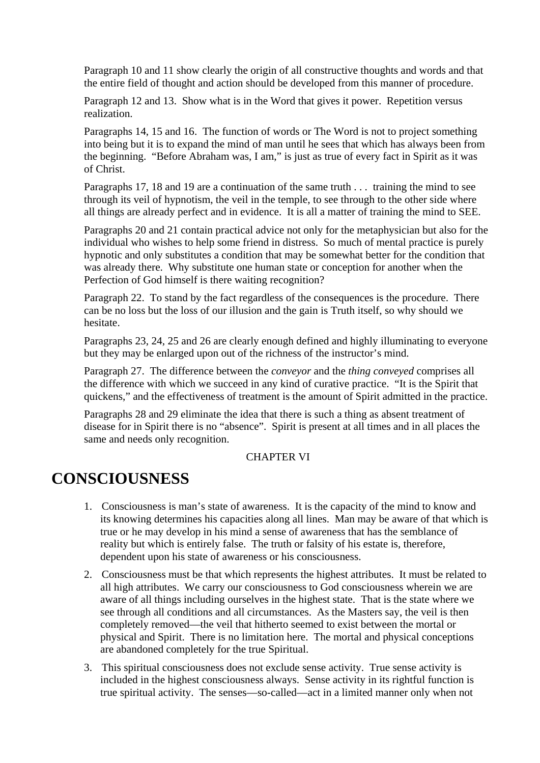Paragraph 10 and 11 show clearly the origin of all constructive thoughts and words and that the entire field of thought and action should be developed from this manner of procedure.

Paragraph 12 and 13. Show what is in the Word that gives it power. Repetition versus realization.

Paragraphs 14, 15 and 16. The function of words or The Word is not to project something into being but it is to expand the mind of man until he sees that which has always been from the beginning. "Before Abraham was, I am," is just as true of every fact in Spirit as it was of Christ.

Paragraphs 17, 18 and 19 are a continuation of the same truth . . . training the mind to see through its veil of hypnotism, the veil in the temple, to see through to the other side where all things are already perfect and in evidence. It is all a matter of training the mind to SEE.

Paragraphs 20 and 21 contain practical advice not only for the metaphysician but also for the individual who wishes to help some friend in distress. So much of mental practice is purely hypnotic and only substitutes a condition that may be somewhat better for the condition that was already there. Why substitute one human state or conception for another when the Perfection of God himself is there waiting recognition?

Paragraph 22. To stand by the fact regardless of the consequences is the procedure. There can be no loss but the loss of our illusion and the gain is Truth itself, so why should we hesitate.

Paragraphs 23, 24, 25 and 26 are clearly enough defined and highly illuminating to everyone but they may be enlarged upon out of the richness of the instructor's mind.

Paragraph 27. The difference between the *conveyor* and the *thing conveyed* comprises all the difference with which we succeed in any kind of curative practice. "It is the Spirit that quickens," and the effectiveness of treatment is the amount of Spirit admitted in the practice.

Paragraphs 28 and 29 eliminate the idea that there is such a thing as absent treatment of disease for in Spirit there is no "absence". Spirit is present at all times and in all places the same and needs only recognition.

CHAPTER VI

# CONSCIOUSNESS

1. Consciousness is man's state of awareness. It is the capacity of the mind to know and its knowing determines his capacities along all lines. Man may be aware of that which is true or he may develop in his mind a sense of awareness that has the semblance of reality but which is entirely false. The truth or falsity of his estate is, therefore, dependent upon his state of awareness or his consciousness.

2. Consciousness must be that which represents the highest attributes. It must be related to all high attributes. We carry our consciousness to God consciousness wherein we are aware of all things including ourselves in the highest state. That is the state where we see through all conditions and all circumstances. As the Masters say, the veil is then completely removed—the veil that hitherto seemed to exist between the mortal or physical and Spirit. There is no limitation here. The mortal and physical conceptions are abandoned completely for the true Spiritual.

3. This spiritual consciousness does not exclude sense activity. True sense activity is included in the highest consciousness always. Sense activity in its rightful function is true spiritual activity. The senses—so-called—act in a limited manner only when not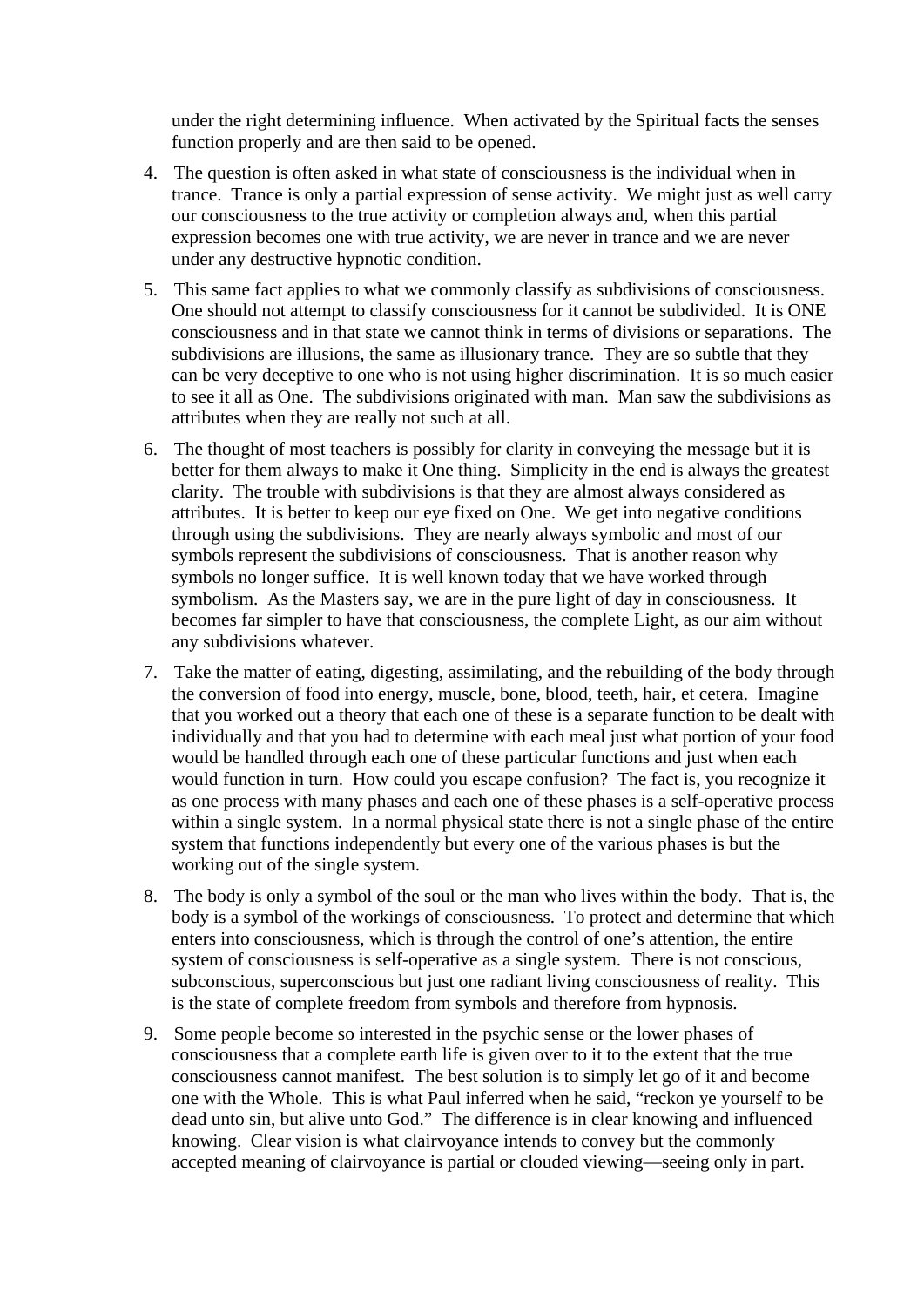under the right determining influence. When activated by the Spiritual facts the senses function properly and are then said to be opened.

4. The question is often asked in what state of consciousness is the individual when in trance. Trance is only a partial expression of sense activity. We might just as well carry our consciousness to the true activity or completion always and, when this partial expression becomes one with true activity, we are never in trance and we are never under any destructive hypnotic condition.

5. This same fact applies to what we commonly classify as subdivisions of consciousness. One should not attempt to classify consciousness for it cannot be subdivided. It is ONE consciousness and in that state we cannot think in terms of divisions or separations. The subdivisions are illusions, the same as illusionary trance. They are so subtle that they can be very deceptive to one who is not using higher discrimination. It is so much easier to see it all as One. The subdivisions originated with man. Man saw the subdivisions as attributes when they are really not such at all.

6. The thought of most teachers is possibly for clarity in conveying the message but it is better for them always to make it One thing. Simplicity in the end is always the greatest clarity. The trouble with subdivisions is that they are almost always considered as attributes. It is better to keep our eye fixed on One. We get into negative conditions through using the subdivisions. They are nearly always symbolic and most of our symbols represent the subdivisions of consciousness. That is another reason why symbols no longer suffice. It is well known today that we have worked through symbolism. As the Masters say, we are in the pure light of day in consciousness. It becomes far simpler to have that consciousness, the complete Light, as our aim without any subdivisions whatever.

7. Take the matter of eating, digesting, assimilating, and the rebuilding of the body through the conversion of food into energy, muscle, bone, blood, teeth, hair, et cetera. Imagine that you worked out a theory that each one of these is a separate function to be dealt with individually and that you had to determine with each meal just what portion of your food would be handled through each one of these particular functions and just when each would function in turn. How could you escape confusion? The fact is, you recognize it as one process with many phases and each one of these phases is a self-operative process within a single system. In a normal physical state there is not a single phase of the entire system that functions independently but every one of the various phases is but the working out of the single system.

8. The body is only a symbol of the soul or the man who lives within the body. That is, the body is a symbol of the workings of consciousness. To protect and determine that which enters into consciousness, which is through the control of one's attention, the entire system of consciousness is self-operative as a single system. There is not conscious, subconscious, superconscious but just one radiant living consciousness of reality. This is the state of complete freedom from symbols and therefore from hypnosis.

9. Some people become so interested in the psychic sense or the lower phases of consciousness that a complete earth life is given over to it to the extent that the true consciousness cannot manifest. The best solution is to simply let go of it and become one with the Whole. This is what Paul inferred when he said, "reckon ye yourself to be dead unto sin, but alive unto God." The difference is in clear knowing and influenced knowing. Clear vision is what clairvoyance intends to convey but the commonly accepted meaning of clairvoyance is partial or clouded viewing—seeing only in part.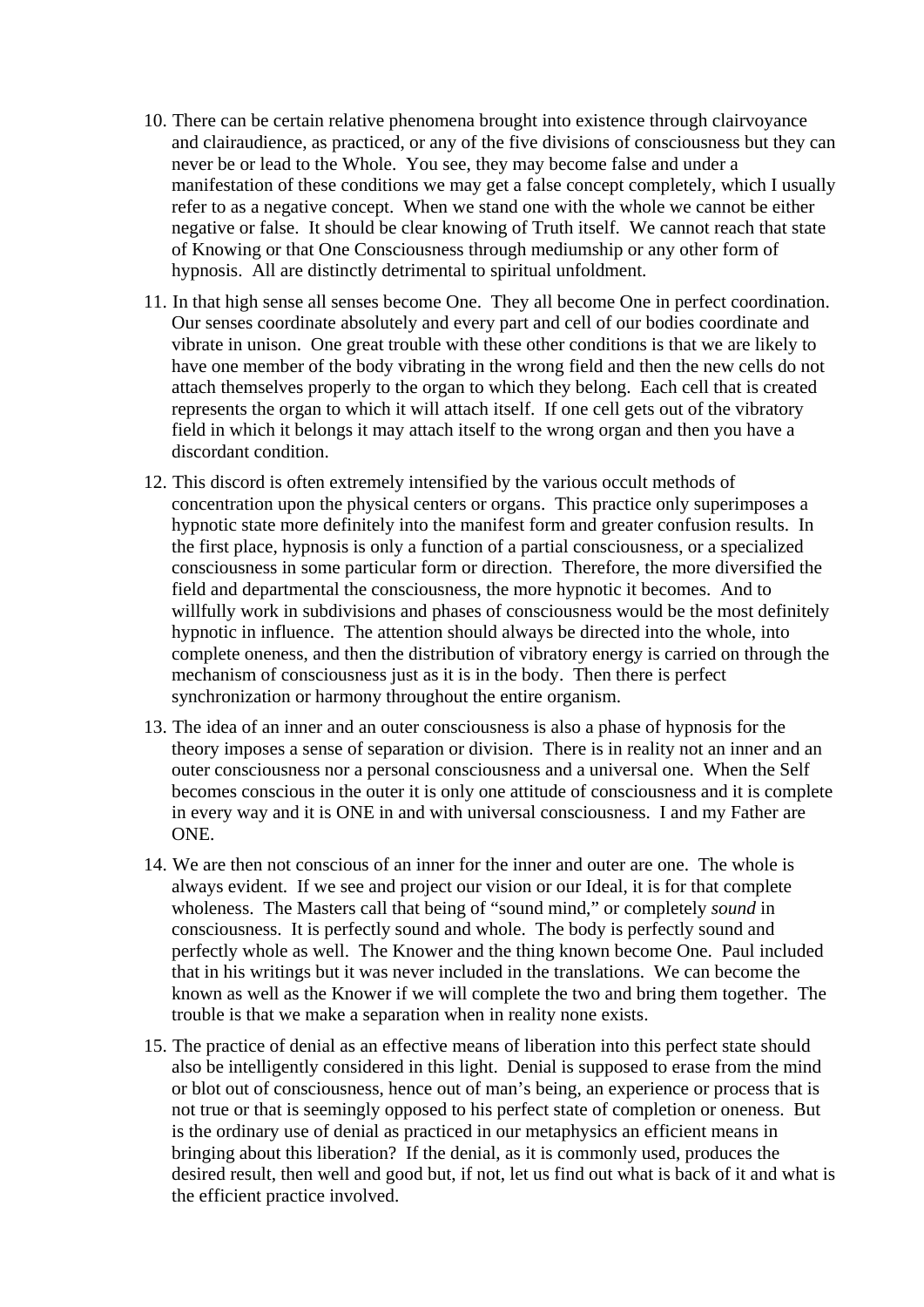10. There can be certain relative phenomena brought into existence through clairvoyance and clairaudience, as practiced, or any of the five divisions of consciousness but they can never be or lead to the Whole. You see, they may become false and under a manifestation of these conditions we may get a false concept completely, which I usually refer to as a negative concept. When we stand one with the whole we cannot be either negative or false. It should be clear knowing of Truth itself. We cannot reach that state of Knowing or that One Consciousness through mediumship or any other form of hypnosis. All are distinctly detrimental to spiritual unfoldment.

11. In that high sense all senses become One. They all become One in perfect coordination. Our senses coordinate absolutely and every part and cell of our bodies coordinate and vibrate in unison. One great trouble with these other conditions is that we are likely to have one member of the body vibrating in the wrong field and then the new cells do not attach themselves properly to the organ to which they belong. Each cell that is created represents the organ to which it will attach itself. If one cell gets out of the vibratory field in which it belongs it may attach itself to the wrong organ and then you have a discordant condition.

12. This discord is often extremely intensified by the various occult methods of concentration upon the physical centers or organs. This practice only superimposes a hypnotic state more definitely into the manifest form and greater confusion results. In the first place, hypnosis is only a function of a partial consciousness, or a specialized consciousness in some particular form or direction. Therefore, the more diversified the field and departmental the consciousness, the more hypnotic it becomes. And to willfully work in subdivisions and phases of consciousness would be the most definitely hypnotic in influence. The attention should always be directed into the whole, into complete oneness, and then the distribution of vibratory energy is carried on through the mechanism of consciousness just as it is in the body. Then there is perfect synchronization or harmony throughout the entire organism.

13. The idea of an inner and an outer consciousness is also a phase of hypnosis for the theory imposes a sense of separation or division. There is in reality not an inner and an outer consciousness nor a personal consciousness and a universal one. When the Self becomes conscious in the outer it is only one attitude of consciousness and it is complete in every way and it is ONE in and with universal consciousness. I and my Father are ONE.

14. We are then not conscious of an inner for the inner and outer are one. The whole is always evident. If we see and project our vision or our Ideal, it is for that complete wholeness. The Masters call that being of "sound mind," or completely *sound* in consciousness. It is perfectly sound and whole. The body is perfectly sound and perfectly whole as well. The Knower and the thing known become One. Paul included that in his writings but it was never included in the translations. We can become the known as well as the Knower if we will complete the two and bring them together. The trouble is that we make a separation when in reality none exists.

15. The practice of denial as an effective means of liberation into this perfect state should also be intelligently considered in this light. Denial is supposed to erase from the mind or blot out of consciousness, hence out of man's being, an experience or process that is not true or that is seemingly opposed to his perfect state of completion or oneness. But is the ordinary use of denial as practiced in our metaphysics an efficient means in bringing about this liberation? If the denial, as it is commonly used, produces the desired result, then well and good but, if not, let us find out what is back of it and what is the efficient practice involved.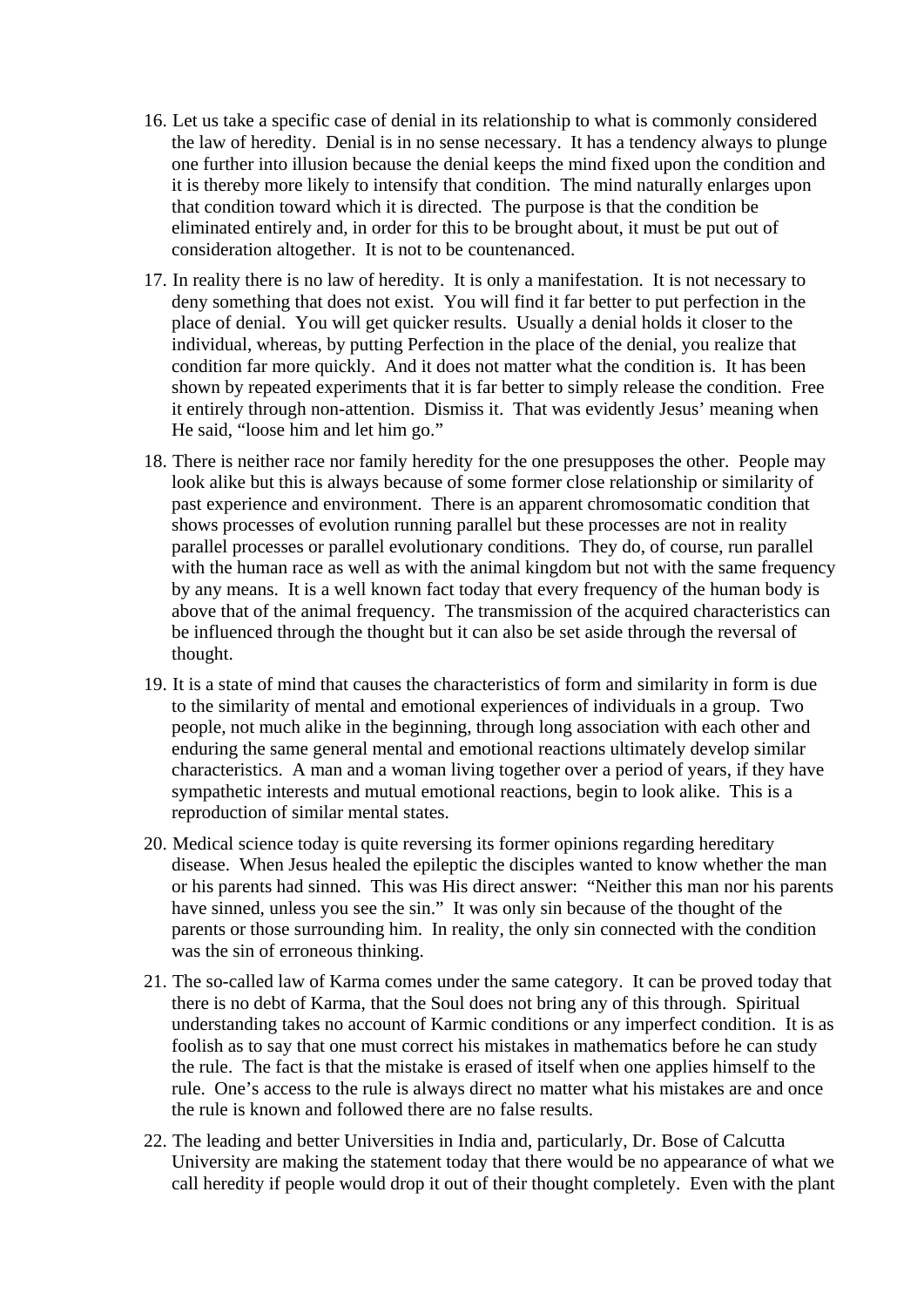16. Let us take a specific case of denial in its relationship to what is commonly considered the law of heredity.  Denial is in no sense necessary.  It has a tendency always to plunge one further into illusion because the denial keeps the mind fixed upon the condition and it is thereby more likely to intensify that condition.  The mind naturally enlarges upon that condition toward which it is directed.  The purpose is that the condition be eliminated entirely and, in order for this to be brought about, it must be put out of consideration altogether.  It is not to be countenanced.

17. In reality there is no law of heredity.  It is only a manifestation.  It is not necessary to deny something that does not exist.  You will find it far better to put perfection in the place of denial.  You will get quicker results.  Usually a denial holds it closer to the individual, whereas, by putting Perfection in the place of the denial, you realize that condition far more quickly.  And it does not matter what the condition is.  It has been shown by repeated experiments that it is far better to simply release the condition.  Free it entirely through non-attention.  Dismiss it.  That was evidently Jesus' meaning when He said, "loose him and let him go."

18. There is neither race nor family heredity for the one presupposes the other.  People may look alike but this is always because of some former close relationship or similarity of past experience and environment.  There is an apparent chromosomatic condition that shows processes of evolution running parallel but these processes are not in reality parallel processes or parallel evolutionary conditions.  They do, of course, run parallel with the human race as well as with the animal kingdom but not with the same frequency by any means.  It is a well known fact today that every frequency of the human body is above that of the animal frequency.  The transmission of the acquired characteristics can be influenced through the thought but it can also be set aside through the reversal of thought.

19. It is a state of mind that causes the characteristics of form and similarity in form is due to the similarity of mental and emotional experiences of individuals in a group.  Two people, not much alike in the beginning, through long association with each other and enduring the same general mental and emotional reactions ultimately develop similar characteristics.  A man and a woman living together over a period of years, if they have sympathetic interests and mutual emotional reactions, begin to look alike.  This is a reproduction of similar mental states.

20. Medical science today is quite reversing its former opinions regarding hereditary disease.  When Jesus healed the epileptic the disciples wanted to know whether the man or his parents had sinned.  This was His direct answer:  "Neither this man nor his parents have sinned, unless you see the sin."  It was only sin because of the thought of the parents or those surrounding him.  In reality, the only sin connected with the condition was the sin of erroneous thinking.

21. The so-called law of Karma comes under the same category.  It can be proved today that there is no debt of Karma, that the Soul does not bring any of this through.  Spiritual understanding takes no account of Karmic conditions or any imperfect condition.  It is as foolish as to say that one must correct his mistakes in mathematics before he can study the rule.  The fact is that the mistake is erased of itself when one applies himself to the rule.  One's access to the rule is always direct no matter what his mistakes are and once the rule is known and followed there are no false results.

22. The leading and better Universities in India and, particularly, Dr. Bose of Calcutta University are making the statement today that there would be no appearance of what we call heredity if people would drop it out of their thought completely.  Even with the plant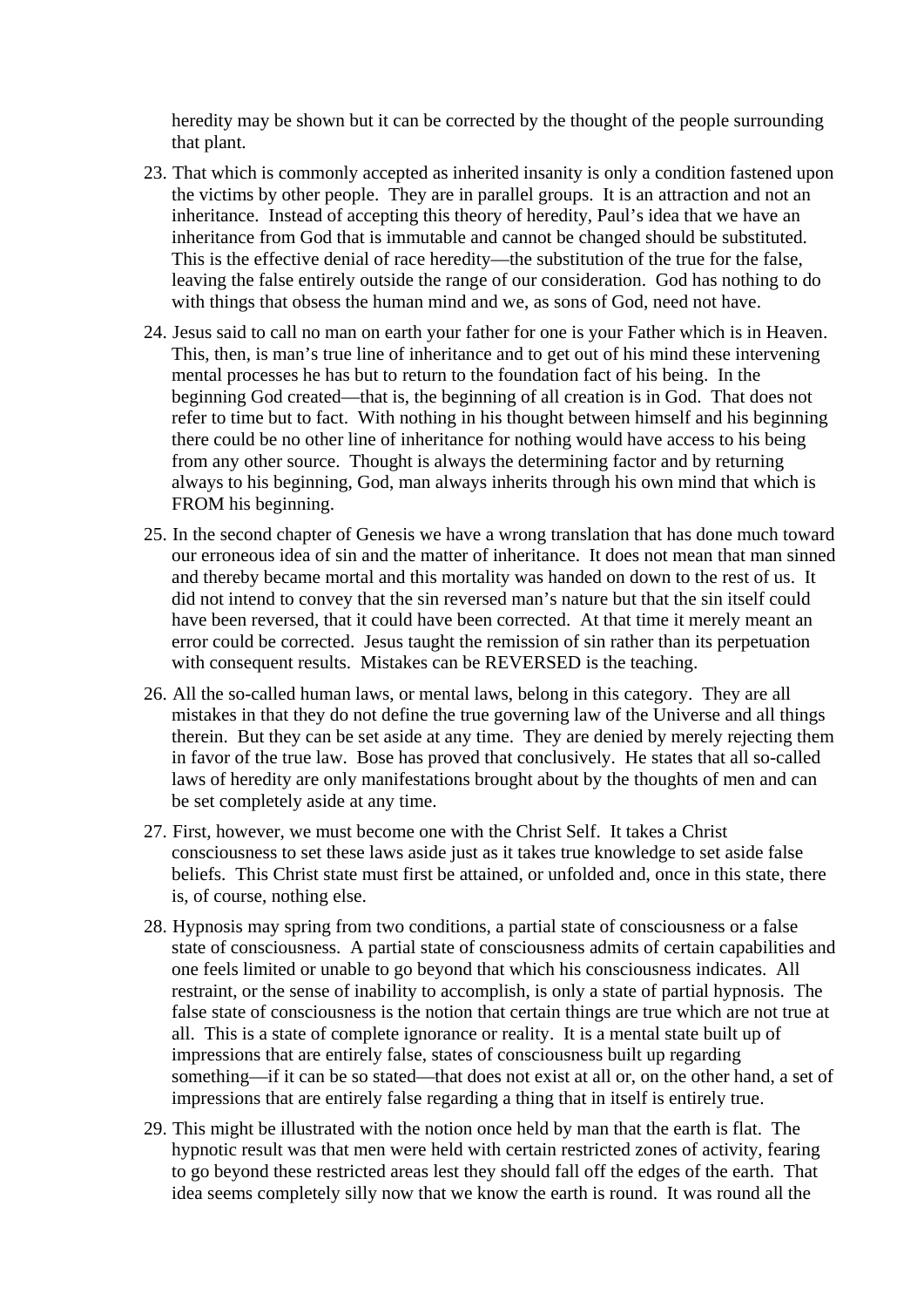heredity may be shown but it can be corrected by the thought of the people surrounding that plant.

23. That which is commonly accepted as inherited insanity is only a condition fastened upon the victims by other people. They are in parallel groups. It is an attraction and not an inheritance. Instead of accepting this theory of heredity, Paul's idea that we have an inheritance from God that is immutable and cannot be changed should be substituted. This is the effective denial of race heredity—the substitution of the true for the false, leaving the false entirely outside the range of our consideration. God has nothing to do with things that obsess the human mind and we, as sons of God, need not have.

24. Jesus said to call no man on earth your father for one is your Father which is in Heaven. This, then, is man's true line of inheritance and to get out of his mind these intervening mental processes he has but to return to the foundation fact of his being. In the beginning God created—that is, the beginning of all creation is in God. That does not refer to time but to fact. With nothing in his thought between himself and his beginning there could be no other line of inheritance for nothing would have access to his being from any other source. Thought is always the determining factor and by returning always to his beginning, God, man always inherits through his own mind that which is FROM his beginning.

25. In the second chapter of Genesis we have a wrong translation that has done much toward our erroneous idea of sin and the matter of inheritance. It does not mean that man sinned and thereby became mortal and this mortality was handed on down to the rest of us. It did not intend to convey that the sin reversed man's nature but that the sin itself could have been reversed, that it could have been corrected. At that time it merely meant an error could be corrected. Jesus taught the remission of sin rather than its perpetuation with consequent results. Mistakes can be REVERSED is the teaching.

26. All the so-called human laws, or mental laws, belong in this category. They are all mistakes in that they do not define the true governing law of the Universe and all things therein. But they can be set aside at any time. They are denied by merely rejecting them in favor of the true law. Bose has proved that conclusively. He states that all so-called laws of heredity are only manifestations brought about by the thoughts of men and can be set completely aside at any time.

27. First, however, we must become one with the Christ Self. It takes a Christ consciousness to set these laws aside just as it takes true knowledge to set aside false beliefs. This Christ state must first be attained, or unfolded and, once in this state, there is, of course, nothing else.

28. Hypnosis may spring from two conditions, a partial state of consciousness or a false state of consciousness. A partial state of consciousness admits of certain capabilities and one feels limited or unable to go beyond that which his consciousness indicates. All restraint, or the sense of inability to accomplish, is only a state of partial hypnosis. The false state of consciousness is the notion that certain things are true which are not true at all. This is a state of complete ignorance or reality. It is a mental state built up of impressions that are entirely false, states of consciousness built up regarding something—if it can be so stated—that does not exist at all or, on the other hand, a set of impressions that are entirely false regarding a thing that in itself is entirely true.

29. This might be illustrated with the notion once held by man that the earth is flat. The hypnotic result was that men were held with certain restricted zones of activity, fearing to go beyond these restricted areas lest they should fall off the edges of the earth. That idea seems completely silly now that we know the earth is round. It was round all the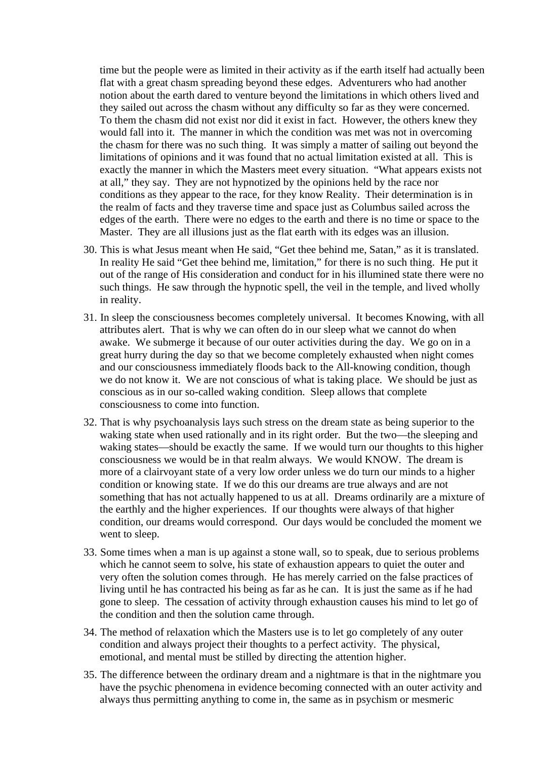time but the people were as limited in their activity as if the earth itself had actually been flat with a great chasm spreading beyond these edges. Adventurers who had another notion about the earth dared to venture beyond the limitations in which others lived and they sailed out across the chasm without any difficulty so far as they were concerned. To them the chasm did not exist nor did it exist in fact. However, the others knew they would fall into it. The manner in which the condition was met was not in overcoming the chasm for there was no such thing. It was simply a matter of sailing out beyond the limitations of opinions and it was found that no actual limitation existed at all. This is exactly the manner in which the Masters meet every situation. "What appears exists not at all," they say. They are not hypnotized by the opinions held by the race nor conditions as they appear to the race, for they know Reality. Their determination is in the realm of facts and they traverse time and space just as Columbus sailed across the edges of the earth. There were no edges to the earth and there is no time or space to the Master. They are all illusions just as the flat earth with its edges was an illusion.

30. This is what Jesus meant when He said, "Get thee behind me, Satan," as it is translated. In reality He said "Get thee behind me, limitation," for there is no such thing. He put it out of the range of His consideration and conduct for in his illumined state there were no such things. He saw through the hypnotic spell, the veil in the temple, and lived wholly in reality.

31. In sleep the consciousness becomes completely universal. It becomes Knowing, with all attributes alert. That is why we can often do in our sleep what we cannot do when awake. We submerge it because of our outer activities during the day. We go on in a great hurry during the day so that we become completely exhausted when night comes and our consciousness immediately floods back to the All-knowing condition, though we do not know it. We are not conscious of what is taking place. We should be just as conscious as in our so-called waking condition. Sleep allows that complete consciousness to come into function.

32. That is why psychoanalysis lays such stress on the dream state as being superior to the waking state when used rationally and in its right order. But the two—the sleeping and waking states—should be exactly the same. If we would turn our thoughts to this higher consciousness we would be in that realm always. We would KNOW. The dream is more of a clairvoyant state of a very low order unless we do turn our minds to a higher condition or knowing state. If we do this our dreams are true always and are not something that has not actually happened to us at all. Dreams ordinarily are a mixture of the earthly and the higher experiences. If our thoughts were always of that higher condition, our dreams would correspond. Our days would be concluded the moment we went to sleep.

33. Some times when a man is up against a stone wall, so to speak, due to serious problems which he cannot seem to solve, his state of exhaustion appears to quiet the outer and very often the solution comes through. He has merely carried on the false practices of living until he has contracted his being as far as he can. It is just the same as if he had gone to sleep. The cessation of activity through exhaustion causes his mind to let go of the condition and then the solution came through.

34. The method of relaxation which the Masters use is to let go completely of any outer condition and always project their thoughts to a perfect activity. The physical, emotional, and mental must be stilled by directing the attention higher.

35. The difference between the ordinary dream and a nightmare is that in the nightmare you have the psychic phenomena in evidence becoming connected with an outer activity and always thus permitting anything to come in, the same as in psychism or mesmeric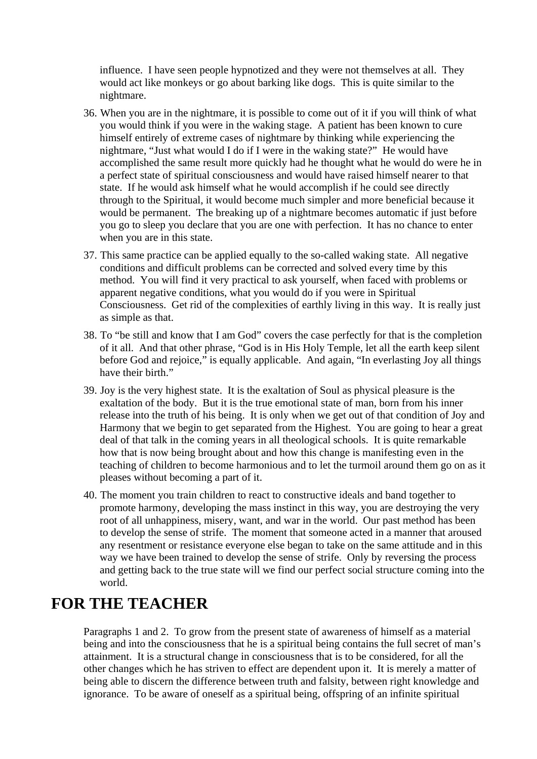influence. I have seen people hypnotized and they were not themselves at all. They would act like monkeys or go about barking like dogs. This is quite similar to the nightmare.

36. When you are in the nightmare, it is possible to come out of it if you will think of what you would think if you were in the waking stage. A patient has been known to cure himself entirely of extreme cases of nightmare by thinking while experiencing the nightmare, "Just what would I do if I were in the waking state?" He would have accomplished the same result more quickly had he thought what he would do were he in a perfect state of spiritual consciousness and would have raised himself nearer to that state. If he would ask himself what he would accomplish if he could see directly through to the Spiritual, it would become much simpler and more beneficial because it would be permanent. The breaking up of a nightmare becomes automatic if just before you go to sleep you declare that you are one with perfection. It has no chance to enter when you are in this state.

37. This same practice can be applied equally to the so-called waking state. All negative conditions and difficult problems can be corrected and solved every time by this method. You will find it very practical to ask yourself, when faced with problems or apparent negative conditions, what you would do if you were in Spiritual Consciousness. Get rid of the complexities of earthly living in this way. It is really just as simple as that.

38. To "be still and know that I am God" covers the case perfectly for that is the completion of it all. And that other phrase, "God is in His Holy Temple, let all the earth keep silent before God and rejoice," is equally applicable. And again, "In everlasting Joy all things have their birth."

39. Joy is the very highest state. It is the exaltation of Soul as physical pleasure is the exaltation of the body. But it is the true emotional state of man, born from his inner release into the truth of his being. It is only when we get out of that condition of Joy and Harmony that we begin to get separated from the Highest. You are going to hear a great deal of that talk in the coming years in all theological schools. It is quite remarkable how that is now being brought about and how this change is manifesting even in the teaching of children to become harmonious and to let the turmoil around them go on as it pleases without becoming a part of it.

40. The moment you train children to react to constructive ideals and band together to promote harmony, developing the mass instinct in this way, you are destroying the very root of all unhappiness, misery, want, and war in the world. Our past method has been to develop the sense of strife. The moment that someone acted in a manner that aroused any resentment or resistance everyone else began to take on the same attitude and in this way we have been trained to develop the sense of strife. Only by reversing the process and getting back to the true state will we find our perfect social structure coming into the world.

## FOR THE TEACHER

Paragraphs 1 and 2. To grow from the present state of awareness of himself as a material being and into the consciousness that he is a spiritual being contains the full secret of man's attainment. It is a structural change in consciousness that is to be considered, for all the other changes which he has striven to effect are dependent upon it. It is merely a matter of being able to discern the difference between truth and falsity, between right knowledge and ignorance. To be aware of oneself as a spiritual being, offspring of an infinite spiritual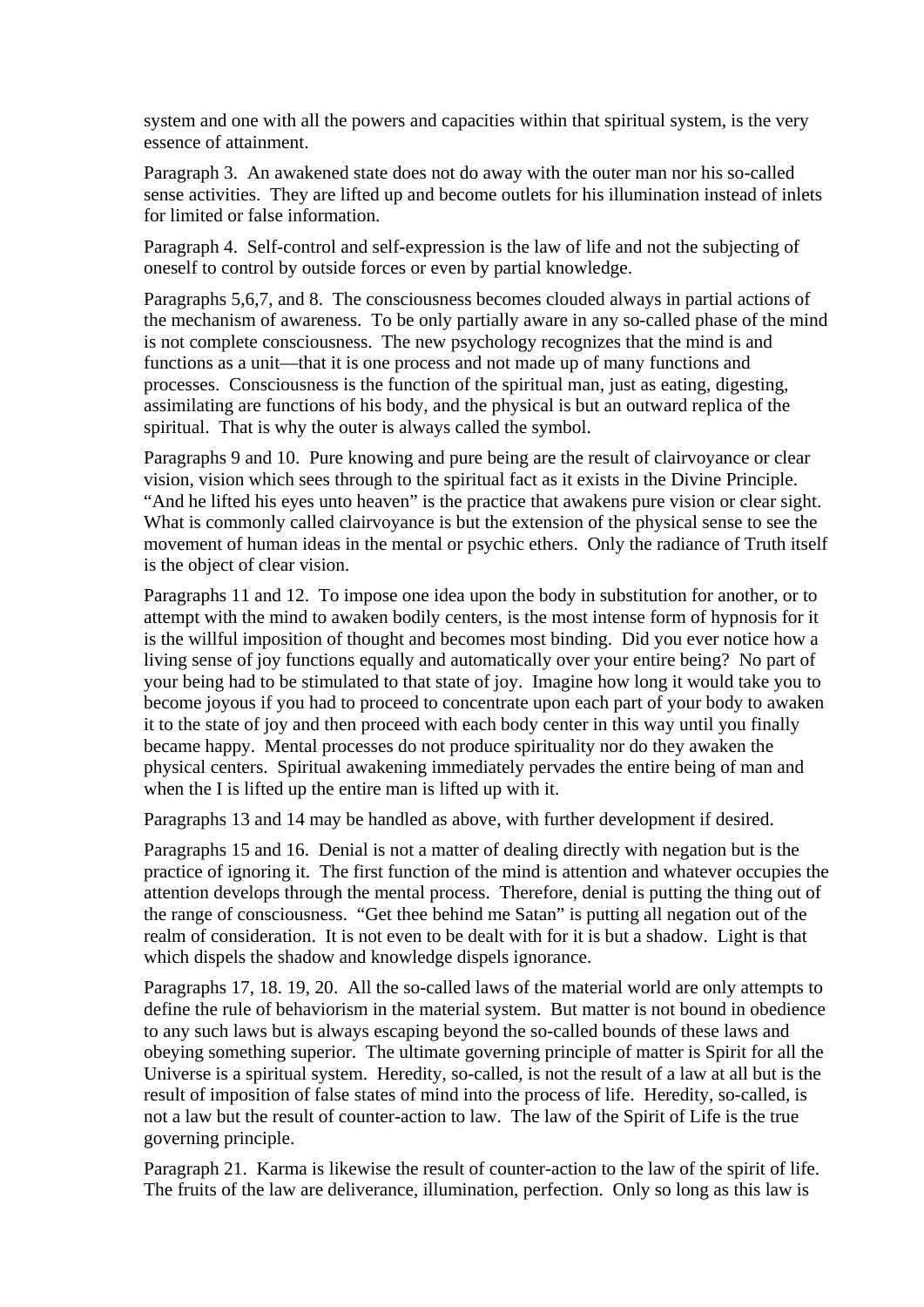system and one with all the powers and capacities within that spiritual system, is the very essence of attainment.

Paragraph 3. An awakened state does not do away with the outer man nor his so-called sense activities. They are lifted up and become outlets for his illumination instead of inlets for limited or false information.

Paragraph 4. Self-control and self-expression is the law of life and not the subjecting of oneself to control by outside forces or even by partial knowledge.

Paragraphs 5,6,7, and 8. The consciousness becomes clouded always in partial actions of the mechanism of awareness. To be only partially aware in any so-called phase of the mind is not complete consciousness. The new psychology recognizes that the mind is and functions as a unit—that it is one process and not made up of many functions and processes. Consciousness is the function of the spiritual man, just as eating, digesting, assimilating are functions of his body, and the physical is but an outward replica of the spiritual. That is why the outer is always called the symbol.

Paragraphs 9 and 10. Pure knowing and pure being are the result of clairvoyance or clear vision, vision which sees through to the spiritual fact as it exists in the Divine Principle. "And he lifted his eyes unto heaven" is the practice that awakens pure vision or clear sight. What is commonly called clairvoyance is but the extension of the physical sense to see the movement of human ideas in the mental or psychic ethers. Only the radiance of Truth itself is the object of clear vision.

Paragraphs 11 and 12. To impose one idea upon the body in substitution for another, or to attempt with the mind to awaken bodily centers, is the most intense form of hypnosis for it is the willful imposition of thought and becomes most binding. Did you ever notice how a living sense of joy functions equally and automatically over your entire being? No part of your being had to be stimulated to that state of joy. Imagine how long it would take you to become joyous if you had to proceed to concentrate upon each part of your body to awaken it to the state of joy and then proceed with each body center in this way until you finally became happy. Mental processes do not produce spirituality nor do they awaken the physical centers. Spiritual awakening immediately pervades the entire being of man and when the I is lifted up the entire man is lifted up with it.

Paragraphs 13 and 14 may be handled as above, with further development if desired.

Paragraphs 15 and 16. Denial is not a matter of dealing directly with negation but is the practice of ignoring it. The first function of the mind is attention and whatever occupies the attention develops through the mental process. Therefore, denial is putting the thing out of the range of consciousness. "Get thee behind me Satan" is putting all negation out of the realm of consideration. It is not even to be dealt with for it is but a shadow. Light is that which dispels the shadow and knowledge dispels ignorance.

Paragraphs 17, 18. 19, 20. All the so-called laws of the material world are only attempts to define the rule of behaviorism in the material system. But matter is not bound in obedience to any such laws but is always escaping beyond the so-called bounds of these laws and obeying something superior. The ultimate governing principle of matter is Spirit for all the Universe is a spiritual system. Heredity, so-called, is not the result of a law at all but is the result of imposition of false states of mind into the process of life. Heredity, so-called, is not a law but the result of counter-action to law. The law of the Spirit of Life is the true governing principle.

Paragraph 21. Karma is likewise the result of counter-action to the law of the spirit of life. The fruits of the law are deliverance, illumination, perfection. Only so long as this law is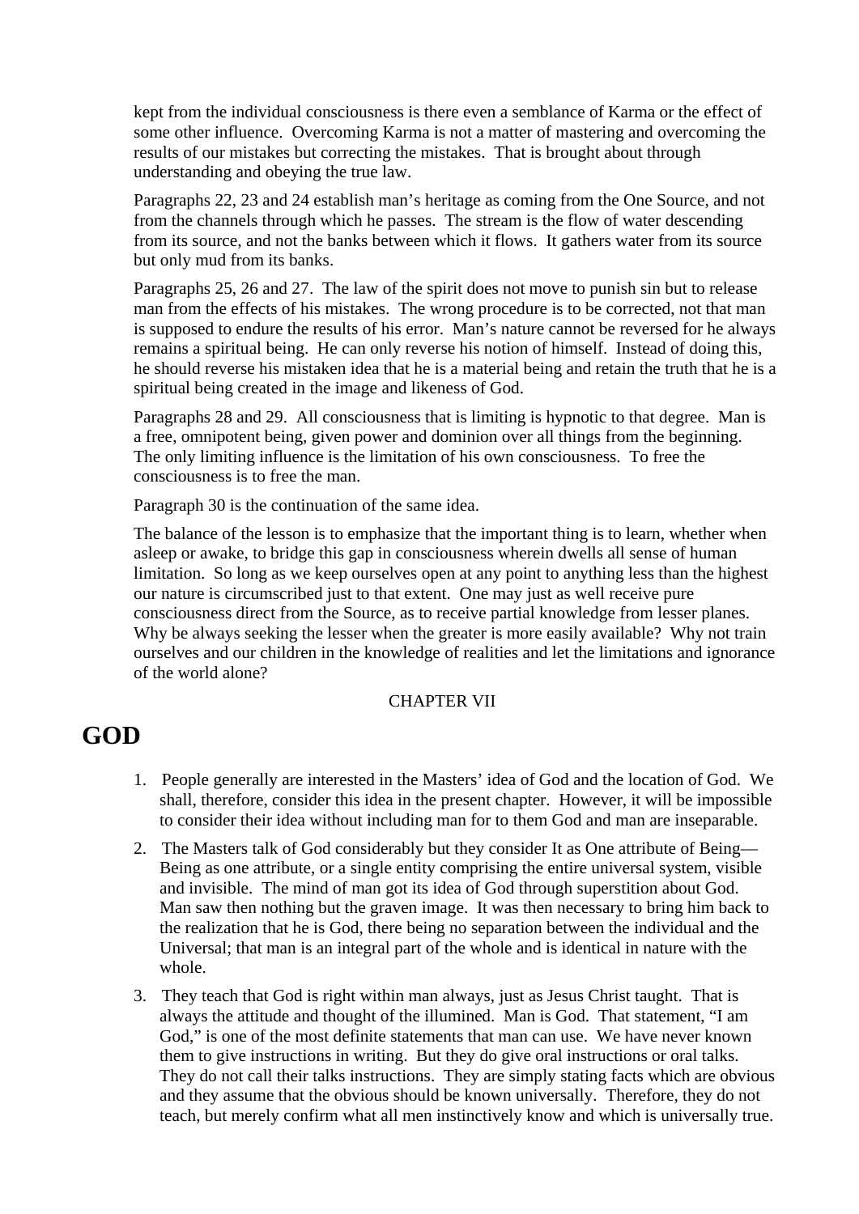kept from the individual consciousness is there even a semblance of Karma or the effect of some other influence. Overcoming Karma is not a matter of mastering and overcoming the results of our mistakes but correcting the mistakes. That is brought about through understanding and obeying the true law.

Paragraphs 22, 23 and 24 establish man's heritage as coming from the One Source, and not from the channels through which he passes. The stream is the flow of water descending from its source, and not the banks between which it flows. It gathers water from its source but only mud from its banks.

Paragraphs 25, 26 and 27. The law of the spirit does not move to punish sin but to release man from the effects of his mistakes. The wrong procedure is to be corrected, not that man is supposed to endure the results of his error. Man's nature cannot be reversed for he always remains a spiritual being. He can only reverse his notion of himself. Instead of doing this, he should reverse his mistaken idea that he is a material being and retain the truth that he is a spiritual being created in the image and likeness of God.

Paragraphs 28 and 29. All consciousness that is limiting is hypnotic to that degree. Man is a free, omnipotent being, given power and dominion over all things from the beginning. The only limiting influence is the limitation of his own consciousness. To free the consciousness is to free the man.

Paragraph 30 is the continuation of the same idea.

The balance of the lesson is to emphasize that the important thing is to learn, whether when asleep or awake, to bridge this gap in consciousness wherein dwells all sense of human limitation. So long as we keep ourselves open at any point to anything less than the highest our nature is circumscribed just to that extent. One may just as well receive pure consciousness direct from the Source, as to receive partial knowledge from lesser planes. Why be always seeking the lesser when the greater is more easily available? Why not train ourselves and our children in the knowledge of realities and let the limitations and ignorance of the world alone?

CHAPTER VII

# GOD

1. People generally are interested in the Masters' idea of God and the location of God. We shall, therefore, consider this idea in the present chapter. However, it will be impossible to consider their idea without including man for to them God and man are inseparable.
2. The Masters talk of God considerably but they consider It as One attribute of Being—Being as one attribute, or a single entity comprising the entire universal system, visible and invisible. The mind of man got its idea of God through superstition about God. Man saw then nothing but the graven image. It was then necessary to bring him back to the realization that he is God, there being no separation between the individual and the Universal; that man is an integral part of the whole and is identical in nature with the whole.
3. They teach that God is right within man always, just as Jesus Christ taught. That is always the attitude and thought of the illumined. Man is God. That statement, "I am God," is one of the most definite statements that man can use. We have never known them to give instructions in writing. But they do give oral instructions or oral talks. They do not call their talks instructions. They are simply stating facts which are obvious and they assume that the obvious should be known universally. Therefore, they do not teach, but merely confirm what all men instinctively know and which is universally true.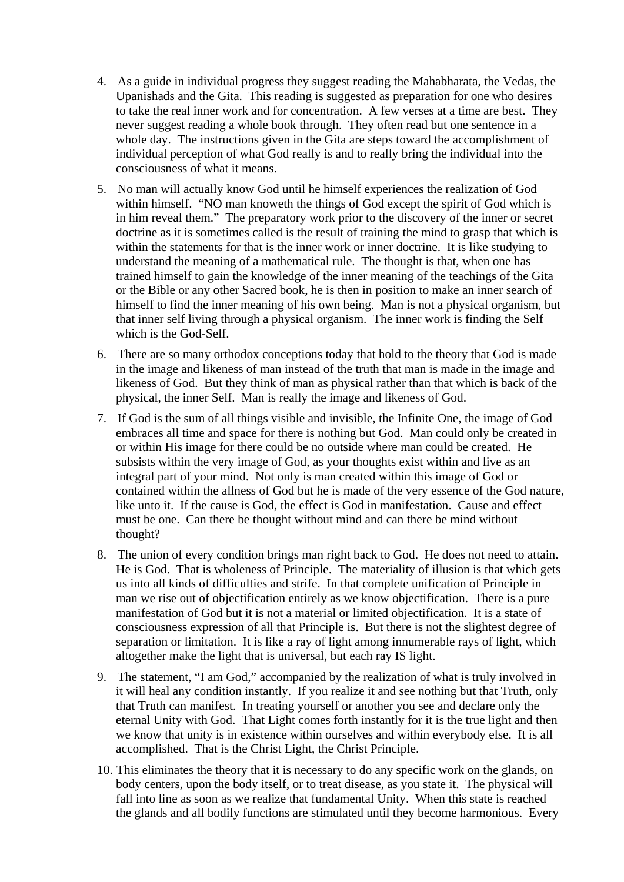4. As a guide in individual progress they suggest reading the Mahabharata, the Vedas, the Upanishads and the Gita. This reading is suggested as preparation for one who desires to take the real inner work and for concentration. A few verses at a time are best. They never suggest reading a whole book through. They often read but one sentence in a whole day. The instructions given in the Gita are steps toward the accomplishment of individual perception of what God really is and to really bring the individual into the consciousness of what it means.

5. No man will actually know God until he himself experiences the realization of God within himself. "NO man knoweth the things of God except the spirit of God which is in him reveal them." The preparatory work prior to the discovery of the inner or secret doctrine as it is sometimes called is the result of training the mind to grasp that which is within the statements for that is the inner work or inner doctrine. It is like studying to understand the meaning of a mathematical rule. The thought is that, when one has trained himself to gain the knowledge of the inner meaning of the teachings of the Gita or the Bible or any other Sacred book, he is then in position to make an inner search of himself to find the inner meaning of his own being. Man is not a physical organism, but that inner self living through a physical organism. The inner work is finding the Self which is the God-Self.

6. There are so many orthodox conceptions today that hold to the theory that God is made in the image and likeness of man instead of the truth that man is made in the image and likeness of God. But they think of man as physical rather than that which is back of the physical, the inner Self. Man is really the image and likeness of God.

7. If God is the sum of all things visible and invisible, the Infinite One, the image of God embraces all time and space for there is nothing but God. Man could only be created in or within His image for there could be no outside where man could be created. He subsists within the very image of God, as your thoughts exist within and live as an integral part of your mind. Not only is man created within this image of God or contained within the allness of God but he is made of the very essence of the God nature, like unto it. If the cause is God, the effect is God in manifestation. Cause and effect must be one. Can there be thought without mind and can there be mind without thought?

8. The union of every condition brings man right back to God. He does not need to attain. He is God. That is wholeness of Principle. The materiality of illusion is that which gets us into all kinds of difficulties and strife. In that complete unification of Principle in man we rise out of objectification entirely as we know objectification. There is a pure manifestation of God but it is not a material or limited objectification. It is a state of consciousness expression of all that Principle is. But there is not the slightest degree of separation or limitation. It is like a ray of light among innumerable rays of light, which altogether make the light that is universal, but each ray IS light.

9. The statement, "I am God," accompanied by the realization of what is truly involved in it will heal any condition instantly. If you realize it and see nothing but that Truth, only that Truth can manifest. In treating yourself or another you see and declare only the eternal Unity with God. That Light comes forth instantly for it is the true light and then we know that unity is in existence within ourselves and within everybody else. It is all accomplished. That is the Christ Light, the Christ Principle.

10. This eliminates the theory that it is necessary to do any specific work on the glands, on body centers, upon the body itself, or to treat disease, as you state it. The physical will fall into line as soon as we realize that fundamental Unity. When this state is reached the glands and all bodily functions are stimulated until they become harmonious. Every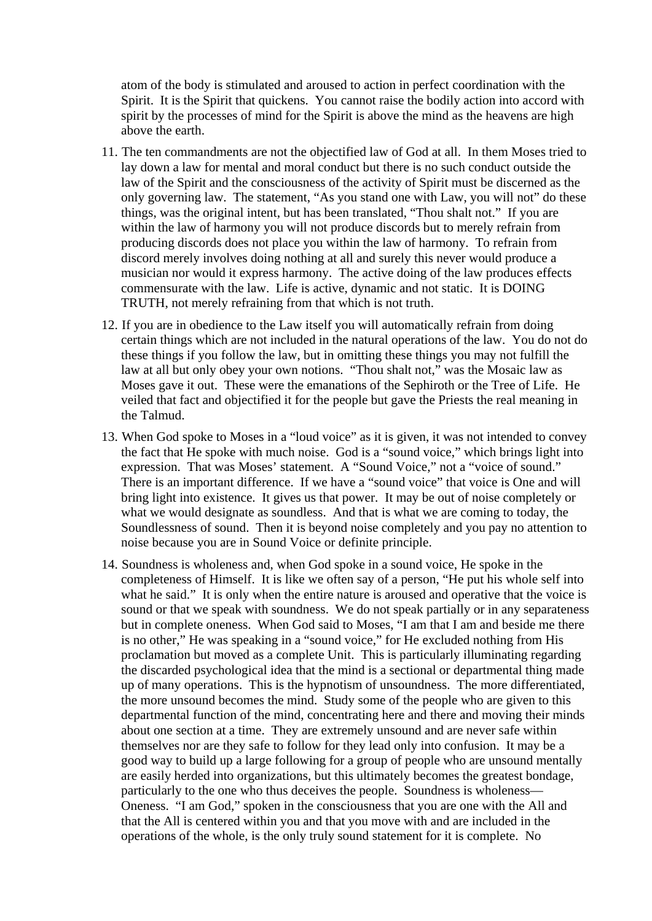atom of the body is stimulated and aroused to action in perfect coordination with the Spirit. It is the Spirit that quickens. You cannot raise the bodily action into accord with spirit by the processes of mind for the Spirit is above the mind as the heavens are high above the earth.

11. The ten commandments are not the objectified law of God at all. In them Moses tried to lay down a law for mental and moral conduct but there is no such conduct outside the law of the Spirit and the consciousness of the activity of Spirit must be discerned as the only governing law. The statement, "As you stand one with Law, you will not" do these things, was the original intent, but has been translated, "Thou shalt not." If you are within the law of harmony you will not produce discords but to merely refrain from producing discords does not place you within the law of harmony. To refrain from discord merely involves doing nothing at all and surely this never would produce a musician nor would it express harmony. The active doing of the law produces effects commensurate with the law. Life is active, dynamic and not static. It is DOING TRUTH, not merely refraining from that which is not truth.

12. If you are in obedience to the Law itself you will automatically refrain from doing certain things which are not included in the natural operations of the law. You do not do these things if you follow the law, but in omitting these things you may not fulfill the law at all but only obey your own notions. "Thou shalt not," was the Mosaic law as Moses gave it out. These were the emanations of the Sephiroth or the Tree of Life. He veiled that fact and objectified it for the people but gave the Priests the real meaning in the Talmud.

13. When God spoke to Moses in a "loud voice" as it is given, it was not intended to convey the fact that He spoke with much noise. God is a "sound voice," which brings light into expression. That was Moses' statement. A "Sound Voice," not a "voice of sound." There is an important difference. If we have a "sound voice" that voice is One and will bring light into existence. It gives us that power. It may be out of noise completely or what we would designate as soundless. And that is what we are coming to today, the Soundlessness of sound. Then it is beyond noise completely and you pay no attention to noise because you are in Sound Voice or definite principle.

14. Soundness is wholeness and, when God spoke in a sound voice, He spoke in the completeness of Himself. It is like we often say of a person, "He put his whole self into what he said." It is only when the entire nature is aroused and operative that the voice is sound or that we speak with soundness. We do not speak partially or in any separateness but in complete oneness. When God said to Moses, "I am that I am and beside me there is no other," He was speaking in a "sound voice," for He excluded nothing from His proclamation but moved as a complete Unit. This is particularly illuminating regarding the discarded psychological idea that the mind is a sectional or departmental thing made up of many operations. This is the hypnotism of unsoundness. The more differentiated, the more unsound becomes the mind. Study some of the people who are given to this departmental function of the mind, concentrating here and there and moving their minds about one section at a time. They are extremely unsound and are never safe within themselves nor are they safe to follow for they lead only into confusion. It may be a good way to build up a large following for a group of people who are unsound mentally are easily herded into organizations, but this ultimately becomes the greatest bondage, particularly to the one who thus deceives the people. Soundness is wholeness—Oneness. "I am God," spoken in the consciousness that you are one with the All and that the All is centered within you and that you move with and are included in the operations of the whole, is the only truly sound statement for it is complete. No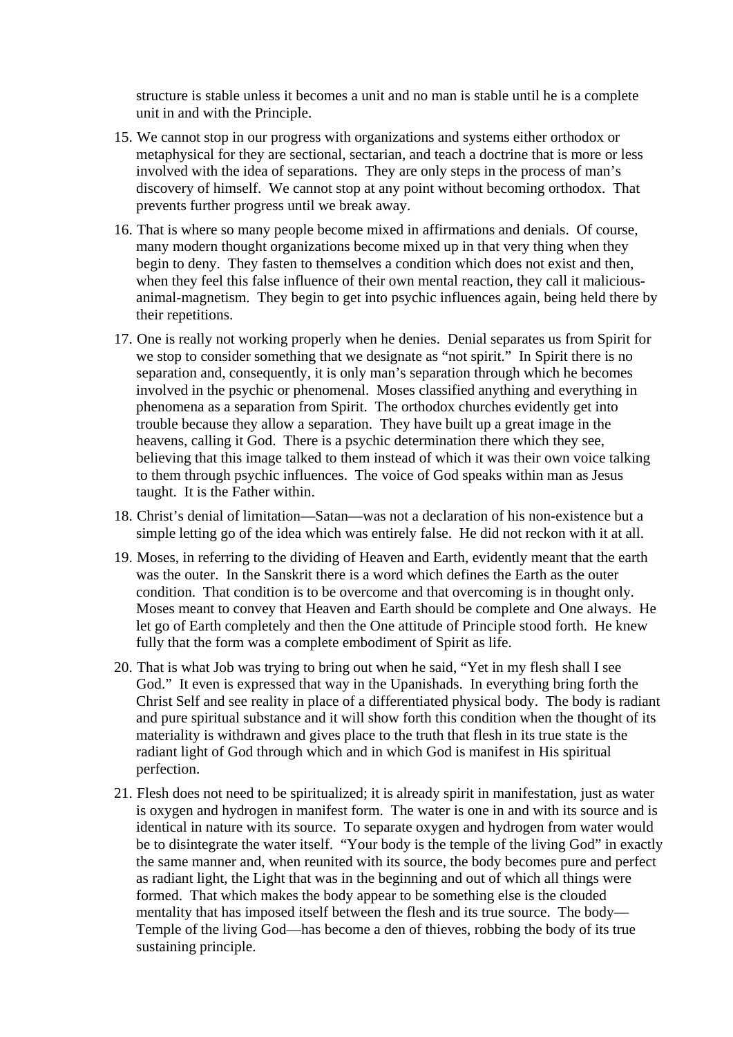structure is stable unless it becomes a unit and no man is stable until he is a complete unit in and with the Principle.

15. We cannot stop in our progress with organizations and systems either orthodox or metaphysical for they are sectional, sectarian, and teach a doctrine that is more or less involved with the idea of separations. They are only steps in the process of man's discovery of himself. We cannot stop at any point without becoming orthodox. That prevents further progress until we break away.

16. That is where so many people become mixed in affirmations and denials. Of course, many modern thought organizations become mixed up in that very thing when they begin to deny. They fasten to themselves a condition which does not exist and then, when they feel this false influence of their own mental reaction, they call it malicious-animal-magnetism. They begin to get into psychic influences again, being held there by their repetitions.

17. One is really not working properly when he denies. Denial separates us from Spirit for we stop to consider something that we designate as "not spirit." In Spirit there is no separation and, consequently, it is only man's separation through which he becomes involved in the psychic or phenomenal. Moses classified anything and everything in phenomena as a separation from Spirit. The orthodox churches evidently get into trouble because they allow a separation. They have built up a great image in the heavens, calling it God. There is a psychic determination there which they see, believing that this image talked to them instead of which it was their own voice talking to them through psychic influences. The voice of God speaks within man as Jesus taught. It is the Father within.

18. Christ's denial of limitation—Satan—was not a declaration of his non-existence but a simple letting go of the idea which was entirely false. He did not reckon with it at all.

19. Moses, in referring to the dividing of Heaven and Earth, evidently meant that the earth was the outer. In the Sanskrit there is a word which defines the Earth as the outer condition. That condition is to be overcome and that overcoming is in thought only. Moses meant to convey that Heaven and Earth should be complete and One always. He let go of Earth completely and then the One attitude of Principle stood forth. He knew fully that the form was a complete embodiment of Spirit as life.

20. That is what Job was trying to bring out when he said, "Yet in my flesh shall I see God." It even is expressed that way in the Upanishads. In everything bring forth the Christ Self and see reality in place of a differentiated physical body. The body is radiant and pure spiritual substance and it will show forth this condition when the thought of its materiality is withdrawn and gives place to the truth that flesh in its true state is the radiant light of God through which and in which God is manifest in His spiritual perfection.

21. Flesh does not need to be spiritualized; it is already spirit in manifestation, just as water is oxygen and hydrogen in manifest form. The water is one in and with its source and is identical in nature with its source. To separate oxygen and hydrogen from water would be to disintegrate the water itself. "Your body is the temple of the living God" in exactly the same manner and, when reunited with its source, the body becomes pure and perfect as radiant light, the Light that was in the beginning and out of which all things were formed. That which makes the body appear to be something else is the clouded mentality that has imposed itself between the flesh and its true source. The body—Temple of the living God—has become a den of thieves, robbing the body of its true sustaining principle.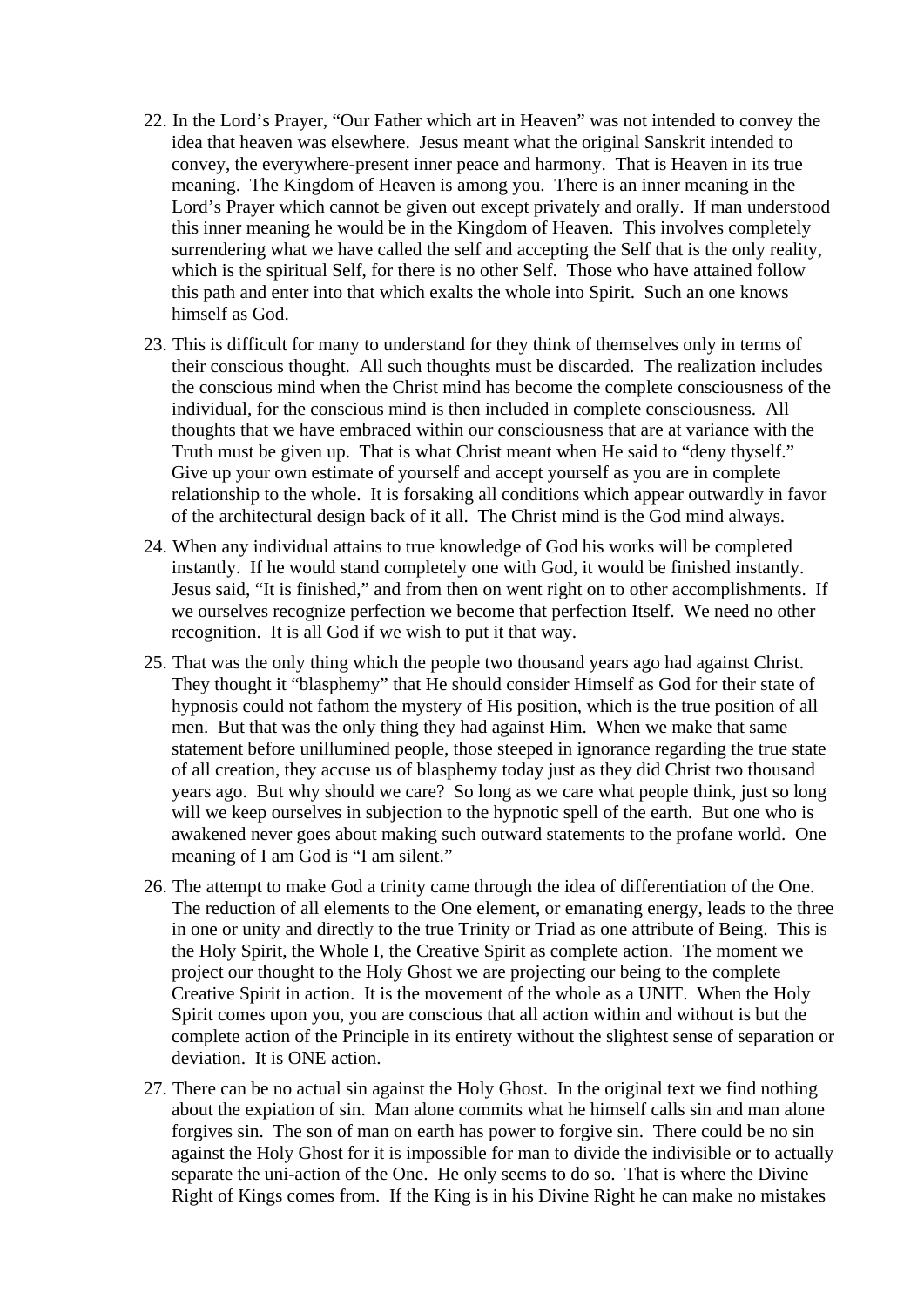22. In the Lord's Prayer, "Our Father which art in Heaven" was not intended to convey the idea that heaven was elsewhere. Jesus meant what the original Sanskrit intended to convey, the everywhere-present inner peace and harmony. That is Heaven in its true meaning. The Kingdom of Heaven is among you. There is an inner meaning in the Lord's Prayer which cannot be given out except privately and orally. If man understood this inner meaning he would be in the Kingdom of Heaven. This involves completely surrendering what we have called the self and accepting the Self that is the only reality, which is the spiritual Self, for there is no other Self. Those who have attained follow this path and enter into that which exalts the whole into Spirit. Such an one knows himself as God.

23. This is difficult for many to understand for they think of themselves only in terms of their conscious thought. All such thoughts must be discarded. The realization includes the conscious mind when the Christ mind has become the complete consciousness of the individual, for the conscious mind is then included in complete consciousness. All thoughts that we have embraced within our consciousness that are at variance with the Truth must be given up. That is what Christ meant when He said to "deny thyself." Give up your own estimate of yourself and accept yourself as you are in complete relationship to the whole. It is forsaking all conditions which appear outwardly in favor of the architectural design back of it all. The Christ mind is the God mind always.

24. When any individual attains to true knowledge of God his works will be completed instantly. If he would stand completely one with God, it would be finished instantly. Jesus said, "It is finished," and from then on went right on to other accomplishments. If we ourselves recognize perfection we become that perfection Itself. We need no other recognition. It is all God if we wish to put it that way.

25. That was the only thing which the people two thousand years ago had against Christ. They thought it "blasphemy" that He should consider Himself as God for their state of hypnosis could not fathom the mystery of His position, which is the true position of all men. But that was the only thing they had against Him. When we make that same statement before unillumined people, those steeped in ignorance regarding the true state of all creation, they accuse us of blasphemy today just as they did Christ two thousand years ago. But why should we care? So long as we care what people think, just so long will we keep ourselves in subjection to the hypnotic spell of the earth. But one who is awakened never goes about making such outward statements to the profane world. One meaning of I am God is "I am silent."

26. The attempt to make God a trinity came through the idea of differentiation of the One. The reduction of all elements to the One element, or emanating energy, leads to the three in one or unity and directly to the true Trinity or Triad as one attribute of Being. This is the Holy Spirit, the Whole I, the Creative Spirit as complete action. The moment we project our thought to the Holy Ghost we are projecting our being to the complete Creative Spirit in action. It is the movement of the whole as a UNIT. When the Holy Spirit comes upon you, you are conscious that all action within and without is but the complete action of the Principle in its entirety without the slightest sense of separation or deviation. It is ONE action.

27. There can be no actual sin against the Holy Ghost. In the original text we find nothing about the expiation of sin. Man alone commits what he himself calls sin and man alone forgives sin. The son of man on earth has power to forgive sin. There could be no sin against the Holy Ghost for it is impossible for man to divide the indivisible or to actually separate the uni-action of the One. He only seems to do so. That is where the Divine Right of Kings comes from. If the King is in his Divine Right he can make no mistakes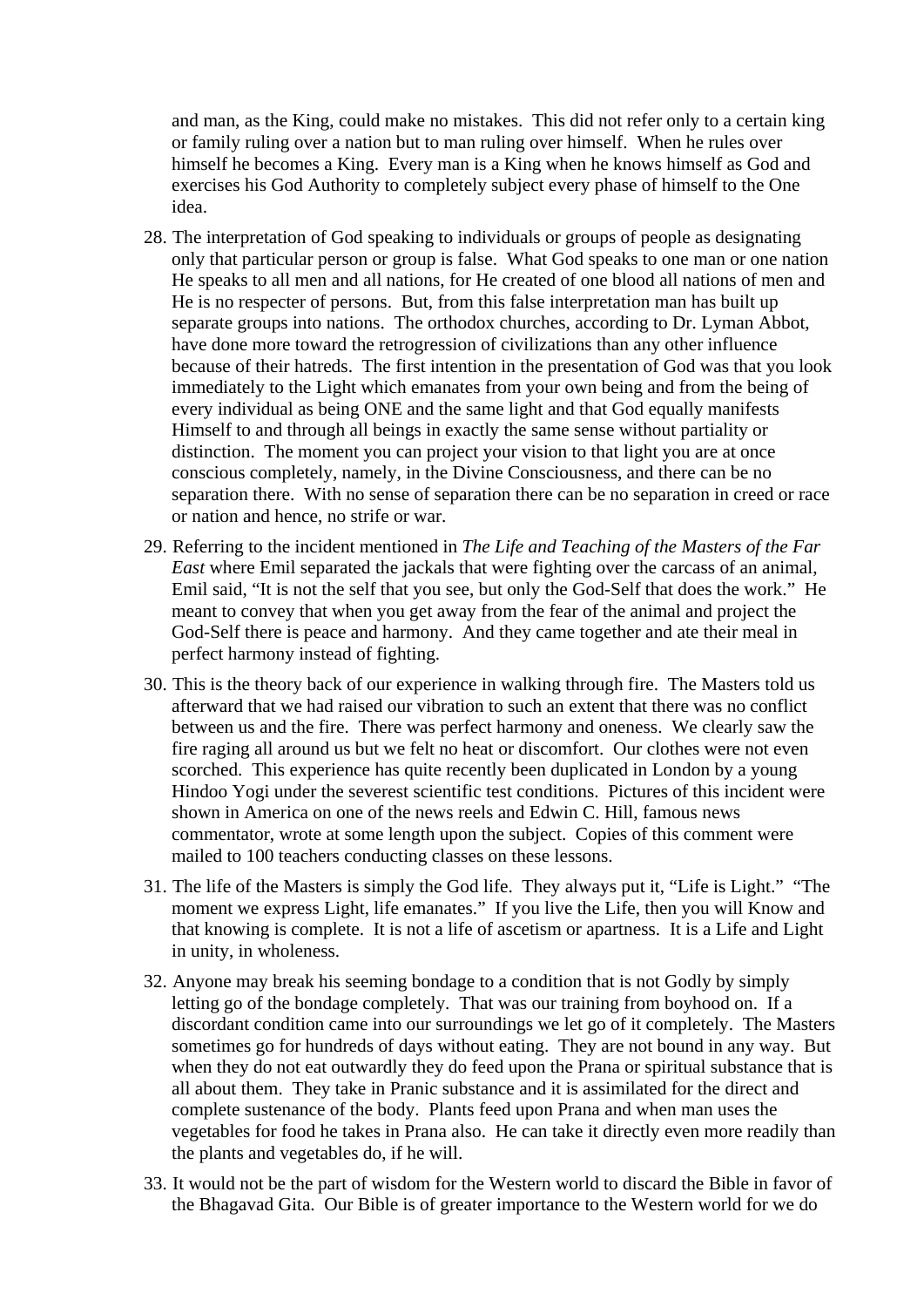and man, as the King, could make no mistakes. This did not refer only to a certain king or family ruling over a nation but to man ruling over himself. When he rules over himself he becomes a King. Every man is a King when he knows himself as God and exercises his God Authority to completely subject every phase of himself to the One idea.

28. The interpretation of God speaking to individuals or groups of people as designating only that particular person or group is false. What God speaks to one man or one nation He speaks to all men and all nations, for He created of one blood all nations of men and He is no respecter of persons. But, from this false interpretation man has built up separate groups into nations. The orthodox churches, according to Dr. Lyman Abbot, have done more toward the retrogression of civilizations than any other influence because of their hatreds. The first intention in the presentation of God was that you look immediately to the Light which emanates from your own being and from the being of every individual as being ONE and the same light and that God equally manifests Himself to and through all beings in exactly the same sense without partiality or distinction. The moment you can project your vision to that light you are at once conscious completely, namely, in the Divine Consciousness, and there can be no separation there. With no sense of separation there can be no separation in creed or race or nation and hence, no strife or war.

29. Referring to the incident mentioned in *The Life and Teaching of the Masters of the Far East* where Emil separated the jackals that were fighting over the carcass of an animal, Emil said, "It is not the self that you see, but only the God-Self that does the work." He meant to convey that when you get away from the fear of the animal and project the God-Self there is peace and harmony. And they came together and ate their meal in perfect harmony instead of fighting.

30. This is the theory back of our experience in walking through fire. The Masters told us afterward that we had raised our vibration to such an extent that there was no conflict between us and the fire. There was perfect harmony and oneness. We clearly saw the fire raging all around us but we felt no heat or discomfort. Our clothes were not even scorched. This experience has quite recently been duplicated in London by a young Hindoo Yogi under the severest scientific test conditions. Pictures of this incident were shown in America on one of the news reels and Edwin C. Hill, famous news commentator, wrote at some length upon the subject. Copies of this comment were mailed to 100 teachers conducting classes on these lessons.

31. The life of the Masters is simply the God life. They always put it, "Life is Light." "The moment we express Light, life emanates." If you live the Life, then you will Know and that knowing is complete. It is not a life of ascetism or apartness. It is a Life and Light in unity, in wholeness.

32. Anyone may break his seeming bondage to a condition that is not Godly by simply letting go of the bondage completely. That was our training from boyhood on. If a discordant condition came into our surroundings we let go of it completely. The Masters sometimes go for hundreds of days without eating. They are not bound in any way. But when they do not eat outwardly they do feed upon the Prana or spiritual substance that is all about them. They take in Pranic substance and it is assimilated for the direct and complete sustenance of the body. Plants feed upon Prana and when man uses the vegetables for food he takes in Prana also. He can take it directly even more readily than the plants and vegetables do, if he will.

33. It would not be the part of wisdom for the Western world to discard the Bible in favor of the Bhagavad Gita. Our Bible is of greater importance to the Western world for we do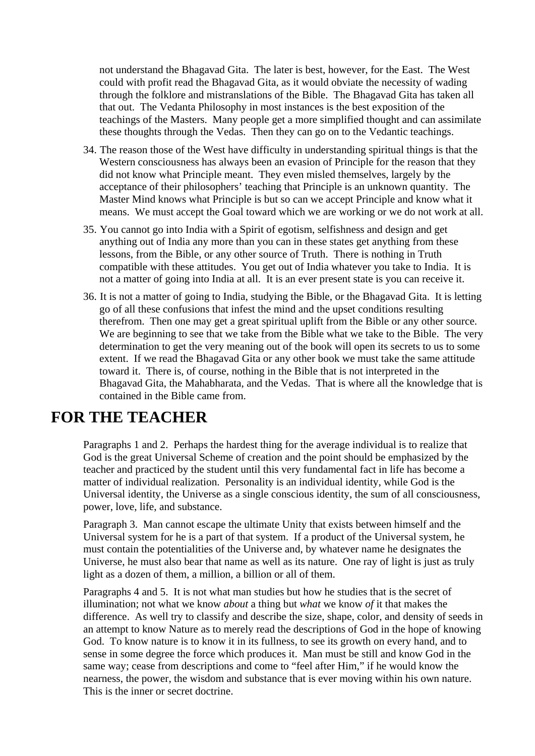not understand the Bhagavad Gita. The later is best, however, for the East. The West could with profit read the Bhagavad Gita, as it would obviate the necessity of wading through the folklore and mistranslations of the Bible. The Bhagavad Gita has taken all that out. The Vedanta Philosophy in most instances is the best exposition of the teachings of the Masters. Many people get a more simplified thought and can assimilate these thoughts through the Vedas. Then they can go on to the Vedantic teachings.

34. The reason those of the West have difficulty in understanding spiritual things is that the Western consciousness has always been an evasion of Principle for the reason that they did not know what Principle meant. They even misled themselves, largely by the acceptance of their philosophers' teaching that Principle is an unknown quantity. The Master Mind knows what Principle is but so can we accept Principle and know what it means. We must accept the Goal toward which we are working or we do not work at all.

35. You cannot go into India with a Spirit of egotism, selfishness and design and get anything out of India any more than you can in these states get anything from these lessons, from the Bible, or any other source of Truth. There is nothing in Truth compatible with these attitudes. You get out of India whatever you take to India. It is not a matter of going into India at all. It is an ever present state is you can receive it.

36. It is not a matter of going to India, studying the Bible, or the Bhagavad Gita. It is letting go of all these confusions that infest the mind and the upset conditions resulting therefrom. Then one may get a great spiritual uplift from the Bible or any other source. We are beginning to see that we take from the Bible what we take to the Bible. The very determination to get the very meaning out of the book will open its secrets to us to some extent. If we read the Bhagavad Gita or any other book we must take the same attitude toward it. There is, of course, nothing in the Bible that is not interpreted in the Bhagavad Gita, the Mahabharata, and the Vedas. That is where all the knowledge that is contained in the Bible came from.

# FOR THE TEACHER

Paragraphs 1 and 2. Perhaps the hardest thing for the average individual is to realize that God is the great Universal Scheme of creation and the point should be emphasized by the teacher and practiced by the student until this very fundamental fact in life has become a matter of individual realization. Personality is an individual identity, while God is the Universal identity, the Universe as a single conscious identity, the sum of all consciousness, power, love, life, and substance.

Paragraph 3. Man cannot escape the ultimate Unity that exists between himself and the Universal system for he is a part of that system. If a product of the Universal system, he must contain the potentialities of the Universe and, by whatever name he designates the Universe, he must also bear that name as well as its nature. One ray of light is just as truly light as a dozen of them, a million, a billion or all of them.

Paragraphs 4 and 5. It is not what man studies but how he studies that is the secret of illumination; not what we know *about* a thing but *what* we know *of* it that makes the difference. As well try to classify and describe the size, shape, color, and density of seeds in an attempt to know Nature as to merely read the descriptions of God in the hope of knowing God. To know nature is to know it in its fullness, to see its growth on every hand, and to sense in some degree the force which produces it. Man must be still and know God in the same way; cease from descriptions and come to "feel after Him," if he would know the nearness, the power, the wisdom and substance that is ever moving within his own nature. This is the inner or secret doctrine.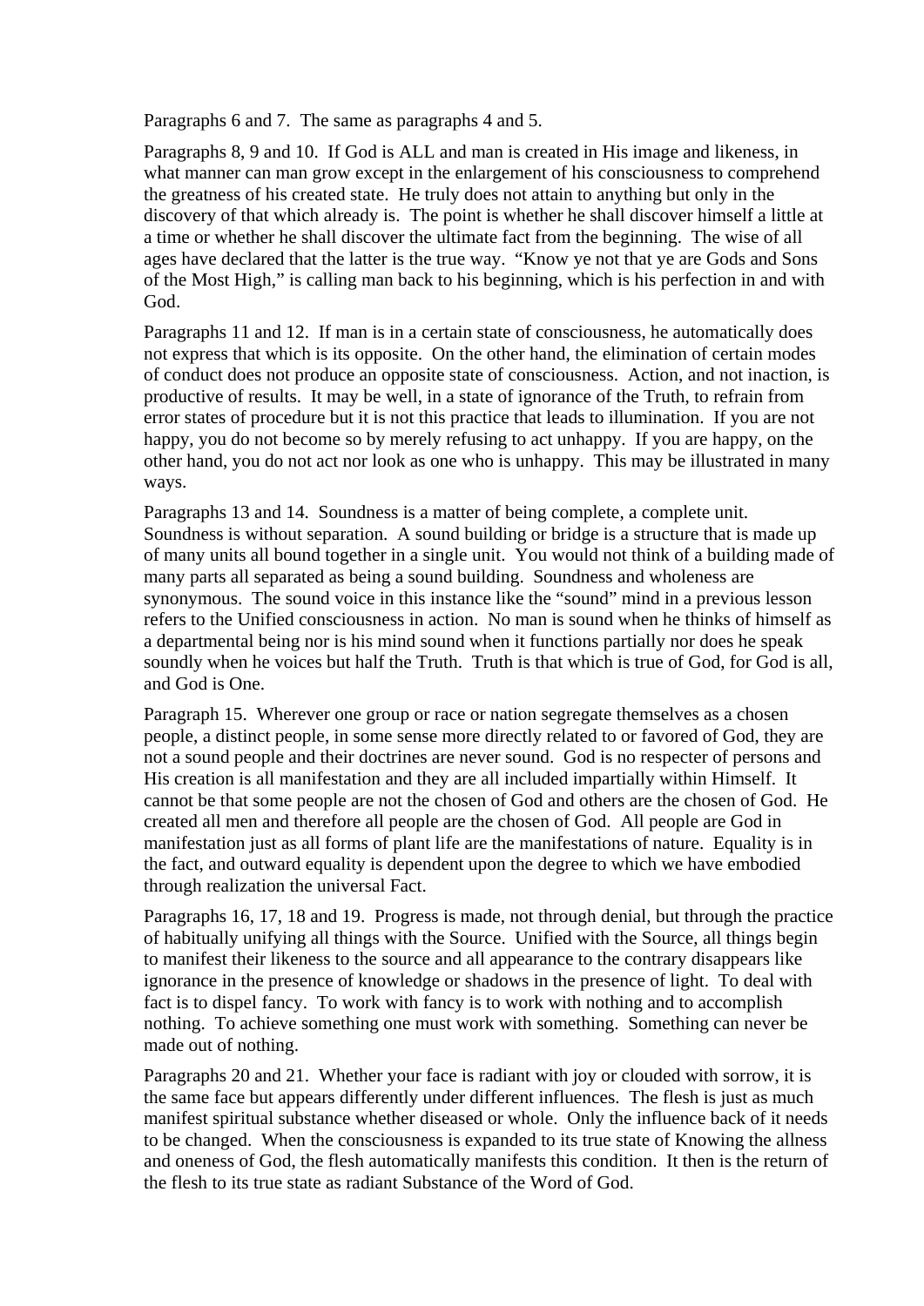Paragraphs 6 and 7.  The same as paragraphs 4 and 5.

Paragraphs 8, 9 and 10.  If God is ALL and man is created in His image and likeness, in what manner can man grow except in the enlargement of his consciousness to comprehend the greatness of his created state.  He truly does not attain to anything but only in the discovery of that which already is.  The point is whether he shall discover himself a little at a time or whether he shall discover the ultimate fact from the beginning.  The wise of all ages have declared that the latter is the true way.  "Know ye not that ye are Gods and Sons of the Most High," is calling man back to his beginning, which is his perfection in and with God.

Paragraphs 11 and 12.  If man is in a certain state of consciousness, he automatically does not express that which is its opposite.  On the other hand, the elimination of certain modes of conduct does not produce an opposite state of consciousness.  Action, and not inaction, is productive of results.  It may be well, in a state of ignorance of the Truth, to refrain from error states of procedure but it is not this practice that leads to illumination.  If you are not happy, you do not become so by merely refusing to act unhappy.  If you are happy, on the other hand, you do not act nor look as one who is unhappy.  This may be illustrated in many ways.

Paragraphs 13 and 14.  Soundness is a matter of being complete, a complete unit.  Soundness is without separation.  A sound building or bridge is a structure that is made up of many units all bound together in a single unit.  You would not think of a building made of many parts all separated as being a sound building.  Soundness and wholeness are synonymous.  The sound voice in this instance like the "sound" mind in a previous lesson refers to the Unified consciousness in action.  No man is sound when he thinks of himself as a departmental being nor is his mind sound when it functions partially nor does he speak soundly when he voices but half the Truth.  Truth is that which is true of God, for God is all, and God is One.

Paragraph 15.  Wherever one group or race or nation segregate themselves as a chosen people, a distinct people, in some sense more directly related to or favored of God, they are not a sound people and their doctrines are never sound.  God is no respecter of persons and His creation is all manifestation and they are all included impartially within Himself.  It cannot be that some people are not the chosen of God and others are the chosen of God.  He created all men and therefore all people are the chosen of God.  All people are God in manifestation just as all forms of plant life are the manifestations of nature.  Equality is in the fact, and outward equality is dependent upon the degree to which we have embodied through realization the universal Fact.

Paragraphs 16, 17, 18 and 19.  Progress is made, not through denial, but through the practice of habitually unifying all things with the Source.  Unified with the Source, all things begin to manifest their likeness to the source and all appearance to the contrary disappears like ignorance in the presence of knowledge or shadows in the presence of light.  To deal with fact is to dispel fancy.  To work with fancy is to work with nothing and to accomplish nothing.  To achieve something one must work with something.  Something can never be made out of nothing.

Paragraphs 20 and 21.  Whether your face is radiant with joy or clouded with sorrow, it is the same face but appears differently under different influences.  The flesh is just as much manifest spiritual substance whether diseased or whole.  Only the influence back of it needs to be changed.  When the consciousness is expanded to its true state of Knowing the allness and oneness of God, the flesh automatically manifests this condition.  It then is the return of the flesh to its true state as radiant Substance of the Word of God.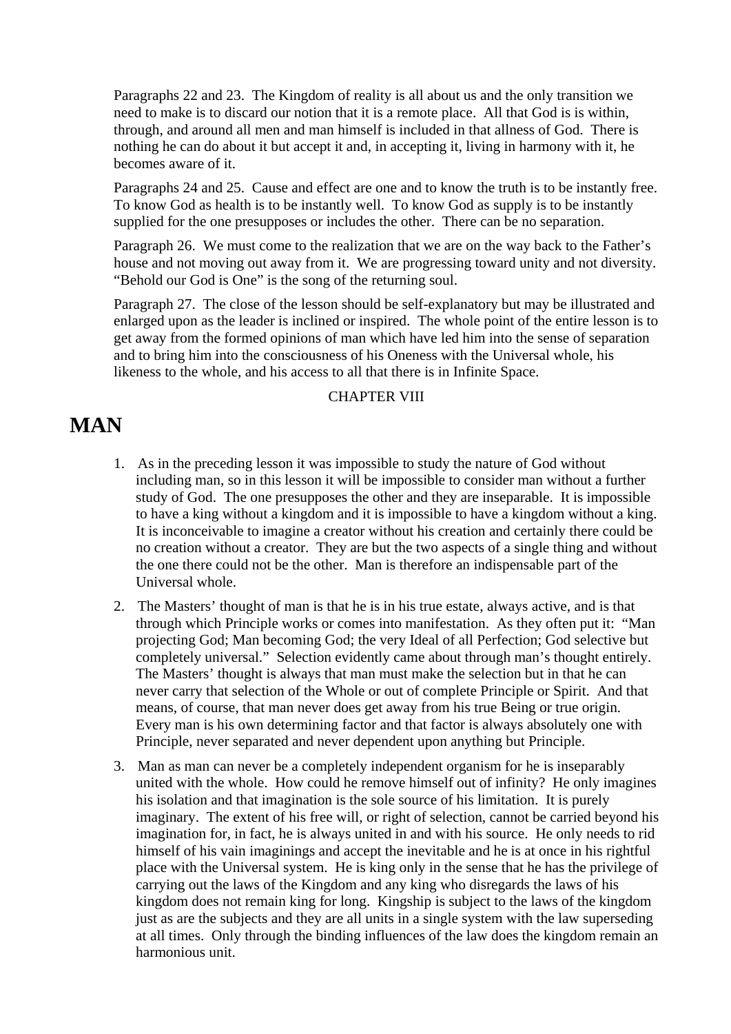Paragraphs 22 and 23.  The Kingdom of reality is all about us and the only transition we need to make is to discard our notion that it is a remote place.  All that God is is within, through, and around all men and man himself is included in that allness of God.  There is nothing he can do about it but accept it and, in accepting it, living in harmony with it, he becomes aware of it.

Paragraphs 24 and 25.  Cause and effect are one and to know the truth is to be instantly free.  To know God as health is to be instantly well.  To know God as supply is to be instantly supplied for the one presupposes or includes the other.  There can be no separation.

Paragraph 26.  We must come to the realization that we are on the way back to the Father's house and not moving out away from it.  We are progressing toward unity and not diversity.  "Behold our God is One" is the song of the returning soul.

Paragraph 27.  The close of the lesson should be self-explanatory but may be illustrated and enlarged upon as the leader is inclined or inspired.  The whole point of the entire lesson is to get away from the formed opinions of man which have led him into the sense of separation and to bring him into the consciousness of his Oneness with the Universal whole, his likeness to the whole, and his access to all that there is in Infinite Space.

CHAPTER VIII

# MAN

1. As in the preceding lesson it was impossible to study the nature of God without including man, so in this lesson it will be impossible to consider man without a further study of God.  The one presupposes the other and they are inseparable.  It is impossible to have a king without a kingdom and it is impossible to have a kingdom without a king.  It is inconceivable to imagine a creator without his creation and certainly there could be no creation without a creator.  They are but the two aspects of a single thing and without the one there could not be the other.  Man is therefore an indispensable part of the Universal whole.

2. The Masters' thought of man is that he is in his true estate, always active, and is that through which Principle works or comes into manifestation.  As they often put it:  "Man projecting God; Man becoming God; the very Ideal of all Perfection; God selective but completely universal."  Selection evidently came about through man's thought entirely.  The Masters' thought is always that man must make the selection but in that he can never carry that selection of the Whole or out of complete Principle or Spirit.  And that means, of course, that man never does get away from his true Being or true origin.  Every man is his own determining factor and that factor is always absolutely one with Principle, never separated and never dependent upon anything but Principle.

3. Man as man can never be a completely independent organism for he is inseparably united with the whole.  How could he remove himself out of infinity?  He only imagines his isolation and that imagination is the sole source of his limitation.  It is purely imaginary.  The extent of his free will, or right of selection, cannot be carried beyond his imagination for, in fact, he is always united in and with his source.  He only needs to rid himself of his vain imaginings and accept the inevitable and he is at once in his rightful place with the Universal system.  He is king only in the sense that he has the privilege of carrying out the laws of the Kingdom and any king who disregards the laws of his kingdom does not remain king for long.  Kingship is subject to the laws of the kingdom just as are the subjects and they are all units in a single system with the law superseding at all times.  Only through the binding influences of the law does the kingdom remain an harmonious unit.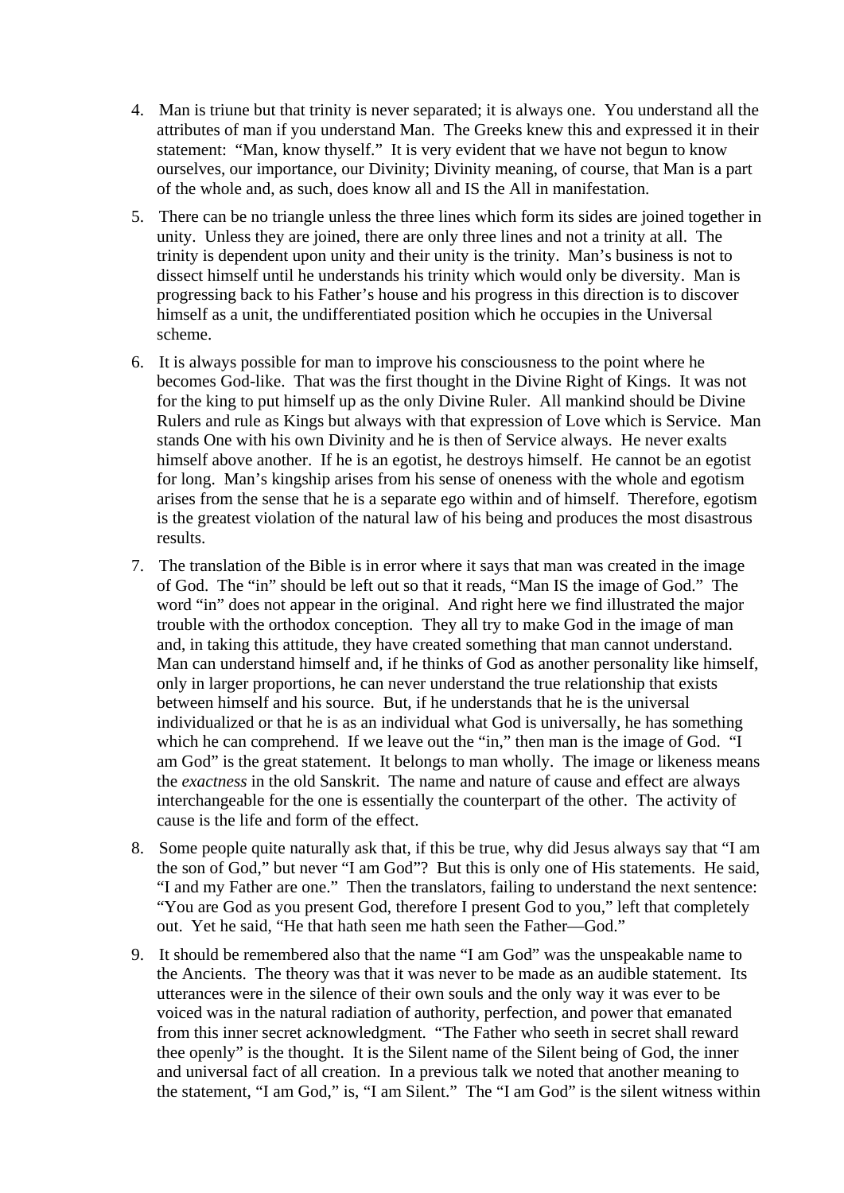4. Man is triune but that trinity is never separated; it is always one. You understand all the attributes of man if you understand Man. The Greeks knew this and expressed it in their statement: "Man, know thyself." It is very evident that we have not begun to know ourselves, our importance, our Divinity; Divinity meaning, of course, that Man is a part of the whole and, as such, does know all and IS the All in manifestation.

5. There can be no triangle unless the three lines which form its sides are joined together in unity. Unless they are joined, there are only three lines and not a trinity at all. The trinity is dependent upon unity and their unity is the trinity. Man's business is not to dissect himself until he understands his trinity which would only be diversity. Man is progressing back to his Father's house and his progress in this direction is to discover himself as a unit, the undifferentiated position which he occupies in the Universal scheme.

6. It is always possible for man to improve his consciousness to the point where he becomes God-like. That was the first thought in the Divine Right of Kings. It was not for the king to put himself up as the only Divine Ruler. All mankind should be Divine Rulers and rule as Kings but always with that expression of Love which is Service. Man stands One with his own Divinity and he is then of Service always. He never exalts himself above another. If he is an egotist, he destroys himself. He cannot be an egotist for long. Man's kingship arises from his sense of oneness with the whole and egotism arises from the sense that he is a separate ego within and of himself. Therefore, egotism is the greatest violation of the natural law of his being and produces the most disastrous results.

7. The translation of the Bible is in error where it says that man was created in the image of God. The "in" should be left out so that it reads, "Man IS the image of God." The word "in" does not appear in the original. And right here we find illustrated the major trouble with the orthodox conception. They all try to make God in the image of man and, in taking this attitude, they have created something that man cannot understand. Man can understand himself and, if he thinks of God as another personality like himself, only in larger proportions, he can never understand the true relationship that exists between himself and his source. But, if he understands that he is the universal individualized or that he is as an individual what God is universally, he has something which he can comprehend. If we leave out the "in," then man is the image of God. "I am God" is the great statement. It belongs to man wholly. The image or likeness means the *exactness* in the old Sanskrit. The name and nature of cause and effect are always interchangeable for the one is essentially the counterpart of the other. The activity of cause is the life and form of the effect.

8. Some people quite naturally ask that, if this be true, why did Jesus always say that "I am the son of God," but never "I am God"? But this is only one of His statements. He said, "I and my Father are one." Then the translators, failing to understand the next sentence: "You are God as you present God, therefore I present God to you," left that completely out. Yet he said, "He that hath seen me hath seen the Father—God."

9. It should be remembered also that the name "I am God" was the unspeakable name to the Ancients. The theory was that it was never to be made as an audible statement. Its utterances were in the silence of their own souls and the only way it was ever to be voiced was in the natural radiation of authority, perfection, and power that emanated from this inner secret acknowledgment. "The Father who seeth in secret shall reward thee openly" is the thought. It is the Silent name of the Silent being of God, the inner and universal fact of all creation. In a previous talk we noted that another meaning to the statement, "I am God," is, "I am Silent." The "I am God" is the silent witness within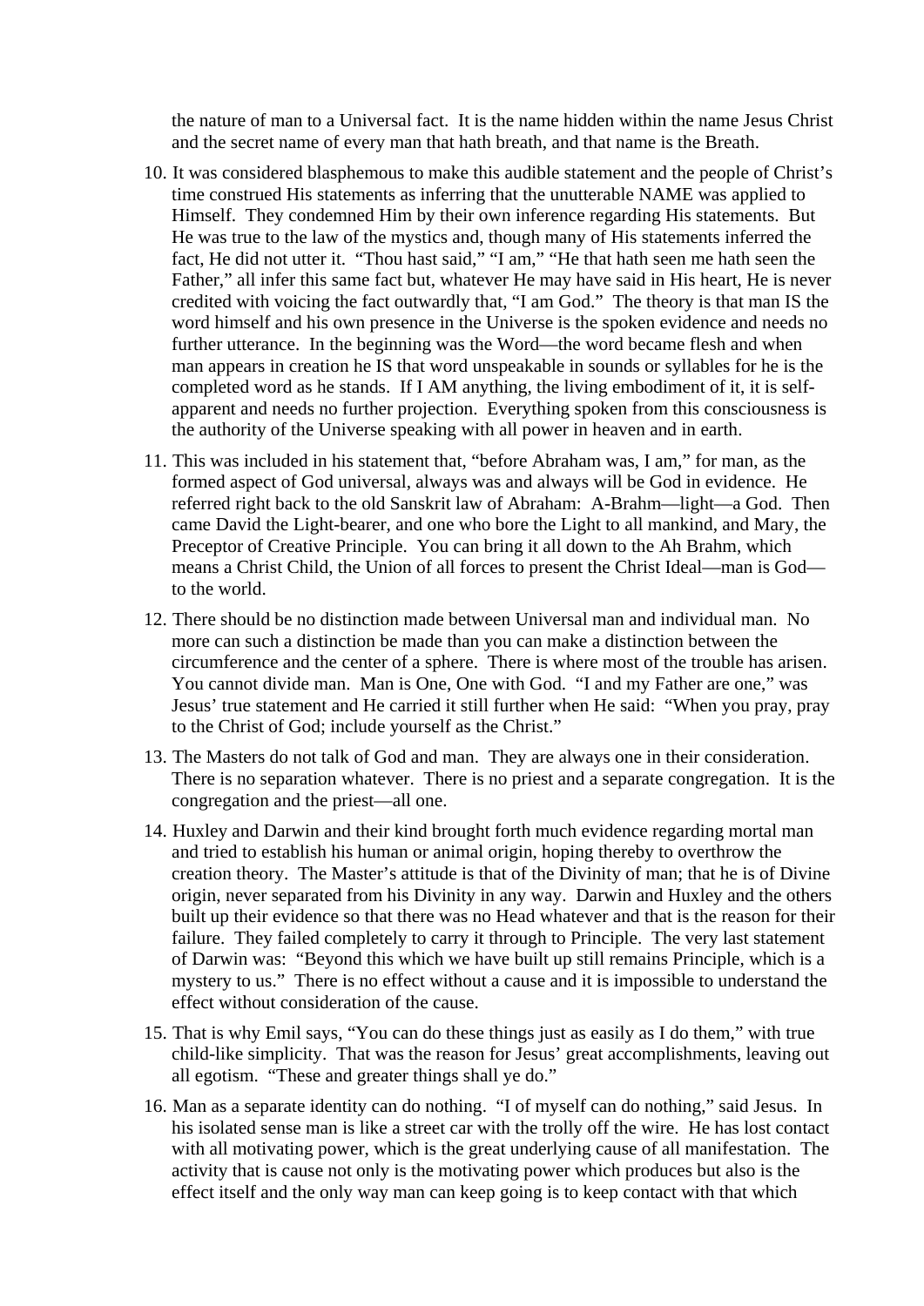the nature of man to a Universal fact. It is the name hidden within the name Jesus Christ and the secret name of every man that hath breath, and that name is the Breath.

10. It was considered blasphemous to make this audible statement and the people of Christ's time construed His statements as inferring that the unutterable NAME was applied to Himself. They condemned Him by their own inference regarding His statements. But He was true to the law of the mystics and, though many of His statements inferred the fact, He did not utter it. "Thou hast said," "I am," "He that hath seen me hath seen the Father," all infer this same fact but, whatever He may have said in His heart, He is never credited with voicing the fact outwardly that, "I am God." The theory is that man IS the word himself and his own presence in the Universe is the spoken evidence and needs no further utterance. In the beginning was the Word—the word became flesh and when man appears in creation he IS that word unspeakable in sounds or syllables for he is the completed word as he stands. If I AM anything, the living embodiment of it, it is self-apparent and needs no further projection. Everything spoken from this consciousness is the authority of the Universe speaking with all power in heaven and in earth.

11. This was included in his statement that, "before Abraham was, I am," for man, as the formed aspect of God universal, always was and always will be God in evidence. He referred right back to the old Sanskrit law of Abraham: A-Brahm—light—a God. Then came David the Light-bearer, and one who bore the Light to all mankind, and Mary, the Preceptor of Creative Principle. You can bring it all down to the Ah Brahm, which means a Christ Child, the Union of all forces to present the Christ Ideal—man is God—to the world.

12. There should be no distinction made between Universal man and individual man. No more can such a distinction be made than you can make a distinction between the circumference and the center of a sphere. There is where most of the trouble has arisen. You cannot divide man. Man is One, One with God. "I and my Father are one," was Jesus' true statement and He carried it still further when He said: "When you pray, pray to the Christ of God; include yourself as the Christ."

13. The Masters do not talk of God and man. They are always one in their consideration. There is no separation whatever. There is no priest and a separate congregation. It is the congregation and the priest—all one.

14. Huxley and Darwin and their kind brought forth much evidence regarding mortal man and tried to establish his human or animal origin, hoping thereby to overthrow the creation theory. The Master's attitude is that of the Divinity of man; that he is of Divine origin, never separated from his Divinity in any way. Darwin and Huxley and the others built up their evidence so that there was no Head whatever and that is the reason for their failure. They failed completely to carry it through to Principle. The very last statement of Darwin was: "Beyond this which we have built up still remains Principle, which is a mystery to us." There is no effect without a cause and it is impossible to understand the effect without consideration of the cause.

15. That is why Emil says, "You can do these things just as easily as I do them," with true child-like simplicity. That was the reason for Jesus' great accomplishments, leaving out all egotism. "These and greater things shall ye do."

16. Man as a separate identity can do nothing. "I of myself can do nothing," said Jesus. In his isolated sense man is like a street car with the trolly off the wire. He has lost contact with all motivating power, which is the great underlying cause of all manifestation. The activity that is cause not only is the motivating power which produces but also is the effect itself and the only way man can keep going is to keep contact with that which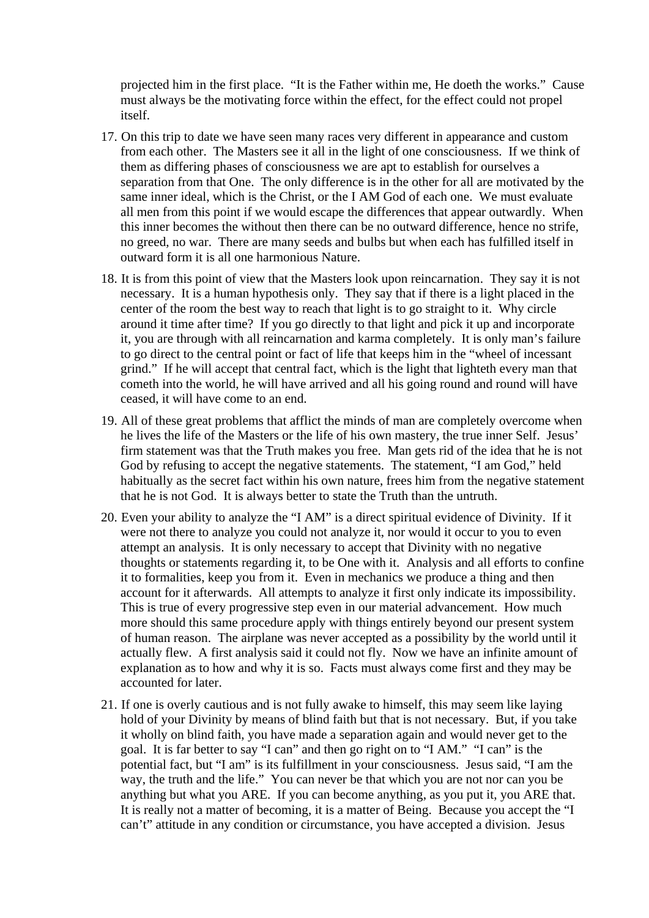projected him in the first place. "It is the Father within me, He doeth the works." Cause must always be the motivating force within the effect, for the effect could not propel itself.

17. On this trip to date we have seen many races very different in appearance and custom from each other. The Masters see it all in the light of one consciousness. If we think of them as differing phases of consciousness we are apt to establish for ourselves a separation from that One. The only difference is in the other for all are motivated by the same inner ideal, which is the Christ, or the I AM God of each one. We must evaluate all men from this point if we would escape the differences that appear outwardly. When this inner becomes the without then there can be no outward difference, hence no strife, no greed, no war. There are many seeds and bulbs but when each has fulfilled itself in outward form it is all one harmonious Nature.

18. It is from this point of view that the Masters look upon reincarnation. They say it is not necessary. It is a human hypothesis only. They say that if there is a light placed in the center of the room the best way to reach that light is to go straight to it. Why circle around it time after time? If you go directly to that light and pick it up and incorporate it, you are through with all reincarnation and karma completely. It is only man's failure to go direct to the central point or fact of life that keeps him in the "wheel of incessant grind." If he will accept that central fact, which is the light that lighteth every man that cometh into the world, he will have arrived and all his going round and round will have ceased, it will have come to an end.

19. All of these great problems that afflict the minds of man are completely overcome when he lives the life of the Masters or the life of his own mastery, the true inner Self. Jesus' firm statement was that the Truth makes you free. Man gets rid of the idea that he is not God by refusing to accept the negative statements. The statement, "I am God," held habitually as the secret fact within his own nature, frees him from the negative statement that he is not God. It is always better to state the Truth than the untruth.

20. Even your ability to analyze the "I AM" is a direct spiritual evidence of Divinity. If it were not there to analyze you could not analyze it, nor would it occur to you to even attempt an analysis. It is only necessary to accept that Divinity with no negative thoughts or statements regarding it, to be One with it. Analysis and all efforts to confine it to formalities, keep you from it. Even in mechanics we produce a thing and then account for it afterwards. All attempts to analyze it first only indicate its impossibility. This is true of every progressive step even in our material advancement. How much more should this same procedure apply with things entirely beyond our present system of human reason. The airplane was never accepted as a possibility by the world until it actually flew. A first analysis said it could not fly. Now we have an infinite amount of explanation as to how and why it is so. Facts must always come first and they may be accounted for later.

21. If one is overly cautious and is not fully awake to himself, this may seem like laying hold of your Divinity by means of blind faith but that is not necessary. But, if you take it wholly on blind faith, you have made a separation again and would never get to the goal. It is far better to say "I can" and then go right on to "I AM." "I can" is the potential fact, but "I am" is its fulfillment in your consciousness. Jesus said, "I am the way, the truth and the life." You can never be that which you are not nor can you be anything but what you ARE. If you can become anything, as you put it, you ARE that. It is really not a matter of becoming, it is a matter of Being. Because you accept the "I can't" attitude in any condition or circumstance, you have accepted a division. Jesus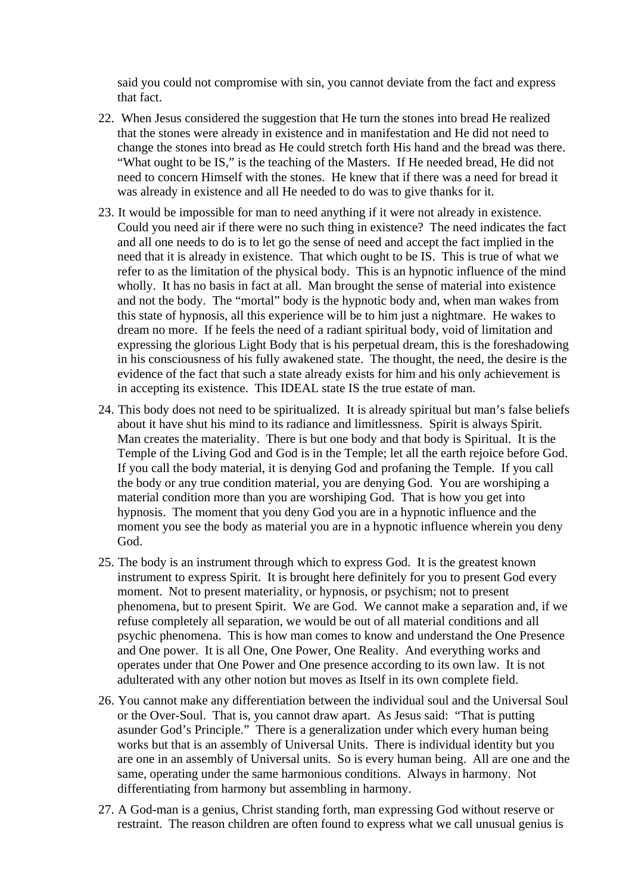said you could not compromise with sin, you cannot deviate from the fact and express that fact.

22. When Jesus considered the suggestion that He turn the stones into bread He realized that the stones were already in existence and in manifestation and He did not need to change the stones into bread as He could stretch forth His hand and the bread was there. "What ought to be IS," is the teaching of the Masters. If He needed bread, He did not need to concern Himself with the stones. He knew that if there was a need for bread it was already in existence and all He needed to do was to give thanks for it.

23. It would be impossible for man to need anything if it were not already in existence. Could you need air if there were no such thing in existence? The need indicates the fact and all one needs to do is to let go the sense of need and accept the fact implied in the need that it is already in existence. That which ought to be IS. This is true of what we refer to as the limitation of the physical body. This is an hypnotic influence of the mind wholly. It has no basis in fact at all. Man brought the sense of material into existence and not the body. The "mortal" body is the hypnotic body and, when man wakes from this state of hypnosis, all this experience will be to him just a nightmare. He wakes to dream no more. If he feels the need of a radiant spiritual body, void of limitation and expressing the glorious Light Body that is his perpetual dream, this is the foreshadowing in his consciousness of his fully awakened state. The thought, the need, the desire is the evidence of the fact that such a state already exists for him and his only achievement is in accepting its existence. This IDEAL state IS the true estate of man.

24. This body does not need to be spiritualized. It is already spiritual but man's false beliefs about it have shut his mind to its radiance and limitlessness. Spirit is always Spirit. Man creates the materiality. There is but one body and that body is Spiritual. It is the Temple of the Living God and God is in the Temple; let all the earth rejoice before God. If you call the body material, it is denying God and profaning the Temple. If you call the body or any true condition material, you are denying God. You are worshiping a material condition more than you are worshiping God. That is how you get into hypnosis. The moment that you deny God you are in a hypnotic influence and the moment you see the body as material you are in a hypnotic influence wherein you deny God.

25. The body is an instrument through which to express God. It is the greatest known instrument to express Spirit. It is brought here definitely for you to present God every moment. Not to present materiality, or hypnosis, or psychism; not to present phenomena, but to present Spirit. We are God. We cannot make a separation and, if we refuse completely all separation, we would be out of all material conditions and all psychic phenomena. This is how man comes to know and understand the One Presence and One power. It is all One, One Power, One Reality. And everything works and operates under that One Power and One presence according to its own law. It is not adulterated with any other notion but moves as Itself in its own complete field.

26. You cannot make any differentiation between the individual soul and the Universal Soul or the Over-Soul. That is, you cannot draw apart. As Jesus said: "That is putting asunder God's Principle." There is a generalization under which every human being works but that is an assembly of Universal Units. There is individual identity but you are one in an assembly of Universal units. So is every human being. All are one and the same, operating under the same harmonious conditions. Always in harmony. Not differentiating from harmony but assembling in harmony.

27. A God-man is a genius, Christ standing forth, man expressing God without reserve or restraint. The reason children are often found to express what we call unusual genius is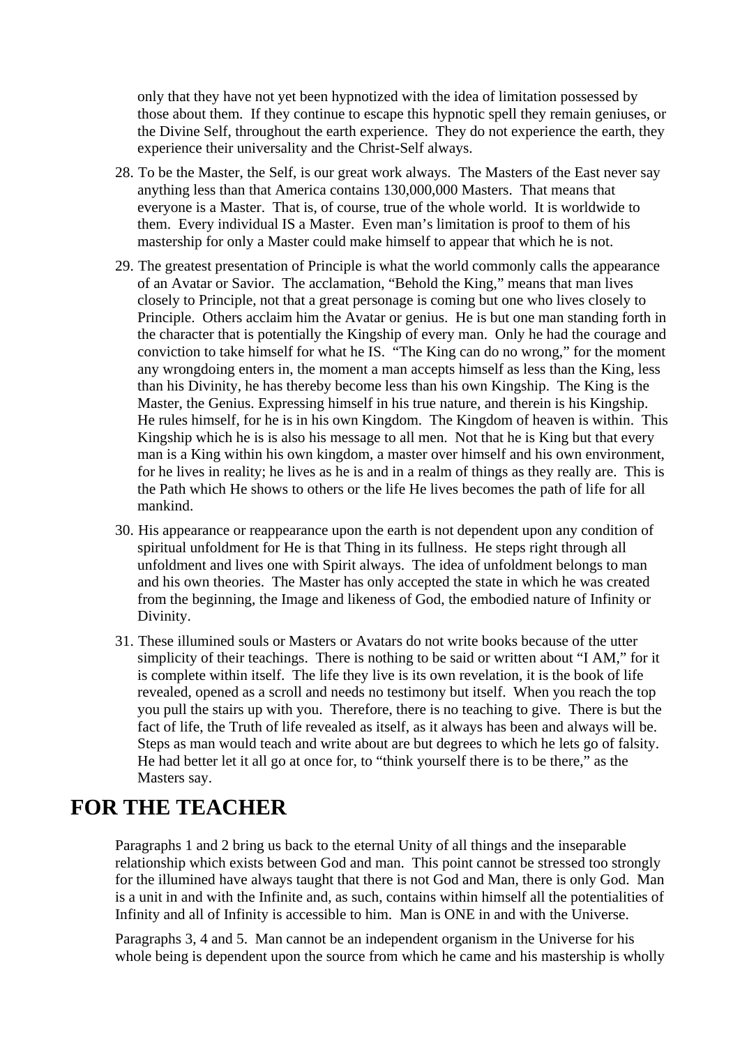only that they have not yet been hypnotized with the idea of limitation possessed by those about them. If they continue to escape this hypnotic spell they remain geniuses, or the Divine Self, throughout the earth experience. They do not experience the earth, they experience their universality and the Christ-Self always.

28. To be the Master, the Self, is our great work always. The Masters of the East never say anything less than that America contains 130,000,000 Masters. That means that everyone is a Master. That is, of course, true of the whole world. It is worldwide to them. Every individual IS a Master. Even man's limitation is proof to them of his mastership for only a Master could make himself to appear that which he is not.

29. The greatest presentation of Principle is what the world commonly calls the appearance of an Avatar or Savior. The acclamation, "Behold the King," means that man lives closely to Principle, not that a great personage is coming but one who lives closely to Principle. Others acclaim him the Avatar or genius. He is but one man standing forth in the character that is potentially the Kingship of every man. Only he had the courage and conviction to take himself for what he IS. "The King can do no wrong," for the moment any wrongdoing enters in, the moment a man accepts himself as less than the King, less than his Divinity, he has thereby become less than his own Kingship. The King is the Master, the Genius. Expressing himself in his true nature, and therein is his Kingship. He rules himself, for he is in his own Kingdom. The Kingdom of heaven is within. This Kingship which he is is also his message to all men. Not that he is King but that every man is a King within his own kingdom, a master over himself and his own environment, for he lives in reality; he lives as he is and in a realm of things as they really are. This is the Path which He shows to others or the life He lives becomes the path of life for all mankind.

30. His appearance or reappearance upon the earth is not dependent upon any condition of spiritual unfoldment for He is that Thing in its fullness. He steps right through all unfoldment and lives one with Spirit always. The idea of unfoldment belongs to man and his own theories. The Master has only accepted the state in which he was created from the beginning, the Image and likeness of God, the embodied nature of Infinity or Divinity.

31. These illumined souls or Masters or Avatars do not write books because of the utter simplicity of their teachings. There is nothing to be said or written about "I AM," for it is complete within itself. The life they live is its own revelation, it is the book of life revealed, opened as a scroll and needs no testimony but itself. When you reach the top you pull the stairs up with you. Therefore, there is no teaching to give. There is but the fact of life, the Truth of life revealed as itself, as it always has been and always will be. Steps as man would teach and write about are but degrees to which he lets go of falsity. He had better let it all go at once for, to "think yourself there is to be there," as the Masters say.

## FOR THE TEACHER

Paragraphs 1 and 2 bring us back to the eternal Unity of all things and the inseparable relationship which exists between God and man. This point cannot be stressed too strongly for the illumined have always taught that there is not God and Man, there is only God. Man is a unit in and with the Infinite and, as such, contains within himself all the potentialities of Infinity and all of Infinity is accessible to him. Man is ONE in and with the Universe.

Paragraphs 3, 4 and 5. Man cannot be an independent organism in the Universe for his whole being is dependent upon the source from which he came and his mastership is wholly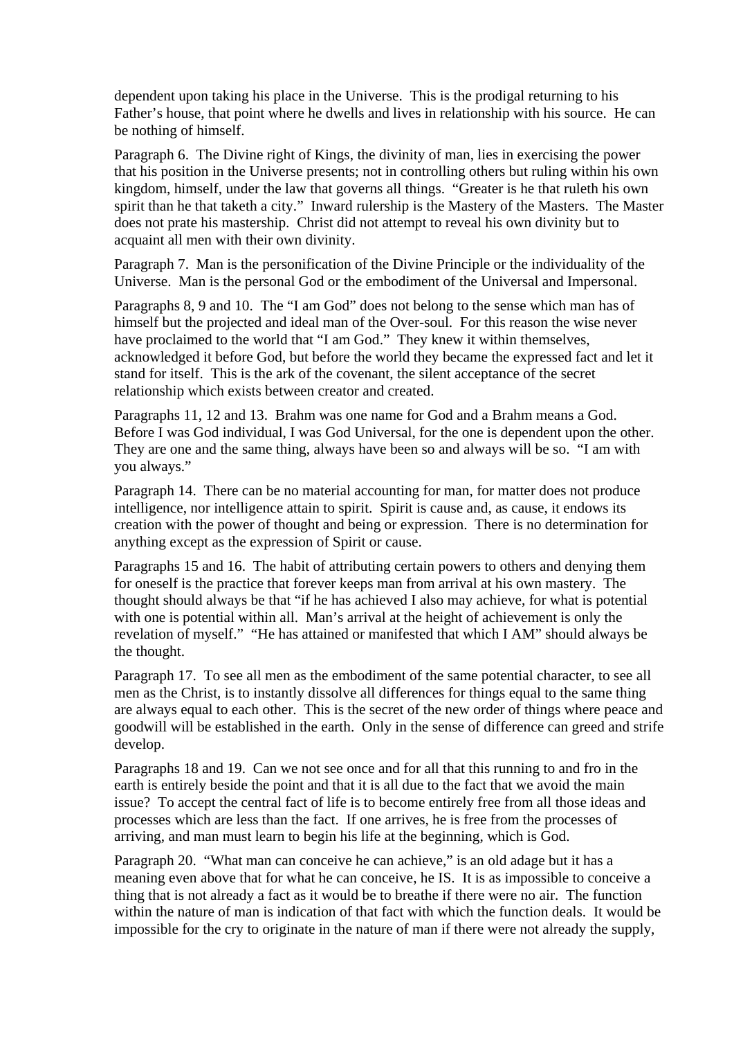dependent upon taking his place in the Universe. This is the prodigal returning to his Father's house, that point where he dwells and lives in relationship with his source. He can be nothing of himself.

Paragraph 6. The Divine right of Kings, the divinity of man, lies in exercising the power that his position in the Universe presents; not in controlling others but ruling within his own kingdom, himself, under the law that governs all things. "Greater is he that ruleth his own spirit than he that taketh a city." Inward rulership is the Mastery of the Masters. The Master does not prate his mastership. Christ did not attempt to reveal his own divinity but to acquaint all men with their own divinity.

Paragraph 7. Man is the personification of the Divine Principle or the individuality of the Universe. Man is the personal God or the embodiment of the Universal and Impersonal.

Paragraphs 8, 9 and 10. The "I am God" does not belong to the sense which man has of himself but the projected and ideal man of the Over-soul. For this reason the wise never have proclaimed to the world that "I am God." They knew it within themselves, acknowledged it before God, but before the world they became the expressed fact and let it stand for itself. This is the ark of the covenant, the silent acceptance of the secret relationship which exists between creator and created.

Paragraphs 11, 12 and 13. Brahm was one name for God and a Brahm means a God. Before I was God individual, I was God Universal, for the one is dependent upon the other. They are one and the same thing, always have been so and always will be so. "I am with you always."

Paragraph 14. There can be no material accounting for man, for matter does not produce intelligence, nor intelligence attain to spirit. Spirit is cause and, as cause, it endows its creation with the power of thought and being or expression. There is no determination for anything except as the expression of Spirit or cause.

Paragraphs 15 and 16. The habit of attributing certain powers to others and denying them for oneself is the practice that forever keeps man from arrival at his own mastery. The thought should always be that "if he has achieved I also may achieve, for what is potential with one is potential within all. Man's arrival at the height of achievement is only the revelation of myself." "He has attained or manifested that which I AM" should always be the thought.

Paragraph 17. To see all men as the embodiment of the same potential character, to see all men as the Christ, is to instantly dissolve all differences for things equal to the same thing are always equal to each other. This is the secret of the new order of things where peace and goodwill will be established in the earth. Only in the sense of difference can greed and strife develop.

Paragraphs 18 and 19. Can we not see once and for all that this running to and fro in the earth is entirely beside the point and that it is all due to the fact that we avoid the main issue? To accept the central fact of life is to become entirely free from all those ideas and processes which are less than the fact. If one arrives, he is free from the processes of arriving, and man must learn to begin his life at the beginning, which is God.

Paragraph 20. "What man can conceive he can achieve," is an old adage but it has a meaning even above that for what he can conceive, he IS. It is as impossible to conceive a thing that is not already a fact as it would be to breathe if there were no air. The function within the nature of man is indication of that fact with which the function deals. It would be impossible for the cry to originate in the nature of man if there were not already the supply,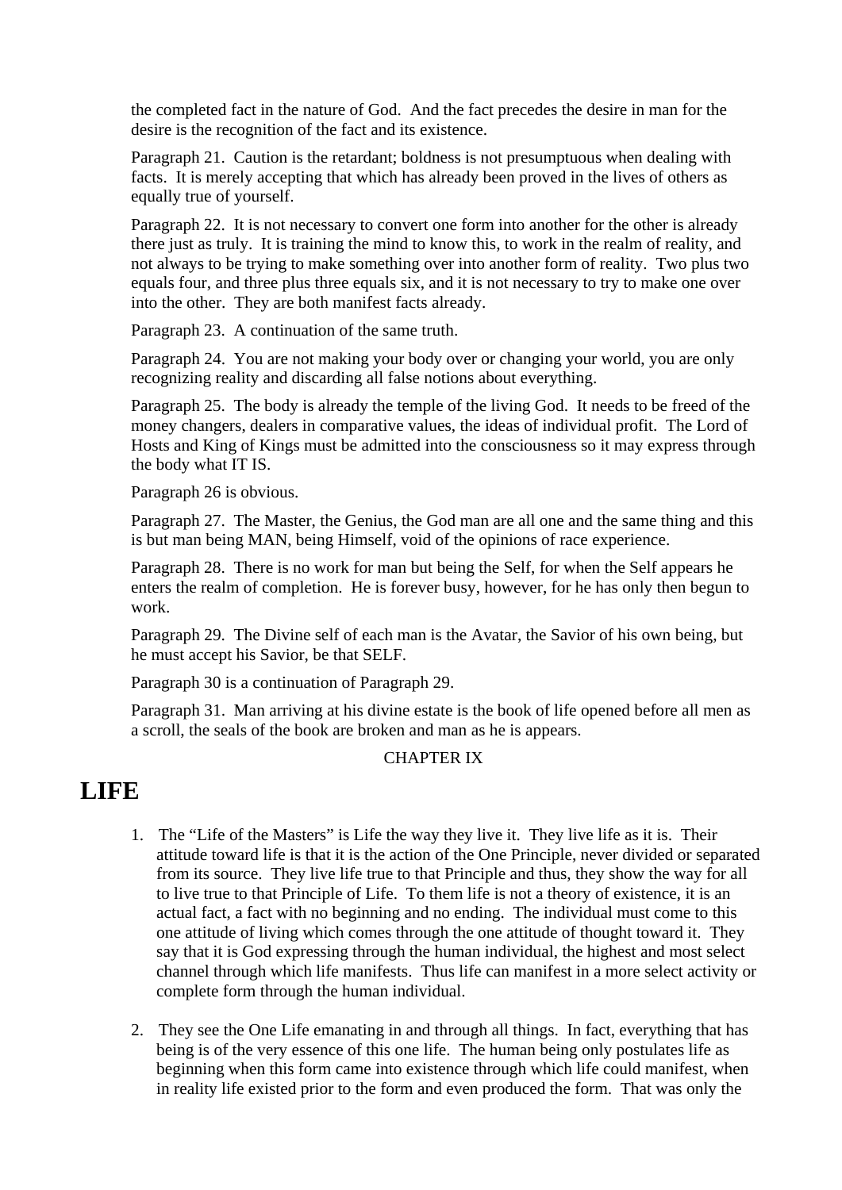the completed fact in the nature of God. And the fact precedes the desire in man for the desire is the recognition of the fact and its existence.

Paragraph 21. Caution is the retardant; boldness is not presumptuous when dealing with facts. It is merely accepting that which has already been proved in the lives of others as equally true of yourself.

Paragraph 22. It is not necessary to convert one form into another for the other is already there just as truly. It is training the mind to know this, to work in the realm of reality, and not always to be trying to make something over into another form of reality. Two plus two equals four, and three plus three equals six, and it is not necessary to try to make one over into the other. They are both manifest facts already.

Paragraph 23. A continuation of the same truth.

Paragraph 24. You are not making your body over or changing your world, you are only recognizing reality and discarding all false notions about everything.

Paragraph 25. The body is already the temple of the living God. It needs to be freed of the money changers, dealers in comparative values, the ideas of individual profit. The Lord of Hosts and King of Kings must be admitted into the consciousness so it may express through the body what IT IS.

Paragraph 26 is obvious.

Paragraph 27. The Master, the Genius, the God man are all one and the same thing and this is but man being MAN, being Himself, void of the opinions of race experience.

Paragraph 28. There is no work for man but being the Self, for when the Self appears he enters the realm of completion. He is forever busy, however, for he has only then begun to work.

Paragraph 29. The Divine self of each man is the Avatar, the Savior of his own being, but he must accept his Savior, be that SELF.

Paragraph 30 is a continuation of Paragraph 29.

Paragraph 31. Man arriving at his divine estate is the book of life opened before all men as a scroll, the seals of the book are broken and man as he is appears.

CHAPTER IX

# LIFE

1. The "Life of the Masters" is Life the way they live it. They live life as it is. Their attitude toward life is that it is the action of the One Principle, never divided or separated from its source. They live life true to that Principle and thus, they show the way for all to live true to that Principle of Life. To them life is not a theory of existence, it is an actual fact, a fact with no beginning and no ending. The individual must come to this one attitude of living which comes through the one attitude of thought toward it. They say that it is God expressing through the human individual, the highest and most select channel through which life manifests. Thus life can manifest in a more select activity or complete form through the human individual.

2. They see the One Life emanating in and through all things. In fact, everything that has being is of the very essence of this one life. The human being only postulates life as beginning when this form came into existence through which life could manifest, when in reality life existed prior to the form and even produced the form. That was only the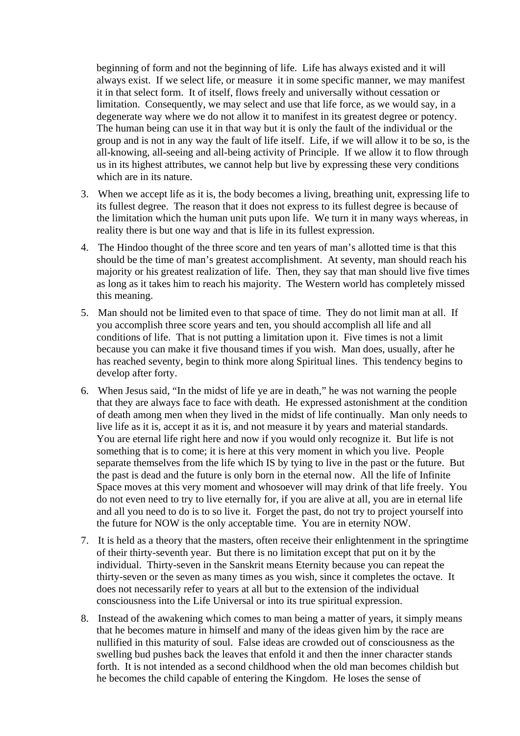beginning of form and not the beginning of life. Life has always existed and it will always exist. If we select life, or measure it in some specific manner, we may manifest it in that select form. It of itself, flows freely and universally without cessation or limitation. Consequently, we may select and use that life force, as we would say, in a degenerate way where we do not allow it to manifest in its greatest degree or potency. The human being can use it in that way but it is only the fault of the individual or the group and is not in any way the fault of life itself. Life, if we will allow it to be so, is the all-knowing, all-seeing and all-being activity of Principle. If we allow it to flow through us in its highest attributes, we cannot help but live by expressing these very conditions which are in its nature.

3. When we accept life as it is, the body becomes a living, breathing unit, expressing life to its fullest degree. The reason that it does not express to its fullest degree is because of the limitation which the human unit puts upon life. We turn it in many ways whereas, in reality there is but one way and that is life in its fullest expression.

4. The Hindoo thought of the three score and ten years of man's allotted time is that this should be the time of man's greatest accomplishment. At seventy, man should reach his majority or his greatest realization of life. Then, they say that man should live five times as long as it takes him to reach his majority. The Western world has completely missed this meaning.

5. Man should not be limited even to that space of time. They do not limit man at all. If you accomplish three score years and ten, you should accomplish all life and all conditions of life. That is not putting a limitation upon it. Five times is not a limit because you can make it five thousand times if you wish. Man does, usually, after he has reached seventy, begin to think more along Spiritual lines. This tendency begins to develop after forty.

6. When Jesus said, "In the midst of life ye are in death," he was not warning the people that they are always face to face with death. He expressed astonishment at the condition of death among men when they lived in the midst of life continually. Man only needs to live life as it is, accept it as it is, and not measure it by years and material standards. You are eternal life right here and now if you would only recognize it. But life is not something that is to come; it is here at this very moment in which you live. People separate themselves from the life which IS by tying to live in the past or the future. But the past is dead and the future is only born in the eternal now. All the life of Infinite Space moves at this very moment and whosoever will may drink of that life freely. You do not even need to try to live eternally for, if you are alive at all, you are in eternal life and all you need to do is to so live it. Forget the past, do not try to project yourself into the future for NOW is the only acceptable time. You are in eternity NOW.

7. It is held as a theory that the masters, often receive their enlightenment in the springtime of their thirty-seventh year. But there is no limitation except that put on it by the individual. Thirty-seven in the Sanskrit means Eternity because you can repeat the thirty-seven or the seven as many times as you wish, since it completes the octave. It does not necessarily refer to years at all but to the extension of the individual consciousness into the Life Universal or into its true spiritual expression.

8. Instead of the awakening which comes to man being a matter of years, it simply means that he becomes mature in himself and many of the ideas given him by the race are nullified in this maturity of soul. False ideas are crowded out of consciousness as the swelling bud pushes back the leaves that enfold it and then the inner character stands forth. It is not intended as a second childhood when the old man becomes childish but he becomes the child capable of entering the Kingdom. He loses the sense of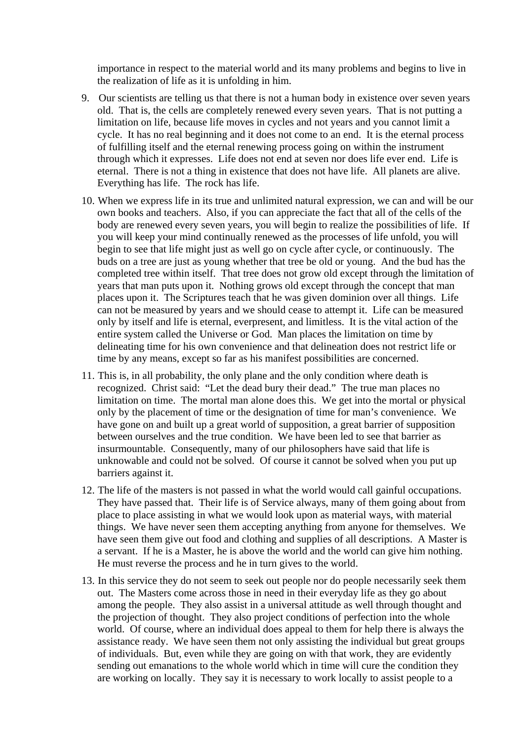importance in respect to the material world and its many problems and begins to live in the realization of life as it is unfolding in him.

9. Our scientists are telling us that there is not a human body in existence over seven years old. That is, the cells are completely renewed every seven years. That is not putting a limitation on life, because life moves in cycles and not years and you cannot limit a cycle. It has no real beginning and it does not come to an end. It is the eternal process of fulfilling itself and the eternal renewing process going on within the instrument through which it expresses. Life does not end at seven nor does life ever end. Life is eternal. There is not a thing in existence that does not have life. All planets are alive. Everything has life. The rock has life.

10. When we express life in its true and unlimited natural expression, we can and will be our own books and teachers. Also, if you can appreciate the fact that all of the cells of the body are renewed every seven years, you will begin to realize the possibilities of life. If you will keep your mind continually renewed as the processes of life unfold, you will begin to see that life might just as well go on cycle after cycle, or continuously. The buds on a tree are just as young whether that tree be old or young. And the bud has the completed tree within itself. That tree does not grow old except through the limitation of years that man puts upon it. Nothing grows old except through the concept that man places upon it. The Scriptures teach that he was given dominion over all things. Life can not be measured by years and we should cease to attempt it. Life can be measured only by itself and life is eternal, everpresent, and limitless. It is the vital action of the entire system called the Universe or God. Man places the limitation on time by delineating time for his own convenience and that delineation does not restrict life or time by any means, except so far as his manifest possibilities are concerned.

11. This is, in all probability, the only plane and the only condition where death is recognized. Christ said: "Let the dead bury their dead." The true man places no limitation on time. The mortal man alone does this. We get into the mortal or physical only by the placement of time or the designation of time for man's convenience. We have gone on and built up a great world of supposition, a great barrier of supposition between ourselves and the true condition. We have been led to see that barrier as insurmountable. Consequently, many of our philosophers have said that life is unknowable and could not be solved. Of course it cannot be solved when you put up barriers against it.

12. The life of the masters is not passed in what the world would call gainful occupations. They have passed that. Their life is of Service always, many of them going about from place to place assisting in what we would look upon as material ways, with material things. We have never seen them accepting anything from anyone for themselves. We have seen them give out food and clothing and supplies of all descriptions. A Master is a servant. If he is a Master, he is above the world and the world can give him nothing. He must reverse the process and he in turn gives to the world.

13. In this service they do not seem to seek out people nor do people necessarily seek them out. The Masters come across those in need in their everyday life as they go about among the people. They also assist in a universal attitude as well through thought and the projection of thought. They also project conditions of perfection into the whole world. Of course, where an individual does appeal to them for help there is always the assistance ready. We have seen them not only assisting the individual but great groups of individuals. But, even while they are going on with that work, they are evidently sending out emanations to the whole world which in time will cure the condition they are working on locally. They say it is necessary to work locally to assist people to a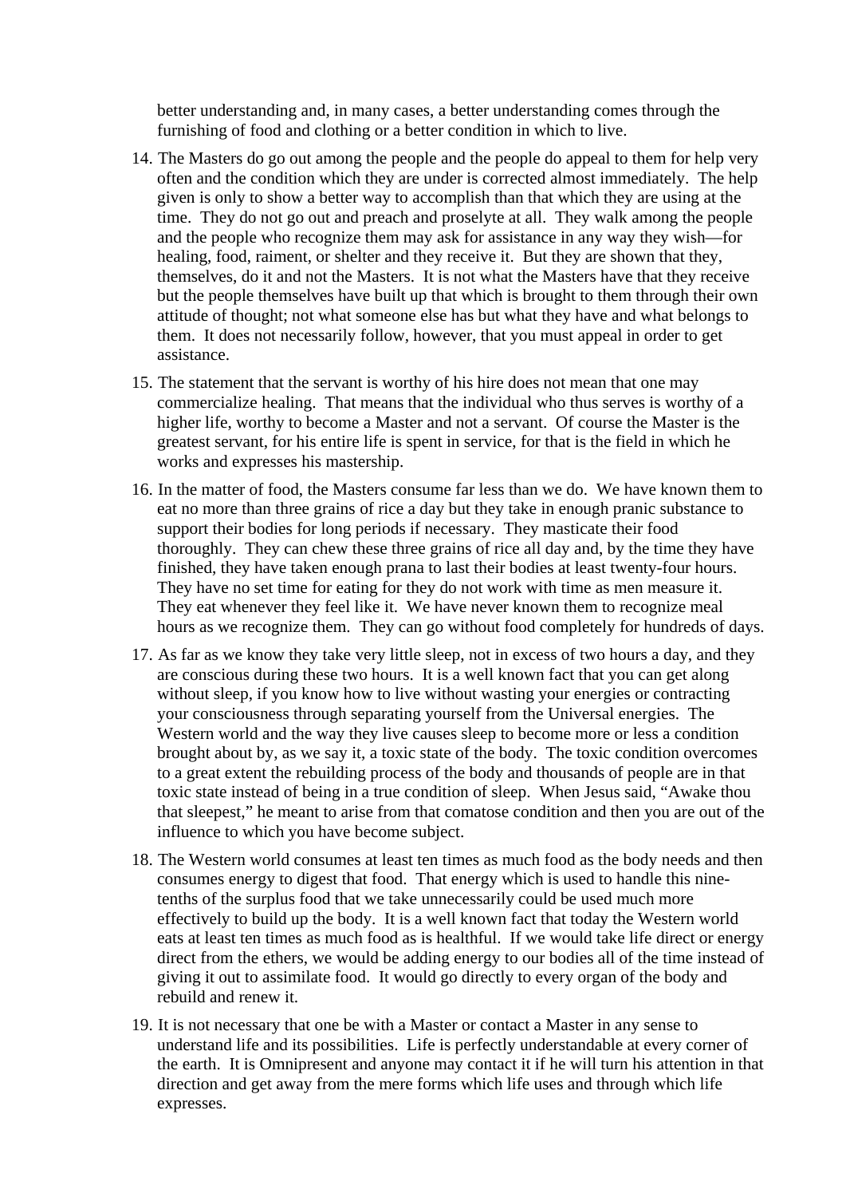better understanding and, in many cases, a better understanding comes through the furnishing of food and clothing or a better condition in which to live.

14. The Masters do go out among the people and the people do appeal to them for help very often and the condition which they are under is corrected almost immediately. The help given is only to show a better way to accomplish than that which they are using at the time. They do not go out and preach and proselyte at all. They walk among the people and the people who recognize them may ask for assistance in any way they wish—for healing, food, raiment, or shelter and they receive it. But they are shown that they, themselves, do it and not the Masters. It is not what the Masters have that they receive but the people themselves have built up that which is brought to them through their own attitude of thought; not what someone else has but what they have and what belongs to them. It does not necessarily follow, however, that you must appeal in order to get assistance.

15. The statement that the servant is worthy of his hire does not mean that one may commercialize healing. That means that the individual who thus serves is worthy of a higher life, worthy to become a Master and not a servant. Of course the Master is the greatest servant, for his entire life is spent in service, for that is the field in which he works and expresses his mastership.

16. In the matter of food, the Masters consume far less than we do. We have known them to eat no more than three grains of rice a day but they take in enough pranic substance to support their bodies for long periods if necessary. They masticate their food thoroughly. They can chew these three grains of rice all day and, by the time they have finished, they have taken enough prana to last their bodies at least twenty-four hours. They have no set time for eating for they do not work with time as men measure it. They eat whenever they feel like it. We have never known them to recognize meal hours as we recognize them. They can go without food completely for hundreds of days.

17. As far as we know they take very little sleep, not in excess of two hours a day, and they are conscious during these two hours. It is a well known fact that you can get along without sleep, if you know how to live without wasting your energies or contracting your consciousness through separating yourself from the Universal energies. The Western world and the way they live causes sleep to become more or less a condition brought about by, as we say it, a toxic state of the body. The toxic condition overcomes to a great extent the rebuilding process of the body and thousands of people are in that toxic state instead of being in a true condition of sleep. When Jesus said, "Awake thou that sleepest," he meant to arise from that comatose condition and then you are out of the influence to which you have become subject.

18. The Western world consumes at least ten times as much food as the body needs and then consumes energy to digest that food. That energy which is used to handle this nine-tenths of the surplus food that we take unnecessarily could be used much more effectively to build up the body. It is a well known fact that today the Western world eats at least ten times as much food as is healthful. If we would take life direct or energy direct from the ethers, we would be adding energy to our bodies all of the time instead of giving it out to assimilate food. It would go directly to every organ of the body and rebuild and renew it.

19. It is not necessary that one be with a Master or contact a Master in any sense to understand life and its possibilities. Life is perfectly understandable at every corner of the earth. It is Omnipresent and anyone may contact it if he will turn his attention in that direction and get away from the mere forms which life uses and through which life expresses.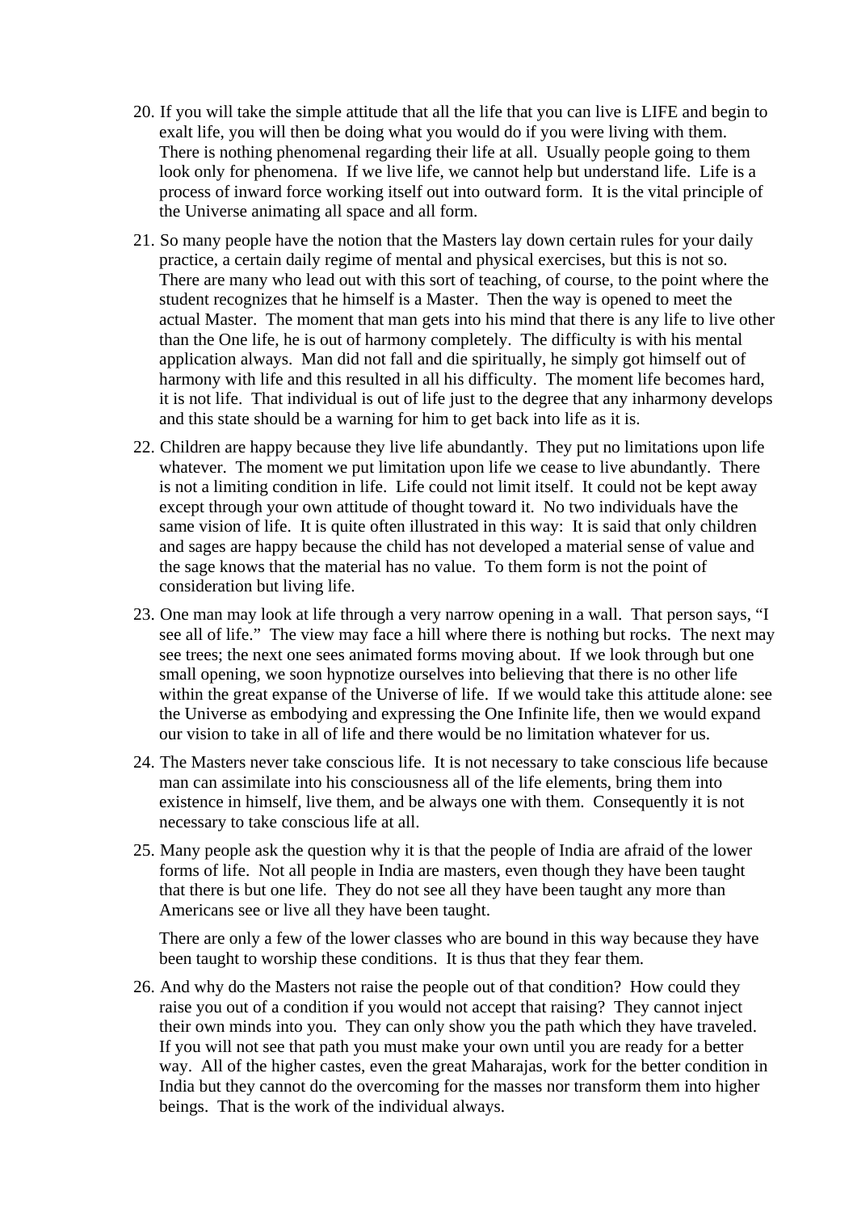20. If you will take the simple attitude that all the life that you can live is LIFE and begin to exalt life, you will then be doing what you would do if you were living with them. There is nothing phenomenal regarding their life at all. Usually people going to them look only for phenomena. If we live life, we cannot help but understand life. Life is a process of inward force working itself out into outward form. It is the vital principle of the Universe animating all space and all form.

21. So many people have the notion that the Masters lay down certain rules for your daily practice, a certain daily regime of mental and physical exercises, but this is not so. There are many who lead out with this sort of teaching, of course, to the point where the student recognizes that he himself is a Master. Then the way is opened to meet the actual Master. The moment that man gets into his mind that there is any life to live other than the One life, he is out of harmony completely. The difficulty is with his mental application always. Man did not fall and die spiritually, he simply got himself out of harmony with life and this resulted in all his difficulty. The moment life becomes hard, it is not life. That individual is out of life just to the degree that any inharmony develops and this state should be a warning for him to get back into life as it is.

22. Children are happy because they live life abundantly. They put no limitations upon life whatever. The moment we put limitation upon life we cease to live abundantly. There is not a limiting condition in life. Life could not limit itself. It could not be kept away except through your own attitude of thought toward it. No two individuals have the same vision of life. It is quite often illustrated in this way: It is said that only children and sages are happy because the child has not developed a material sense of value and the sage knows that the material has no value. To them form is not the point of consideration but living life.

23. One man may look at life through a very narrow opening in a wall. That person says, "I see all of life." The view may face a hill where there is nothing but rocks. The next may see trees; the next one sees animated forms moving about. If we look through but one small opening, we soon hypnotize ourselves into believing that there is no other life within the great expanse of the Universe of life. If we would take this attitude alone: see the Universe as embodying and expressing the One Infinite life, then we would expand our vision to take in all of life and there would be no limitation whatever for us.

24. The Masters never take conscious life. It is not necessary to take conscious life because man can assimilate into his consciousness all of the life elements, bring them into existence in himself, live them, and be always one with them. Consequently it is not necessary to take conscious life at all.

25. Many people ask the question why it is that the people of India are afraid of the lower forms of life. Not all people in India are masters, even though they have been taught that there is but one life. They do not see all they have been taught any more than Americans see or live all they have been taught.

    There are only a few of the lower classes who are bound in this way because they have been taught to worship these conditions. It is thus that they fear them.

26. And why do the Masters not raise the people out of that condition? How could they raise you out of a condition if you would not accept that raising? They cannot inject their own minds into you. They can only show you the path which they have traveled. If you will not see that path you must make your own until you are ready for a better way. All of the higher castes, even the great Maharajas, work for the better condition in India but they cannot do the overcoming for the masses nor transform them into higher beings. That is the work of the individual always.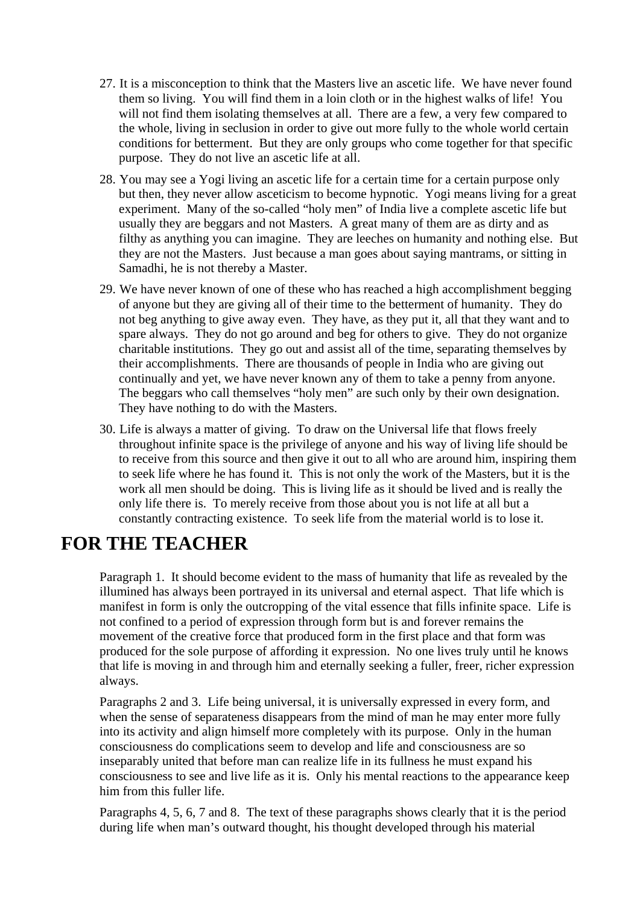27. It is a misconception to think that the Masters live an ascetic life. We have never found them so living. You will find them in a loin cloth or in the highest walks of life! You will not find them isolating themselves at all. There are a few, a very few compared to the whole, living in seclusion in order to give out more fully to the whole world certain conditions for betterment. But they are only groups who come together for that specific purpose. They do not live an ascetic life at all.

28. You may see a Yogi living an ascetic life for a certain time for a certain purpose only but then, they never allow asceticism to become hypnotic. Yogi means living for a great experiment. Many of the so-called "holy men" of India live a complete ascetic life but usually they are beggars and not Masters. A great many of them are as dirty and as filthy as anything you can imagine. They are leeches on humanity and nothing else. But they are not the Masters. Just because a man goes about saying mantrams, or sitting in Samadhi, he is not thereby a Master.

29. We have never known of one of these who has reached a high accomplishment begging of anyone but they are giving all of their time to the betterment of humanity. They do not beg anything to give away even. They have, as they put it, all that they want and to spare always. They do not go around and beg for others to give. They do not organize charitable institutions. They go out and assist all of the time, separating themselves by their accomplishments. There are thousands of people in India who are giving out continually and yet, we have never known any of them to take a penny from anyone. The beggars who call themselves "holy men" are such only by their own designation. They have nothing to do with the Masters.

30. Life is always a matter of giving. To draw on the Universal life that flows freely throughout infinite space is the privilege of anyone and his way of living life should be to receive from this source and then give it out to all who are around him, inspiring them to seek life where he has found it. This is not only the work of the Masters, but it is the work all men should be doing. This is living life as it should be lived and is really the only life there is. To merely receive from those about you is not life at all but a constantly contracting existence. To seek life from the material world is to lose it.

# FOR THE TEACHER

Paragraph 1. It should become evident to the mass of humanity that life as revealed by the illumined has always been portrayed in its universal and eternal aspect. That life which is manifest in form is only the outcropping of the vital essence that fills infinite space. Life is not confined to a period of expression through form but is and forever remains the movement of the creative force that produced form in the first place and that form was produced for the sole purpose of affording it expression. No one lives truly until he knows that life is moving in and through him and eternally seeking a fuller, freer, richer expression always.

Paragraphs 2 and 3. Life being universal, it is universally expressed in every form, and when the sense of separateness disappears from the mind of man he may enter more fully into its activity and align himself more completely with its purpose. Only in the human consciousness do complications seem to develop and life and consciousness are so inseparably united that before man can realize life in its fullness he must expand his consciousness to see and live life as it is. Only his mental reactions to the appearance keep him from this fuller life.

Paragraphs 4, 5, 6, 7 and 8. The text of these paragraphs shows clearly that it is the period during life when man's outward thought, his thought developed through his material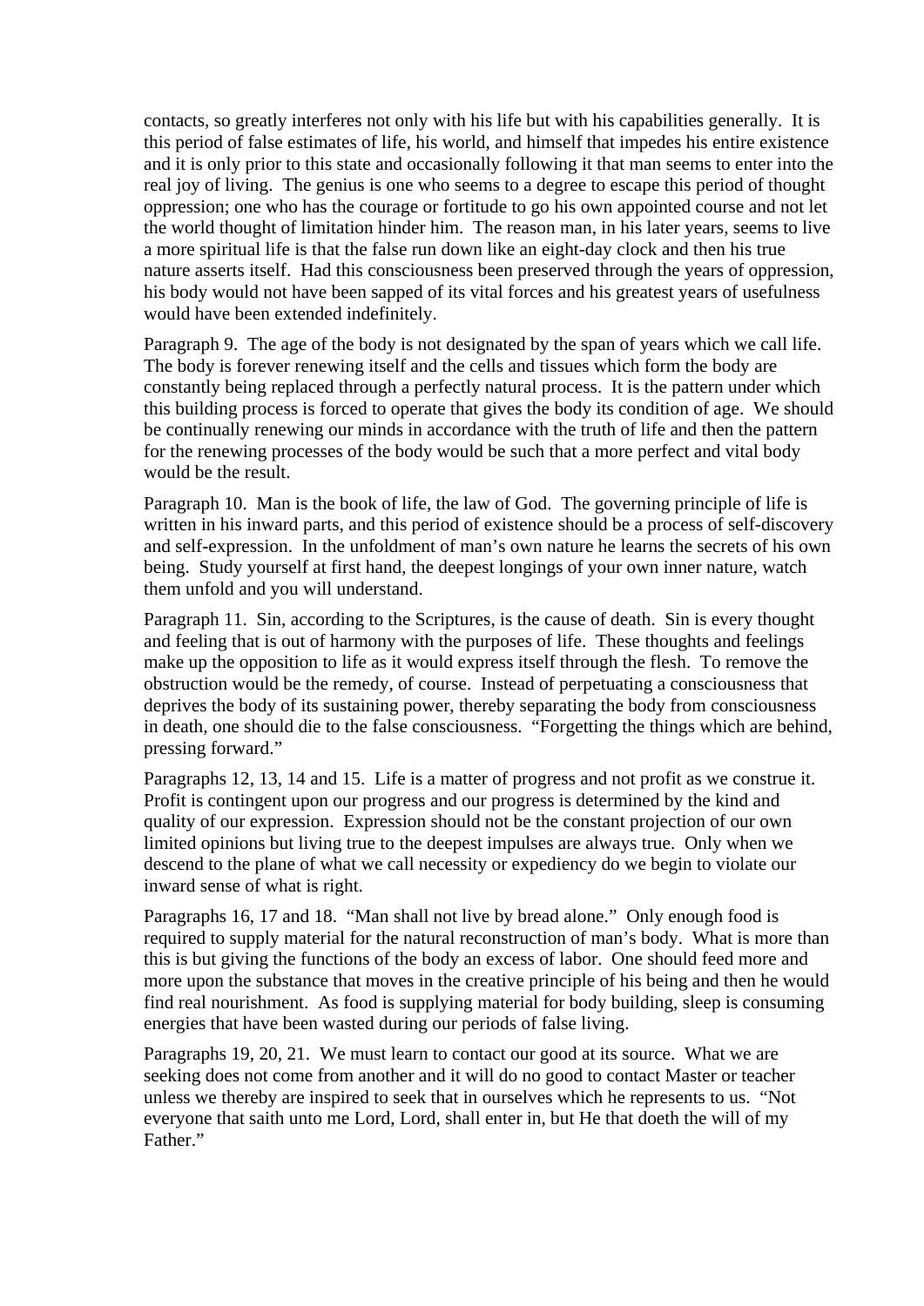contacts, so greatly interferes not only with his life but with his capabilities generally. It is this period of false estimates of life, his world, and himself that impedes his entire existence and it is only prior to this state and occasionally following it that man seems to enter into the real joy of living. The genius is one who seems to a degree to escape this period of thought oppression; one who has the courage or fortitude to go his own appointed course and not let the world thought of limitation hinder him. The reason man, in his later years, seems to live a more spiritual life is that the false run down like an eight-day clock and then his true nature asserts itself. Had this consciousness been preserved through the years of oppression, his body would not have been sapped of its vital forces and his greatest years of usefulness would have been extended indefinitely.

Paragraph 9. The age of the body is not designated by the span of years which we call life. The body is forever renewing itself and the cells and tissues which form the body are constantly being replaced through a perfectly natural process. It is the pattern under which this building process is forced to operate that gives the body its condition of age. We should be continually renewing our minds in accordance with the truth of life and then the pattern for the renewing processes of the body would be such that a more perfect and vital body would be the result.

Paragraph 10. Man is the book of life, the law of God. The governing principle of life is written in his inward parts, and this period of existence should be a process of self-discovery and self-expression. In the unfoldment of man's own nature he learns the secrets of his own being. Study yourself at first hand, the deepest longings of your own inner nature, watch them unfold and you will understand.

Paragraph 11. Sin, according to the Scriptures, is the cause of death. Sin is every thought and feeling that is out of harmony with the purposes of life. These thoughts and feelings make up the opposition to life as it would express itself through the flesh. To remove the obstruction would be the remedy, of course. Instead of perpetuating a consciousness that deprives the body of its sustaining power, thereby separating the body from consciousness in death, one should die to the false consciousness. "Forgetting the things which are behind, pressing forward."

Paragraphs 12, 13, 14 and 15. Life is a matter of progress and not profit as we construe it. Profit is contingent upon our progress and our progress is determined by the kind and quality of our expression. Expression should not be the constant projection of our own limited opinions but living true to the deepest impulses are always true. Only when we descend to the plane of what we call necessity or expediency do we begin to violate our inward sense of what is right.

Paragraphs 16, 17 and 18. "Man shall not live by bread alone." Only enough food is required to supply material for the natural reconstruction of man's body. What is more than this is but giving the functions of the body an excess of labor. One should feed more and more upon the substance that moves in the creative principle of his being and then he would find real nourishment. As food is supplying material for body building, sleep is consuming energies that have been wasted during our periods of false living.

Paragraphs 19, 20, 21. We must learn to contact our good at its source. What we are seeking does not come from another and it will do no good to contact Master or teacher unless we thereby are inspired to seek that in ourselves which he represents to us. "Not everyone that saith unto me Lord, Lord, shall enter in, but He that doeth the will of my Father."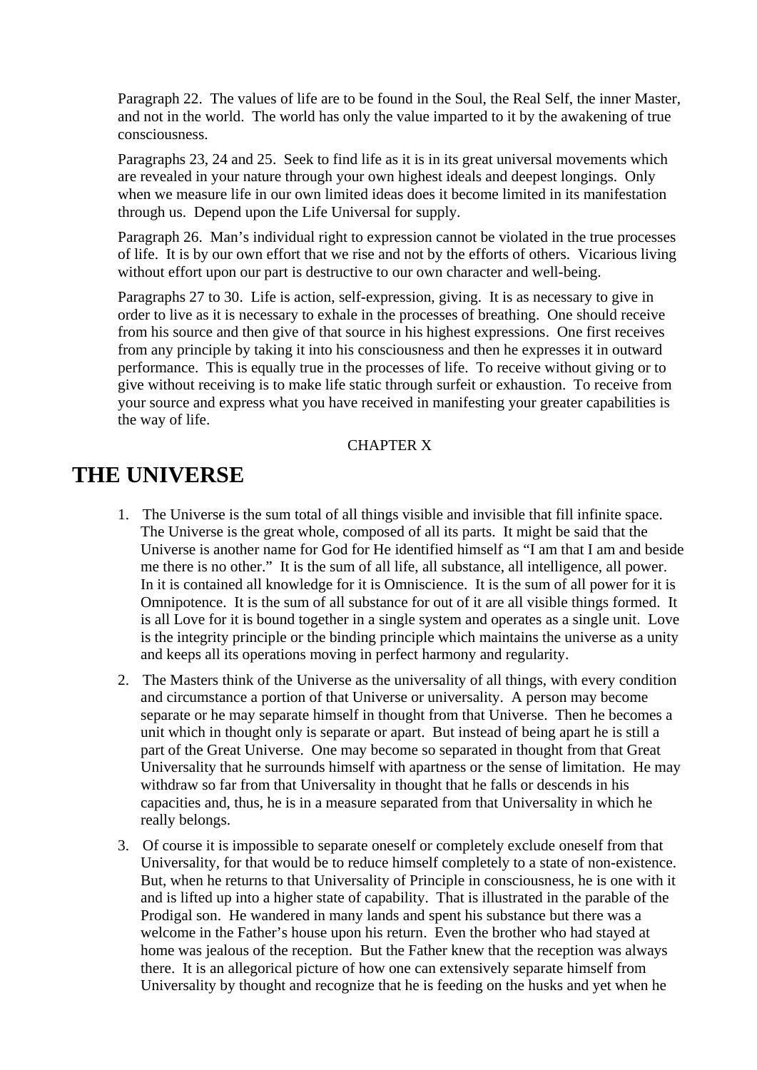Paragraph 22. The values of life are to be found in the Soul, the Real Self, the inner Master, and not in the world. The world has only the value imparted to it by the awakening of true consciousness.

Paragraphs 23, 24 and 25. Seek to find life as it is in its great universal movements which are revealed in your nature through your own highest ideals and deepest longings. Only when we measure life in our own limited ideas does it become limited in its manifestation through us. Depend upon the Life Universal for supply.

Paragraph 26. Man's individual right to expression cannot be violated in the true processes of life. It is by our own effort that we rise and not by the efforts of others. Vicarious living without effort upon our part is destructive to our own character and well-being.

Paragraphs 27 to 30. Life is action, self-expression, giving. It is as necessary to give in order to live as it is necessary to exhale in the processes of breathing. One should receive from his source and then give of that source in his highest expressions. One first receives from any principle by taking it into his consciousness and then he expresses it in outward performance. This is equally true in the processes of life. To receive without giving or to give without receiving is to make life static through surfeit or exhaustion. To receive from your source and express what you have received in manifesting your greater capabilities is the way of life.

CHAPTER X

# THE UNIVERSE

1. The Universe is the sum total of all things visible and invisible that fill infinite space. The Universe is the great whole, composed of all its parts. It might be said that the Universe is another name for God for He identified himself as "I am that I am and beside me there is no other." It is the sum of all life, all substance, all intelligence, all power. In it is contained all knowledge for it is Omniscience. It is the sum of all power for it is Omnipotence. It is the sum of all substance for out of it are all visible things formed. It is all Love for it is bound together in a single system and operates as a single unit. Love is the integrity principle or the binding principle which maintains the universe as a unity and keeps all its operations moving in perfect harmony and regularity.

2. The Masters think of the Universe as the universality of all things, with every condition and circumstance a portion of that Universe or universality. A person may become separate or he may separate himself in thought from that Universe. Then he becomes a unit which in thought only is separate or apart. But instead of being apart he is still a part of the Great Universe. One may become so separated in thought from that Great Universality that he surrounds himself with apartness or the sense of limitation. He may withdraw so far from that Universality in thought that he falls or descends in his capacities and, thus, he is in a measure separated from that Universality in which he really belongs.

3. Of course it is impossible to separate oneself or completely exclude oneself from that Universality, for that would be to reduce himself completely to a state of non-existence. But, when he returns to that Universality of Principle in consciousness, he is one with it and is lifted up into a higher state of capability. That is illustrated in the parable of the Prodigal son. He wandered in many lands and spent his substance but there was a welcome in the Father's house upon his return. Even the brother who had stayed at home was jealous of the reception. But the Father knew that the reception was always there. It is an allegorical picture of how one can extensively separate himself from Universality by thought and recognize that he is feeding on the husks and yet when he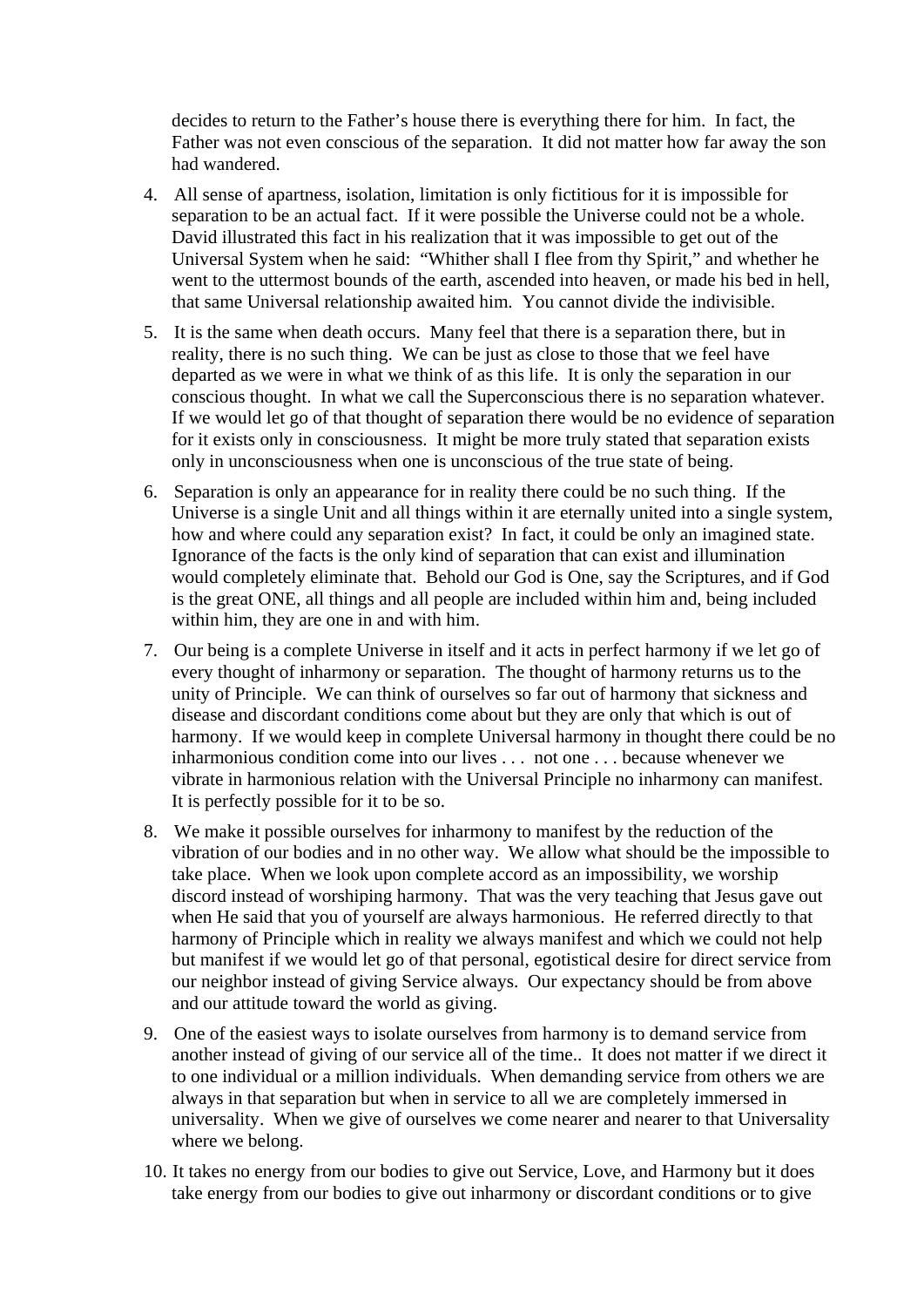decides to return to the Father's house there is everything there for him. In fact, the Father was not even conscious of the separation. It did not matter how far away the son had wandered.

4. All sense of apartness, isolation, limitation is only fictitious for it is impossible for separation to be an actual fact. If it were possible the Universe could not be a whole. David illustrated this fact in his realization that it was impossible to get out of the Universal System when he said: "Whither shall I flee from thy Spirit," and whether he went to the uttermost bounds of the earth, ascended into heaven, or made his bed in hell, that same Universal relationship awaited him. You cannot divide the indivisible.

5. It is the same when death occurs. Many feel that there is a separation there, but in reality, there is no such thing. We can be just as close to those that we feel have departed as we were in what we think of as this life. It is only the separation in our conscious thought. In what we call the Superconscious there is no separation whatever. If we would let go of that thought of separation there would be no evidence of separation for it exists only in consciousness. It might be more truly stated that separation exists only in unconsciousness when one is unconscious of the true state of being.

6. Separation is only an appearance for in reality there could be no such thing. If the Universe is a single Unit and all things within it are eternally united into a single system, how and where could any separation exist? In fact, it could be only an imagined state. Ignorance of the facts is the only kind of separation that can exist and illumination would completely eliminate that. Behold our God is One, say the Scriptures, and if God is the great ONE, all things and all people are included within him and, being included within him, they are one in and with him.

7. Our being is a complete Universe in itself and it acts in perfect harmony if we let go of every thought of inharmony or separation. The thought of harmony returns us to the unity of Principle. We can think of ourselves so far out of harmony that sickness and disease and discordant conditions come about but they are only that which is out of harmony. If we would keep in complete Universal harmony in thought there could be no inharmonious condition come into our lives . . . not one . . . because whenever we vibrate in harmonious relation with the Universal Principle no inharmony can manifest. It is perfectly possible for it to be so.

8. We make it possible ourselves for inharmony to manifest by the reduction of the vibration of our bodies and in no other way. We allow what should be the impossible to take place. When we look upon complete accord as an impossibility, we worship discord instead of worshiping harmony. That was the very teaching that Jesus gave out when He said that you of yourself are always harmonious. He referred directly to that harmony of Principle which in reality we always manifest and which we could not help but manifest if we would let go of that personal, egotistical desire for direct service from our neighbor instead of giving Service always. Our expectancy should be from above and our attitude toward the world as giving.

9. One of the easiest ways to isolate ourselves from harmony is to demand service from another instead of giving of our service all of the time.. It does not matter if we direct it to one individual or a million individuals. When demanding service from others we are always in that separation but when in service to all we are completely immersed in universality. When we give of ourselves we come nearer and nearer to that Universality where we belong.

10. It takes no energy from our bodies to give out Service, Love, and Harmony but it does take energy from our bodies to give out inharmony or discordant conditions or to give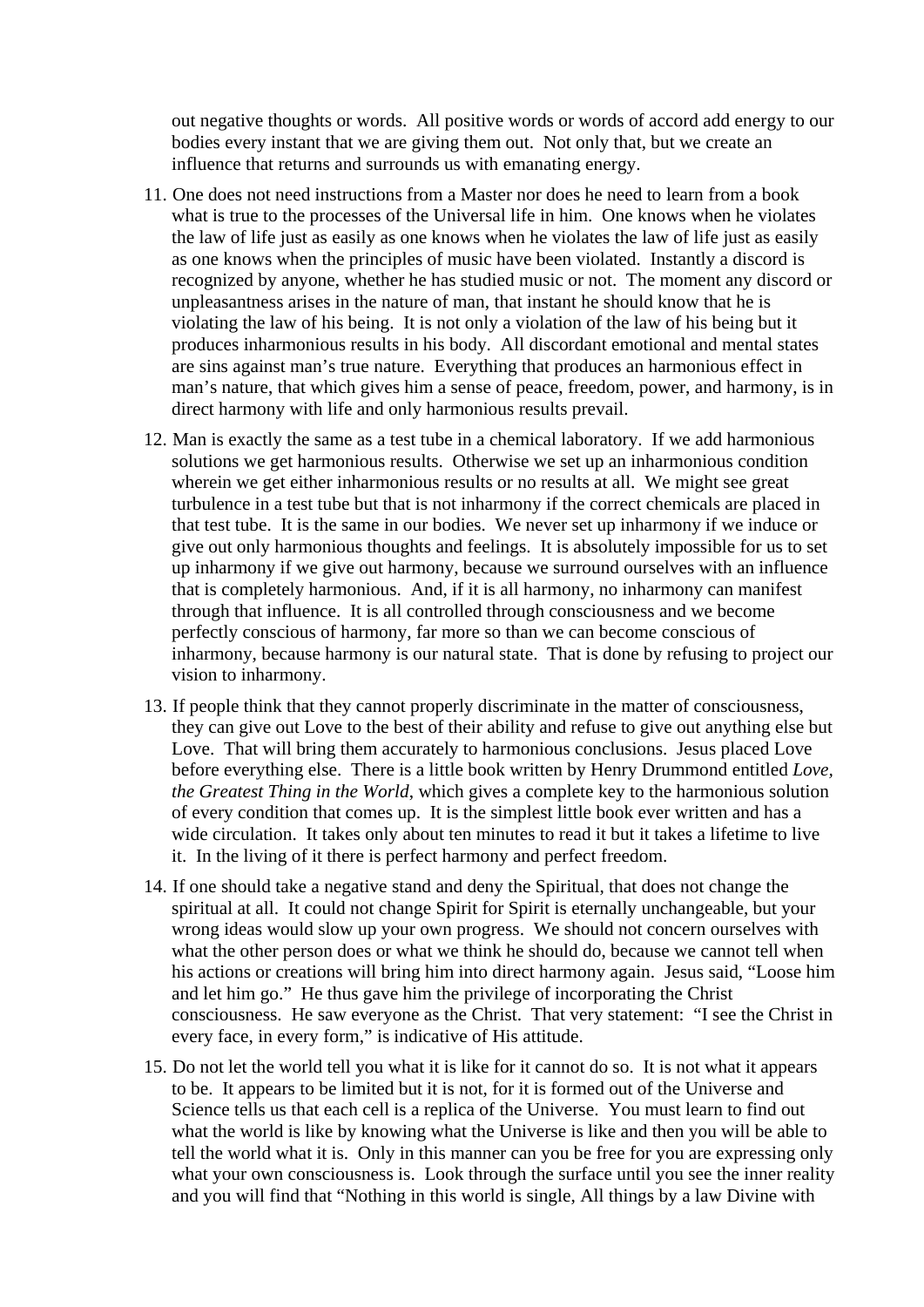out negative thoughts or words. All positive words or words of accord add energy to our bodies every instant that we are giving them out. Not only that, but we create an influence that returns and surrounds us with emanating energy.

11. One does not need instructions from a Master nor does he need to learn from a book what is true to the processes of the Universal life in him. One knows when he violates the law of life just as easily as one knows when he violates the law of life just as easily as one knows when the principles of music have been violated. Instantly a discord is recognized by anyone, whether he has studied music or not. The moment any discord or unpleasantness arises in the nature of man, that instant he should know that he is violating the law of his being. It is not only a violation of the law of his being but it produces inharmonious results in his body. All discordant emotional and mental states are sins against man's true nature. Everything that produces an harmonious effect in man's nature, that which gives him a sense of peace, freedom, power, and harmony, is in direct harmony with life and only harmonious results prevail.

12. Man is exactly the same as a test tube in a chemical laboratory. If we add harmonious solutions we get harmonious results. Otherwise we set up an inharmonious condition wherein we get either inharmonious results or no results at all. We might see great turbulence in a test tube but that is not inharmony if the correct chemicals are placed in that test tube. It is the same in our bodies. We never set up inharmony if we induce or give out only harmonious thoughts and feelings. It is absolutely impossible for us to set up inharmony if we give out harmony, because we surround ourselves with an influence that is completely harmonious. And, if it is all harmony, no inharmony can manifest through that influence. It is all controlled through consciousness and we become perfectly conscious of harmony, far more so than we can become conscious of inharmony, because harmony is our natural state. That is done by refusing to project our vision to inharmony.

13. If people think that they cannot properly discriminate in the matter of consciousness, they can give out Love to the best of their ability and refuse to give out anything else but Love. That will bring them accurately to harmonious conclusions. Jesus placed Love before everything else. There is a little book written by Henry Drummond entitled *Love, the Greatest Thing in the World*, which gives a complete key to the harmonious solution of every condition that comes up. It is the simplest little book ever written and has a wide circulation. It takes only about ten minutes to read it but it takes a lifetime to live it. In the living of it there is perfect harmony and perfect freedom.

14. If one should take a negative stand and deny the Spiritual, that does not change the spiritual at all. It could not change Spirit for Spirit is eternally unchangeable, but your wrong ideas would slow up your own progress. We should not concern ourselves with what the other person does or what we think he should do, because we cannot tell when his actions or creations will bring him into direct harmony again. Jesus said, "Loose him and let him go." He thus gave him the privilege of incorporating the Christ consciousness. He saw everyone as the Christ. That very statement: "I see the Christ in every face, in every form," is indicative of His attitude.

15. Do not let the world tell you what it is like for it cannot do so. It is not what it appears to be. It appears to be limited but it is not, for it is formed out of the Universe and Science tells us that each cell is a replica of the Universe. You must learn to find out what the world is like by knowing what the Universe is like and then you will be able to tell the world what it is. Only in this manner can you be free for you are expressing only what your own consciousness is. Look through the surface until you see the inner reality and you will find that "Nothing in this world is single, All things by a law Divine with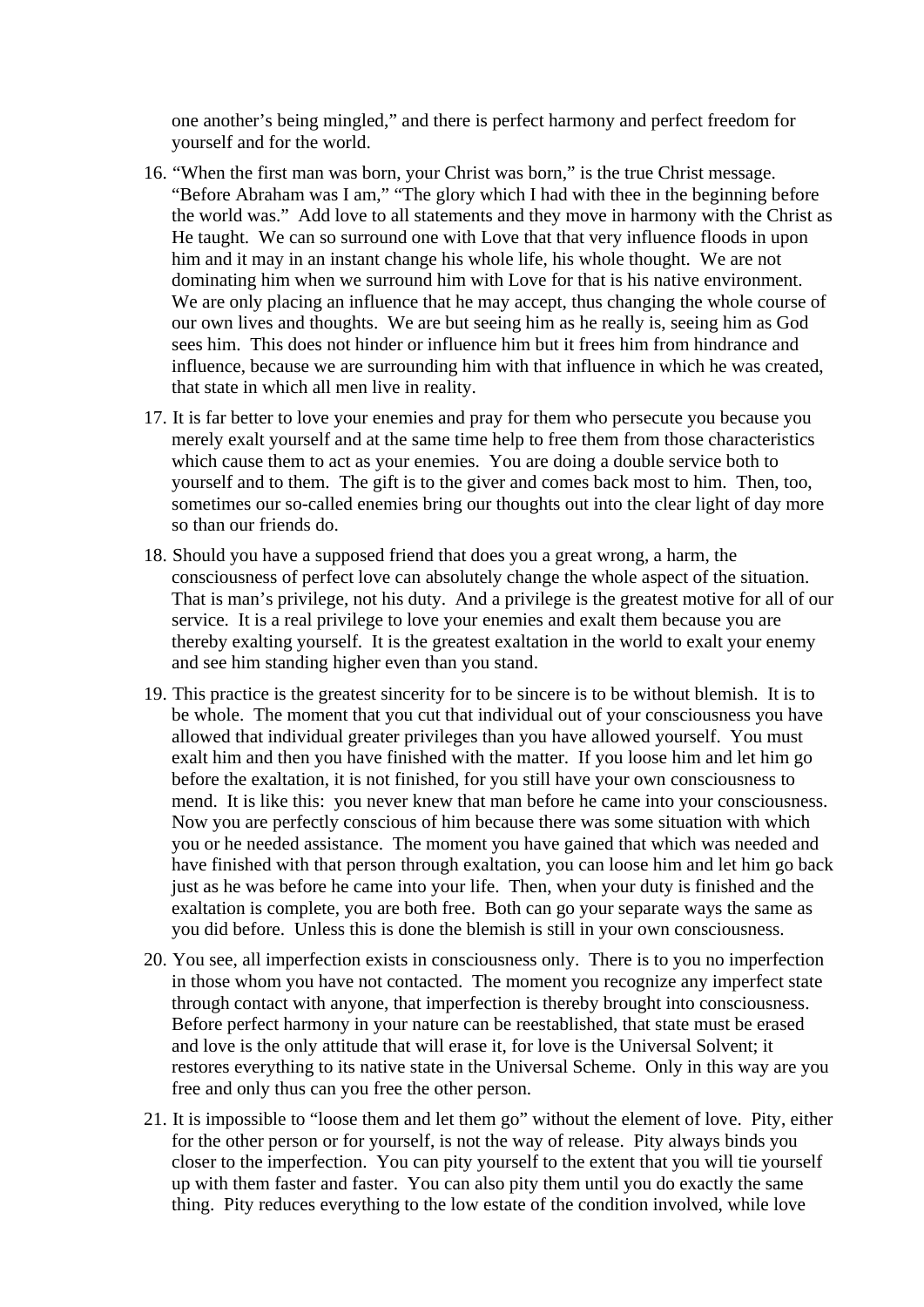one another's being mingled," and there is perfect harmony and perfect freedom for yourself and for the world.

16. "When the first man was born, your Christ was born," is the true Christ message. "Before Abraham was I am," "The glory which I had with thee in the beginning before the world was." Add love to all statements and they move in harmony with the Christ as He taught. We can so surround one with Love that that very influence floods in upon him and it may in an instant change his whole life, his whole thought. We are not dominating him when we surround him with Love for that is his native environment. We are only placing an influence that he may accept, thus changing the whole course of our own lives and thoughts. We are but seeing him as he really is, seeing him as God sees him. This does not hinder or influence him but it frees him from hindrance and influence, because we are surrounding him with that influence in which he was created, that state in which all men live in reality.

17. It is far better to love your enemies and pray for them who persecute you because you merely exalt yourself and at the same time help to free them from those characteristics which cause them to act as your enemies. You are doing a double service both to yourself and to them. The gift is to the giver and comes back most to him. Then, too, sometimes our so-called enemies bring our thoughts out into the clear light of day more so than our friends do.

18. Should you have a supposed friend that does you a great wrong, a harm, the consciousness of perfect love can absolutely change the whole aspect of the situation. That is man's privilege, not his duty. And a privilege is the greatest motive for all of our service. It is a real privilege to love your enemies and exalt them because you are thereby exalting yourself. It is the greatest exaltation in the world to exalt your enemy and see him standing higher even than you stand.

19. This practice is the greatest sincerity for to be sincere is to be without blemish. It is to be whole. The moment that you cut that individual out of your consciousness you have allowed that individual greater privileges than you have allowed yourself. You must exalt him and then you have finished with the matter. If you loose him and let him go before the exaltation, it is not finished, for you still have your own consciousness to mend. It is like this: you never knew that man before he came into your consciousness. Now you are perfectly conscious of him because there was some situation with which you or he needed assistance. The moment you have gained that which was needed and have finished with that person through exaltation, you can loose him and let him go back just as he was before he came into your life. Then, when your duty is finished and the exaltation is complete, you are both free. Both can go your separate ways the same as you did before. Unless this is done the blemish is still in your own consciousness.

20. You see, all imperfection exists in consciousness only. There is to you no imperfection in those whom you have not contacted. The moment you recognize any imperfect state through contact with anyone, that imperfection is thereby brought into consciousness. Before perfect harmony in your nature can be reestablished, that state must be erased and love is the only attitude that will erase it, for love is the Universal Solvent; it restores everything to its native state in the Universal Scheme. Only in this way are you free and only thus can you free the other person.

21. It is impossible to "loose them and let them go" without the element of love. Pity, either for the other person or for yourself, is not the way of release. Pity always binds you closer to the imperfection. You can pity yourself to the extent that you will tie yourself up with them faster and faster. You can also pity them until you do exactly the same thing. Pity reduces everything to the low estate of the condition involved, while love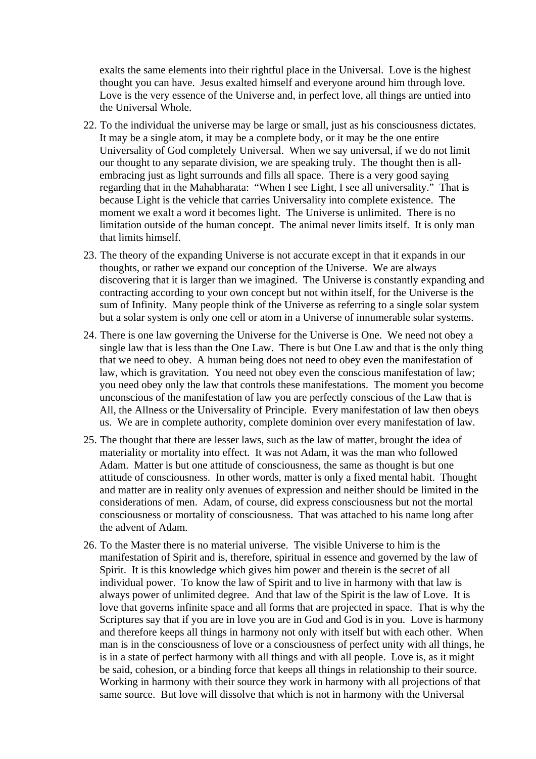exalts the same elements into their rightful place in the Universal. Love is the highest thought you can have. Jesus exalted himself and everyone around him through love. Love is the very essence of the Universe and, in perfect love, all things are untied into the Universal Whole.

22. To the individual the universe may be large or small, just as his consciousness dictates. It may be a single atom, it may be a complete body, or it may be the one entire Universality of God completely Universal. When we say universal, if we do not limit our thought to any separate division, we are speaking truly. The thought then is all-embracing just as light surrounds and fills all space. There is a very good saying regarding that in the Mahabharata: "When I see Light, I see all universality." That is because Light is the vehicle that carries Universality into complete existence. The moment we exalt a word it becomes light. The Universe is unlimited. There is no limitation outside of the human concept. The animal never limits itself. It is only man that limits himself.

23. The theory of the expanding Universe is not accurate except in that it expands in our thoughts, or rather we expand our conception of the Universe. We are always discovering that it is larger than we imagined. The Universe is constantly expanding and contracting according to your own concept but not within itself, for the Universe is the sum of Infinity. Many people think of the Universe as referring to a single solar system but a solar system is only one cell or atom in a Universe of innumerable solar systems.

24. There is one law governing the Universe for the Universe is One. We need not obey a single law that is less than the One Law. There is but One Law and that is the only thing that we need to obey. A human being does not need to obey even the manifestation of law, which is gravitation. You need not obey even the conscious manifestation of law; you need obey only the law that controls these manifestations. The moment you become unconscious of the manifestation of law you are perfectly conscious of the Law that is All, the Allness or the Universality of Principle. Every manifestation of law then obeys us. We are in complete authority, complete dominion over every manifestation of law.

25. The thought that there are lesser laws, such as the law of matter, brought the idea of materiality or mortality into effect. It was not Adam, it was the man who followed Adam. Matter is but one attitude of consciousness, the same as thought is but one attitude of consciousness. In other words, matter is only a fixed mental habit. Thought and matter are in reality only avenues of expression and neither should be limited in the considerations of men. Adam, of course, did express consciousness but not the mortal consciousness or mortality of consciousness. That was attached to his name long after the advent of Adam.

26. To the Master there is no material universe. The visible Universe to him is the manifestation of Spirit and is, therefore, spiritual in essence and governed by the law of Spirit. It is this knowledge which gives him power and therein is the secret of all individual power. To know the law of Spirit and to live in harmony with that law is always power of unlimited degree. And that law of the Spirit is the law of Love. It is love that governs infinite space and all forms that are projected in space. That is why the Scriptures say that if you are in love you are in God and God is in you. Love is harmony and therefore keeps all things in harmony not only with itself but with each other. When man is in the consciousness of love or a consciousness of perfect unity with all things, he is in a state of perfect harmony with all things and with all people. Love is, as it might be said, cohesion, or a binding force that keeps all things in relationship to their source. Working in harmony with their source they work in harmony with all projections of that same source. But love will dissolve that which is not in harmony with the Universal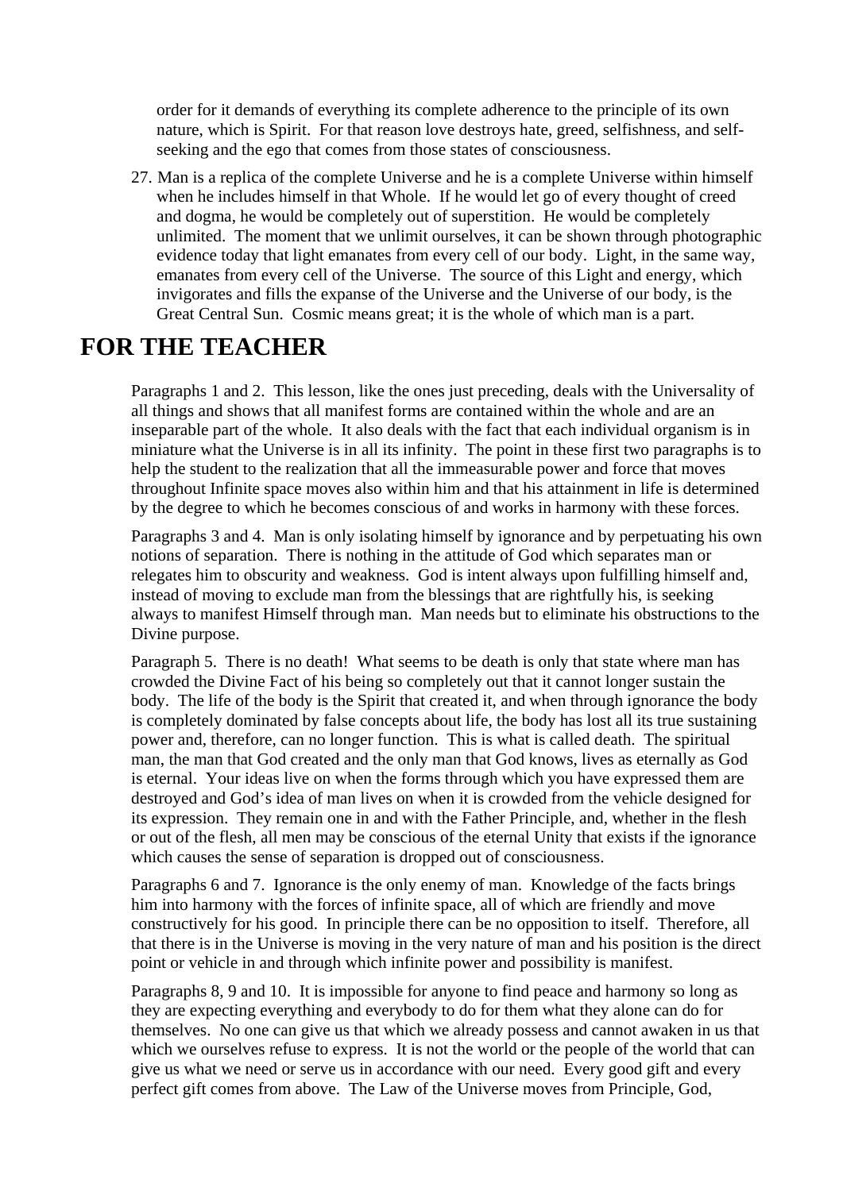order for it demands of everything its complete adherence to the principle of its own nature, which is Spirit. For that reason love destroys hate, greed, selfishness, and self-seeking and the ego that comes from those states of consciousness.

27. Man is a replica of the complete Universe and he is a complete Universe within himself when he includes himself in that Whole. If he would let go of every thought of creed and dogma, he would be completely out of superstition. He would be completely unlimited. The moment that we unlimit ourselves, it can be shown through photographic evidence today that light emanates from every cell of our body. Light, in the same way, emanates from every cell of the Universe. The source of this Light and energy, which invigorates and fills the expanse of the Universe and the Universe of our body, is the Great Central Sun. Cosmic means great; it is the whole of which man is a part.

# FOR THE TEACHER

Paragraphs 1 and 2. This lesson, like the ones just preceding, deals with the Universality of all things and shows that all manifest forms are contained within the whole and are an inseparable part of the whole. It also deals with the fact that each individual organism is in miniature what the Universe is in all its infinity. The point in these first two paragraphs is to help the student to the realization that all the immeasurable power and force that moves throughout Infinite space moves also within him and that his attainment in life is determined by the degree to which he becomes conscious of and works in harmony with these forces.

Paragraphs 3 and 4. Man is only isolating himself by ignorance and by perpetuating his own notions of separation. There is nothing in the attitude of God which separates man or relegates him to obscurity and weakness. God is intent always upon fulfilling himself and, instead of moving to exclude man from the blessings that are rightfully his, is seeking always to manifest Himself through man. Man needs but to eliminate his obstructions to the Divine purpose.

Paragraph 5. There is no death! What seems to be death is only that state where man has crowded the Divine Fact of his being so completely out that it cannot longer sustain the body. The life of the body is the Spirit that created it, and when through ignorance the body is completely dominated by false concepts about life, the body has lost all its true sustaining power and, therefore, can no longer function. This is what is called death. The spiritual man, the man that God created and the only man that God knows, lives as eternally as God is eternal. Your ideas live on when the forms through which you have expressed them are destroyed and God's idea of man lives on when it is crowded from the vehicle designed for its expression. They remain one in and with the Father Principle, and, whether in the flesh or out of the flesh, all men may be conscious of the eternal Unity that exists if the ignorance which causes the sense of separation is dropped out of consciousness.

Paragraphs 6 and 7. Ignorance is the only enemy of man. Knowledge of the facts brings him into harmony with the forces of infinite space, all of which are friendly and move constructively for his good. In principle there can be no opposition to itself. Therefore, all that there is in the Universe is moving in the very nature of man and his position is the direct point or vehicle in and through which infinite power and possibility is manifest.

Paragraphs 8, 9 and 10. It is impossible for anyone to find peace and harmony so long as they are expecting everything and everybody to do for them what they alone can do for themselves. No one can give us that which we already possess and cannot awaken in us that which we ourselves refuse to express. It is not the world or the people of the world that can give us what we need or serve us in accordance with our need. Every good gift and every perfect gift comes from above. The Law of the Universe moves from Principle, God,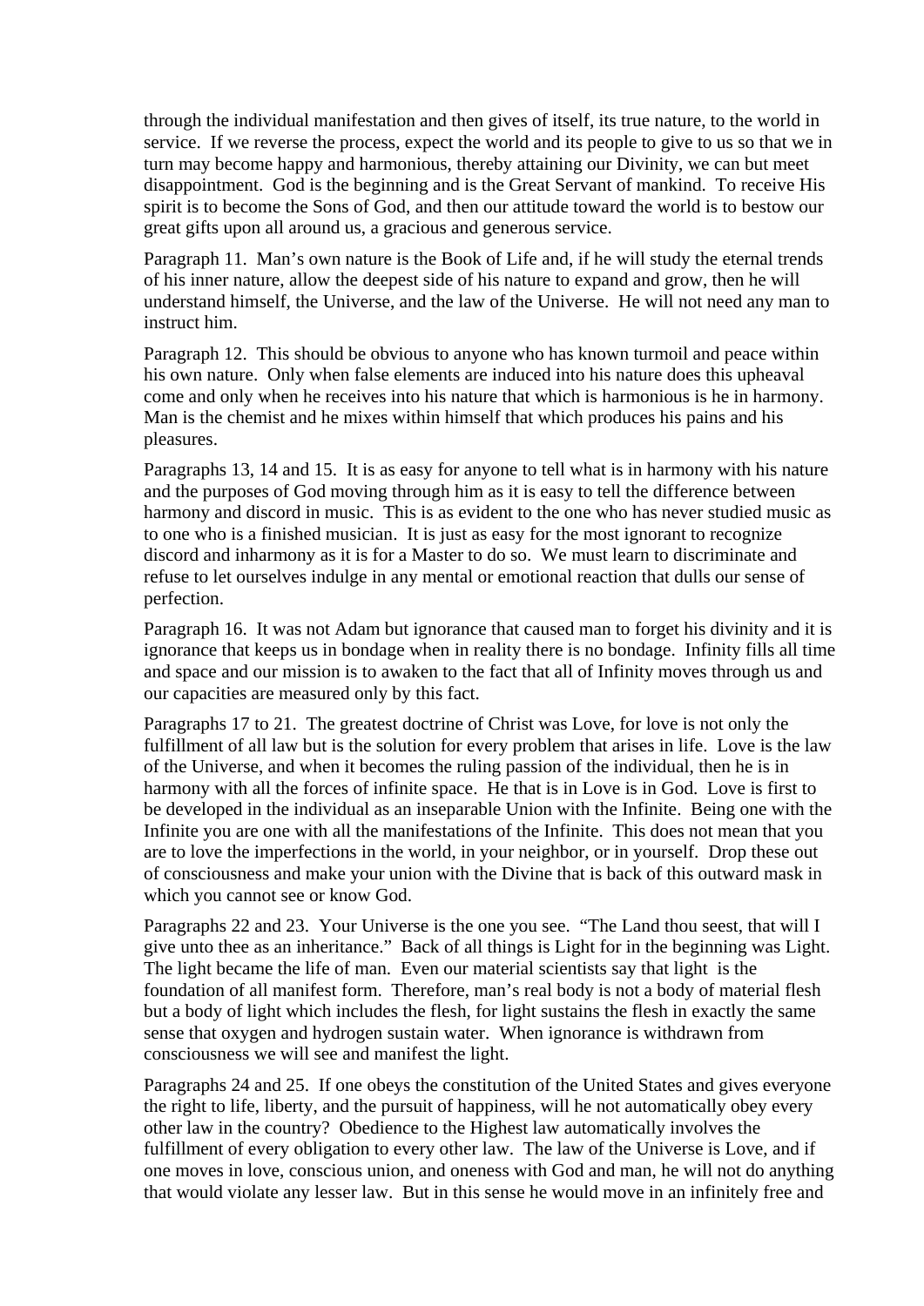through the individual manifestation and then gives of itself, its true nature, to the world in service. If we reverse the process, expect the world and its people to give to us so that we in turn may become happy and harmonious, thereby attaining our Divinity, we can but meet disappointment. God is the beginning and is the Great Servant of mankind. To receive His spirit is to become the Sons of God, and then our attitude toward the world is to bestow our great gifts upon all around us, a gracious and generous service.

Paragraph 11. Man's own nature is the Book of Life and, if he will study the eternal trends of his inner nature, allow the deepest side of his nature to expand and grow, then he will understand himself, the Universe, and the law of the Universe. He will not need any man to instruct him.

Paragraph 12. This should be obvious to anyone who has known turmoil and peace within his own nature. Only when false elements are induced into his nature does this upheaval come and only when he receives into his nature that which is harmonious is he in harmony. Man is the chemist and he mixes within himself that which produces his pains and his pleasures.

Paragraphs 13, 14 and 15. It is as easy for anyone to tell what is in harmony with his nature and the purposes of God moving through him as it is easy to tell the difference between harmony and discord in music. This is as evident to the one who has never studied music as to one who is a finished musician. It is just as easy for the most ignorant to recognize discord and inharmony as it is for a Master to do so. We must learn to discriminate and refuse to let ourselves indulge in any mental or emotional reaction that dulls our sense of perfection.

Paragraph 16. It was not Adam but ignorance that caused man to forget his divinity and it is ignorance that keeps us in bondage when in reality there is no bondage. Infinity fills all time and space and our mission is to awaken to the fact that all of Infinity moves through us and our capacities are measured only by this fact.

Paragraphs 17 to 21. The greatest doctrine of Christ was Love, for love is not only the fulfillment of all law but is the solution for every problem that arises in life. Love is the law of the Universe, and when it becomes the ruling passion of the individual, then he is in harmony with all the forces of infinite space. He that is in Love is in God. Love is first to be developed in the individual as an inseparable Union with the Infinite. Being one with the Infinite you are one with all the manifestations of the Infinite. This does not mean that you are to love the imperfections in the world, in your neighbor, or in yourself. Drop these out of consciousness and make your union with the Divine that is back of this outward mask in which you cannot see or know God.

Paragraphs 22 and 23. Your Universe is the one you see. "The Land thou seest, that will I give unto thee as an inheritance." Back of all things is Light for in the beginning was Light. The light became the life of man. Even our material scientists say that light is the foundation of all manifest form. Therefore, man's real body is not a body of material flesh but a body of light which includes the flesh, for light sustains the flesh in exactly the same sense that oxygen and hydrogen sustain water. When ignorance is withdrawn from consciousness we will see and manifest the light.

Paragraphs 24 and 25. If one obeys the constitution of the United States and gives everyone the right to life, liberty, and the pursuit of happiness, will he not automatically obey every other law in the country? Obedience to the Highest law automatically involves the fulfillment of every obligation to every other law. The law of the Universe is Love, and if one moves in love, conscious union, and oneness with God and man, he will not do anything that would violate any lesser law. But in this sense he would move in an infinitely free and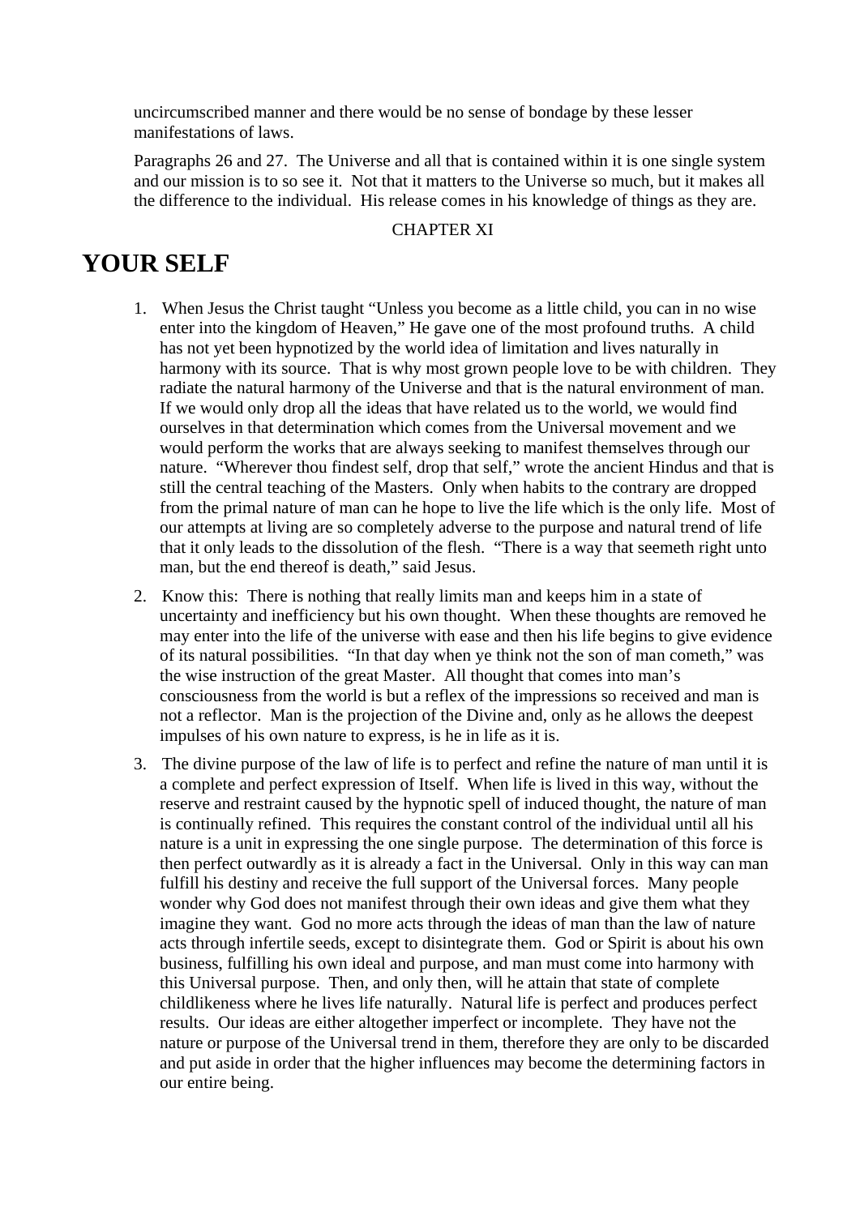uncircumscribed manner and there would be no sense of bondage by these lesser manifestations of laws.

Paragraphs 26 and 27. The Universe and all that is contained within it is one single system and our mission is to so see it. Not that it matters to the Universe so much, but it makes all the difference to the individual. His release comes in his knowledge of things as they are.

CHAPTER XI

# YOUR SELF

1. When Jesus the Christ taught "Unless you become as a little child, you can in no wise enter into the kingdom of Heaven," He gave one of the most profound truths. A child has not yet been hypnotized by the world idea of limitation and lives naturally in harmony with its source. That is why most grown people love to be with children. They radiate the natural harmony of the Universe and that is the natural environment of man. If we would only drop all the ideas that have related us to the world, we would find ourselves in that determination which comes from the Universal movement and we would perform the works that are always seeking to manifest themselves through our nature. "Wherever thou findest self, drop that self," wrote the ancient Hindus and that is still the central teaching of the Masters. Only when habits to the contrary are dropped from the primal nature of man can he hope to live the life which is the only life. Most of our attempts at living are so completely adverse to the purpose and natural trend of life that it only leads to the dissolution of the flesh. "There is a way that seemeth right unto man, but the end thereof is death," said Jesus.

2. Know this: There is nothing that really limits man and keeps him in a state of uncertainty and inefficiency but his own thought. When these thoughts are removed he may enter into the life of the universe with ease and then his life begins to give evidence of its natural possibilities. "In that day when ye think not the son of man cometh," was the wise instruction of the great Master. All thought that comes into man's consciousness from the world is but a reflex of the impressions so received and man is not a reflector. Man is the projection of the Divine and, only as he allows the deepest impulses of his own nature to express, is he in life as it is.

3. The divine purpose of the law of life is to perfect and refine the nature of man until it is a complete and perfect expression of Itself. When life is lived in this way, without the reserve and restraint caused by the hypnotic spell of induced thought, the nature of man is continually refined. This requires the constant control of the individual until all his nature is a unit in expressing the one single purpose. The determination of this force is then perfect outwardly as it is already a fact in the Universal. Only in this way can man fulfill his destiny and receive the full support of the Universal forces. Many people wonder why God does not manifest through their own ideas and give them what they imagine they want. God no more acts through the ideas of man than the law of nature acts through infertile seeds, except to disintegrate them. God or Spirit is about his own business, fulfilling his own ideal and purpose, and man must come into harmony with this Universal purpose. Then, and only then, will he attain that state of complete childlikeness where he lives life naturally. Natural life is perfect and produces perfect results. Our ideas are either altogether imperfect or incomplete. They have not the nature or purpose of the Universal trend in them, therefore they are only to be discarded and put aside in order that the higher influences may become the determining factors in our entire being.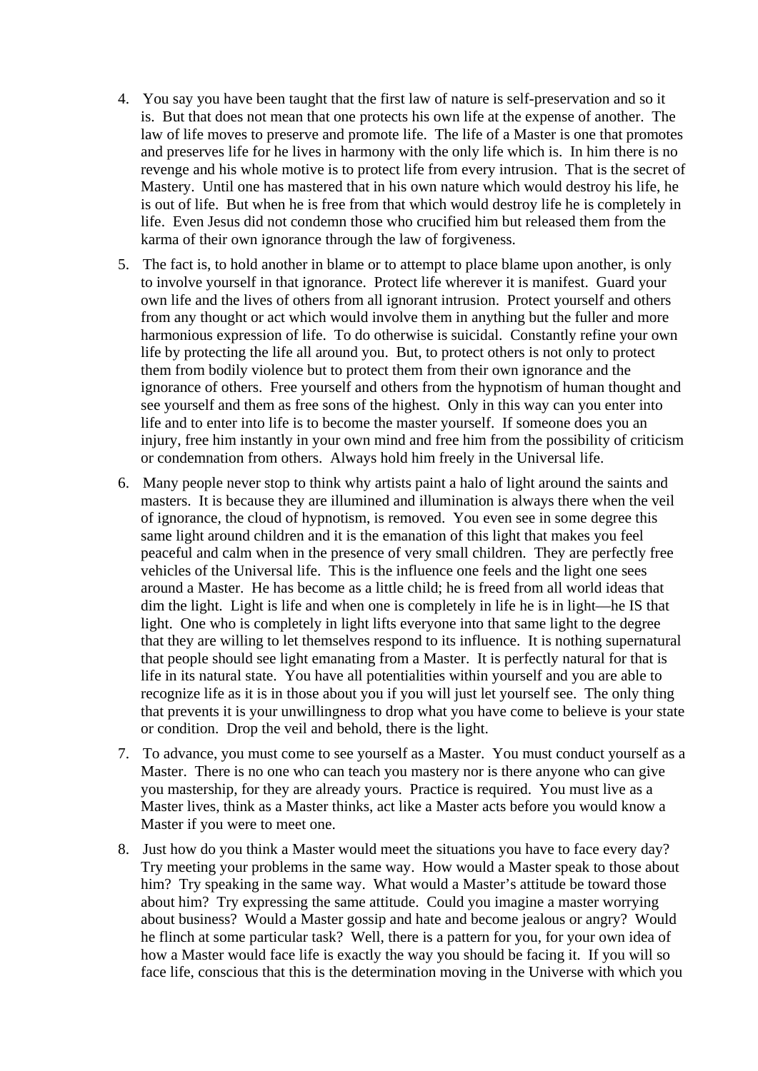4. You say you have been taught that the first law of nature is self-preservation and so it is. But that does not mean that one protects his own life at the expense of another. The law of life moves to preserve and promote life. The life of a Master is one that promotes and preserves life for he lives in harmony with the only life which is. In him there is no revenge and his whole motive is to protect life from every intrusion. That is the secret of Mastery. Until one has mastered that in his own nature which would destroy his life, he is out of life. But when he is free from that which would destroy life he is completely in life. Even Jesus did not condemn those who crucified him but released them from the karma of their own ignorance through the law of forgiveness.

5. The fact is, to hold another in blame or to attempt to place blame upon another, is only to involve yourself in that ignorance. Protect life wherever it is manifest. Guard your own life and the lives of others from all ignorant intrusion. Protect yourself and others from any thought or act which would involve them in anything but the fuller and more harmonious expression of life. To do otherwise is suicidal. Constantly refine your own life by protecting the life all around you. But, to protect others is not only to protect them from bodily violence but to protect them from their own ignorance and the ignorance of others. Free yourself and others from the hypnotism of human thought and see yourself and them as free sons of the highest. Only in this way can you enter into life and to enter into life is to become the master yourself. If someone does you an injury, free him instantly in your own mind and free him from the possibility of criticism or condemnation from others. Always hold him freely in the Universal life.

6. Many people never stop to think why artists paint a halo of light around the saints and masters. It is because they are illumined and illumination is always there when the veil of ignorance, the cloud of hypnotism, is removed. You even see in some degree this same light around children and it is the emanation of this light that makes you feel peaceful and calm when in the presence of very small children. They are perfectly free vehicles of the Universal life. This is the influence one feels and the light one sees around a Master. He has become as a little child; he is freed from all world ideas that dim the light. Light is life and when one is completely in life he is in light—he IS that light. One who is completely in light lifts everyone into that same light to the degree that they are willing to let themselves respond to its influence. It is nothing supernatural that people should see light emanating from a Master. It is perfectly natural for that is life in its natural state. You have all potentialities within yourself and you are able to recognize life as it is in those about you if you will just let yourself see. The only thing that prevents it is your unwillingness to drop what you have come to believe is your state or condition. Drop the veil and behold, there is the light.

7. To advance, you must come to see yourself as a Master. You must conduct yourself as a Master. There is no one who can teach you mastery nor is there anyone who can give you mastership, for they are already yours. Practice is required. You must live as a Master lives, think as a Master thinks, act like a Master acts before you would know a Master if you were to meet one.

8. Just how do you think a Master would meet the situations you have to face every day? Try meeting your problems in the same way. How would a Master speak to those about him? Try speaking in the same way. What would a Master's attitude be toward those about him? Try expressing the same attitude. Could you imagine a master worrying about business? Would a Master gossip and hate and become jealous or angry? Would he flinch at some particular task? Well, there is a pattern for you, for your own idea of how a Master would face life is exactly the way you should be facing it. If you will so face life, conscious that this is the determination moving in the Universe with which you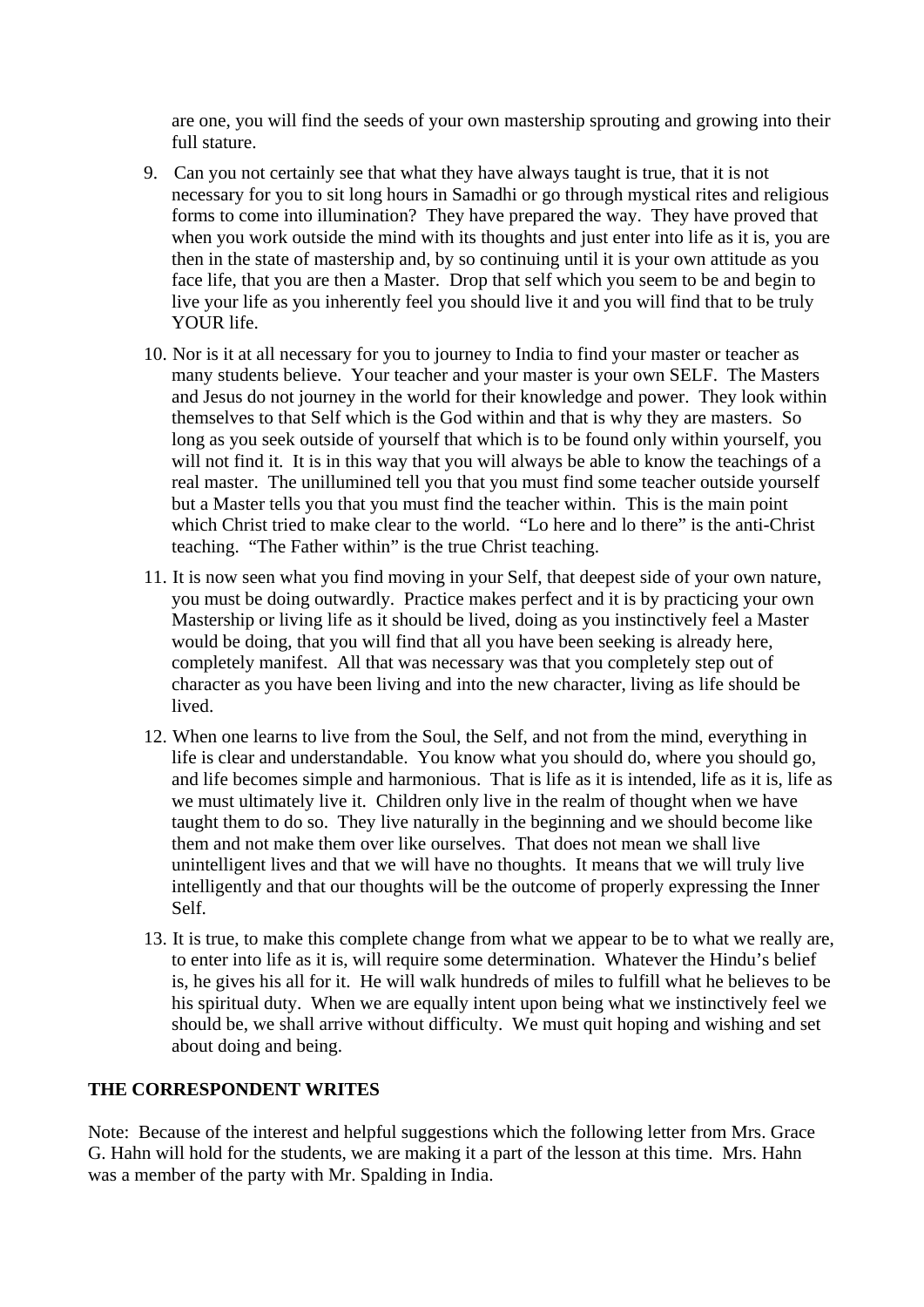are one, you will find the seeds of your own mastership sprouting and growing into their full stature.

9. Can you not certainly see that what they have always taught is true, that it is not necessary for you to sit long hours in Samadhi or go through mystical rites and religious forms to come into illumination? They have prepared the way. They have proved that when you work outside the mind with its thoughts and just enter into life as it is, you are then in the state of mastership and, by so continuing until it is your own attitude as you face life, that you are then a Master. Drop that self which you seem to be and begin to live your life as you inherently feel you should live it and you will find that to be truly YOUR life.

10. Nor is it at all necessary for you to journey to India to find your master or teacher as many students believe. Your teacher and your master is your own SELF. The Masters and Jesus do not journey in the world for their knowledge and power. They look within themselves to that Self which is the God within and that is why they are masters. So long as you seek outside of yourself that which is to be found only within yourself, you will not find it. It is in this way that you will always be able to know the teachings of a real master. The unillumined tell you that you must find some teacher outside yourself but a Master tells you that you must find the teacher within. This is the main point which Christ tried to make clear to the world. "Lo here and lo there" is the anti-Christ teaching. "The Father within" is the true Christ teaching.

11. It is now seen what you find moving in your Self, that deepest side of your own nature, you must be doing outwardly. Practice makes perfect and it is by practicing your own Mastership or living life as it should be lived, doing as you instinctively feel a Master would be doing, that you will find that all you have been seeking is already here, completely manifest. All that was necessary was that you completely step out of character as you have been living and into the new character, living as life should be lived.

12. When one learns to live from the Soul, the Self, and not from the mind, everything in life is clear and understandable. You know what you should do, where you should go, and life becomes simple and harmonious. That is life as it is intended, life as it is, life as we must ultimately live it. Children only live in the realm of thought when we have taught them to do so. They live naturally in the beginning and we should become like them and not make them over like ourselves. That does not mean we shall live unintelligent lives and that we will have no thoughts. It means that we will truly live intelligently and that our thoughts will be the outcome of properly expressing the Inner Self.

13. It is true, to make this complete change from what we appear to be to what we really are, to enter into life as it is, will require some determination. Whatever the Hindu's belief is, he gives his all for it. He will walk hundreds of miles to fulfill what he believes to be his spiritual duty. When we are equally intent upon being what we instinctively feel we should be, we shall arrive without difficulty. We must quit hoping and wishing and set about doing and being.

**THE CORRESPONDENT WRITES**

Note: Because of the interest and helpful suggestions which the following letter from Mrs. Grace G. Hahn will hold for the students, we are making it a part of the lesson at this time. Mrs. Hahn was a member of the party with Mr. Spalding in India.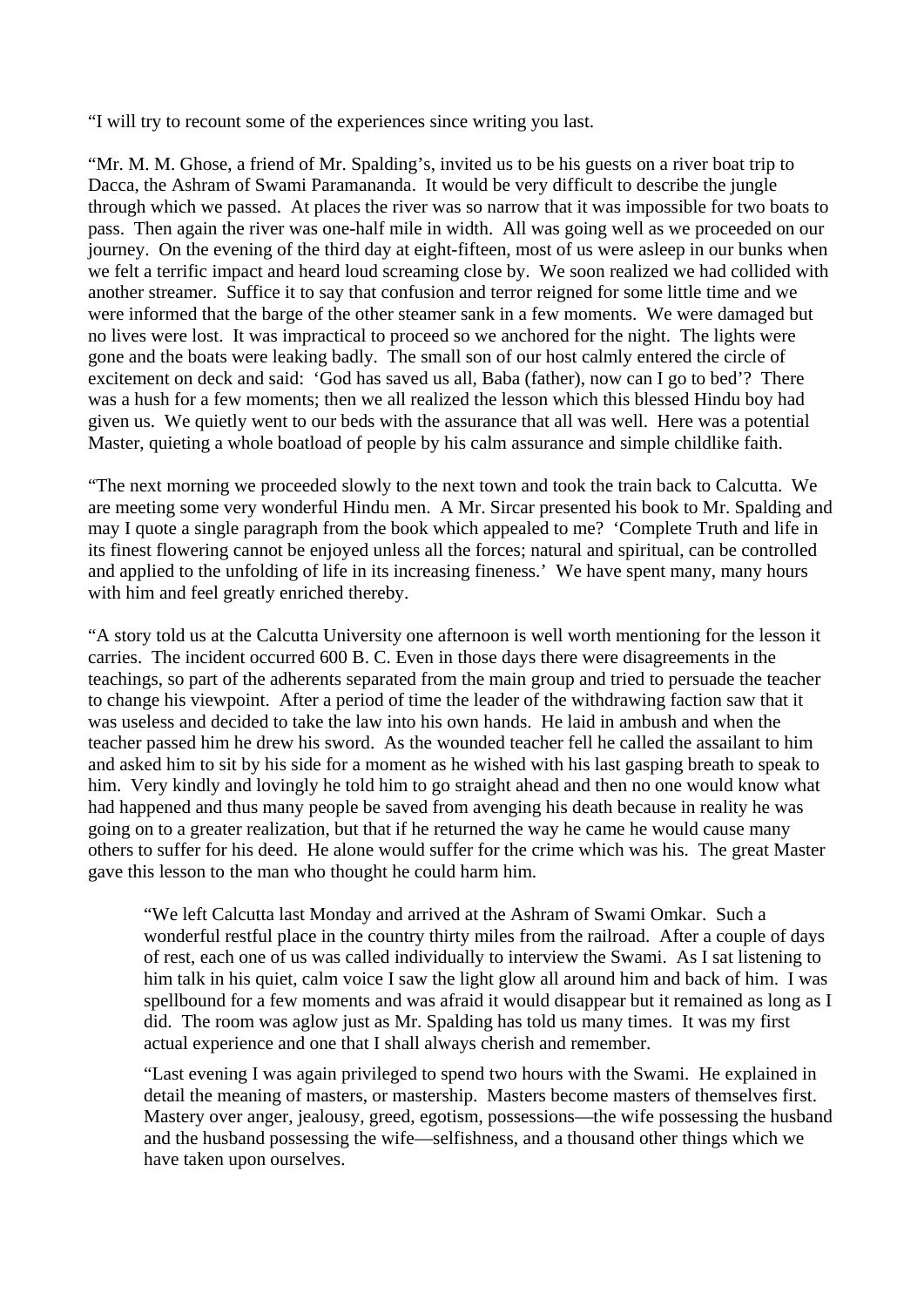"I will try to recount some of the experiences since writing you last.

"Mr. M. M. Ghose, a friend of Mr. Spalding's, invited us to be his guests on a river boat trip to Dacca, the Ashram of Swami Paramananda. It would be very difficult to describe the jungle through which we passed. At places the river was so narrow that it was impossible for two boats to pass. Then again the river was one-half mile in width. All was going well as we proceeded on our journey. On the evening of the third day at eight-fifteen, most of us were asleep in our bunks when we felt a terrific impact and heard loud screaming close by. We soon realized we had collided with another streamer. Suffice it to say that confusion and terror reigned for some little time and we were informed that the barge of the other steamer sank in a few moments. We were damaged but no lives were lost. It was impractical to proceed so we anchored for the night. The lights were gone and the boats were leaking badly. The small son of our host calmly entered the circle of excitement on deck and said: 'God has saved us all, Baba (father), now can I go to bed'? There was a hush for a few moments; then we all realized the lesson which this blessed Hindu boy had given us. We quietly went to our beds with the assurance that all was well. Here was a potential Master, quieting a whole boatload of people by his calm assurance and simple childlike faith.

"The next morning we proceeded slowly to the next town and took the train back to Calcutta. We are meeting some very wonderful Hindu men. A Mr. Sircar presented his book to Mr. Spalding and may I quote a single paragraph from the book which appealed to me? 'Complete Truth and life in its finest flowering cannot be enjoyed unless all the forces; natural and spiritual, can be controlled and applied to the unfolding of life in its increasing fineness.' We have spent many, many hours with him and feel greatly enriched thereby.

"A story told us at the Calcutta University one afternoon is well worth mentioning for the lesson it carries. The incident occurred 600 B. C. Even in those days there were disagreements in the teachings, so part of the adherents separated from the main group and tried to persuade the teacher to change his viewpoint. After a period of time the leader of the withdrawing faction saw that it was useless and decided to take the law into his own hands. He laid in ambush and when the teacher passed him he drew his sword. As the wounded teacher fell he called the assailant to him and asked him to sit by his side for a moment as he wished with his last gasping breath to speak to him. Very kindly and lovingly he told him to go straight ahead and then no one would know what had happened and thus many people be saved from avenging his death because in reality he was going on to a greater realization, but that if he returned the way he came he would cause many others to suffer for his deed. He alone would suffer for the crime which was his. The great Master gave this lesson to the man who thought he could harm him.

> "We left Calcutta last Monday and arrived at the Ashram of Swami Omkar. Such a wonderful restful place in the country thirty miles from the railroad. After a couple of days of rest, each one of us was called individually to interview the Swami. As I sat listening to him talk in his quiet, calm voice I saw the light glow all around him and back of him. I was spellbound for a few moments and was afraid it would disappear but it remained as long as I did. The room was aglow just as Mr. Spalding has told us many times. It was my first actual experience and one that I shall always cherish and remember.
>
> "Last evening I was again privileged to spend two hours with the Swami. He explained in detail the meaning of masters, or mastership. Masters become masters of themselves first. Mastery over anger, jealousy, greed, egotism, possessions—the wife possessing the husband and the husband possessing the wife—selfishness, and a thousand other things which we have taken upon ourselves.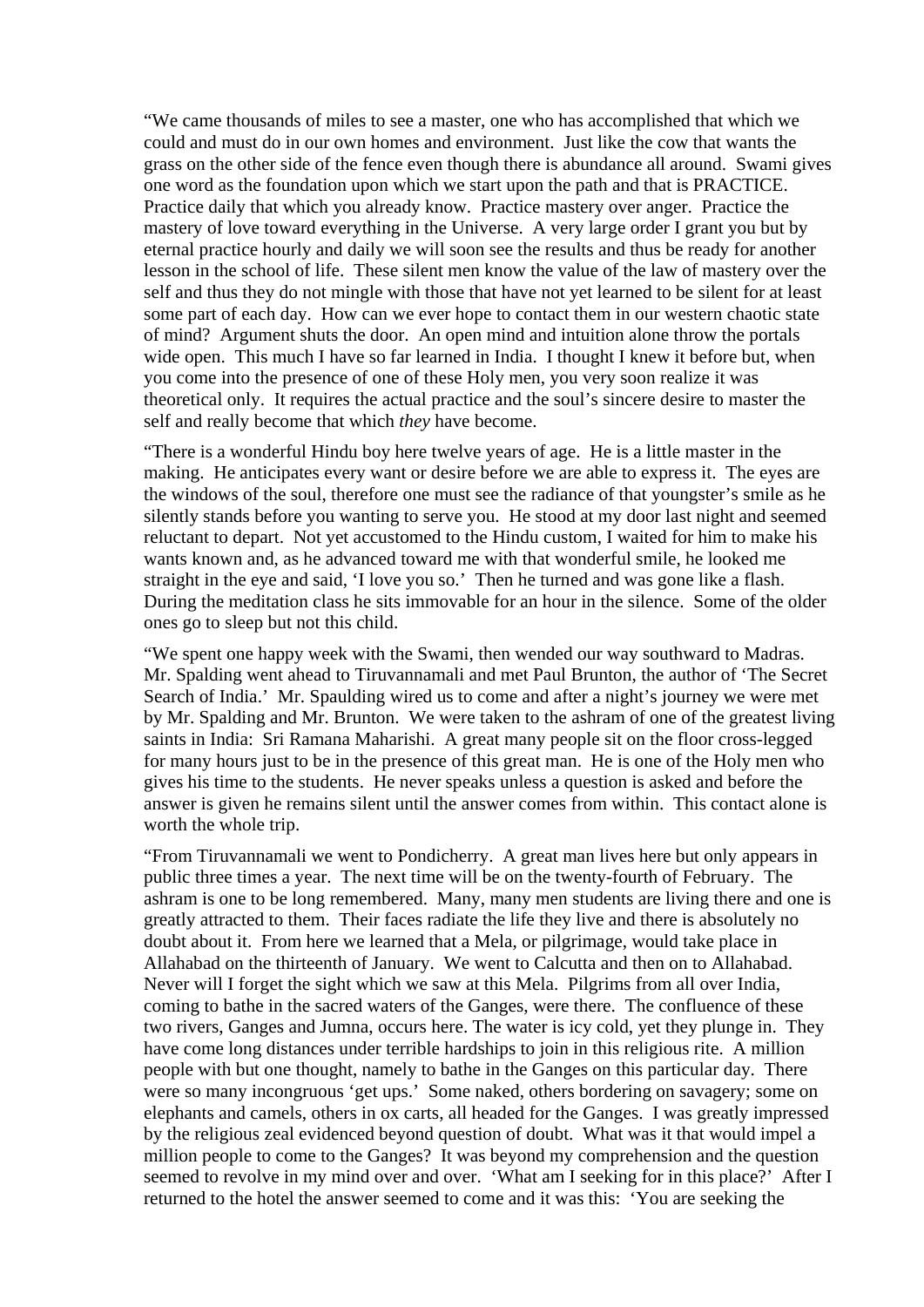"We came thousands of miles to see a master, one who has accomplished that which we could and must do in our own homes and environment. Just like the cow that wants the grass on the other side of the fence even though there is abundance all around. Swami gives one word as the foundation upon which we start upon the path and that is PRACTICE. Practice daily that which you already know. Practice mastery over anger. Practice the mastery of love toward everything in the Universe. A very large order I grant you but by eternal practice hourly and daily we will soon see the results and thus be ready for another lesson in the school of life. These silent men know the value of the law of mastery over the self and thus they do not mingle with those that have not yet learned to be silent for at least some part of each day. How can we ever hope to contact them in our western chaotic state of mind? Argument shuts the door. An open mind and intuition alone throw the portals wide open. This much I have so far learned in India. I thought I knew it before but, when you come into the presence of one of these Holy men, you very soon realize it was theoretical only. It requires the actual practice and the soul's sincere desire to master the self and really become that which *they* have become.

"There is a wonderful Hindu boy here twelve years of age. He is a little master in the making. He anticipates every want or desire before we are able to express it. The eyes are the windows of the soul, therefore one must see the radiance of that youngster's smile as he silently stands before you wanting to serve you. He stood at my door last night and seemed reluctant to depart. Not yet accustomed to the Hindu custom, I waited for him to make his wants known and, as he advanced toward me with that wonderful smile, he looked me straight in the eye and said, 'I love you so.' Then he turned and was gone like a flash. During the meditation class he sits immovable for an hour in the silence. Some of the older ones go to sleep but not this child.

"We spent one happy week with the Swami, then wended our way southward to Madras. Mr. Spalding went ahead to Tiruvannamali and met Paul Brunton, the author of 'The Secret Search of India.' Mr. Spaulding wired us to come and after a night's journey we were met by Mr. Spalding and Mr. Brunton. We were taken to the ashram of one of the greatest living saints in India: Sri Ramana Maharishi. A great many people sit on the floor cross-legged for many hours just to be in the presence of this great man. He is one of the Holy men who gives his time to the students. He never speaks unless a question is asked and before the answer is given he remains silent until the answer comes from within. This contact alone is worth the whole trip.

"From Tiruvannamali we went to Pondicherry. A great man lives here but only appears in public three times a year. The next time will be on the twenty-fourth of February. The ashram is one to be long remembered. Many, many men students are living there and one is greatly attracted to them. Their faces radiate the life they live and there is absolutely no doubt about it. From here we learned that a Mela, or pilgrimage, would take place in Allahabad on the thirteenth of January. We went to Calcutta and then on to Allahabad. Never will I forget the sight which we saw at this Mela. Pilgrims from all over India, coming to bathe in the sacred waters of the Ganges, were there. The confluence of these two rivers, Ganges and Jumna, occurs here. The water is icy cold, yet they plunge in. They have come long distances under terrible hardships to join in this religious rite. A million people with but one thought, namely to bathe in the Ganges on this particular day. There were so many incongruous 'get ups.' Some naked, others bordering on savagery; some on elephants and camels, others in ox carts, all headed for the Ganges. I was greatly impressed by the religious zeal evidenced beyond question of doubt. What was it that would impel a million people to come to the Ganges? It was beyond my comprehension and the question seemed to revolve in my mind over and over. 'What am I seeking for in this place?' After I returned to the hotel the answer seemed to come and it was this: 'You are seeking the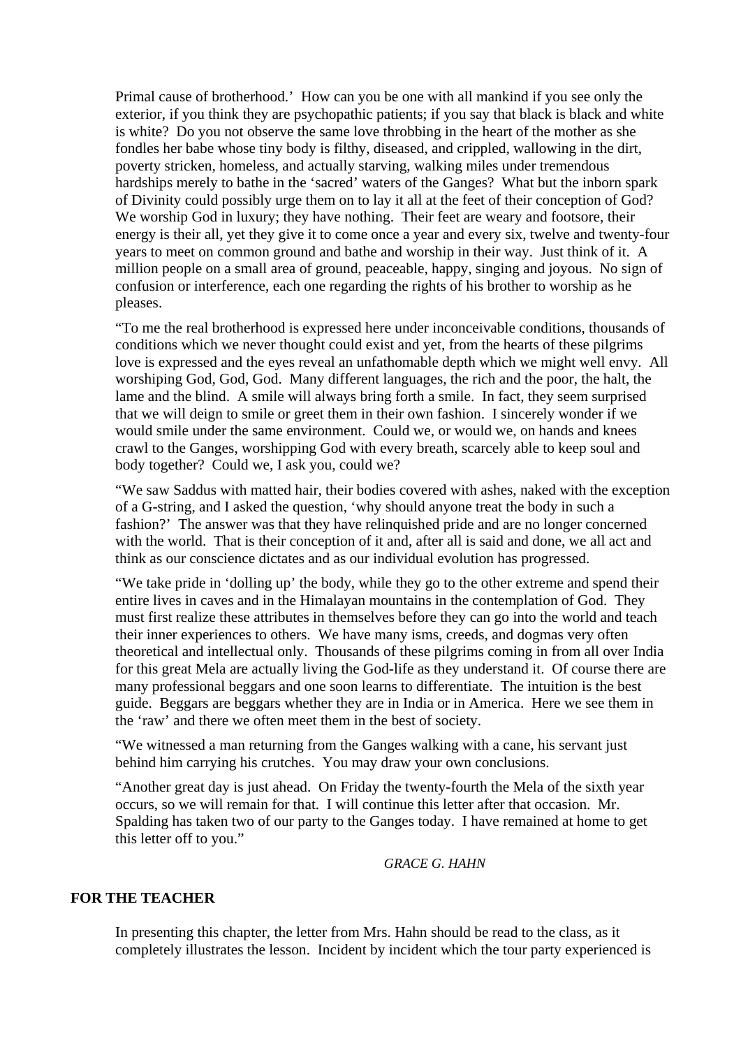Primal cause of brotherhood.' How can you be one with all mankind if you see only the exterior, if you think they are psychopathic patients; if you say that black is black and white is white? Do you not observe the same love throbbing in the heart of the mother as she fondles her babe whose tiny body is filthy, diseased, and crippled, wallowing in the dirt, poverty stricken, homeless, and actually starving, walking miles under tremendous hardships merely to bathe in the 'sacred' waters of the Ganges? What but the inborn spark of Divinity could possibly urge them on to lay it all at the feet of their conception of God? We worship God in luxury; they have nothing. Their feet are weary and footsore, their energy is their all, yet they give it to come once a year and every six, twelve and twenty-four years to meet on common ground and bathe and worship in their way. Just think of it. A million people on a small area of ground, peaceable, happy, singing and joyous. No sign of confusion or interference, each one regarding the rights of his brother to worship as he pleases.

"To me the real brotherhood is expressed here under inconceivable conditions, thousands of conditions which we never thought could exist and yet, from the hearts of these pilgrims love is expressed and the eyes reveal an unfathomable depth which we might well envy. All worshiping God, God, God. Many different languages, the rich and the poor, the halt, the lame and the blind. A smile will always bring forth a smile. In fact, they seem surprised that we will deign to smile or greet them in their own fashion. I sincerely wonder if we would smile under the same environment. Could we, or would we, on hands and knees crawl to the Ganges, worshipping God with every breath, scarcely able to keep soul and body together? Could we, I ask you, could we?

"We saw Saddus with matted hair, their bodies covered with ashes, naked with the exception of a G-string, and I asked the question, 'why should anyone treat the body in such a fashion?' The answer was that they have relinquished pride and are no longer concerned with the world. That is their conception of it and, after all is said and done, we all act and think as our conscience dictates and as our individual evolution has progressed.

"We take pride in 'dolling up' the body, while they go to the other extreme and spend their entire lives in caves and in the Himalayan mountains in the contemplation of God. They must first realize these attributes in themselves before they can go into the world and teach their inner experiences to others. We have many isms, creeds, and dogmas very often theoretical and intellectual only. Thousands of these pilgrims coming in from all over India for this great Mela are actually living the God-life as they understand it. Of course there are many professional beggars and one soon learns to differentiate. The intuition is the best guide. Beggars are beggars whether they are in India or in America. Here we see them in the 'raw' and there we often meet them in the best of society.

"We witnessed a man returning from the Ganges walking with a cane, his servant just behind him carrying his crutches. You may draw your own conclusions.

"Another great day is just ahead. On Friday the twenty-fourth the Mela of the sixth year occurs, so we will remain for that. I will continue this letter after that occasion. Mr. Spalding has taken two of our party to the Ganges today. I have remained at home to get this letter off to you."

*GRACE G. HAHN*

## FOR THE TEACHER

In presenting this chapter, the letter from Mrs. Hahn should be read to the class, as it completely illustrates the lesson. Incident by incident which the tour party experienced is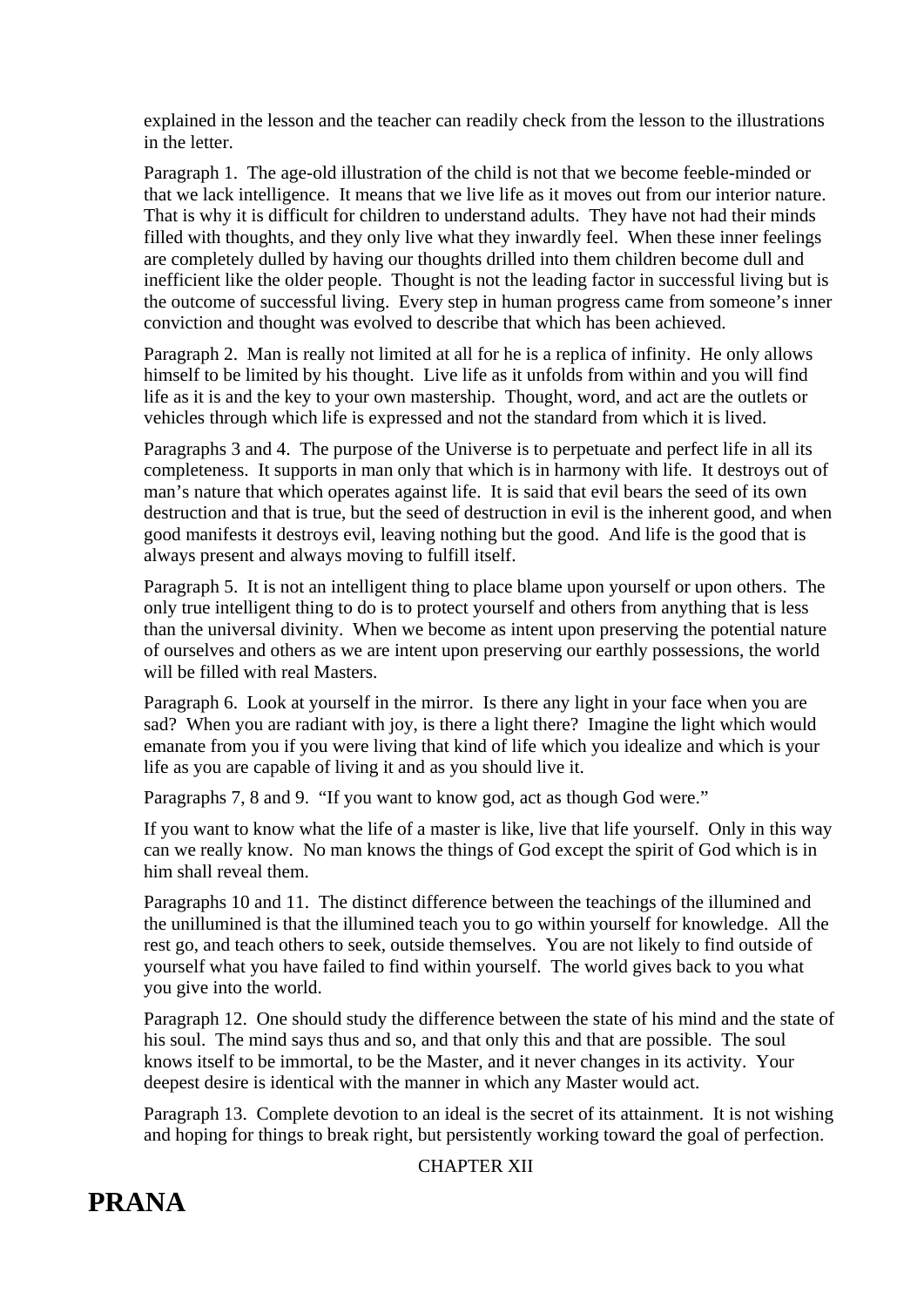explained in the lesson and the teacher can readily check from the lesson to the illustrations in the letter.

Paragraph 1. The age-old illustration of the child is not that we become feeble-minded or that we lack intelligence. It means that we live life as it moves out from our interior nature. That is why it is difficult for children to understand adults. They have not had their minds filled with thoughts, and they only live what they inwardly feel. When these inner feelings are completely dulled by having our thoughts drilled into them children become dull and inefficient like the older people. Thought is not the leading factor in successful living but is the outcome of successful living. Every step in human progress came from someone's inner conviction and thought was evolved to describe that which has been achieved.

Paragraph 2. Man is really not limited at all for he is a replica of infinity. He only allows himself to be limited by his thought. Live life as it unfolds from within and you will find life as it is and the key to your own mastership. Thought, word, and act are the outlets or vehicles through which life is expressed and not the standard from which it is lived.

Paragraphs 3 and 4. The purpose of the Universe is to perpetuate and perfect life in all its completeness. It supports in man only that which is in harmony with life. It destroys out of man's nature that which operates against life. It is said that evil bears the seed of its own destruction and that is true, but the seed of destruction in evil is the inherent good, and when good manifests it destroys evil, leaving nothing but the good. And life is the good that is always present and always moving to fulfill itself.

Paragraph 5. It is not an intelligent thing to place blame upon yourself or upon others. The only true intelligent thing to do is to protect yourself and others from anything that is less than the universal divinity. When we become as intent upon preserving the potential nature of ourselves and others as we are intent upon preserving our earthly possessions, the world will be filled with real Masters.

Paragraph 6. Look at yourself in the mirror. Is there any light in your face when you are sad? When you are radiant with joy, is there a light there? Imagine the light which would emanate from you if you were living that kind of life which you idealize and which is your life as you are capable of living it and as you should live it.

Paragraphs 7, 8 and 9. "If you want to know god, act as though God were."

If you want to know what the life of a master is like, live that life yourself. Only in this way can we really know. No man knows the things of God except the spirit of God which is in him shall reveal them.

Paragraphs 10 and 11. The distinct difference between the teachings of the illumined and the unillumined is that the illumined teach you to go within yourself for knowledge. All the rest go, and teach others to seek, outside themselves. You are not likely to find outside of yourself what you have failed to find within yourself. The world gives back to you what you give into the world.

Paragraph 12. One should study the difference between the state of his mind and the state of his soul. The mind says thus and so, and that only this and that are possible. The soul knows itself to be immortal, to be the Master, and it never changes in its activity. Your deepest desire is identical with the manner in which any Master would act.

Paragraph 13. Complete devotion to an ideal is the secret of its attainment. It is not wishing and hoping for things to break right, but persistently working toward the goal of perfection.

CHAPTER XII

# PRANA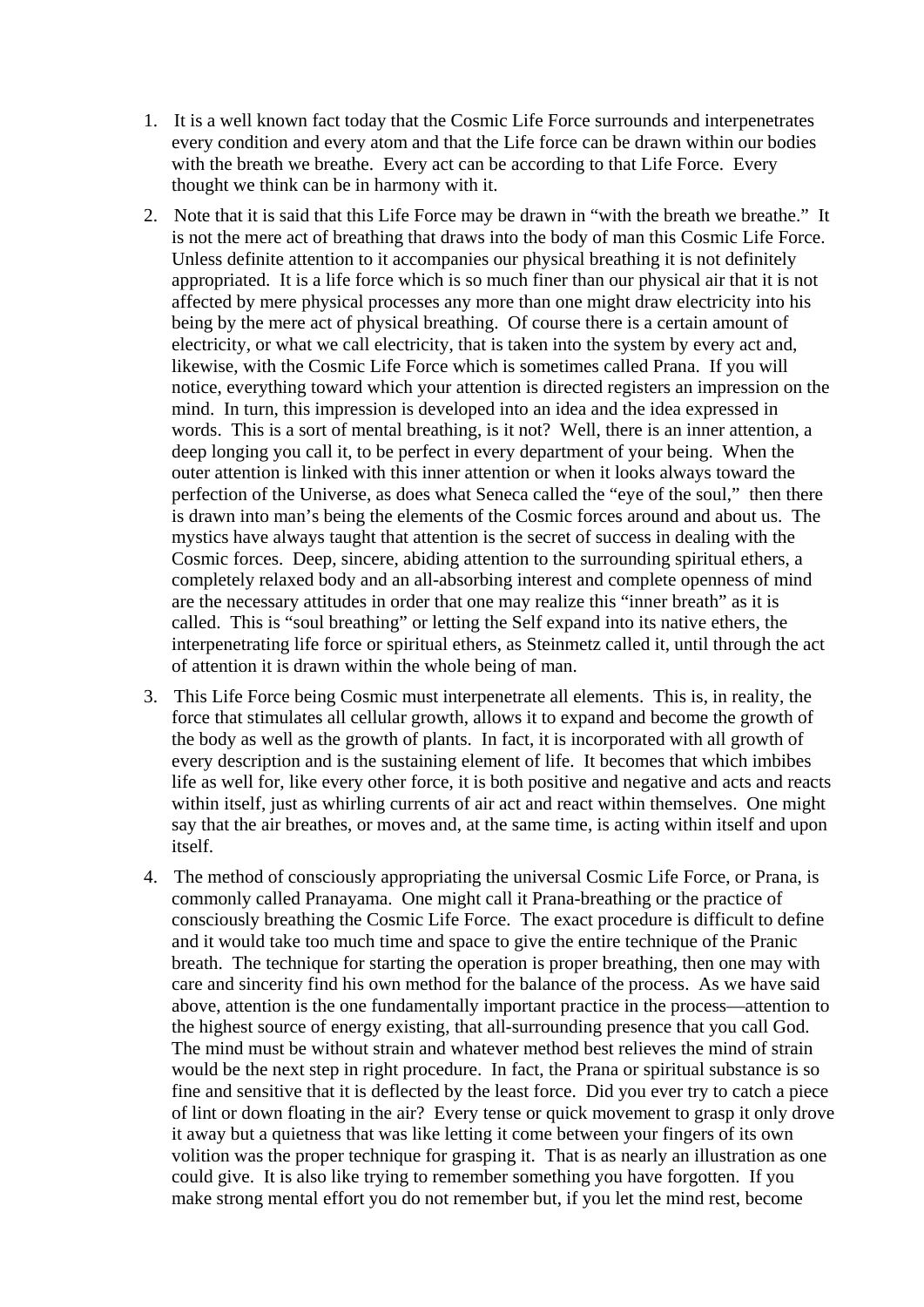1. It is a well known fact today that the Cosmic Life Force surrounds and interpenetrates every condition and every atom and that the Life force can be drawn within our bodies with the breath we breathe. Every act can be according to that Life Force. Every thought we think can be in harmony with it.

2. Note that it is said that this Life Force may be drawn in "with the breath we breathe." It is not the mere act of breathing that draws into the body of man this Cosmic Life Force. Unless definite attention to it accompanies our physical breathing it is not definitely appropriated. It is a life force which is so much finer than our physical air that it is not affected by mere physical processes any more than one might draw electricity into his being by the mere act of physical breathing. Of course there is a certain amount of electricity, or what we call electricity, that is taken into the system by every act and, likewise, with the Cosmic Life Force which is sometimes called Prana. If you will notice, everything toward which your attention is directed registers an impression on the mind. In turn, this impression is developed into an idea and the idea expressed in words. This is a sort of mental breathing, is it not? Well, there is an inner attention, a deep longing you call it, to be perfect in every department of your being. When the outer attention is linked with this inner attention or when it looks always toward the perfection of the Universe, as does what Seneca called the "eye of the soul," then there is drawn into man's being the elements of the Cosmic forces around and about us. The mystics have always taught that attention is the secret of success in dealing with the Cosmic forces. Deep, sincere, abiding attention to the surrounding spiritual ethers, a completely relaxed body and an all-absorbing interest and complete openness of mind are the necessary attitudes in order that one may realize this "inner breath" as it is called. This is "soul breathing" or letting the Self expand into its native ethers, the interpenetrating life force or spiritual ethers, as Steinmetz called it, until through the act of attention it is drawn within the whole being of man.

3. This Life Force being Cosmic must interpenetrate all elements. This is, in reality, the force that stimulates all cellular growth, allows it to expand and become the growth of the body as well as the growth of plants. In fact, it is incorporated with all growth of every description and is the sustaining element of life. It becomes that which imbibes life as well for, like every other force, it is both positive and negative and acts and reacts within itself, just as whirling currents of air act and react within themselves. One might say that the air breathes, or moves and, at the same time, is acting within itself and upon itself.

4. The method of consciously appropriating the universal Cosmic Life Force, or Prana, is commonly called Pranayama. One might call it Prana-breathing or the practice of consciously breathing the Cosmic Life Force. The exact procedure is difficult to define and it would take too much time and space to give the entire technique of the Pranic breath. The technique for starting the operation is proper breathing, then one may with care and sincerity find his own method for the balance of the process. As we have said above, attention is the one fundamentally important practice in the process—attention to the highest source of energy existing, that all-surrounding presence that you call God. The mind must be without strain and whatever method best relieves the mind of strain would be the next step in right procedure. In fact, the Prana or spiritual substance is so fine and sensitive that it is deflected by the least force. Did you ever try to catch a piece of lint or down floating in the air? Every tense or quick movement to grasp it only drove it away but a quietness that was like letting it come between your fingers of its own volition was the proper technique for grasping it. That is as nearly an illustration as one could give. It is also like trying to remember something you have forgotten. If you make strong mental effort you do not remember but, if you let the mind rest, become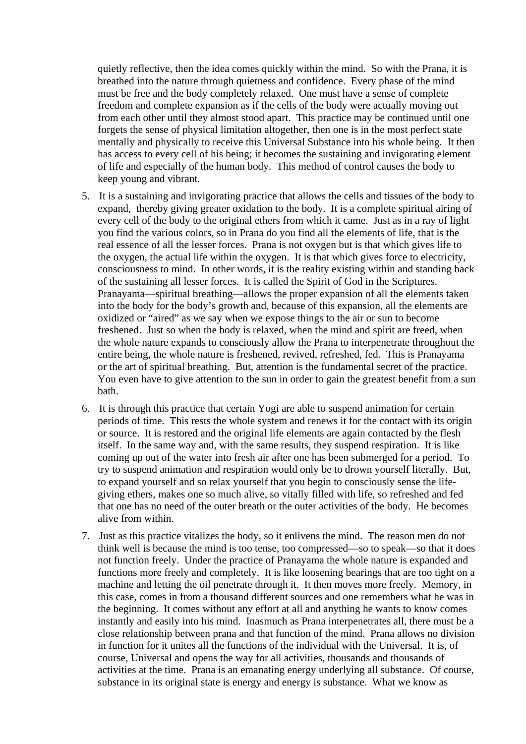quietly reflective, then the idea comes quickly within the mind. So with the Prana, it is breathed into the nature through quietness and confidence. Every phase of the mind must be free and the body completely relaxed. One must have a sense of complete freedom and complete expansion as if the cells of the body were actually moving out from each other until they almost stood apart. This practice may be continued until one forgets the sense of physical limitation altogether, then one is in the most perfect state mentally and physically to receive this Universal Substance into his whole being. It then has access to every cell of his being; it becomes the sustaining and invigorating element of life and especially of the human body. This method of control causes the body to keep young and vibrant.

5. It is a sustaining and invigorating practice that allows the cells and tissues of the body to expand, thereby giving greater oxidation to the body. It is a complete spiritual airing of every cell of the body to the original ethers from which it came. Just as in a ray of light you find the various colors, so in Prana do you find all the elements of life, that is the real essence of all the lesser forces. Prana is not oxygen but is that which gives life to the oxygen, the actual life within the oxygen. It is that which gives force to electricity, consciousness to mind. In other words, it is the reality existing within and standing back of the sustaining all lesser forces. It is called the Spirit of God in the Scriptures. Pranayama—spiritual breathing—allows the proper expansion of all the elements taken into the body for the body's growth and, because of this expansion, all the elements are oxidized or "aired" as we say when we expose things to the air or sun to become freshened. Just so when the body is relaxed, when the mind and spirit are freed, when the whole nature expands to consciously allow the Prana to interpenetrate throughout the entire being, the whole nature is freshened, revived, refreshed, fed. This is Pranayama or the art of spiritual breathing. But, attention is the fundamental secret of the practice. You even have to give attention to the sun in order to gain the greatest benefit from a sun bath.

6. It is through this practice that certain Yogi are able to suspend animation for certain periods of time. This rests the whole system and renews it for the contact with its origin or source. It is restored and the original life elements are again contacted by the flesh itself. In the same way and, with the same results, they suspend respiration. It is like coming up out of the water into fresh air after one has been submerged for a period. To try to suspend animation and respiration would only be to drown yourself literally. But, to expand yourself and so relax yourself that you begin to consciously sense the life-giving ethers, makes one so much alive, so vitally filled with life, so refreshed and fed that one has no need of the outer breath or the outer activities of the body. He becomes alive from within.

7. Just as this practice vitalizes the body, so it enlivens the mind. The reason men do not think well is because the mind is too tense, too compressed—so to speak—so that it does not function freely. Under the practice of Pranayama the whole nature is expanded and functions more freely and completely. It is like loosening bearings that are too tight on a machine and letting the oil penetrate through it. It then moves more freely. Memory, in this case, comes in from a thousand different sources and one remembers what he was in the beginning. It comes without any effort at all and anything he wants to know comes instantly and easily into his mind. Inasmuch as Prana interpenetrates all, there must be a close relationship between prana and that function of the mind. Prana allows no division in function for it unites all the functions of the individual with the Universal. It is, of course, Universal and opens the way for all activities, thousands and thousands of activities at the time. Prana is an emanating energy underlying all substance. Of course, substance in its original state is energy and energy is substance. What we know as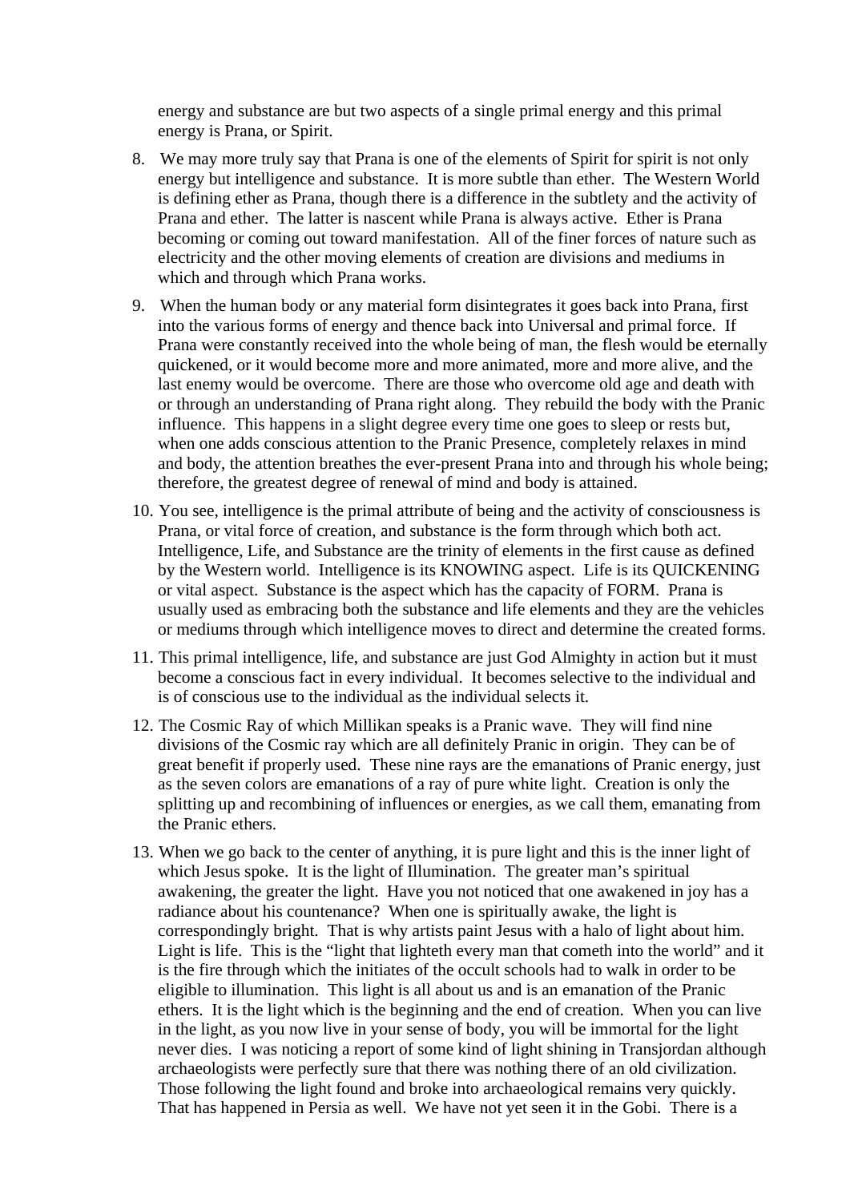energy and substance are but two aspects of a single primal energy and this primal energy is Prana, or Spirit.

8. We may more truly say that Prana is one of the elements of Spirit for spirit is not only energy but intelligence and substance. It is more subtle than ether. The Western World is defining ether as Prana, though there is a difference in the subtlety and the activity of Prana and ether. The latter is nascent while Prana is always active. Ether is Prana becoming or coming out toward manifestation. All of the finer forces of nature such as electricity and the other moving elements of creation are divisions and mediums in which and through which Prana works.

9. When the human body or any material form disintegrates it goes back into Prana, first into the various forms of energy and thence back into Universal and primal force. If Prana were constantly received into the whole being of man, the flesh would be eternally quickened, or it would become more and more animated, more and more alive, and the last enemy would be overcome. There are those who overcome old age and death with or through an understanding of Prana right along. They rebuild the body with the Pranic influence. This happens in a slight degree every time one goes to sleep or rests but, when one adds conscious attention to the Pranic Presence, completely relaxes in mind and body, the attention breathes the ever-present Prana into and through his whole being; therefore, the greatest degree of renewal of mind and body is attained.

10. You see, intelligence is the primal attribute of being and the activity of consciousness is Prana, or vital force of creation, and substance is the form through which both act. Intelligence, Life, and Substance are the trinity of elements in the first cause as defined by the Western world. Intelligence is its KNOWING aspect. Life is its QUICKENING or vital aspect. Substance is the aspect which has the capacity of FORM. Prana is usually used as embracing both the substance and life elements and they are the vehicles or mediums through which intelligence moves to direct and determine the created forms.

11. This primal intelligence, life, and substance are just God Almighty in action but it must become a conscious fact in every individual. It becomes selective to the individual and is of conscious use to the individual as the individual selects it.

12. The Cosmic Ray of which Millikan speaks is a Pranic wave. They will find nine divisions of the Cosmic ray which are all definitely Pranic in origin. They can be of great benefit if properly used. These nine rays are the emanations of Pranic energy, just as the seven colors are emanations of a ray of pure white light. Creation is only the splitting up and recombining of influences or energies, as we call them, emanating from the Pranic ethers.

13. When we go back to the center of anything, it is pure light and this is the inner light of which Jesus spoke. It is the light of Illumination. The greater man's spiritual awakening, the greater the light. Have you not noticed that one awakened in joy has a radiance about his countenance? When one is spiritually awake, the light is correspondingly bright. That is why artists paint Jesus with a halo of light about him. Light is life. This is the "light that lighteth every man that cometh into the world" and it is the fire through which the initiates of the occult schools had to walk in order to be eligible to illumination. This light is all about us and is an emanation of the Pranic ethers. It is the light which is the beginning and the end of creation. When you can live in the light, as you now live in your sense of body, you will be immortal for the light never dies. I was noticing a report of some kind of light shining in Transjordan although archaeologists were perfectly sure that there was nothing there of an old civilization. Those following the light found and broke into archaeological remains very quickly. That has happened in Persia as well. We have not yet seen it in the Gobi. There is a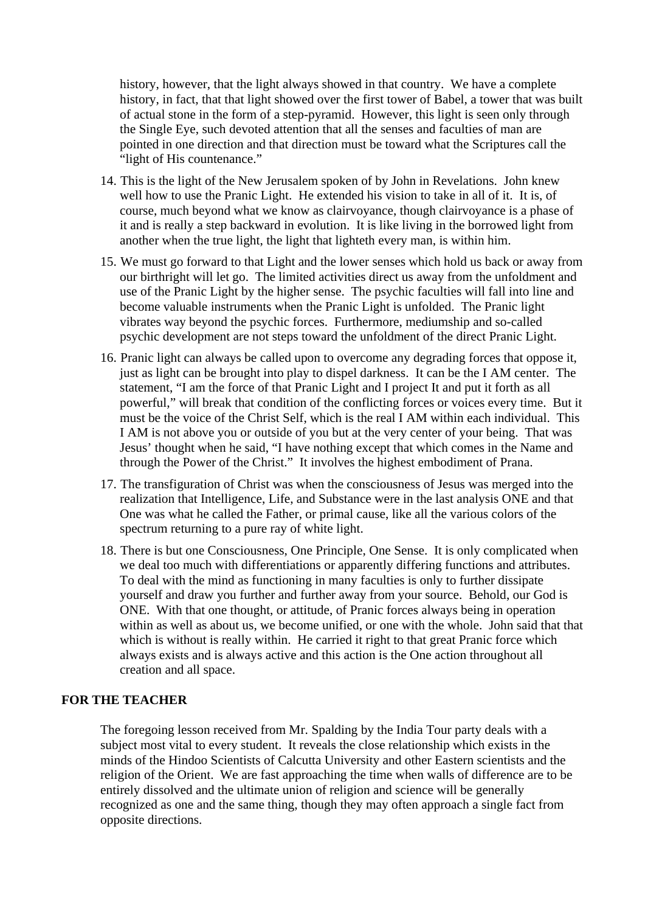history, however, that the light always showed in that country. We have a complete history, in fact, that that light showed over the first tower of Babel, a tower that was built of actual stone in the form of a step-pyramid. However, this light is seen only through the Single Eye, such devoted attention that all the senses and faculties of man are pointed in one direction and that direction must be toward what the Scriptures call the "light of His countenance."

14. This is the light of the New Jerusalem spoken of by John in Revelations. John knew well how to use the Pranic Light. He extended his vision to take in all of it. It is, of course, much beyond what we know as clairvoyance, though clairvoyance is a phase of it and is really a step backward in evolution. It is like living in the borrowed light from another when the true light, the light that lighteth every man, is within him.

15. We must go forward to that Light and the lower senses which hold us back or away from our birthright will let go. The limited activities direct us away from the unfoldment and use of the Pranic Light by the higher sense. The psychic faculties will fall into line and become valuable instruments when the Pranic Light is unfolded. The Pranic light vibrates way beyond the psychic forces. Furthermore, mediumship and so-called psychic development are not steps toward the unfoldment of the direct Pranic Light.

16. Pranic light can always be called upon to overcome any degrading forces that oppose it, just as light can be brought into play to dispel darkness. It can be the I AM center. The statement, "I am the force of that Pranic Light and I project It and put it forth as all powerful," will break that condition of the conflicting forces or voices every time. But it must be the voice of the Christ Self, which is the real I AM within each individual. This I AM is not above you or outside of you but at the very center of your being. That was Jesus' thought when he said, "I have nothing except that which comes in the Name and through the Power of the Christ." It involves the highest embodiment of Prana.

17. The transfiguration of Christ was when the consciousness of Jesus was merged into the realization that Intelligence, Life, and Substance were in the last analysis ONE and that One was what he called the Father, or primal cause, like all the various colors of the spectrum returning to a pure ray of white light.

18. There is but one Consciousness, One Principle, One Sense. It is only complicated when we deal too much with differentiations or apparently differing functions and attributes. To deal with the mind as functioning in many faculties is only to further dissipate yourself and draw you further and further away from your source. Behold, our God is ONE. With that one thought, or attitude, of Pranic forces always being in operation within as well as about us, we become unified, or one with the whole. John said that that which is without is really within. He carried it right to that great Pranic force which always exists and is always active and this action is the One action throughout all creation and all space.

**FOR THE TEACHER**

The foregoing lesson received from Mr. Spalding by the India Tour party deals with a subject most vital to every student. It reveals the close relationship which exists in the minds of the Hindoo Scientists of Calcutta University and other Eastern scientists and the religion of the Orient. We are fast approaching the time when walls of difference are to be entirely dissolved and the ultimate union of religion and science will be generally recognized as one and the same thing, though they may often approach a single fact from opposite directions.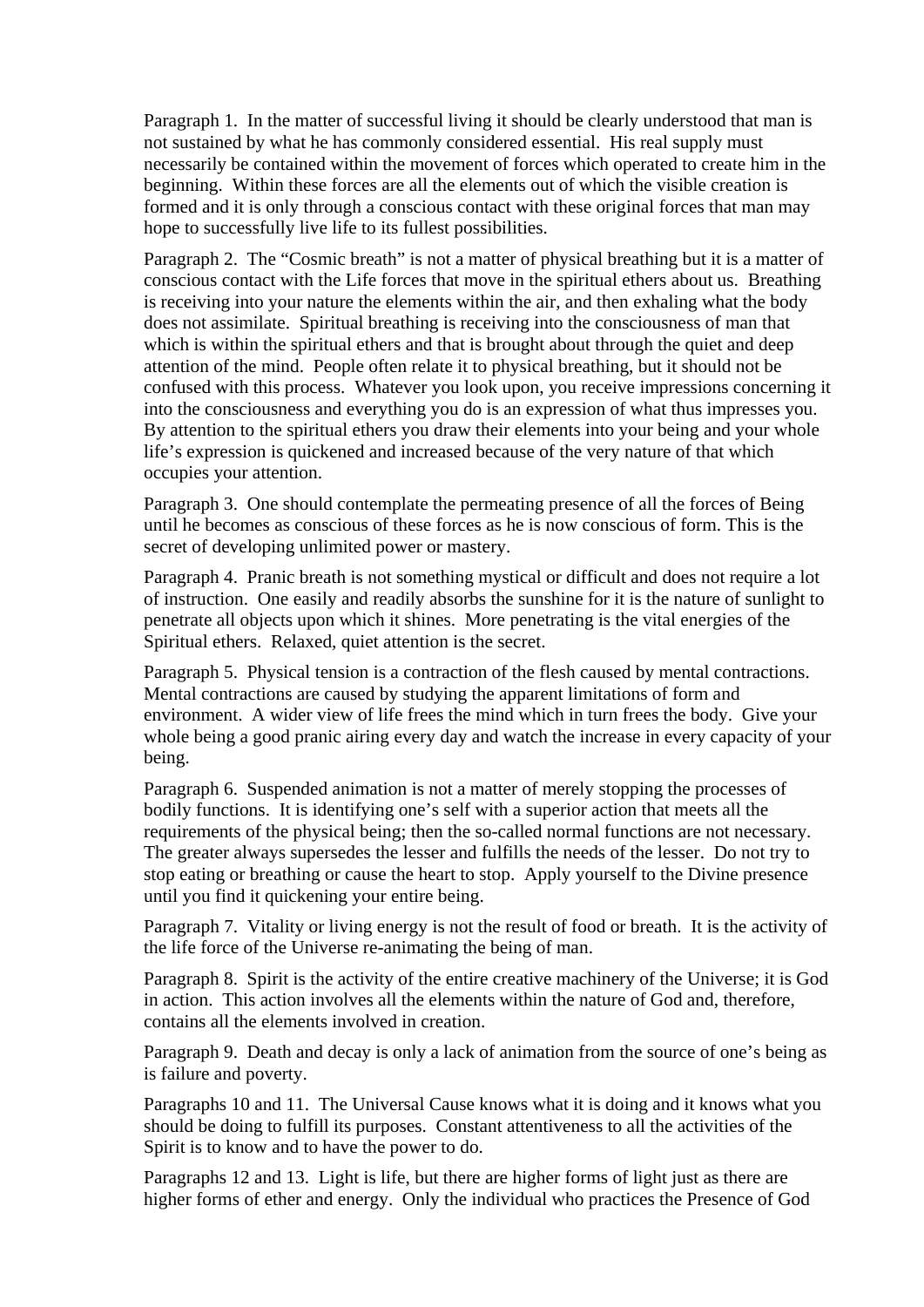Paragraph 1. In the matter of successful living it should be clearly understood that man is not sustained by what he has commonly considered essential. His real supply must necessarily be contained within the movement of forces which operated to create him in the beginning. Within these forces are all the elements out of which the visible creation is formed and it is only through a conscious contact with these original forces that man may hope to successfully live life to its fullest possibilities.

Paragraph 2. The "Cosmic breath" is not a matter of physical breathing but it is a matter of conscious contact with the Life forces that move in the spiritual ethers about us. Breathing is receiving into your nature the elements within the air, and then exhaling what the body does not assimilate. Spiritual breathing is receiving into the consciousness of man that which is within the spiritual ethers and that is brought about through the quiet and deep attention of the mind. People often relate it to physical breathing, but it should not be confused with this process. Whatever you look upon, you receive impressions concerning it into the consciousness and everything you do is an expression of what thus impresses you. By attention to the spiritual ethers you draw their elements into your being and your whole life's expression is quickened and increased because of the very nature of that which occupies your attention.

Paragraph 3. One should contemplate the permeating presence of all the forces of Being until he becomes as conscious of these forces as he is now conscious of form. This is the secret of developing unlimited power or mastery.

Paragraph 4. Pranic breath is not something mystical or difficult and does not require a lot of instruction. One easily and readily absorbs the sunshine for it is the nature of sunlight to penetrate all objects upon which it shines. More penetrating is the vital energies of the Spiritual ethers. Relaxed, quiet attention is the secret.

Paragraph 5. Physical tension is a contraction of the flesh caused by mental contractions. Mental contractions are caused by studying the apparent limitations of form and environment. A wider view of life frees the mind which in turn frees the body. Give your whole being a good pranic airing every day and watch the increase in every capacity of your being.

Paragraph 6. Suspended animation is not a matter of merely stopping the processes of bodily functions. It is identifying one's self with a superior action that meets all the requirements of the physical being; then the so-called normal functions are not necessary. The greater always supersedes the lesser and fulfills the needs of the lesser. Do not try to stop eating or breathing or cause the heart to stop. Apply yourself to the Divine presence until you find it quickening your entire being.

Paragraph 7. Vitality or living energy is not the result of food or breath. It is the activity of the life force of the Universe re-animating the being of man.

Paragraph 8. Spirit is the activity of the entire creative machinery of the Universe; it is God in action. This action involves all the elements within the nature of God and, therefore, contains all the elements involved in creation.

Paragraph 9. Death and decay is only a lack of animation from the source of one's being as is failure and poverty.

Paragraphs 10 and 11. The Universal Cause knows what it is doing and it knows what you should be doing to fulfill its purposes. Constant attentiveness to all the activities of the Spirit is to know and to have the power to do.

Paragraphs 12 and 13. Light is life, but there are higher forms of light just as there are higher forms of ether and energy. Only the individual who practices the Presence of God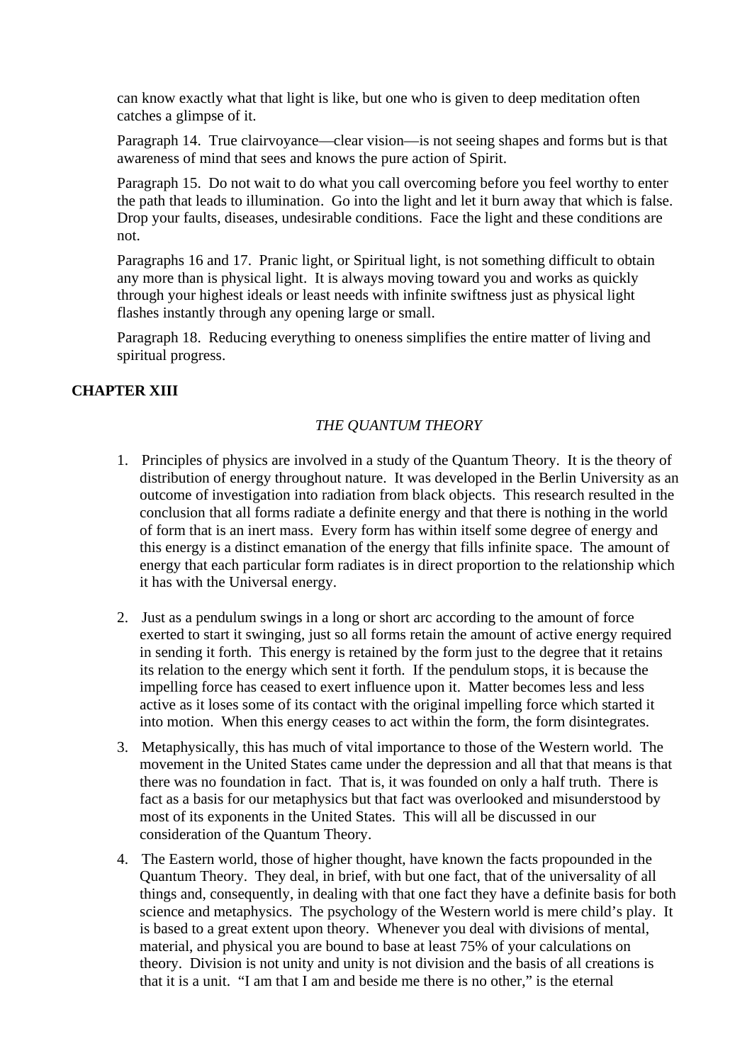can know exactly what that light is like, but one who is given to deep meditation often catches a glimpse of it.

Paragraph 14. True clairvoyance—clear vision—is not seeing shapes and forms but is that awareness of mind that sees and knows the pure action of Spirit.

Paragraph 15. Do not wait to do what you call overcoming before you feel worthy to enter the path that leads to illumination. Go into the light and let it burn away that which is false. Drop your faults, diseases, undesirable conditions. Face the light and these conditions are not.

Paragraphs 16 and 17. Pranic light, or Spiritual light, is not something difficult to obtain any more than is physical light. It is always moving toward you and works as quickly through your highest ideals or least needs with infinite swiftness just as physical light flashes instantly through any opening large or small.

Paragraph 18. Reducing everything to oneness simplifies the entire matter of living and spiritual progress.

## CHAPTER XIII

### *THE QUANTUM THEORY*

1. Principles of physics are involved in a study of the Quantum Theory. It is the theory of distribution of energy throughout nature. It was developed in the Berlin University as an outcome of investigation into radiation from black objects. This research resulted in the conclusion that all forms radiate a definite energy and that there is nothing in the world of form that is an inert mass. Every form has within itself some degree of energy and this energy is a distinct emanation of the energy that fills infinite space. The amount of energy that each particular form radiates is in direct proportion to the relationship which it has with the Universal energy.

2. Just as a pendulum swings in a long or short arc according to the amount of force exerted to start it swinging, just so all forms retain the amount of active energy required in sending it forth. This energy is retained by the form just to the degree that it retains its relation to the energy which sent it forth. If the pendulum stops, it is because the impelling force has ceased to exert influence upon it. Matter becomes less and less active as it loses some of its contact with the original impelling force which started it into motion. When this energy ceases to act within the form, the form disintegrates.

3. Metaphysically, this has much of vital importance to those of the Western world. The movement in the United States came under the depression and all that that means is that there was no foundation in fact. That is, it was founded on only a half truth. There is fact as a basis for our metaphysics but that fact was overlooked and misunderstood by most of its exponents in the United States. This will all be discussed in our consideration of the Quantum Theory.

4. The Eastern world, those of higher thought, have known the facts propounded in the Quantum Theory. They deal, in brief, with but one fact, that of the universality of all things and, consequently, in dealing with that one fact they have a definite basis for both science and metaphysics. The psychology of the Western world is mere child's play. It is based to a great extent upon theory. Whenever you deal with divisions of mental, material, and physical you are bound to base at least 75% of your calculations on theory. Division is not unity and unity is not division and the basis of all creations is that it is a unit. "I am that I am and beside me there is no other," is the eternal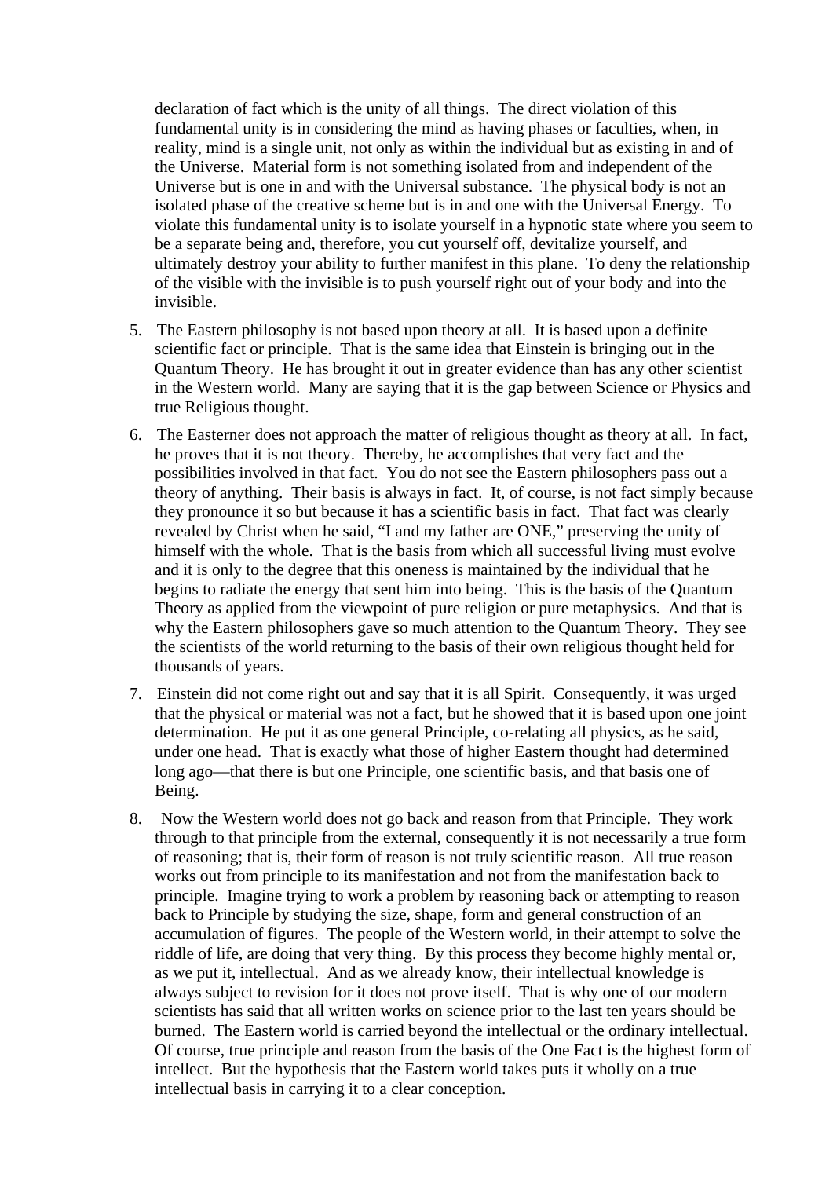declaration of fact which is the unity of all things. The direct violation of this fundamental unity is in considering the mind as having phases or faculties, when, in reality, mind is a single unit, not only as within the individual but as existing in and of the Universe. Material form is not something isolated from and independent of the Universe but is one in and with the Universal substance. The physical body is not an isolated phase of the creative scheme but is in and one with the Universal Energy. To violate this fundamental unity is to isolate yourself in a hypnotic state where you seem to be a separate being and, therefore, you cut yourself off, devitalize yourself, and ultimately destroy your ability to further manifest in this plane. To deny the relationship of the visible with the invisible is to push yourself right out of your body and into the invisible.

5. The Eastern philosophy is not based upon theory at all. It is based upon a definite scientific fact or principle. That is the same idea that Einstein is bringing out in the Quantum Theory. He has brought it out in greater evidence than has any other scientist in the Western world. Many are saying that it is the gap between Science or Physics and true Religious thought.

6. The Easterner does not approach the matter of religious thought as theory at all. In fact, he proves that it is not theory. Thereby, he accomplishes that very fact and the possibilities involved in that fact. You do not see the Eastern philosophers pass out a theory of anything. Their basis is always in fact. It, of course, is not fact simply because they pronounce it so but because it has a scientific basis in fact. That fact was clearly revealed by Christ when he said, "I and my father are ONE," preserving the unity of himself with the whole. That is the basis from which all successful living must evolve and it is only to the degree that this oneness is maintained by the individual that he begins to radiate the energy that sent him into being. This is the basis of the Quantum Theory as applied from the viewpoint of pure religion or pure metaphysics. And that is why the Eastern philosophers gave so much attention to the Quantum Theory. They see the scientists of the world returning to the basis of their own religious thought held for thousands of years.

7. Einstein did not come right out and say that it is all Spirit. Consequently, it was urged that the physical or material was not a fact, but he showed that it is based upon one joint determination. He put it as one general Principle, co-relating all physics, as he said, under one head. That is exactly what those of higher Eastern thought had determined long ago—that there is but one Principle, one scientific basis, and that basis one of Being.

8. Now the Western world does not go back and reason from that Principle. They work through to that principle from the external, consequently it is not necessarily a true form of reasoning; that is, their form of reason is not truly scientific reason. All true reason works out from principle to its manifestation and not from the manifestation back to principle. Imagine trying to work a problem by reasoning back or attempting to reason back to Principle by studying the size, shape, form and general construction of an accumulation of figures. The people of the Western world, in their attempt to solve the riddle of life, are doing that very thing. By this process they become highly mental or, as we put it, intellectual. And as we already know, their intellectual knowledge is always subject to revision for it does not prove itself. That is why one of our modern scientists has said that all written works on science prior to the last ten years should be burned. The Eastern world is carried beyond the intellectual or the ordinary intellectual. Of course, true principle and reason from the basis of the One Fact is the highest form of intellect. But the hypothesis that the Eastern world takes puts it wholly on a true intellectual basis in carrying it to a clear conception.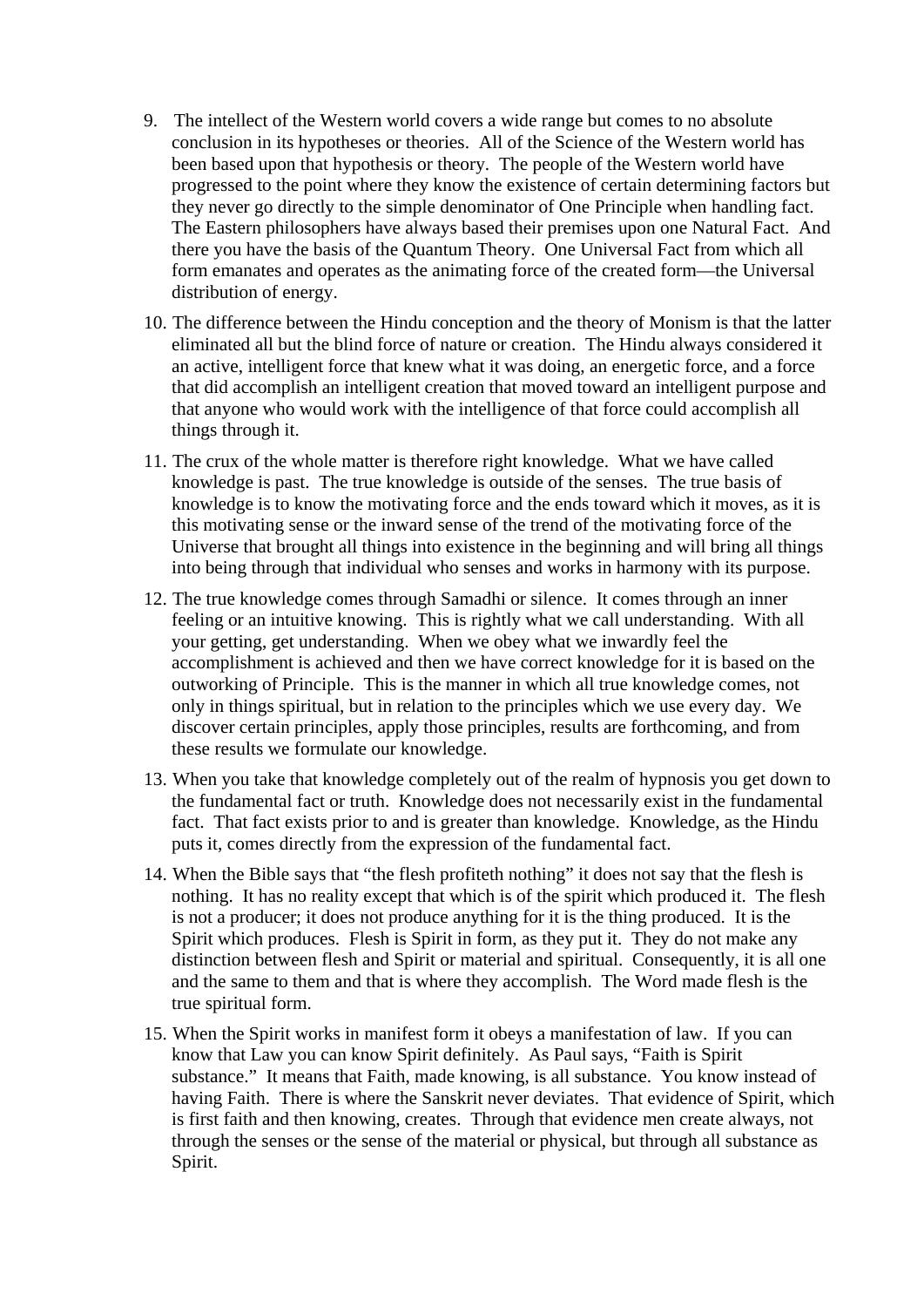9. The intellect of the Western world covers a wide range but comes to no absolute conclusion in its hypotheses or theories. All of the Science of the Western world has been based upon that hypothesis or theory. The people of the Western world have progressed to the point where they know the existence of certain determining factors but they never go directly to the simple denominator of One Principle when handling fact. The Eastern philosophers have always based their premises upon one Natural Fact. And there you have the basis of the Quantum Theory. One Universal Fact from which all form emanates and operates as the animating force of the created form—the Universal distribution of energy.

10. The difference between the Hindu conception and the theory of Monism is that the latter eliminated all but the blind force of nature or creation. The Hindu always considered it an active, intelligent force that knew what it was doing, an energetic force, and a force that did accomplish an intelligent creation that moved toward an intelligent purpose and that anyone who would work with the intelligence of that force could accomplish all things through it.

11. The crux of the whole matter is therefore right knowledge. What we have called knowledge is past. The true knowledge is outside of the senses. The true basis of knowledge is to know the motivating force and the ends toward which it moves, as it is this motivating sense or the inward sense of the trend of the motivating force of the Universe that brought all things into existence in the beginning and will bring all things into being through that individual who senses and works in harmony with its purpose.

12. The true knowledge comes through Samadhi or silence. It comes through an inner feeling or an intuitive knowing. This is rightly what we call understanding. With all your getting, get understanding. When we obey what we inwardly feel the accomplishment is achieved and then we have correct knowledge for it is based on the outworking of Principle. This is the manner in which all true knowledge comes, not only in things spiritual, but in relation to the principles which we use every day. We discover certain principles, apply those principles, results are forthcoming, and from these results we formulate our knowledge.

13. When you take that knowledge completely out of the realm of hypnosis you get down to the fundamental fact or truth. Knowledge does not necessarily exist in the fundamental fact. That fact exists prior to and is greater than knowledge. Knowledge, as the Hindu puts it, comes directly from the expression of the fundamental fact.

14. When the Bible says that "the flesh profiteth nothing" it does not say that the flesh is nothing. It has no reality except that which is of the spirit which produced it. The flesh is not a producer; it does not produce anything for it is the thing produced. It is the Spirit which produces. Flesh is Spirit in form, as they put it. They do not make any distinction between flesh and Spirit or material and spiritual. Consequently, it is all one and the same to them and that is where they accomplish. The Word made flesh is the true spiritual form.

15. When the Spirit works in manifest form it obeys a manifestation of law. If you can know that Law you can know Spirit definitely. As Paul says, "Faith is Spirit substance." It means that Faith, made knowing, is all substance. You know instead of having Faith. There is where the Sanskrit never deviates. That evidence of Spirit, which is first faith and then knowing, creates. Through that evidence men create always, not through the senses or the sense of the material or physical, but through all substance as Spirit.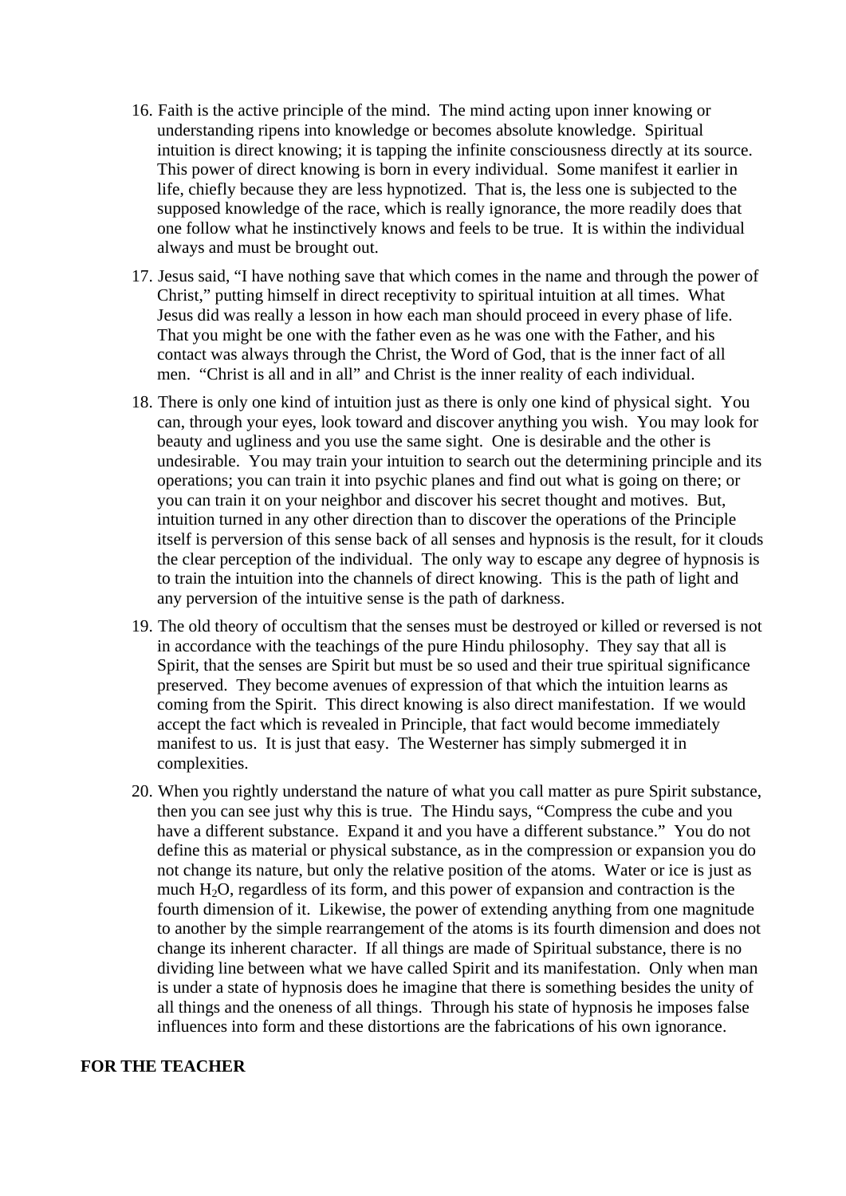16. Faith is the active principle of the mind. The mind acting upon inner knowing or understanding ripens into knowledge or becomes absolute knowledge. Spiritual intuition is direct knowing; it is tapping the infinite consciousness directly at its source. This power of direct knowing is born in every individual. Some manifest it earlier in life, chiefly because they are less hypnotized. That is, the less one is subjected to the supposed knowledge of the race, which is really ignorance, the more readily does that one follow what he instinctively knows and feels to be true. It is within the individual always and must be brought out.

17. Jesus said, "I have nothing save that which comes in the name and through the power of Christ," putting himself in direct receptivity to spiritual intuition at all times. What Jesus did was really a lesson in how each man should proceed in every phase of life. That you might be one with the father even as he was one with the Father, and his contact was always through the Christ, the Word of God, that is the inner fact of all men. "Christ is all and in all" and Christ is the inner reality of each individual.

18. There is only one kind of intuition just as there is only one kind of physical sight. You can, through your eyes, look toward and discover anything you wish. You may look for beauty and ugliness and you use the same sight. One is desirable and the other is undesirable. You may train your intuition to search out the determining principle and its operations; you can train it into psychic planes and find out what is going on there; or you can train it on your neighbor and discover his secret thought and motives. But, intuition turned in any other direction than to discover the operations of the Principle itself is perversion of this sense back of all senses and hypnosis is the result, for it clouds the clear perception of the individual. The only way to escape any degree of hypnosis is to train the intuition into the channels of direct knowing. This is the path of light and any perversion of the intuitive sense is the path of darkness.

19. The old theory of occultism that the senses must be destroyed or killed or reversed is not in accordance with the teachings of the pure Hindu philosophy. They say that all is Spirit, that the senses are Spirit but must be so used and their true spiritual significance preserved. They become avenues of expression of that which the intuition learns as coming from the Spirit. This direct knowing is also direct manifestation. If we would accept the fact which is revealed in Principle, that fact would become immediately manifest to us. It is just that easy. The Westerner has simply submerged it in complexities.

20. When you rightly understand the nature of what you call matter as pure Spirit substance, then you can see just why this is true. The Hindu says, "Compress the cube and you have a different substance. Expand it and you have a different substance." You do not define this as material or physical substance, as in the compression or expansion you do not change its nature, but only the relative position of the atoms. Water or ice is just as much $H_2O$, regardless of its form, and this power of expansion and contraction is the fourth dimension of it. Likewise, the power of extending anything from one magnitude to another by the simple rearrangement of the atoms is its fourth dimension and does not change its inherent character. If all things are made of Spiritual substance, there is no dividing line between what we have called Spirit and its manifestation. Only when man is under a state of hypnosis does he imagine that there is something besides the unity of all things and the oneness of all things. Through his state of hypnosis he imposes false influences into form and these distortions are the fabrications of his own ignorance.

**FOR THE TEACHER**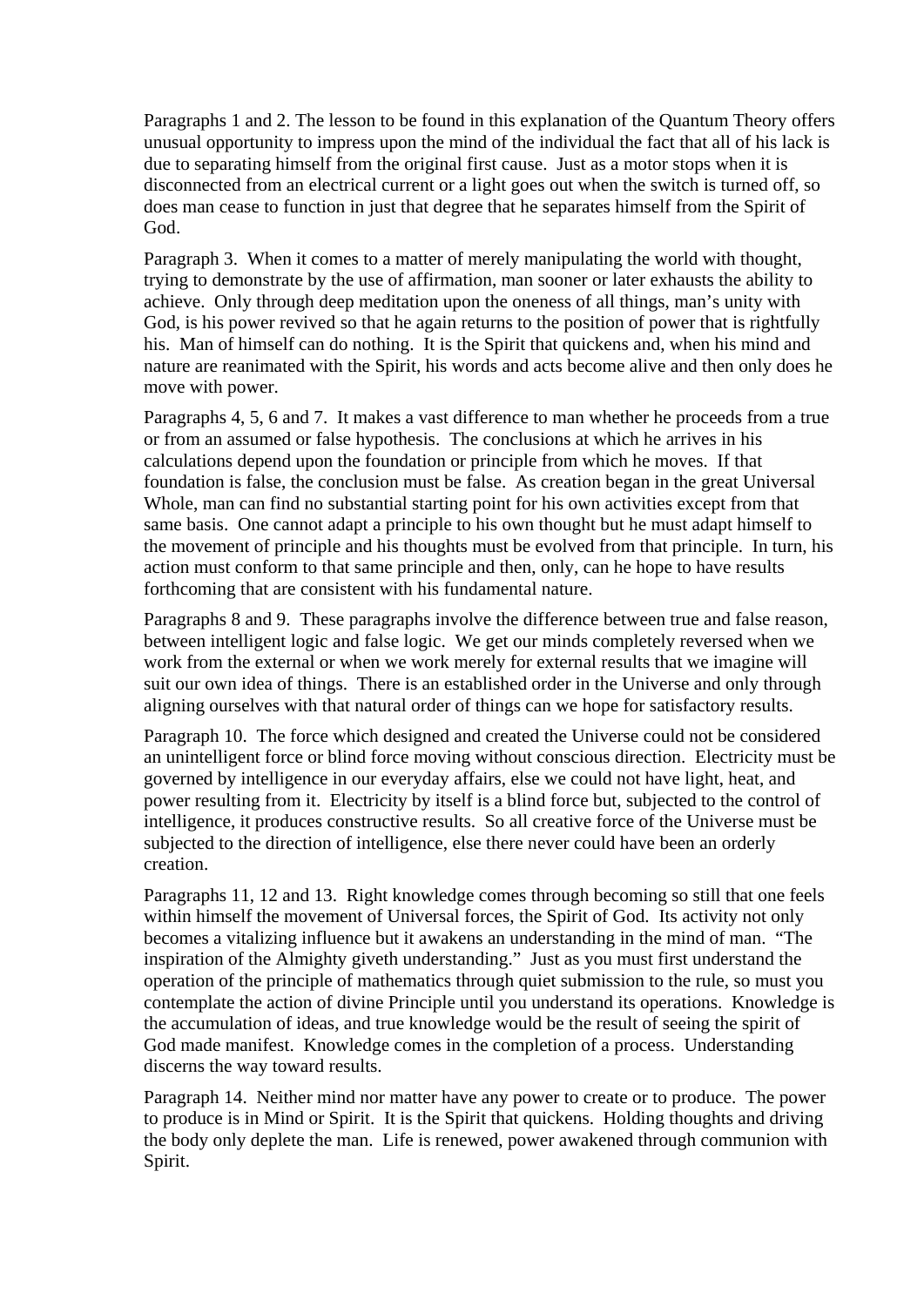Paragraphs 1 and 2. The lesson to be found in this explanation of the Quantum Theory offers unusual opportunity to impress upon the mind of the individual the fact that all of his lack is due to separating himself from the original first cause. Just as a motor stops when it is disconnected from an electrical current or a light goes out when the switch is turned off, so does man cease to function in just that degree that he separates himself from the Spirit of God.

Paragraph 3. When it comes to a matter of merely manipulating the world with thought, trying to demonstrate by the use of affirmation, man sooner or later exhausts the ability to achieve. Only through deep meditation upon the oneness of all things, man's unity with God, is his power revived so that he again returns to the position of power that is rightfully his. Man of himself can do nothing. It is the Spirit that quickens and, when his mind and nature are reanimated with the Spirit, his words and acts become alive and then only does he move with power.

Paragraphs 4, 5, 6 and 7. It makes a vast difference to man whether he proceeds from a true or from an assumed or false hypothesis. The conclusions at which he arrives in his calculations depend upon the foundation or principle from which he moves. If that foundation is false, the conclusion must be false. As creation began in the great Universal Whole, man can find no substantial starting point for his own activities except from that same basis. One cannot adapt a principle to his own thought but he must adapt himself to the movement of principle and his thoughts must be evolved from that principle. In turn, his action must conform to that same principle and then, only, can he hope to have results forthcoming that are consistent with his fundamental nature.

Paragraphs 8 and 9. These paragraphs involve the difference between true and false reason, between intelligent logic and false logic. We get our minds completely reversed when we work from the external or when we work merely for external results that we imagine will suit our own idea of things. There is an established order in the Universe and only through aligning ourselves with that natural order of things can we hope for satisfactory results.

Paragraph 10. The force which designed and created the Universe could not be considered an unintelligent force or blind force moving without conscious direction. Electricity must be governed by intelligence in our everyday affairs, else we could not have light, heat, and power resulting from it. Electricity by itself is a blind force but, subjected to the control of intelligence, it produces constructive results. So all creative force of the Universe must be subjected to the direction of intelligence, else there never could have been an orderly creation.

Paragraphs 11, 12 and 13. Right knowledge comes through becoming so still that one feels within himself the movement of Universal forces, the Spirit of God. Its activity not only becomes a vitalizing influence but it awakens an understanding in the mind of man. "The inspiration of the Almighty giveth understanding." Just as you must first understand the operation of the principle of mathematics through quiet submission to the rule, so must you contemplate the action of divine Principle until you understand its operations. Knowledge is the accumulation of ideas, and true knowledge would be the result of seeing the spirit of God made manifest. Knowledge comes in the completion of a process. Understanding discerns the way toward results.

Paragraph 14. Neither mind nor matter have any power to create or to produce. The power to produce is in Mind or Spirit. It is the Spirit that quickens. Holding thoughts and driving the body only deplete the man. Life is renewed, power awakened through communion with Spirit.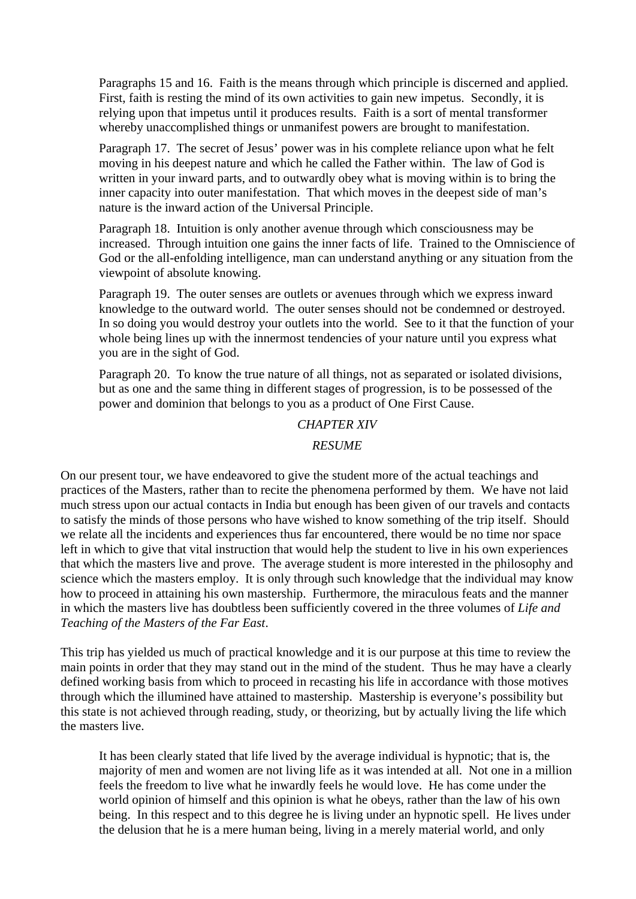Paragraphs 15 and 16. Faith is the means through which principle is discerned and applied. First, faith is resting the mind of its own activities to gain new impetus. Secondly, it is relying upon that impetus until it produces results. Faith is a sort of mental transformer whereby unaccomplished things or unmanifest powers are brought to manifestation.

Paragraph 17. The secret of Jesus' power was in his complete reliance upon what he felt moving in his deepest nature and which he called the Father within. The law of God is written in your inward parts, and to outwardly obey what is moving within is to bring the inner capacity into outer manifestation. That which moves in the deepest side of man's nature is the inward action of the Universal Principle.

Paragraph 18. Intuition is only another avenue through which consciousness may be increased. Through intuition one gains the inner facts of life. Trained to the Omniscience of God or the all-enfolding intelligence, man can understand anything or any situation from the viewpoint of absolute knowing.

Paragraph 19. The outer senses are outlets or avenues through which we express inward knowledge to the outward world. The outer senses should not be condemned or destroyed. In so doing you would destroy your outlets into the world. See to it that the function of your whole being lines up with the innermost tendencies of your nature until you express what you are in the sight of God.

Paragraph 20. To know the true nature of all things, not as separated or isolated divisions, but as one and the same thing in different stages of progression, is to be possessed of the power and dominion that belongs to you as a product of One First Cause.

## *CHAPTER XIV*

## *RESUME*

On our present tour, we have endeavored to give the student more of the actual teachings and practices of the Masters, rather than to recite the phenomena performed by them. We have not laid much stress upon our actual contacts in India but enough has been given of our travels and contacts to satisfy the minds of those persons who have wished to know something of the trip itself. Should we relate all the incidents and experiences thus far encountered, there would be no time nor space left in which to give that vital instruction that would help the student to live in his own experiences that which the masters live and prove. The average student is more interested in the philosophy and science which the masters employ. It is only through such knowledge that the individual may know how to proceed in attaining his own mastership. Furthermore, the miraculous feats and the manner in which the masters live has doubtless been sufficiently covered in the three volumes of *Life and Teaching of the Masters of the Far East*.

This trip has yielded us much of practical knowledge and it is our purpose at this time to review the main points in order that they may stand out in the mind of the student. Thus he may have a clearly defined working basis from which to proceed in recasting his life in accordance with those motives through which the illumined have attained to mastership. Mastership is everyone's possibility but this state is not achieved through reading, study, or theorizing, but by actually living the life which the masters live.

It has been clearly stated that life lived by the average individual is hypnotic; that is, the majority of men and women are not living life as it was intended at all. Not one in a million feels the freedom to live what he inwardly feels he would love. He has come under the world opinion of himself and this opinion is what he obeys, rather than the law of his own being. In this respect and to this degree he is living under an hypnotic spell. He lives under the delusion that he is a mere human being, living in a merely material world, and only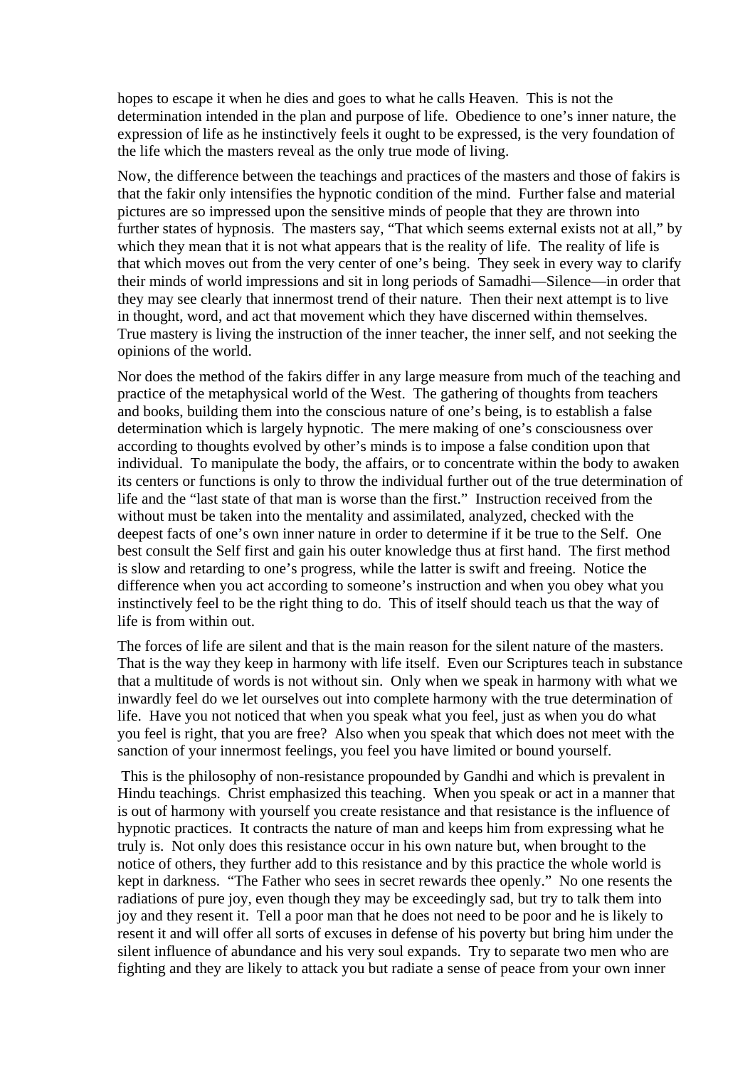hopes to escape it when he dies and goes to what he calls Heaven. This is not the determination intended in the plan and purpose of life. Obedience to one's inner nature, the expression of life as he instinctively feels it ought to be expressed, is the very foundation of the life which the masters reveal as the only true mode of living.

Now, the difference between the teachings and practices of the masters and those of fakirs is that the fakir only intensifies the hypnotic condition of the mind. Further false and material pictures are so impressed upon the sensitive minds of people that they are thrown into further states of hypnosis. The masters say, "That which seems external exists not at all," by which they mean that it is not what appears that is the reality of life. The reality of life is that which moves out from the very center of one's being. They seek in every way to clarify their minds of world impressions and sit in long periods of Samadhi—Silence—in order that they may see clearly that innermost trend of their nature. Then their next attempt is to live in thought, word, and act that movement which they have discerned within themselves. True mastery is living the instruction of the inner teacher, the inner self, and not seeking the opinions of the world.

Nor does the method of the fakirs differ in any large measure from much of the teaching and practice of the metaphysical world of the West. The gathering of thoughts from teachers and books, building them into the conscious nature of one's being, is to establish a false determination which is largely hypnotic. The mere making of one's consciousness over according to thoughts evolved by other's minds is to impose a false condition upon that individual. To manipulate the body, the affairs, or to concentrate within the body to awaken its centers or functions is only to throw the individual further out of the true determination of life and the "last state of that man is worse than the first." Instruction received from the without must be taken into the mentality and assimilated, analyzed, checked with the deepest facts of one's own inner nature in order to determine if it be true to the Self. One best consult the Self first and gain his outer knowledge thus at first hand. The first method is slow and retarding to one's progress, while the latter is swift and freeing. Notice the difference when you act according to someone's instruction and when you obey what you instinctively feel to be the right thing to do. This of itself should teach us that the way of life is from within out.

The forces of life are silent and that is the main reason for the silent nature of the masters. That is the way they keep in harmony with life itself. Even our Scriptures teach in substance that a multitude of words is not without sin. Only when we speak in harmony with what we inwardly feel do we let ourselves out into complete harmony with the true determination of life. Have you not noticed that when you speak what you feel, just as when you do what you feel is right, that you are free? Also when you speak that which does not meet with the sanction of your innermost feelings, you feel you have limited or bound yourself.

This is the philosophy of non-resistance propounded by Gandhi and which is prevalent in Hindu teachings. Christ emphasized this teaching. When you speak or act in a manner that is out of harmony with yourself you create resistance and that resistance is the influence of hypnotic practices. It contracts the nature of man and keeps him from expressing what he truly is. Not only does this resistance occur in his own nature but, when brought to the notice of others, they further add to this resistance and by this practice the whole world is kept in darkness. "The Father who sees in secret rewards thee openly." No one resents the radiations of pure joy, even though they may be exceedingly sad, but try to talk them into joy and they resent it. Tell a poor man that he does not need to be poor and he is likely to resent it and will offer all sorts of excuses in defense of his poverty but bring him under the silent influence of abundance and his very soul expands. Try to separate two men who are fighting and they are likely to attack you but radiate a sense of peace from your own inner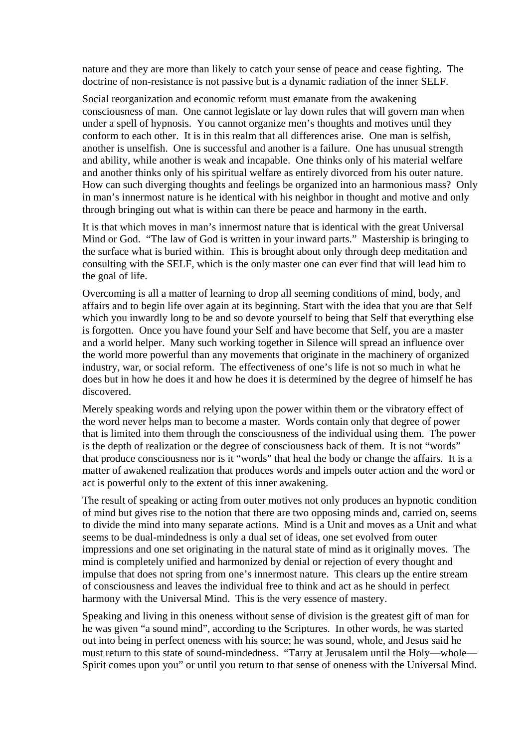nature and they are more than likely to catch your sense of peace and cease fighting. The doctrine of non-resistance is not passive but is a dynamic radiation of the inner SELF.

Social reorganization and economic reform must emanate from the awakening consciousness of man. One cannot legislate or lay down rules that will govern man when under a spell of hypnosis. You cannot organize men's thoughts and motives until they conform to each other. It is in this realm that all differences arise. One man is selfish, another is unselfish. One is successful and another is a failure. One has unusual strength and ability, while another is weak and incapable. One thinks only of his material welfare and another thinks only of his spiritual welfare as entirely divorced from his outer nature. How can such diverging thoughts and feelings be organized into an harmonious mass? Only in man's innermost nature is he identical with his neighbor in thought and motive and only through bringing out what is within can there be peace and harmony in the earth.

It is that which moves in man's innermost nature that is identical with the great Universal Mind or God. "The law of God is written in your inward parts." Mastership is bringing to the surface what is buried within. This is brought about only through deep meditation and consulting with the SELF, which is the only master one can ever find that will lead him to the goal of life.

Overcoming is all a matter of learning to drop all seeming conditions of mind, body, and affairs and to begin life over again at its beginning. Start with the idea that you are that Self which you inwardly long to be and so devote yourself to being that Self that everything else is forgotten. Once you have found your Self and have become that Self, you are a master and a world helper. Many such working together in Silence will spread an influence over the world more powerful than any movements that originate in the machinery of organized industry, war, or social reform. The effectiveness of one's life is not so much in what he does but in how he does it and how he does it is determined by the degree of himself he has discovered.

Merely speaking words and relying upon the power within them or the vibratory effect of the word never helps man to become a master. Words contain only that degree of power that is limited into them through the consciousness of the individual using them. The power is the depth of realization or the degree of consciousness back of them. It is not "words" that produce consciousness nor is it "words" that heal the body or change the affairs. It is a matter of awakened realization that produces words and impels outer action and the word or act is powerful only to the extent of this inner awakening.

The result of speaking or acting from outer motives not only produces an hypnotic condition of mind but gives rise to the notion that there are two opposing minds and, carried on, seems to divide the mind into many separate actions. Mind is a Unit and moves as a Unit and what seems to be dual-mindedness is only a dual set of ideas, one set evolved from outer impressions and one set originating in the natural state of mind as it originally moves. The mind is completely unified and harmonized by denial or rejection of every thought and impulse that does not spring from one's innermost nature. This clears up the entire stream of consciousness and leaves the individual free to think and act as he should in perfect harmony with the Universal Mind. This is the very essence of mastery.

Speaking and living in this oneness without sense of division is the greatest gift of man for he was given "a sound mind", according to the Scriptures. In other words, he was started out into being in perfect oneness with his source; he was sound, whole, and Jesus said he must return to this state of sound-mindedness. "Tarry at Jerusalem until the Holy—whole—Spirit comes upon you" or until you return to that sense of oneness with the Universal Mind.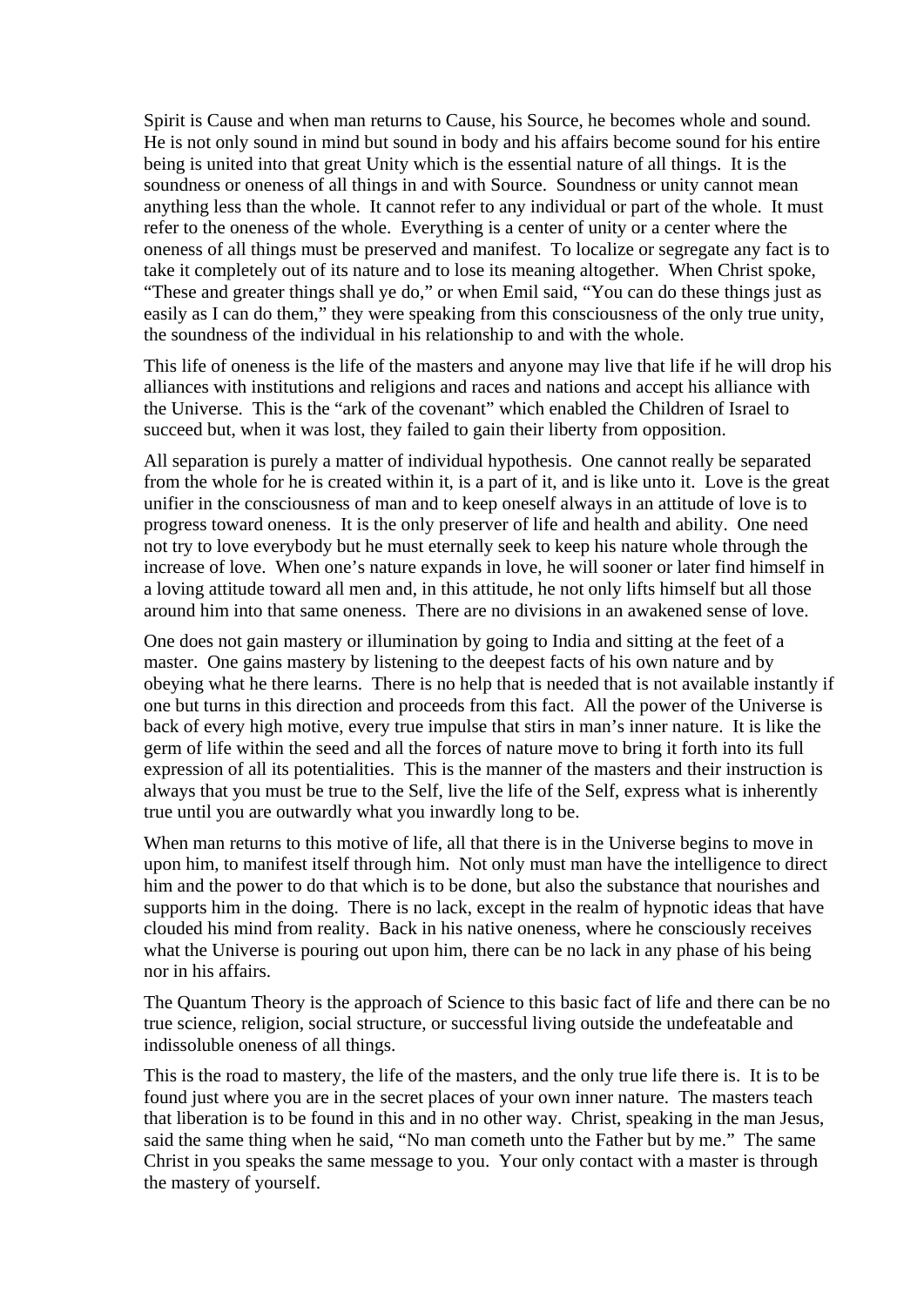Spirit is Cause and when man returns to Cause, his Source, he becomes whole and sound. He is not only sound in mind but sound in body and his affairs become sound for his entire being is united into that great Unity which is the essential nature of all things. It is the soundness or oneness of all things in and with Source. Soundness or unity cannot mean anything less than the whole. It cannot refer to any individual or part of the whole. It must refer to the oneness of the whole. Everything is a center of unity or a center where the oneness of all things must be preserved and manifest. To localize or segregate any fact is to take it completely out of its nature and to lose its meaning altogether. When Christ spoke, "These and greater things shall ye do," or when Emil said, "You can do these things just as easily as I can do them," they were speaking from this consciousness of the only true unity, the soundness of the individual in his relationship to and with the whole.

This life of oneness is the life of the masters and anyone may live that life if he will drop his alliances with institutions and religions and races and nations and accept his alliance with the Universe. This is the "ark of the covenant" which enabled the Children of Israel to succeed but, when it was lost, they failed to gain their liberty from opposition.

All separation is purely a matter of individual hypothesis. One cannot really be separated from the whole for he is created within it, is a part of it, and is like unto it. Love is the great unifier in the consciousness of man and to keep oneself always in an attitude of love is to progress toward oneness. It is the only preserver of life and health and ability. One need not try to love everybody but he must eternally seek to keep his nature whole through the increase of love. When one's nature expands in love, he will sooner or later find himself in a loving attitude toward all men and, in this attitude, he not only lifts himself but all those around him into that same oneness. There are no divisions in an awakened sense of love.

One does not gain mastery or illumination by going to India and sitting at the feet of a master. One gains mastery by listening to the deepest facts of his own nature and by obeying what he there learns. There is no help that is needed that is not available instantly if one but turns in this direction and proceeds from this fact. All the power of the Universe is back of every high motive, every true impulse that stirs in man's inner nature. It is like the germ of life within the seed and all the forces of nature move to bring it forth into its full expression of all its potentialities. This is the manner of the masters and their instruction is always that you must be true to the Self, live the life of the Self, express what is inherently true until you are outwardly what you inwardly long to be.

When man returns to this motive of life, all that there is in the Universe begins to move in upon him, to manifest itself through him. Not only must man have the intelligence to direct him and the power to do that which is to be done, but also the substance that nourishes and supports him in the doing. There is no lack, except in the realm of hypnotic ideas that have clouded his mind from reality. Back in his native oneness, where he consciously receives what the Universe is pouring out upon him, there can be no lack in any phase of his being nor in his affairs.

The Quantum Theory is the approach of Science to this basic fact of life and there can be no true science, religion, social structure, or successful living outside the undefeatable and indissoluble oneness of all things.

This is the road to mastery, the life of the masters, and the only true life there is. It is to be found just where you are in the secret places of your own inner nature. The masters teach that liberation is to be found in this and in no other way. Christ, speaking in the man Jesus, said the same thing when he said, "No man cometh unto the Father but by me." The same Christ in you speaks the same message to you. Your only contact with a master is through the mastery of yourself.